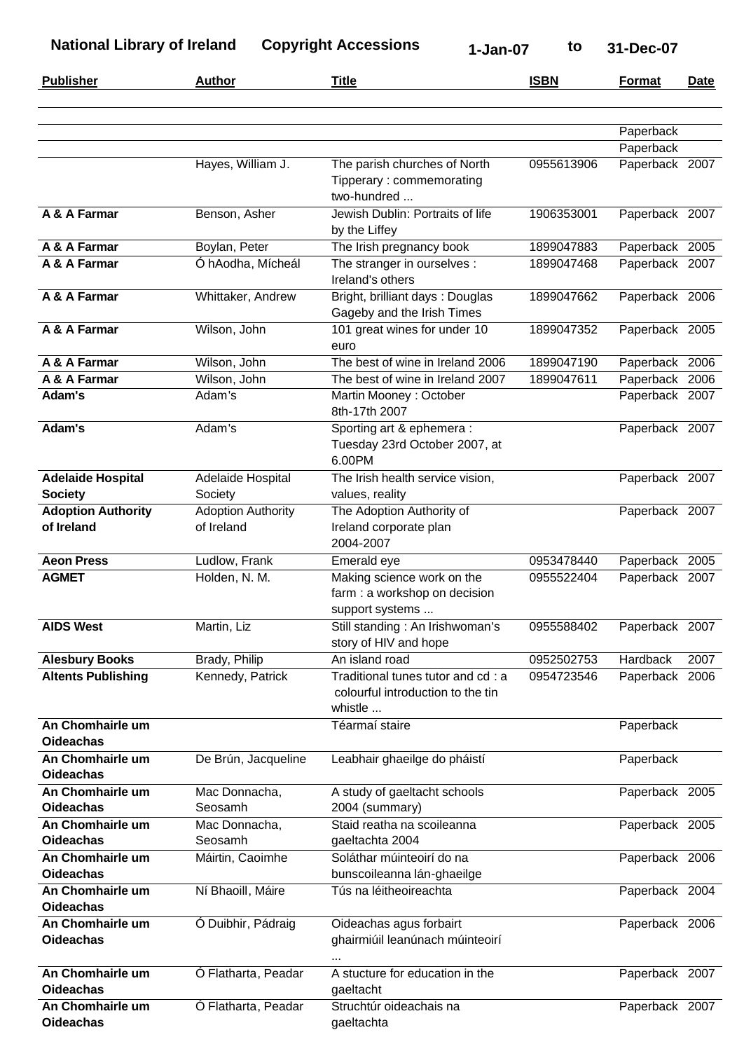**National Library of Ireland** **Copyright Accessions** **1-Jan-07** **to** **31-Dec-07**

| Publisher | Author | Title | ISBN | Format | Date |
|---|---|---|---|---|---|
| | | | | | |
| | | | | Paperback | |
| | | | | Paperback | |
| | Hayes, William J. | The parish churches of North Tipperary : commemorating two-hundred ... | 0955613906 | Paperback | 2007 |
| **A & A Farmar** | Benson, Asher | Jewish Dublin: Portraits of life by the Liffey | 1906353001 | Paperback | 2007 |
| **A & A Farmar** | Boylan, Peter | The Irish pregnancy book | 1899047883 | Paperback | 2005 |
| **A & A Farmar** | Ó hAodha, Mícheál | The stranger in ourselves : Ireland's others | 1899047468 | Paperback | 2007 |
| **A & A Farmar** | Whittaker, Andrew | Bright, brilliant days : Douglas Gageby and the Irish Times | 1899047662 | Paperback | 2006 |
| **A & A Farmar** | Wilson, John | 101 great wines for under 10 euro | 1899047352 | Paperback | 2005 |
| **A & A Farmar** | Wilson, John | The best of wine in Ireland 2006 | 1899047190 | Paperback | 2006 |
| **A & A Farmar** | Wilson, John | The best of wine in Ireland 2007 | 1899047611 | Paperback | 2006 |
| **Adam's** | Adam's | Martin Mooney : October 8th-17th 2007 | | Paperback | 2007 |
| **Adam's** | Adam's | Sporting art & ephemera : Tuesday 23rd October 2007, at 6.00PM | | Paperback | 2007 |
| **Adelaide Hospital Society** | Adelaide Hospital Society | The Irish health service vision, values, reality | | Paperback | 2007 |
| **Adoption Authority of Ireland** | Adoption Authority of Ireland | The Adoption Authority of Ireland corporate plan 2004-2007 | | Paperback | 2007 |
| **Aeon Press** | Ludlow, Frank | Emerald eye | 0953478440 | Paperback | 2005 |
| **AGMET** | Holden, N. M. | Making science work on the farm : a workshop on decision support systems ... | 0955522404 | Paperback | 2007 |
| **AIDS West** | Martin, Liz | Still standing : An Irishwoman's story of HIV and hope | 0955588402 | Paperback | 2007 |
| **Alesbury Books** | Brady, Philip | An island road | 0952502753 | Hardback | 2007 |
| **Altents Publishing** | Kennedy, Patrick | Traditional tunes tutor and cd : a colourful introduction to the tin whistle ... | 0954723546 | Paperback | 2006 |
| **An Chomhairle um Oideachas** | | Téarmaí staire | | Paperback | |
| **An Chomhairle um Oideachas** | De Brún, Jacqueline | Leabhair ghaeilge do pháistí | | Paperback | |
| **An Chomhairle um Oideachas** | Mac Donnacha, Seosamh | A study of gaeltacht schools 2004 (summary) | | Paperback | 2005 |
| **An Chomhairle um Oideachas** | Mac Donnacha, Seosamh | Staid reatha na scoileanna gaeltachta 2004 | | Paperback | 2005 |
| **An Chomhairle um Oideachas** | Máirtin, Caoimhe | Soláthar múinteoirí do na bunscoileanna lán-ghaeilge | | Paperback | 2006 |
| **An Chomhairle um Oideachas** | Ní Bhaoill, Máire | Tús na léitheoireachta | | Paperback | 2004 |
| **An Chomhairle um Oideachas** | Ó Duibhir, Pádraig | Oideachas agus forbairt ghairmiúil leanúnach múinteoirí ... | | Paperback | 2006 |
| **An Chomhairle um Oideachas** | Ó Flatharta, Peadar | A stucture for education in the gaeltacht | | Paperback | 2007 |
| **An Chomhairle um Oideachas** | Ó Flatharta, Peadar | Struchtúr oideachais na gaeltachta | | Paperback | 2007 |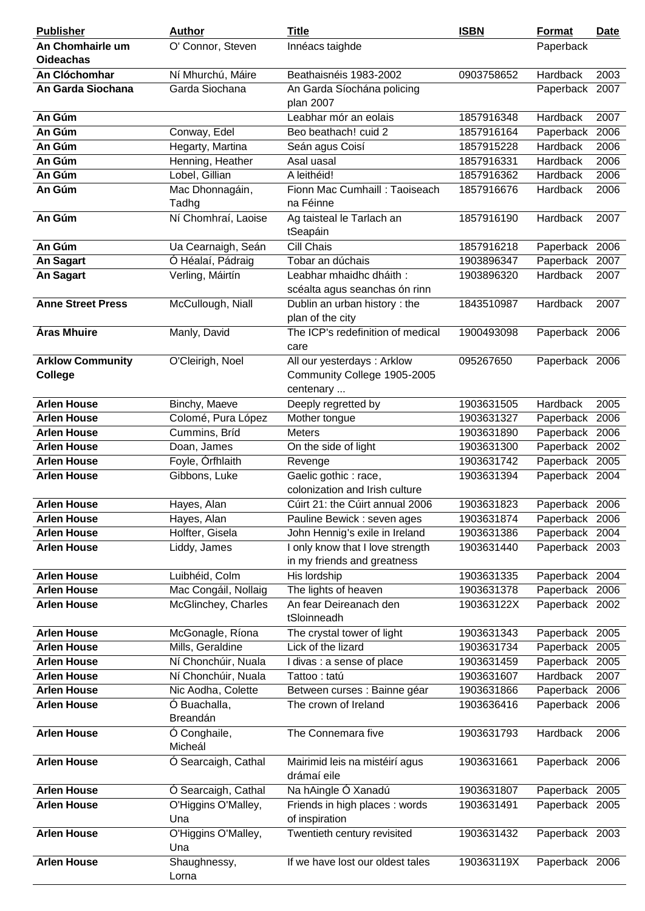| Publisher | Author | Title | ISBN | Format | Date |
|---|---|---|---|---|---|
| **An Chomhairle um Oideachas** | O' Connor, Steven | Innéacs taighde | | Paperback | |
| **An Clóchomhar** | Ní Mhurchú, Máire | Beathaisnéis 1983-2002 | 0903758652 | Hardback | 2003 |
| **An Garda Siochana** | Garda Siochana | An Garda Síochána policing plan 2007 | | Paperback | 2007 |
| **An Gúm** | | Leabhar mór an eolais | 1857916348 | Hardback | 2007 |
| **An Gúm** | Conway, Edel | Beo beathach! cuid 2 | 1857916164 | Paperback | 2006 |
| **An Gúm** | Hegarty, Martina | Seán agus Coisí | 1857915228 | Hardback | 2006 |
| **An Gúm** | Henning, Heather | Asal uasal | 1857916331 | Hardback | 2006 |
| **An Gúm** | Lobel, Gillian | A leithéid! | 1857916362 | Hardback | 2006 |
| **An Gúm** | Mac Dhonnagáin, Tadhg | Fionn Mac Cumhaill : Taoiseach na Féinne | 1857916676 | Hardback | 2006 |
| **An Gúm** | Ní Chomhraí, Laoise | Ag taisteal le Tarlach an tSeapáin | 1857916190 | Hardback | 2007 |
| **An Gúm** | Ua Cearnaigh, Seán | Cill Chais | 1857916218 | Paperback | 2006 |
| **An Sagart** | Ó Héalaí, Pádraig | Tobar an dúchais | 1903896347 | Paperback | 2007 |
| **An Sagart** | Verling, Máirtín | Leabhar mhaidhc dháith : scéalta agus seanchas ón rinn | 1903896320 | Hardback | 2007 |
| **Anne Street Press** | McCullough, Niall | Dublin an urban history : the plan of the city | 1843510987 | Hardback | 2007 |
| **Áras Mhuire** | Manly, David | The ICP's redefinition of medical care | 1900493098 | Paperback | 2006 |
| **Arklow Community College** | O'Cleirigh, Noel | All our yesterdays : Arklow Community College 1905-2005 centenary ... | 095267650 | Paperback | 2006 |
| **Arlen House** | Binchy, Maeve | Deeply regretted by | 1903631505 | Hardback | 2005 |
| **Arlen House** | Colomé, Pura López | Mother tongue | 1903631327 | Paperback | 2006 |
| **Arlen House** | Cummins, Bríd | Meters | 1903631890 | Paperback | 2006 |
| **Arlen House** | Doan, James | On the side of light | 1903631300 | Paperback | 2002 |
| **Arlen House** | Foyle, Órfhlaith | Revenge | 1903631742 | Paperback | 2005 |
| **Arlen House** | Gibbons, Luke | Gaelic gothic : race, colonization and Irish culture | 1903631394 | Paperback | 2004 |
| **Arlen House** | Hayes, Alan | Cúirt 21: the Cúirt annual 2006 | 1903631823 | Paperback | 2006 |
| **Arlen House** | Hayes, Alan | Pauline Bewick : seven ages | 1903631874 | Paperback | 2006 |
| **Arlen House** | Holfter, Gisela | John Hennig's exile in Ireland | 1903631386 | Paperback | 2004 |
| **Arlen House** | Liddy, James | I only know that I love strength in my friends and greatness | 1903631440 | Paperback | 2003 |
| **Arlen House** | Luibhéid, Colm | His lordship | 1903631335 | Paperback | 2004 |
| **Arlen House** | Mac Congáil, Nollaig | The lights of heaven | 1903631378 | Paperback | 2006 |
| **Arlen House** | McGlinchey, Charles | An fear Deireanach den tSloinneadh | 190363122X | Paperback | 2002 |
| **Arlen House** | McGonagle, Ríona | The crystal tower of light | 1903631343 | Paperback | 2005 |
| **Arlen House** | Mills, Geraldine | Lick of the lizard | 1903631734 | Paperback | 2005 |
| **Arlen House** | Ní Chonchúir, Nuala | I divas : a sense of place | 1903631459 | Paperback | 2005 |
| **Arlen House** | Ní Chonchúir, Nuala | Tattoo : tatú | 1903631607 | Hardback | 2007 |
| **Arlen House** | Nic Aodha, Colette | Between curses : Bainne géar | 1903631866 | Paperback | 2006 |
| **Arlen House** | Ó Buachalla, Breandán | The crown of Ireland | 1903636416 | Paperback | 2006 |
| **Arlen House** | Ó Conghaile, Micheál | The Connemara five | 1903631793 | Hardback | 2006 |
| **Arlen House** | Ó Searcaigh, Cathal | Mairimid leis na mistéirí agus drámaí eile | 1903631661 | Paperback | 2006 |
| **Arlen House** | Ó Searcaigh, Cathal | Na hAingle Ó Xanadú | 1903631807 | Paperback | 2005 |
| **Arlen House** | O'Higgins O'Malley, Una | Friends in high places : words of inspiration | 1903631491 | Paperback | 2005 |
| **Arlen House** | O'Higgins O'Malley, Una | Twentieth century revisited | 1903631432 | Paperback | 2003 |
| **Arlen House** | Shaughnessy, Lorna | If we have lost our oldest tales | 190363119X | Paperback | 2006 |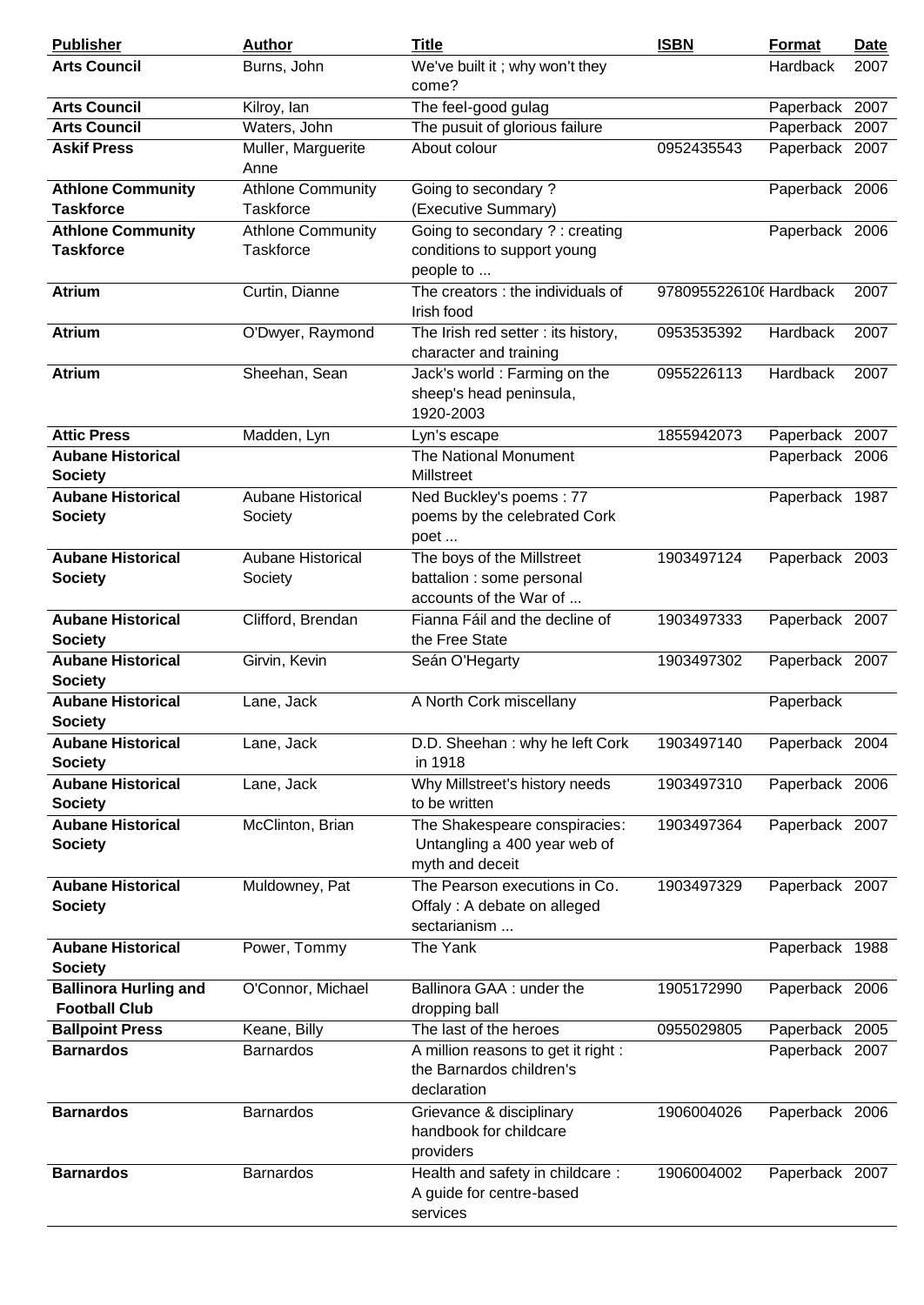| Publisher | Author | Title | ISBN | Format | Date |
|---|---|---|---|---|---|
| **Arts Council** | Burns, John | We've built it ; why won't they come? | | Hardback | 2007 |
| **Arts Council** | Kilroy, Ian | The feel-good gulag | | Paperback | 2007 |
| **Arts Council** | Waters, John | The pusuit of glorious failure | | Paperback | 2007 |
| **Askif Press** | Muller, Marguerite Anne | About colour | 0952435543 | Paperback | 2007 |
| **Athlone Community Taskforce** | Athlone Community Taskforce | Going to secondary ? (Executive Summary) | | Paperback | 2006 |
| **Athlone Community Taskforce** | Athlone Community Taskforce | Going to secondary ? : creating conditions to support young people to ... | | Paperback | 2006 |
| **Atrium** | Curtin, Dianne | The creators : the individuals of Irish food | 978095522610( | Hardback | 2007 |
| **Atrium** | O'Dwyer, Raymond | The Irish red setter : its history, character and training | 0953535392 | Hardback | 2007 |
| **Atrium** | Sheehan, Sean | Jack's world : Farming on the sheep's head peninsula, 1920-2003 | 0955226113 | Hardback | 2007 |
| **Attic Press** | Madden, Lyn | Lyn's escape | 1855942073 | Paperback | 2007 |
| **Aubane Historical Society** | | The National Monument Millstreet | | Paperback | 2006 |
| **Aubane Historical Society** | Aubane Historical Society | Ned Buckley's poems : 77 poems by the celebrated Cork poet ... | | Paperback | 1987 |
| **Aubane Historical Society** | Aubane Historical Society | The boys of the Millstreet battalion : some personal accounts of the War of ... | 1903497124 | Paperback | 2003 |
| **Aubane Historical Society** | Clifford, Brendan | Fianna Fáil and the decline of the Free State | 1903497333 | Paperback | 2007 |
| **Aubane Historical Society** | Girvin, Kevin | Seán O'Hegarty | 1903497302 | Paperback | 2007 |
| **Aubane Historical Society** | Lane, Jack | A North Cork miscellany | | Paperback | |
| **Aubane Historical Society** | Lane, Jack | D.D. Sheehan : why he left Cork in 1918 | 1903497140 | Paperback | 2004 |
| **Aubane Historical Society** | Lane, Jack | Why Millstreet's history needs to be written | 1903497310 | Paperback | 2006 |
| **Aubane Historical Society** | McClinton, Brian | The Shakespeare conspiracies: Untangling a 400 year web of myth and deceit | 1903497364 | Paperback | 2007 |
| **Aubane Historical Society** | Muldowney, Pat | The Pearson executions in Co. Offaly : A debate on alleged sectarianism ... | 1903497329 | Paperback | 2007 |
| **Aubane Historical Society** | Power, Tommy | The Yank | | Paperback | 1988 |
| **Ballinora Hurling and Football Club** | O'Connor, Michael | Ballinora GAA : under the dropping ball | 1905172990 | Paperback | 2006 |
| **Ballpoint Press** | Keane, Billy | The last of the heroes | 0955029805 | Paperback | 2005 |
| **Barnardos** | Barnardos | A million reasons to get it right : the Barnardos children's declaration | | Paperback | 2007 |
| **Barnardos** | Barnardos | Grievance & disciplinary handbook for childcare providers | 1906004026 | Paperback | 2006 |
| **Barnardos** | Barnardos | Health and safety in childcare : A guide for centre-based services | 1906004002 | Paperback | 2007 |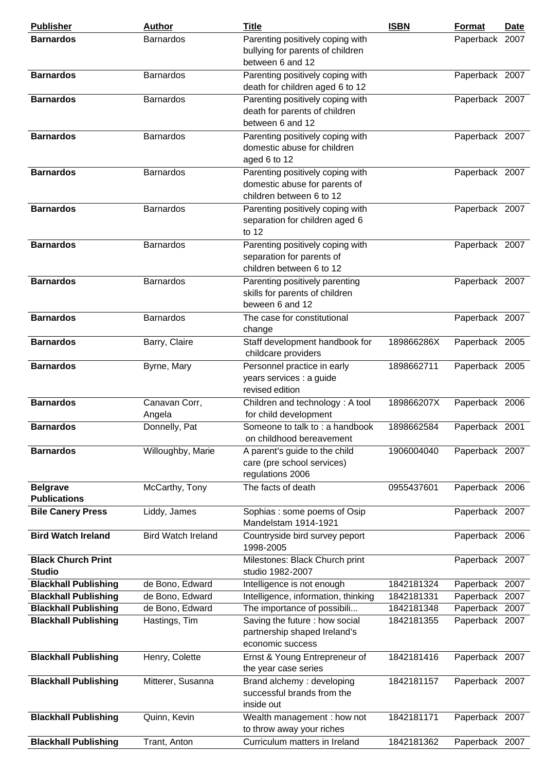| Publisher | Author | Title | ISBN | Format | Date |
|---|---|---|---|---|---|
| **Barnardos** | Barnardos | Parenting positively coping with bullying for parents of children between 6 and 12 | | Paperback | 2007 |
| **Barnardos** | Barnardos | Parenting positively coping with death for children aged 6 to 12 | | Paperback | 2007 |
| **Barnardos** | Barnardos | Parenting positively coping with death for parents of children between 6 and 12 | | Paperback | 2007 |
| **Barnardos** | Barnardos | Parenting positively coping with domestic abuse for children aged 6 to 12 | | Paperback | 2007 |
| **Barnardos** | Barnardos | Parenting positively coping with domestic abuse for parents of children between 6 to 12 | | Paperback | 2007 |
| **Barnardos** | Barnardos | Parenting positively coping with separation for children aged 6 to 12 | | Paperback | 2007 |
| **Barnardos** | Barnardos | Parenting positively coping with separation for parents of children between 6 to 12 | | Paperback | 2007 |
| **Barnardos** | Barnardos | Parenting positively parenting skills for parents of children beween 6 and 12 | | Paperback | 2007 |
| **Barnardos** | Barnardos | The case for constitutional change | | Paperback | 2007 |
| **Barnardos** | Barry, Claire | Staff development handbook for childcare providers | 189866286X | Paperback | 2005 |
| **Barnardos** | Byrne, Mary | Personnel practice in early years services : a guide revised edition | 1898662711 | Paperback | 2005 |
| **Barnardos** | Canavan Corr, Angela | Children and technology : A tool for child development | 189866207X | Paperback | 2006 |
| **Barnardos** | Donnelly, Pat | Someone to talk to : a handbook on childhood bereavement | 1898662584 | Paperback | 2001 |
| **Barnardos** | Willoughby, Marie | A parent's guide to the child care (pre school services) regulations 2006 | 1906004040 | Paperback | 2007 |
| **Belgrave Publications** | McCarthy, Tony | The facts of death | 0955437601 | Paperback | 2006 |
| **Bile Canery Press** | Liddy, James | Sophias : some poems of Osip Mandelstam 1914-1921 | | Paperback | 2007 |
| **Bird Watch Ireland** | Bird Watch Ireland | Countryside bird survey peport 1998-2005 | | Paperback | 2006 |
| **Black Church Print Studio** | | Milestones: Black Church print studio 1982-2007 | | Paperback | 2007 |
| **Blackhall Publishing** | de Bono, Edward | Intelligence is not enough | 1842181324 | Paperback | 2007 |
| **Blackhall Publishing** | de Bono, Edward | Intelligence, information, thinking | 1842181331 | Paperback | 2007 |
| **Blackhall Publishing** | de Bono, Edward | The importance of possibili... | 1842181348 | Paperback | 2007 |
| **Blackhall Publishing** | Hastings, Tim | Saving the future : how social partnership shaped Ireland's economic success | 1842181355 | Paperback | 2007 |
| **Blackhall Publishing** | Henry, Colette | Ernst & Young Entrepreneur of the year case series | 1842181416 | Paperback | 2007 |
| **Blackhall Publishing** | Mitterer, Susanna | Brand alchemy : developing successful brands from the inside out | 1842181157 | Paperback | 2007 |
| **Blackhall Publishing** | Quinn, Kevin | Wealth management : how not to throw away your riches | 1842181171 | Paperback | 2007 |
| **Blackhall Publishing** | Trant, Anton | Curriculum matters in Ireland | 1842181362 | Paperback | 2007 |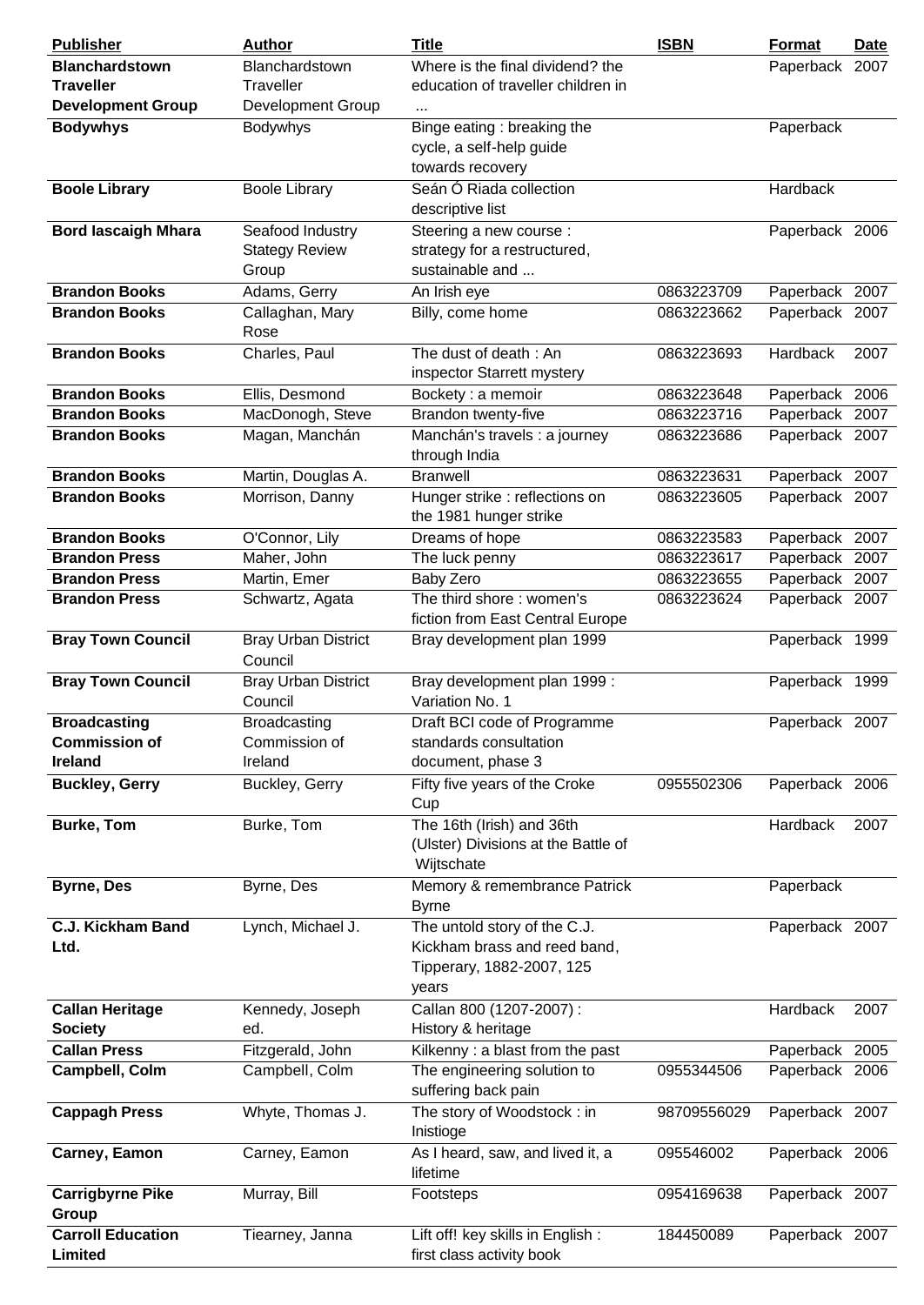| Publisher | Author | Title | ISBN | Format | Date |
|---|---|---|---|---|---|
| **Blanchardstown Traveller Development Group** | Blanchardstown Traveller Development Group | Where is the final dividend? the education of traveller children in ... | | Paperback | 2007 |
| **Bodywhys** | Bodywhys | Binge eating : breaking the cycle, a self-help guide towards recovery | | Paperback | |
| **Boole Library** | Boole Library | Seán Ó Riada collection descriptive list | | Hardback | |
| **Bord Iascaigh Mhara** | Seafood Industry Stategy Review Group | Steering a new course : strategy for a restructured, sustainable and ... | | Paperback | 2006 |
| **Brandon Books** | Adams, Gerry | An Irish eye | 0863223709 | Paperback | 2007 |
| **Brandon Books** | Callaghan, Mary Rose | Billy, come home | 0863223662 | Paperback | 2007 |
| **Brandon Books** | Charles, Paul | The dust of death : An inspector Starrett mystery | 0863223693 | Hardback | 2007 |
| **Brandon Books** | Ellis, Desmond | Bockety : a memoir | 0863223648 | Paperback | 2006 |
| **Brandon Books** | MacDonogh, Steve | Brandon twenty-five | 0863223716 | Paperback | 2007 |
| **Brandon Books** | Magan, Manchán | Manchán's travels : a journey through India | 0863223686 | Paperback | 2007 |
| **Brandon Books** | Martin, Douglas A. | Branwell | 0863223631 | Paperback | 2007 |
| **Brandon Books** | Morrison, Danny | Hunger strike : reflections on the 1981 hunger strike | 0863223605 | Paperback | 2007 |
| **Brandon Books** | O'Connor, Lily | Dreams of hope | 0863223583 | Paperback | 2007 |
| **Brandon Press** | Maher, John | The luck penny | 0863223617 | Paperback | 2007 |
| **Brandon Press** | Martin, Emer | Baby Zero | 0863223655 | Paperback | 2007 |
| **Brandon Press** | Schwartz, Agata | The third shore : women's fiction from East Central Europe | 0863223624 | Paperback | 2007 |
| **Bray Town Council** | Bray Urban District Council | Bray development plan 1999 | | Paperback | 1999 |
| **Bray Town Council** | Bray Urban District Council | Bray development plan 1999 : Variation No. 1 | | Paperback | 1999 |
| **Broadcasting Commission of Ireland** | Broadcasting Commission of Ireland | Draft BCI code of Programme standards consultation document, phase 3 | | Paperback | 2007 |
| **Buckley, Gerry** | Buckley, Gerry | Fifty five years of the Croke Cup | 0955502306 | Paperback | 2006 |
| **Burke, Tom** | Burke, Tom | The 16th (Irish) and 36th (Ulster) Divisions at the Battle of Wijtschate | | Hardback | 2007 |
| **Byrne, Des** | Byrne, Des | Memory & remembrance Patrick Byrne | | Paperback | |
| **C.J. Kickham Band Ltd.** | Lynch, Michael J. | The untold story of the C.J. Kickham brass and reed band, Tipperary, 1882-2007, 125 years | | Paperback | 2007 |
| **Callan Heritage Society** | Kennedy, Joseph ed. | Callan 800 (1207-2007) : History & heritage | | Hardback | 2007 |
| **Callan Press** | Fitzgerald, John | Kilkenny : a blast from the past | | Paperback | 2005 |
| **Campbell, Colm** | Campbell, Colm | The engineering solution to suffering back pain | 0955344506 | Paperback | 2006 |
| **Cappagh Press** | Whyte, Thomas J. | The story of Woodstock : in Inistioge | 98709556029 | Paperback | 2007 |
| **Carney, Eamon** | Carney, Eamon | As I heard, saw, and lived it, a lifetime | 095546002 | Paperback | 2006 |
| **Carrigbyrne Pike Group** | Murray, Bill | Footsteps | 0954169638 | Paperback | 2007 |
| **Carroll Education Limited** | Tiearney, Janna | Lift off! key skills in English : first class activity book | 184450089 | Paperback | 2007 |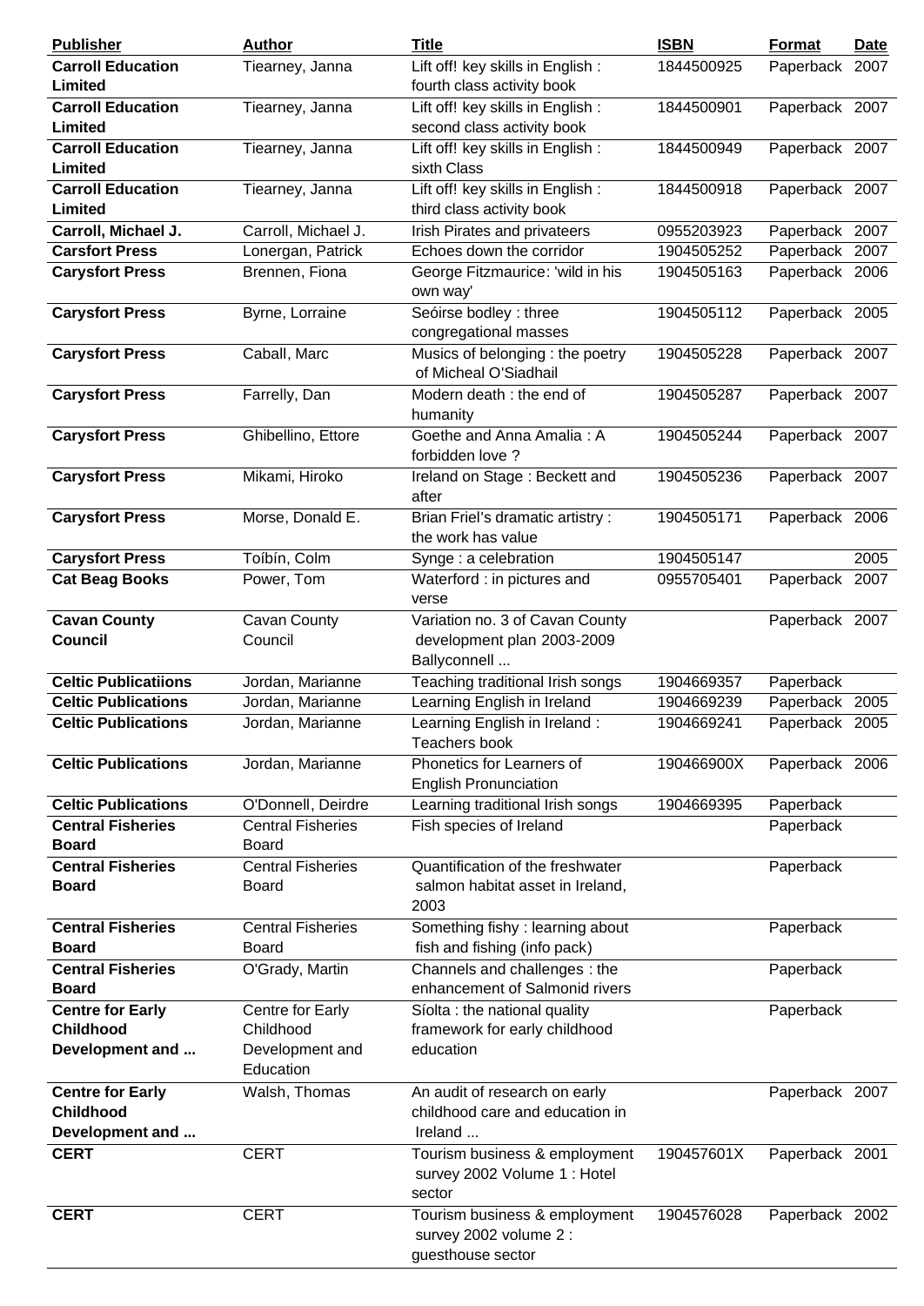| Publisher | Author | Title | ISBN | Format | Date |
|---|---|---|---|---|---|
| **Carroll Education Limited** | Tiearney, Janna | Lift off! key skills in English : fourth class activity book | 1844500925 | Paperback | 2007 |
| **Carroll Education Limited** | Tiearney, Janna | Lift off! key skills in English : second class activity book | 1844500901 | Paperback | 2007 |
| **Carroll Education Limited** | Tiearney, Janna | Lift off! key skills in English : sixth Class | 1844500949 | Paperback | 2007 |
| **Carroll Education Limited** | Tiearney, Janna | Lift off! key skills in English : third class activity book | 1844500918 | Paperback | 2007 |
| **Carroll, Michael J.** | Carroll, Michael J. | Irish Pirates and privateers | 0955203923 | Paperback | 2007 |
| **Carsfort Press** | Lonergan, Patrick | Echoes down the corridor | 1904505252 | Paperback | 2007 |
| **Carysfort Press** | Brennen, Fiona | George Fitzmaurice: 'wild in his own way' | 1904505163 | Paperback | 2006 |
| **Carysfort Press** | Byrne, Lorraine | Seóirse bodley : three congregational masses | 1904505112 | Paperback | 2005 |
| **Carysfort Press** | Caball, Marc | Musics of belonging : the poetry of Micheal O'Siadhail | 1904505228 | Paperback | 2007 |
| **Carysfort Press** | Farrelly, Dan | Modern death : the end of humanity | 1904505287 | Paperback | 2007 |
| **Carysfort Press** | Ghibellino, Ettore | Goethe and Anna Amalia : A forbidden love ? | 1904505244 | Paperback | 2007 |
| **Carysfort Press** | Mikami, Hiroko | Ireland on Stage : Beckett and after | 1904505236 | Paperback | 2007 |
| **Carysfort Press** | Morse, Donald E. | Brian Friel's dramatic artistry : the work has value | 1904505171 | Paperback | 2006 |
| **Carysfort Press** | Toíbín, Colm | Synge : a celebration | 1904505147 | | 2005 |
| **Cat Beag Books** | Power, Tom | Waterford : in pictures and verse | 0955705401 | Paperback | 2007 |
| **Cavan County Council** | Cavan County Council | Variation no. 3 of Cavan County development plan 2003-2009 Ballyconnell ... | | Paperback | 2007 |
| **Celtic Publicatiions** | Jordan, Marianne | Teaching traditional Irish songs | 1904669357 | Paperback | |
| **Celtic Publications** | Jordan, Marianne | Learning English in Ireland | 1904669239 | Paperback | 2005 |
| **Celtic Publications** | Jordan, Marianne | Learning English in Ireland : Teachers book | 1904669241 | Paperback | 2005 |
| **Celtic Publications** | Jordan, Marianne | Phonetics for Learners of English Pronunciation | 190466900X | Paperback | 2006 |
| **Celtic Publications** | O'Donnell, Deirdre | Learning traditional Irish songs | 1904669395 | Paperback | |
| **Central Fisheries Board** | Central Fisheries Board | Fish species of Ireland | | Paperback | |
| **Central Fisheries Board** | Central Fisheries Board | Quantification of the freshwater salmon habitat asset in Ireland, 2003 | | Paperback | |
| **Central Fisheries Board** | Central Fisheries Board | Something fishy : learning about fish and fishing (info pack) | | Paperback | |
| **Central Fisheries Board** | O'Grady, Martin | Channels and challenges : the enhancement of Salmonid rivers | | Paperback | |
| **Centre for Early Childhood Development and ...** | Centre for Early Childhood Development and Education | Síolta : the national quality framework for early childhood education | | Paperback | |
| **Centre for Early Childhood Development and ...** | Walsh, Thomas | An audit of research on early childhood care and education in Ireland ... | | Paperback | 2007 |
| **CERT** | CERT | Tourism business & employment survey 2002 Volume 1 : Hotel sector | 190457601X | Paperback | 2001 |
| **CERT** | CERT | Tourism business & employment survey 2002 volume 2 : guesthouse sector | 1904576028 | Paperback | 2002 |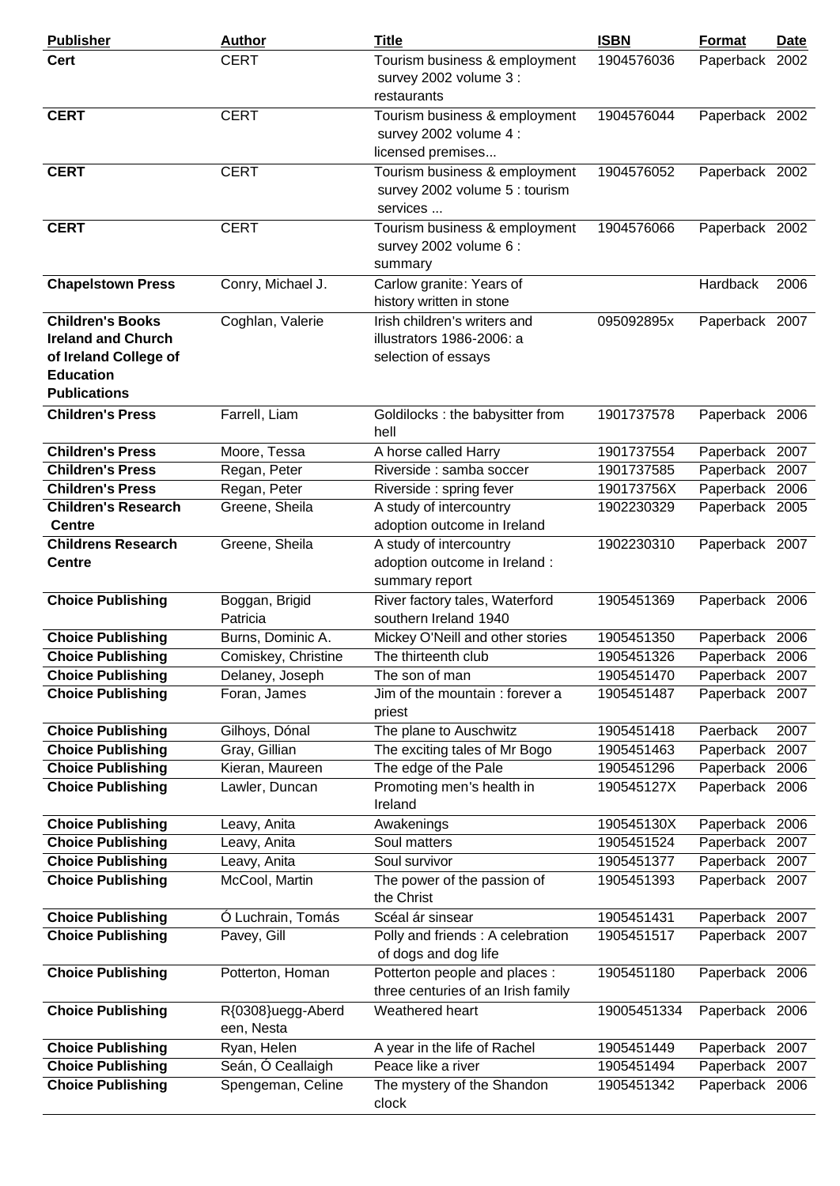| Publisher | Author | Title | ISBN | Format | Date |
|---|---|---|---|---|---|
| **Cert** | CERT | Tourism business & employment survey 2002 volume 3 : restaurants | 1904576036 | Paperback | 2002 |
| **CERT** | CERT | Tourism business & employment survey 2002 volume 4 : licensed premises... | 1904576044 | Paperback | 2002 |
| **CERT** | CERT | Tourism business & employment survey 2002 volume 5 : tourism services ... | 1904576052 | Paperback | 2002 |
| **CERT** | CERT | Tourism business & employment survey 2002 volume 6 : summary | 1904576066 | Paperback | 2002 |
| **Chapelstown Press** | Conry, Michael J. | Carlow granite: Years of history written in stone | | Hardback | 2006 |
| **Children's Books Ireland and Church of Ireland College of Education Publications** | Coghlan, Valerie | Irish children's writers and illustrators 1986-2006: a selection of essays | 095092895x | Paperback | 2007 |
| **Children's Press** | Farrell, Liam | Goldilocks : the babysitter from hell | 1901737578 | Paperback | 2006 |
| **Children's Press** | Moore, Tessa | A horse called Harry | 1901737554 | Paperback | 2007 |
| **Children's Press** | Regan, Peter | Riverside : samba soccer | 1901737585 | Paperback | 2007 |
| **Children's Press** | Regan, Peter | Riverside : spring fever | 190173756X | Paperback | 2006 |
| **Children's Research Centre** | Greene, Sheila | A study of intercountry adoption outcome in Ireland | 1902230329 | Paperback | 2005 |
| **Childrens Research Centre** | Greene, Sheila | A study of intercountry adoption outcome in Ireland : summary report | 1902230310 | Paperback | 2007 |
| **Choice Publishing** | Boggan, Brigid Patricia | River factory tales, Waterford southern Ireland 1940 | 1905451369 | Paperback | 2006 |
| **Choice Publishing** | Burns, Dominic A. | Mickey O'Neill and other stories | 1905451350 | Paperback | 2006 |
| **Choice Publishing** | Comiskey, Christine | The thirteenth club | 1905451326 | Paperback | 2006 |
| **Choice Publishing** | Delaney, Joseph | The son of man | 1905451470 | Paperback | 2007 |
| **Choice Publishing** | Foran, James | Jim of the mountain : forever a priest | 1905451487 | Paperback | 2007 |
| **Choice Publishing** | Gilhoys, Dónal | The plane to Auschwitz | 1905451418 | Paerback | 2007 |
| **Choice Publishing** | Gray, Gillian | The exciting tales of Mr Bogo | 1905451463 | Paperback | 2007 |
| **Choice Publishing** | Kieran, Maureen | The edge of the Pale | 1905451296 | Paperback | 2006 |
| **Choice Publishing** | Lawler, Duncan | Promoting men's health in Ireland | 190545127X | Paperback | 2006 |
| **Choice Publishing** | Leavy, Anita | Awakenings | 190545130X | Paperback | 2006 |
| **Choice Publishing** | Leavy, Anita | Soul matters | 1905451524 | Paperback | 2007 |
| **Choice Publishing** | Leavy, Anita | Soul survivor | 1905451377 | Paperback | 2007 |
| **Choice Publishing** | McCool, Martin | The power of the passion of the Christ | 1905451393 | Paperback | 2007 |
| **Choice Publishing** | Ó Luchrain, Tomás | Scéal ár sinsear | 1905451431 | Paperback | 2007 |
| **Choice Publishing** | Pavey, Gill | Polly and friends : A celebration of dogs and dog life | 1905451517 | Paperback | 2007 |
| **Choice Publishing** | Potterton, Homan | Potterton people and places : three centuries of an Irish family | 1905451180 | Paperback | 2006 |
| **Choice Publishing** | R{0308}uegg-Aberdeen, Nesta | Weathered heart | 19005451334 | Paperback | 2006 |
| **Choice Publishing** | Ryan, Helen | A year in the life of Rachel | 1905451449 | Paperback | 2007 |
| **Choice Publishing** | Seán, Ó Ceallaigh | Peace like a river | 1905451494 | Paperback | 2007 |
| **Choice Publishing** | Spengeman, Celine | The mystery of the Shandon clock | 1905451342 | Paperback | 2006 |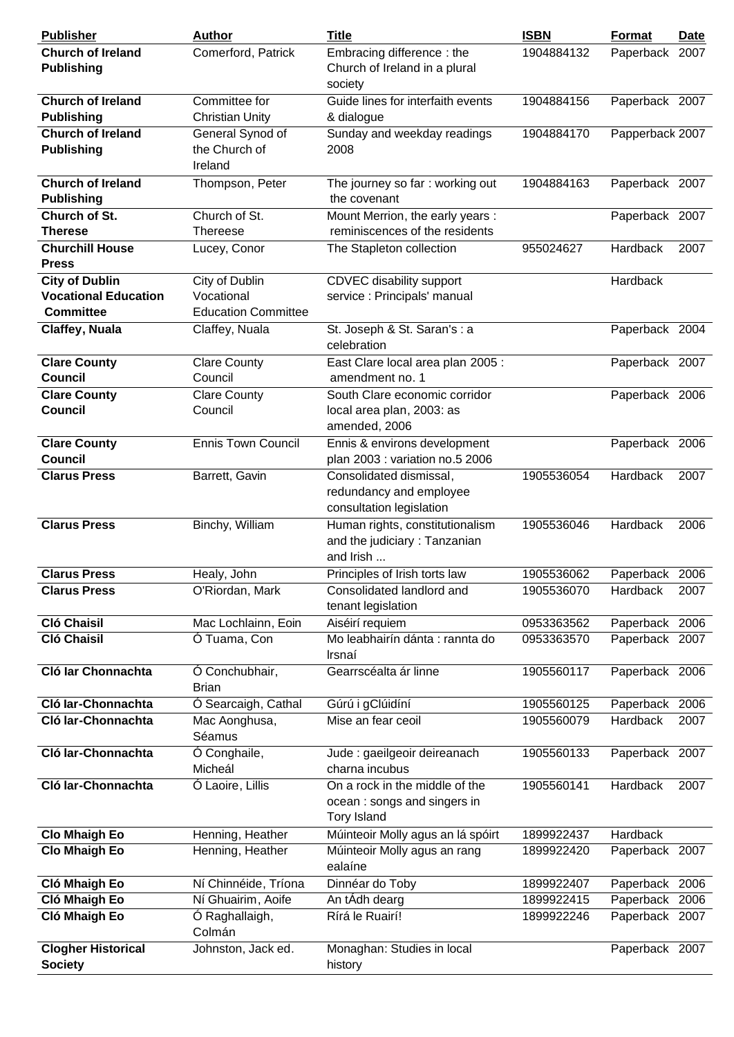| Publisher | Author | Title | ISBN | Format | Date |
|---|---|---|---|---|---|
| **Church of Ireland Publishing** | Comerford, Patrick | Embracing difference : the Church of Ireland in a plural society | 1904884132 | Paperback | 2007 |
| **Church of Ireland Publishing** | Committee for Christian Unity | Guide lines for interfaith events & dialogue | 1904884156 | Paperback | 2007 |
| **Church of Ireland Publishing** | General Synod of the Church of Ireland | Sunday and weekday readings 2008 | 1904884170 | Papperback | 2007 |
| **Church of Ireland Publishing** | Thompson, Peter | The journey so far : working out the covenant | 1904884163 | Paperback | 2007 |
| **Church of St. Therese** | Church of St. Thereese | Mount Merrion, the early years : reminiscences of the residents | | Paperback | 2007 |
| **Churchill House Press** | Lucey, Conor | The Stapleton collection | 955024627 | Hardback | 2007 |
| **City of Dublin Vocational Education Committee** | City of Dublin Vocational Education Committee | CDVEC disability support service : Principals' manual | | Hardback | |
| **Claffey, Nuala** | Claffey, Nuala | St. Joseph & St. Saran's : a celebration | | Paperback | 2004 |
| **Clare County Council** | Clare County Council | East Clare local area plan 2005 : amendment no. 1 | | Paperback | 2007 |
| **Clare County Council** | Clare County Council | South Clare economic corridor local area plan, 2003: as amended, 2006 | | Paperback | 2006 |
| **Clare County Council** | Ennis Town Council | Ennis & environs development plan 2003 : variation no.5 2006 | | Paperback | 2006 |
| **Clarus Press** | Barrett, Gavin | Consolidated dismissal, redundancy and employee consultation legislation | 1905536054 | Hardback | 2007 |
| **Clarus Press** | Binchy, William | Human rights, constitutionalism and the judiciary : Tanzanian and Irish ... | 1905536046 | Hardback | 2006 |
| **Clarus Press** | Healy, John | Principles of Irish torts law | 1905536062 | Paperback | 2006 |
| **Clarus Press** | O'Riordan, Mark | Consolidated landlord and tenant legislation | 1905536070 | Hardback | 2007 |
| **Cló Chaisil** | Mac Lochlainn, Eoin | Aiséirí requiem | 0953363562 | Paperback | 2006 |
| **Cló Chaisil** | Ó Tuama, Con | Mo leabhairín dánta : rannta do lrsnaí | 0953363570 | Paperback | 2007 |
| **Cló Iar Chonnachta** | Ó Conchubhair, Brian | Gearrscéalta ár linne | 1905560117 | Paperback | 2006 |
| **Cló Iar-Chonnachta** | Ó Searcaigh, Cathal | Gúrú i gClúidíní | 1905560125 | Paperback | 2006 |
| **Cló Iar-Chonnachta** | Mac Aonghusa, Séamus | Mise an fear ceoil | 1905560079 | Hardback | 2007 |
| **Cló Iar-Chonnachta** | Ó Conghaile, Micheál | Jude : gaeilgeoir deireanach charna incubus | 1905560133 | Paperback | 2007 |
| **Cló Iar-Chonnachta** | Ó Laoire, Lillis | On a rock in the middle of the ocean : songs and singers in Tory Island | 1905560141 | Hardback | 2007 |
| **Clo Mhaigh Eo** | Henning, Heather | Múinteoir Molly agus an lá spóirt | 1899922437 | Hardback | |
| **Clo Mhaigh Eo** | Henning, Heather | Múinteoir Molly agus an rang ealaíne | 1899922420 | Paperback | 2007 |
| **Cló Mhaigh Eo** | Ní Chinnéide, Tríona | Dinnéar do Toby | 1899922407 | Paperback | 2006 |
| **Cló Mhaigh Eo** | Ní Ghuairim, Aoife | An tÁdh dearg | 1899922415 | Paperback | 2006 |
| **Cló Mhaigh Eo** | Ó Raghallaigh, Colmán | Rírá le Ruairí! | 1899922246 | Paperback | 2007 |
| **Clogher Historical Society** | Johnston, Jack ed. | Monaghan: Studies in local history | | Paperback | 2007 |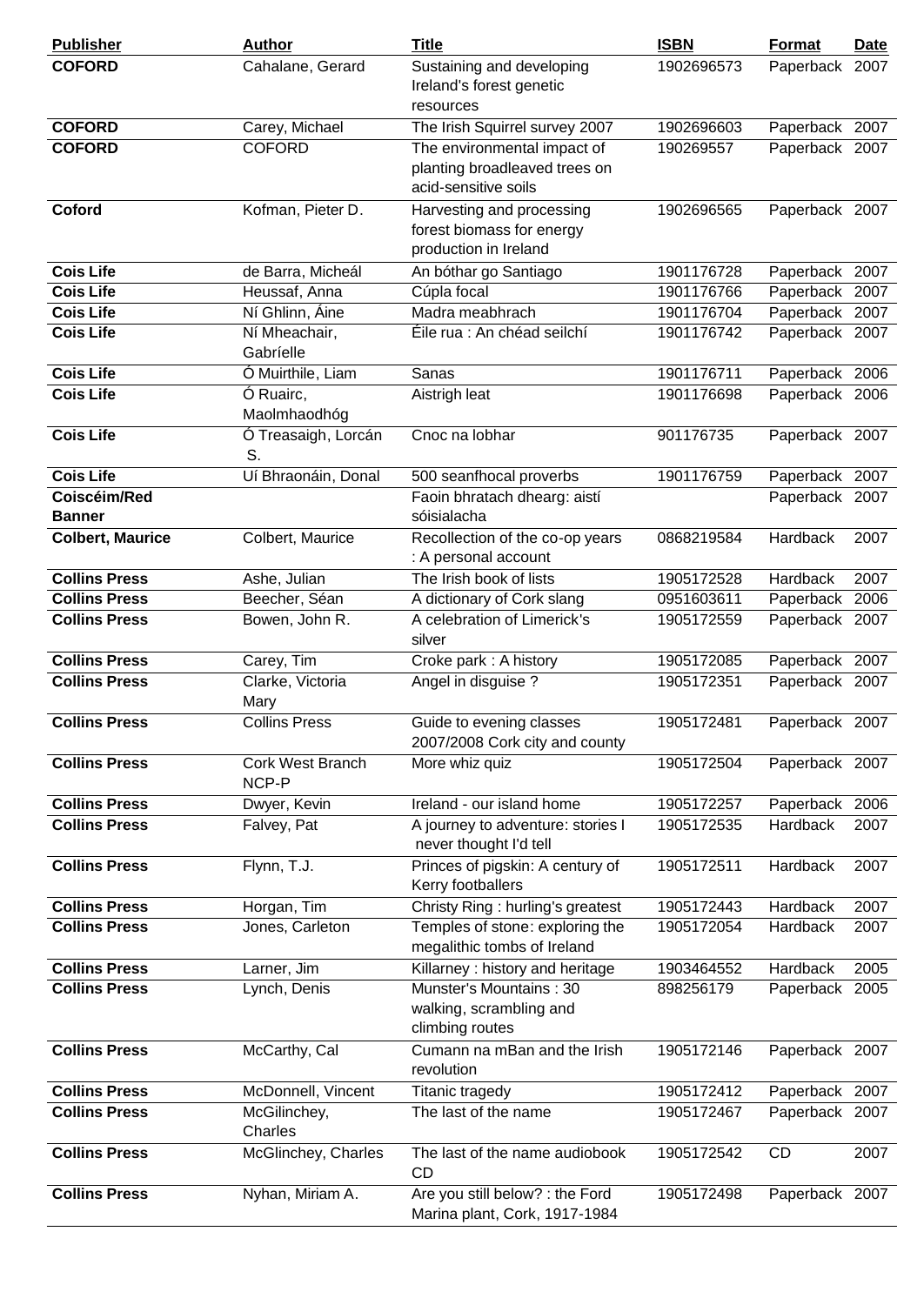| Publisher | Author | Title | ISBN | Format | Date |
|---|---|---|---|---|---|
| **COFORD** | Cahalane, Gerard | Sustaining and developing Ireland's forest genetic resources | 1902696573 | Paperback | 2007 |
| **COFORD** | Carey, Michael | The Irish Squirrel survey 2007 | 1902696603 | Paperback | 2007 |
| **COFORD** | COFORD | The environmental impact of planting broadleaved trees on acid-sensitive soils | 190269557 | Paperback | 2007 |
| **Coford** | Kofman, Pieter D. | Harvesting and processing forest biomass for energy production in Ireland | 1902696565 | Paperback | 2007 |
| **Cois Life** | de Barra, Micheál | An bóthar go Santiago | 1901176728 | Paperback | 2007 |
| **Cois Life** | Heussaf, Anna | Cúpla focal | 1901176766 | Paperback | 2007 |
| **Cois Life** | Ní Ghlinn, Áine | Madra meabhrach | 1901176704 | Paperback | 2007 |
| **Cois Life** | Ní Mheachair, Gabríelle | Éile rua : An chéad seilchí | 1901176742 | Paperback | 2007 |
| **Cois Life** | Ó Muirthile, Liam | Sanas | 1901176711 | Paperback | 2006 |
| **Cois Life** | Ó Ruairc, Maolmhaodhóg | Aistrigh leat | 1901176698 | Paperback | 2006 |
| **Cois Life** | Ó Treasaigh, Lorcán S. | Cnoc na lobhar | 901176735 | Paperback | 2007 |
| **Cois Life** | Uí Bhraonáin, Donal | 500 seanfhocal proverbs | 1901176759 | Paperback | 2007 |
| **Coiscéim/Red Banner** | | Faoin bhratach dhearg: aistí sóisialacha | | Paperback | 2007 |
| **Colbert, Maurice** | Colbert, Maurice | Recollection of the co-op years : A personal account | 0868219584 | Hardback | 2007 |
| **Collins Press** | Ashe, Julian | The Irish book of lists | 1905172528 | Hardback | 2007 |
| **Collins Press** | Beecher, Séan | A dictionary of Cork slang | 0951603611 | Paperback | 2006 |
| **Collins Press** | Bowen, John R. | A celebration of Limerick's silver | 1905172559 | Paperback | 2007 |
| **Collins Press** | Carey, Tim | Croke park : A history | 1905172085 | Paperback | 2007 |
| **Collins Press** | Clarke, Victoria Mary | Angel in disguise ? | 1905172351 | Paperback | 2007 |
| **Collins Press** | Collins Press | Guide to evening classes 2007/2008 Cork city and county | 1905172481 | Paperback | 2007 |
| **Collins Press** | Cork West Branch NCP-P | More whiz quiz | 1905172504 | Paperback | 2007 |
| **Collins Press** | Dwyer, Kevin | Ireland - our island home | 1905172257 | Paperback | 2006 |
| **Collins Press** | Falvey, Pat | A journey to adventure: stories I never thought I'd tell | 1905172535 | Hardback | 2007 |
| **Collins Press** | Flynn, T.J. | Princes of pigskin: A century of Kerry footballers | 1905172511 | Hardback | 2007 |
| **Collins Press** | Horgan, Tim | Christy Ring : hurling's greatest | 1905172443 | Hardback | 2007 |
| **Collins Press** | Jones, Carleton | Temples of stone: exploring the megalithic tombs of Ireland | 1905172054 | Hardback | 2007 |
| **Collins Press** | Larner, Jim | Killarney : history and heritage | 1903464552 | Hardback | 2005 |
| **Collins Press** | Lynch, Denis | Munster's Mountains : 30 walking, scrambling and climbing routes | 898256179 | Paperback | 2005 |
| **Collins Press** | McCarthy, Cal | Cumann na mBan and the Irish revolution | 1905172146 | Paperback | 2007 |
| **Collins Press** | McDonnell, Vincent | Titanic tragedy | 1905172412 | Paperback | 2007 |
| **Collins Press** | McGilinchey, Charles | The last of the name | 1905172467 | Paperback | 2007 |
| **Collins Press** | McGlinchey, Charles | The last of the name audiobook CD | 1905172542 | CD | 2007 |
| **Collins Press** | Nyhan, Miriam A. | Are you still below? : the Ford Marina plant, Cork, 1917-1984 | 1905172498 | Paperback | 2007 |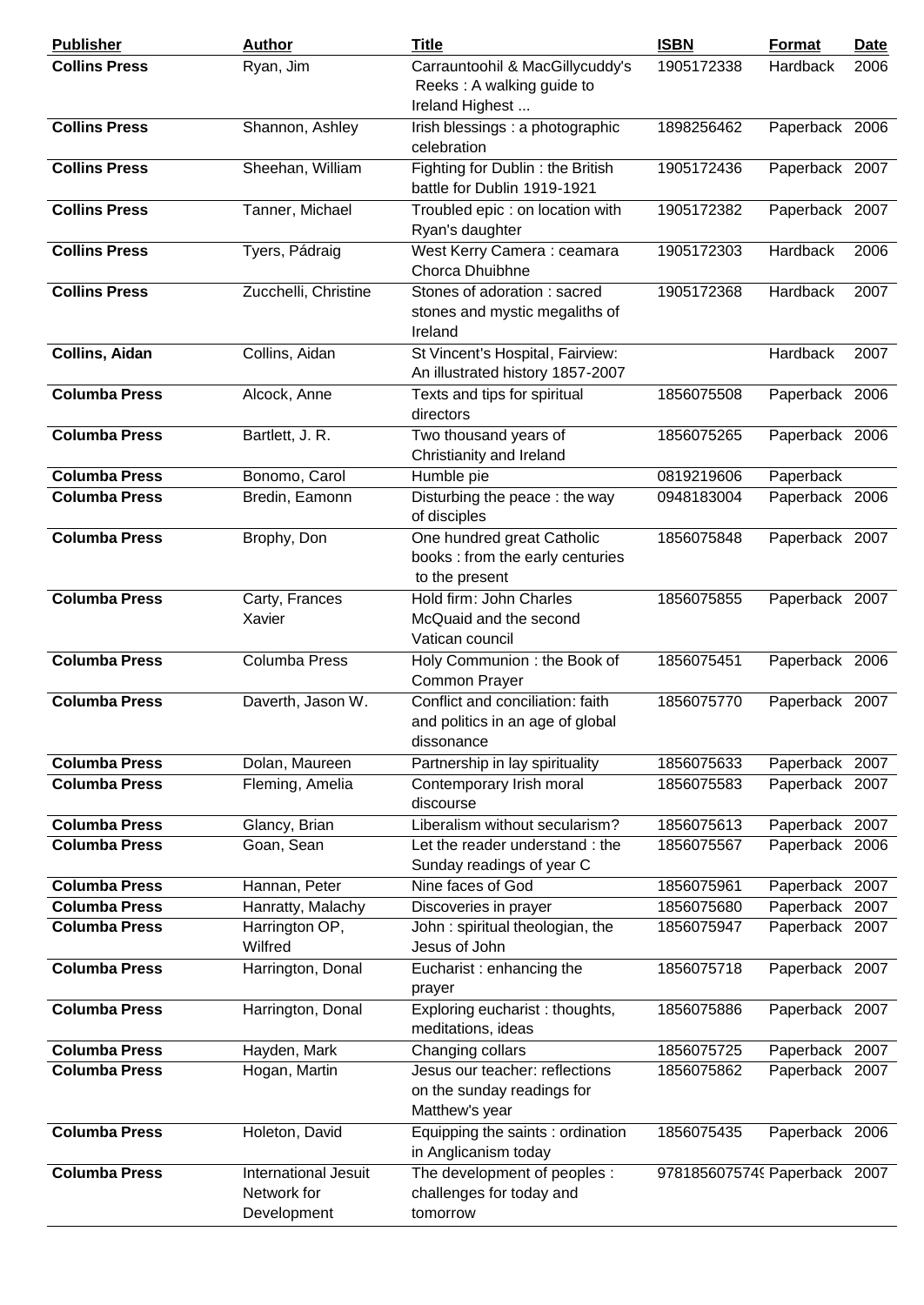| Publisher | Author | Title | ISBN | Format | Date |
|---|---|---|---|---|---|
| **Collins Press** | Ryan, Jim | Carrauntoohil & MacGillycuddy's Reeks : A walking guide to Ireland Highest ... | 1905172338 | Hardback | 2006 |
| **Collins Press** | Shannon, Ashley | Irish blessings : a photographic celebration | 1898256462 | Paperback | 2006 |
| **Collins Press** | Sheehan, William | Fighting for Dublin : the British battle for Dublin 1919-1921 | 1905172436 | Paperback | 2007 |
| **Collins Press** | Tanner, Michael | Troubled epic : on location with Ryan's daughter | 1905172382 | Paperback | 2007 |
| **Collins Press** | Tyers, Pádraig | West Kerry Camera : ceamara Chorca Dhuibhne | 1905172303 | Hardback | 2006 |
| **Collins Press** | Zucchelli, Christine | Stones of adoration : sacred stones and mystic megaliths of Ireland | 1905172368 | Hardback | 2007 |
| **Collins, Aidan** | Collins, Aidan | St Vincent's Hospital, Fairview: An illustrated history 1857-2007 | | Hardback | 2007 |
| **Columba Press** | Alcock, Anne | Texts and tips for spiritual directors | 1856075508 | Paperback | 2006 |
| **Columba Press** | Bartlett, J. R. | Two thousand years of Christianity and Ireland | 1856075265 | Paperback | 2006 |
| **Columba Press** | Bonomo, Carol | Humble pie | 0819219606 | Paperback | |
| **Columba Press** | Bredin, Eamonn | Disturbing the peace : the way of disciples | 0948183004 | Paperback | 2006 |
| **Columba Press** | Brophy, Don | One hundred great Catholic books : from the early centuries to the present | 1856075848 | Paperback | 2007 |
| **Columba Press** | Carty, Frances Xavier | Hold firm: John Charles McQuaid and the second Vatican council | 1856075855 | Paperback | 2007 |
| **Columba Press** | Columba Press | Holy Communion : the Book of Common Prayer | 1856075451 | Paperback | 2006 |
| **Columba Press** | Daverth, Jason W. | Conflict and conciliation: faith and politics in an age of global dissonance | 1856075770 | Paperback | 2007 |
| **Columba Press** | Dolan, Maureen | Partnership in lay spirituality | 1856075633 | Paperback | 2007 |
| **Columba Press** | Fleming, Amelia | Contemporary Irish moral discourse | 1856075583 | Paperback | 2007 |
| **Columba Press** | Glancy, Brian | Liberalism without secularism? | 1856075613 | Paperback | 2007 |
| **Columba Press** | Goan, Sean | Let the reader understand : the Sunday readings of year C | 1856075567 | Paperback | 2006 |
| **Columba Press** | Hannan, Peter | Nine faces of God | 1856075961 | Paperback | 2007 |
| **Columba Press** | Hanratty, Malachy | Discoveries in prayer | 1856075680 | Paperback | 2007 |
| **Columba Press** | Harrington OP, Wilfred | John : spiritual theologian, the Jesus of John | 1856075947 | Paperback | 2007 |
| **Columba Press** | Harrington, Donal | Eucharist : enhancing the prayer | 1856075718 | Paperback | 2007 |
| **Columba Press** | Harrington, Donal | Exploring eucharist : thoughts, meditations, ideas | 1856075886 | Paperback | 2007 |
| **Columba Press** | Hayden, Mark | Changing collars | 1856075725 | Paperback | 2007 |
| **Columba Press** | Hogan, Martin | Jesus our teacher: reflections on the sunday readings for Matthew's year | 1856075862 | Paperback | 2007 |
| **Columba Press** | Holeton, David | Equipping the saints : ordination in Anglicanism today | 1856075435 | Paperback | 2006 |
| **Columba Press** | International Jesuit Network for Development | The development of peoples : challenges for today and tomorrow | 978185607574( | Paperback | 2007 |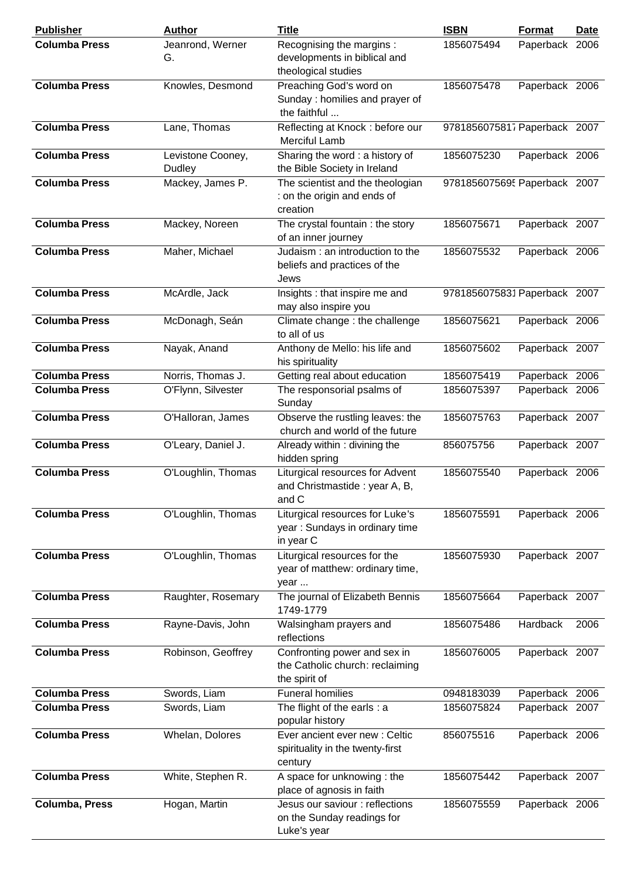| Publisher | Author | Title | ISBN | Format | Date |
|---|---|---|---|---|---|
| **Columba Press** | Jeanrond, Werner G. | Recognising the margins : developments in biblical and theological studies | 1856075494 | Paperback | 2006 |
| **Columba Press** | Knowles, Desmond | Preaching God's word on Sunday : homilies and prayer of the faithful ... | 1856075478 | Paperback | 2006 |
| **Columba Press** | Lane, Thomas | Reflecting at Knock : before our Merciful Lamb | 9781856075817 | Paperback | 2007 |
| **Columba Press** | Levistone Cooney, Dudley | Sharing the word : a history of the Bible Society in Ireland | 1856075230 | Paperback | 2006 |
| **Columba Press** | Mackey, James P. | The scientist and the theologian : on the origin and ends of creation | 9781856075695 | Paperback | 2007 |
| **Columba Press** | Mackey, Noreen | The crystal fountain : the story of an inner journey | 1856075671 | Paperback | 2007 |
| **Columba Press** | Maher, Michael | Judaism : an introduction to the beliefs and practices of the Jews | 1856075532 | Paperback | 2006 |
| **Columba Press** | McArdle, Jack | Insights : that inspire me and may also inspire you | 9781856075831 | Paperback | 2007 |
| **Columba Press** | McDonagh, Seán | Climate change : the challenge to all of us | 1856075621 | Paperback | 2006 |
| **Columba Press** | Nayak, Anand | Anthony de Mello: his life and his spirituality | 1856075602 | Paperback | 2007 |
| **Columba Press** | Norris, Thomas J. | Getting real about education | 1856075419 | Paperback | 2006 |
| **Columba Press** | O'Flynn, Silvester | The responsorial psalms of Sunday | 1856075397 | Paperback | 2006 |
| **Columba Press** | O'Halloran, James | Observe the rustling leaves: the church and world of the future | 1856075763 | Paperback | 2007 |
| **Columba Press** | O'Leary, Daniel J. | Already within : divining the hidden spring | 856075756 | Paperback | 2007 |
| **Columba Press** | O'Loughlin, Thomas | Liturgical resources for Advent and Christmastide : year A, B, and C | 1856075540 | Paperback | 2006 |
| **Columba Press** | O'Loughlin, Thomas | Liturgical resources for Luke's year : Sundays in ordinary time in year C | 1856075591 | Paperback | 2006 |
| **Columba Press** | O'Loughlin, Thomas | Liturgical resources for the year of matthew: ordinary time, year ... | 1856075930 | Paperback | 2007 |
| **Columba Press** | Raughter, Rosemary | The journal of Elizabeth Bennis 1749-1779 | 1856075664 | Paperback | 2007 |
| **Columba Press** | Rayne-Davis, John | Walsingham prayers and reflections | 1856075486 | Hardback | 2006 |
| **Columba Press** | Robinson, Geoffrey | Confronting power and sex in the Catholic church: reclaiming the spirit of | 1856076005 | Paperback | 2007 |
| **Columba Press** | Swords, Liam | Funeral homilies | 0948183039 | Paperback | 2006 |
| **Columba Press** | Swords, Liam | The flight of the earls : a popular history | 1856075824 | Paperback | 2007 |
| **Columba Press** | Whelan, Dolores | Ever ancient ever new : Celtic spirituality in the twenty-first century | 856075516 | Paperback | 2006 |
| **Columba Press** | White, Stephen R. | A space for unknowing : the place of agnosis in faith | 1856075442 | Paperback | 2007 |
| **Columba, Press** | Hogan, Martin | Jesus our saviour : reflections on the Sunday readings for Luke's year | 1856075559 | Paperback | 2006 |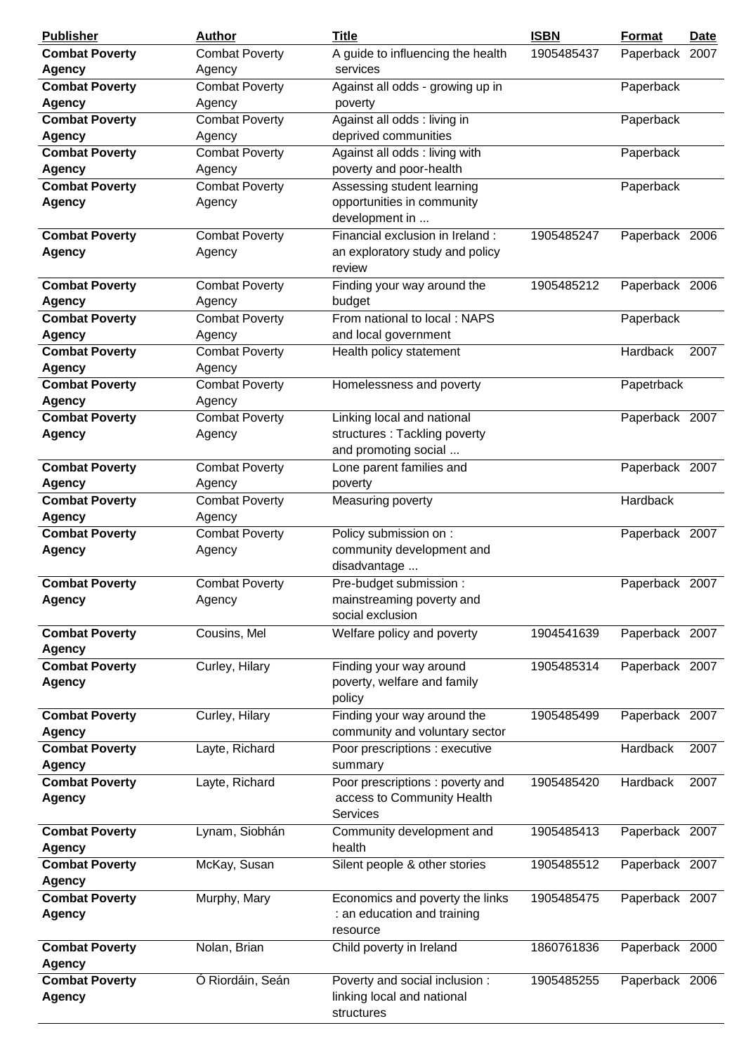| Publisher | Author | Title | ISBN | Format | Date |
|---|---|---|---|---|---|
| **Combat Poverty Agency** | Combat Poverty Agency | A guide to influencing the health services | 1905485437 | Paperback | 2007 |
| **Combat Poverty Agency** | Combat Poverty Agency | Against all odds - growing up in poverty | | Paperback | |
| **Combat Poverty Agency** | Combat Poverty Agency | Against all odds : living in deprived communities | | Paperback | |
| **Combat Poverty Agency** | Combat Poverty Agency | Against all odds : living with poverty and poor-health | | Paperback | |
| **Combat Poverty Agency** | Combat Poverty Agency | Assessing student learning opportunities in community development in ... | | Paperback | |
| **Combat Poverty Agency** | Combat Poverty Agency | Financial exclusion in Ireland : an exploratory study and policy review | 1905485247 | Paperback | 2006 |
| **Combat Poverty Agency** | Combat Poverty Agency | Finding your way around the budget | 1905485212 | Paperback | 2006 |
| **Combat Poverty Agency** | Combat Poverty Agency | From national to local : NAPS and local government | | Paperback | |
| **Combat Poverty Agency** | Combat Poverty Agency | Health policy statement | | Hardback | 2007 |
| **Combat Poverty Agency** | Combat Poverty Agency | Homelessness and poverty | | Papetrback | |
| **Combat Poverty Agency** | Combat Poverty Agency | Linking local and national structures : Tackling poverty and promoting social ... | | Paperback | 2007 |
| **Combat Poverty Agency** | Combat Poverty Agency | Lone parent families and poverty | | Paperback | 2007 |
| **Combat Poverty Agency** | Combat Poverty Agency | Measuring poverty | | Hardback | |
| **Combat Poverty Agency** | Combat Poverty Agency | Policy submission on : community development and disadvantage ... | | Paperback | 2007 |
| **Combat Poverty Agency** | Combat Poverty Agency | Pre-budget submission : mainstreaming poverty and social exclusion | | Paperback | 2007 |
| **Combat Poverty Agency** | Cousins, Mel | Welfare policy and poverty | 1904541639 | Paperback | 2007 |
| **Combat Poverty Agency** | Curley, Hilary | Finding your way around poverty, welfare and family policy | 1905485314 | Paperback | 2007 |
| **Combat Poverty Agency** | Curley, Hilary | Finding your way around the community and voluntary sector | 1905485499 | Paperback | 2007 |
| **Combat Poverty Agency** | Layte, Richard | Poor prescriptions : executive summary | | Hardback | 2007 |
| **Combat Poverty Agency** | Layte, Richard | Poor prescriptions : poverty and access to Community Health Services | 1905485420 | Hardback | 2007 |
| **Combat Poverty Agency** | Lynam, Siobhán | Community development and health | 1905485413 | Paperback | 2007 |
| **Combat Poverty Agency** | McKay, Susan | Silent people & other stories | 1905485512 | Paperback | 2007 |
| **Combat Poverty Agency** | Murphy, Mary | Economics and poverty the links : an education and training resource | 1905485475 | Paperback | 2007 |
| **Combat Poverty Agency** | Nolan, Brian | Child poverty in Ireland | 1860761836 | Paperback | 2000 |
| **Combat Poverty Agency** | Ó Riordáin, Seán | Poverty and social inclusion : linking local and national structures | 1905485255 | Paperback | 2006 |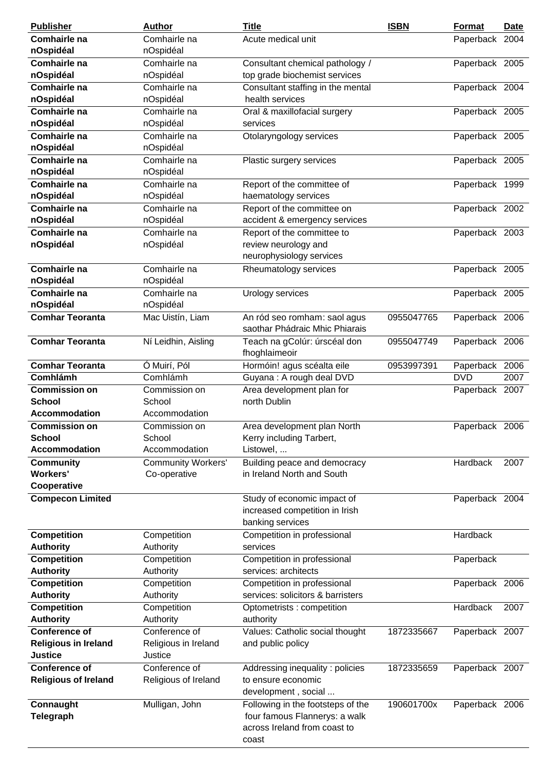| Publisher | Author | Title | ISBN | Format | Date |
|---|---|---|---|---|---|
| **Comhairle na nOspidéal** | Comhairle na nOspidéal | Acute medical unit | | Paperback | 2004 |
| **Comhairle na nOspidéal** | Comhairle na nOspidéal | Consultant chemical pathology / top grade biochemist services | | Paperback | 2005 |
| **Comhairle na nOspidéal** | Comhairle na nOspidéal | Consultant staffing in the mental health services | | Paperback | 2004 |
| **Comhairle na nOspidéal** | Comhairle na nOspidéal | Oral & maxillofacial surgery services | | Paperback | 2005 |
| **Comhairle na nOspidéal** | Comhairle na nOspidéal | Otolaryngology services | | Paperback | 2005 |
| **Comhairle na nOspidéal** | Comhairle na nOspidéal | Plastic surgery services | | Paperback | 2005 |
| **Comhairle na nOspidéal** | Comhairle na nOspidéal | Report of the committee of haematology services | | Paperback | 1999 |
| **Comhairle na nOspidéal** | Comhairle na nOspidéal | Report of the committee on accident & emergency services | | Paperback | 2002 |
| **Comhairle na nOspidéal** | Comhairle na nOspidéal | Report of the committee to review neurology and neurophysiology services | | Paperback | 2003 |
| **Comhairle na nOspidéal** | Comhairle na nOspidéal | Rheumatology services | | Paperback | 2005 |
| **Comhairle na nOspidéal** | Comhairle na nOspidéal | Urology services | | Paperback | 2005 |
| **Comhar Teoranta** | Mac Uistín, Liam | An ród seo romham: saol agus saothar Phádraic Mhic Phiarais | 0955047765 | Paperback | 2006 |
| **Comhar Teoranta** | Ní Leidhin, Aisling | Teach na gColúr: úrscéal don fhoghlaimeoir | 0955047749 | Paperback | 2006 |
| **Comhar Teoranta** | Ó Muirí, Pól | Hormóin! agus scéalta eile | 0953997391 | Paperback | 2006 |
| **Comhlámh** | Comhlámh | Guyana : A rough deal DVD | | DVD | 2007 |
| **Commission on School Accommodation** | Commission on School Accommodation | Area development plan for north Dublin | | Paperback | 2007 |
| **Commission on School Accommodation** | Commission on School Accommodation | Area development plan North Kerry including Tarbert, Listowel, ... | | Paperback | 2006 |
| **Community Workers' Cooperative** | Community Workers' Co-operative | Building peace and democracy in Ireland North and South | | Hardback | 2007 |
| **Compecon Limited** | | Study of economic impact of increased competition in Irish banking services | | Paperback | 2004 |
| **Competition Authority** | Competition Authority | Competition in professional services | | Hardback | |
| **Competition Authority** | Competition Authority | Competition in professional services: architects | | Paperback | |
| **Competition Authority** | Competition Authority | Competition in professional services: solicitors & barristers | | Paperback | 2006 |
| **Competition Authority** | Competition Authority | Optometrists : competition authority | | Hardback | 2007 |
| **Conference of Religious in Ireland Justice** | Conference of Religious in Ireland Justice | Values: Catholic social thought and public policy | 1872335667 | Paperback | 2007 |
| **Conference of Religious of Ireland** | Conference of Religious of Ireland | Addressing inequality : policies to ensure economic development , social ... | 1872335659 | Paperback | 2007 |
| **Connaught Telegraph** | Mulligan, John | Following in the footsteps of the four famous Flannerys: a walk across Ireland from coast to coast | 190601700x | Paperback | 2006 |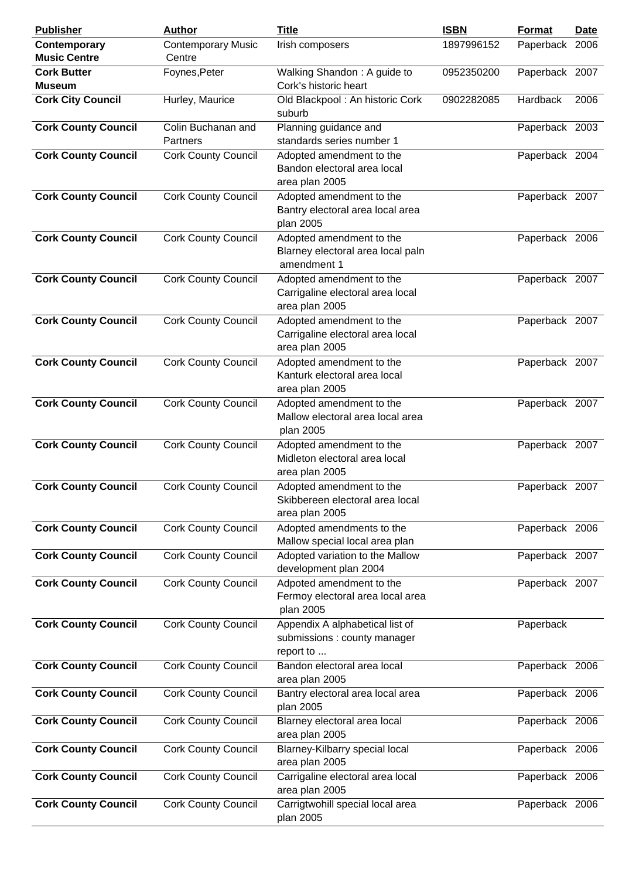| Publisher | Author | Title | ISBN | Format | Date |
|---|---|---|---|---|---|
| **Contemporary Music Centre** | Contemporary Music Centre | Irish composers | 1897996152 | Paperback | 2006 |
| **Cork Butter Museum** | Foynes,Peter | Walking Shandon : A guide to Cork's historic heart | 0952350200 | Paperback | 2007 |
| **Cork City Council** | Hurley, Maurice | Old Blackpool : An historic Cork suburb | 0902282085 | Hardback | 2006 |
| **Cork County Council** | Colin Buchanan and Partners | Planning guidance and standards series number 1 | | Paperback | 2003 |
| **Cork County Council** | Cork County Council | Adopted amendment to the Bandon electoral area local area plan 2005 | | Paperback | 2004 |
| **Cork County Council** | Cork County Council | Adopted amendment to the Bantry electoral area local area plan 2005 | | Paperback | 2007 |
| **Cork County Council** | Cork County Council | Adopted amendment to the Blarney electoral area local paln amendment 1 | | Paperback | 2006 |
| **Cork County Council** | Cork County Council | Adopted amendment to the Carrigaline electoral area local area plan 2005 | | Paperback | 2007 |
| **Cork County Council** | Cork County Council | Adopted amendment to the Carrigaline electoral area local area plan 2005 | | Paperback | 2007 |
| **Cork County Council** | Cork County Council | Adopted amendment to the Kanturk electoral area local area plan 2005 | | Paperback | 2007 |
| **Cork County Council** | Cork County Council | Adopted amendment to the Mallow electoral area local area plan 2005 | | Paperback | 2007 |
| **Cork County Council** | Cork County Council | Adopted amendment to the Midleton electoral area local area plan 2005 | | Paperback | 2007 |
| **Cork County Council** | Cork County Council | Adopted amendment to the Skibbereen electoral area local area plan 2005 | | Paperback | 2007 |
| **Cork County Council** | Cork County Council | Adopted amendments to the Mallow special local area plan | | Paperback | 2006 |
| **Cork County Council** | Cork County Council | Adopted variation to the Mallow development plan 2004 | | Paperback | 2007 |
| **Cork County Council** | Cork County Council | Adpoted amendment to the Fermoy electoral area local area plan 2005 | | Paperback | 2007 |
| **Cork County Council** | Cork County Council | Appendix A alphabetical list of submissions : county manager report to ... | | Paperback | |
| **Cork County Council** | Cork County Council | Bandon electoral area local area plan 2005 | | Paperback | 2006 |
| **Cork County Council** | Cork County Council | Bantry electoral area local area plan 2005 | | Paperback | 2006 |
| **Cork County Council** | Cork County Council | Blarney electoral area local area plan 2005 | | Paperback | 2006 |
| **Cork County Council** | Cork County Council | Blarney-Kilbarry special local area plan 2005 | | Paperback | 2006 |
| **Cork County Council** | Cork County Council | Carrigaline electoral area local area plan 2005 | | Paperback | 2006 |
| **Cork County Council** | Cork County Council | Carrigtwohill special local area plan 2005 | | Paperback | 2006 |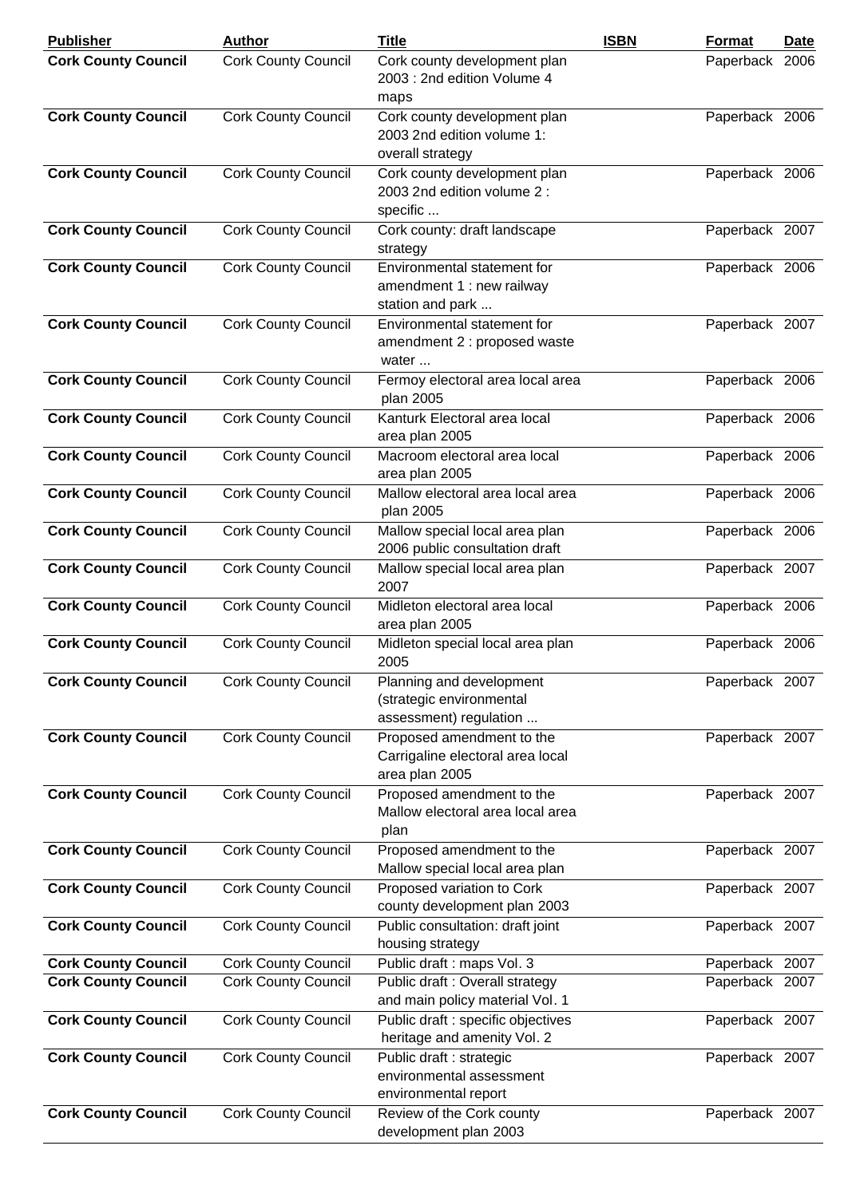| Publisher | Author | Title | ISBN | Format | Date |
|---|---|---|---|---|---|
| **Cork County Council** | Cork County Council | Cork county development plan 2003 : 2nd edition Volume 4 maps | | Paperback | 2006 |
| **Cork County Council** | Cork County Council | Cork county development plan 2003 2nd edition volume 1: overall strategy | | Paperback | 2006 |
| **Cork County Council** | Cork County Council | Cork county development plan 2003 2nd edition volume 2 : specific ... | | Paperback | 2006 |
| **Cork County Council** | Cork County Council | Cork county: draft landscape strategy | | Paperback | 2007 |
| **Cork County Council** | Cork County Council | Environmental statement for amendment 1 : new railway station and park ... | | Paperback | 2006 |
| **Cork County Council** | Cork County Council | Environmental statement for amendment 2 : proposed waste water ... | | Paperback | 2007 |
| **Cork County Council** | Cork County Council | Fermoy electoral area local area plan 2005 | | Paperback | 2006 |
| **Cork County Council** | Cork County Council | Kanturk Electoral area local area plan 2005 | | Paperback | 2006 |
| **Cork County Council** | Cork County Council | Macroom electoral area local area plan 2005 | | Paperback | 2006 |
| **Cork County Council** | Cork County Council | Mallow electoral area local area plan 2005 | | Paperback | 2006 |
| **Cork County Council** | Cork County Council | Mallow special local area plan 2006 public consultation draft | | Paperback | 2006 |
| **Cork County Council** | Cork County Council | Mallow special local area plan 2007 | | Paperback | 2007 |
| **Cork County Council** | Cork County Council | Midleton electoral area local area plan 2005 | | Paperback | 2006 |
| **Cork County Council** | Cork County Council | Midleton special local area plan 2005 | | Paperback | 2006 |
| **Cork County Council** | Cork County Council | Planning and development (strategic environmental assessment) regulation ... | | Paperback | 2007 |
| **Cork County Council** | Cork County Council | Proposed amendment to the Carrigaline electoral area local area plan 2005 | | Paperback | 2007 |
| **Cork County Council** | Cork County Council | Proposed amendment to the Mallow electoral area local area plan | | Paperback | 2007 |
| **Cork County Council** | Cork County Council | Proposed amendment to the Mallow special local area plan | | Paperback | 2007 |
| **Cork County Council** | Cork County Council | Proposed variation to Cork county development plan 2003 | | Paperback | 2007 |
| **Cork County Council** | Cork County Council | Public consultation: draft joint housing strategy | | Paperback | 2007 |
| **Cork County Council** | Cork County Council | Public draft : maps Vol. 3 | | Paperback | 2007 |
| **Cork County Council** | Cork County Council | Public draft : Overall strategy and main policy material Vol. 1 | | Paperback | 2007 |
| **Cork County Council** | Cork County Council | Public draft : specific objectives heritage and amenity Vol. 2 | | Paperback | 2007 |
| **Cork County Council** | Cork County Council | Public draft : strategic environmental assessment environmental report | | Paperback | 2007 |
| **Cork County Council** | Cork County Council | Review of the Cork county development plan 2003 | | Paperback | 2007 |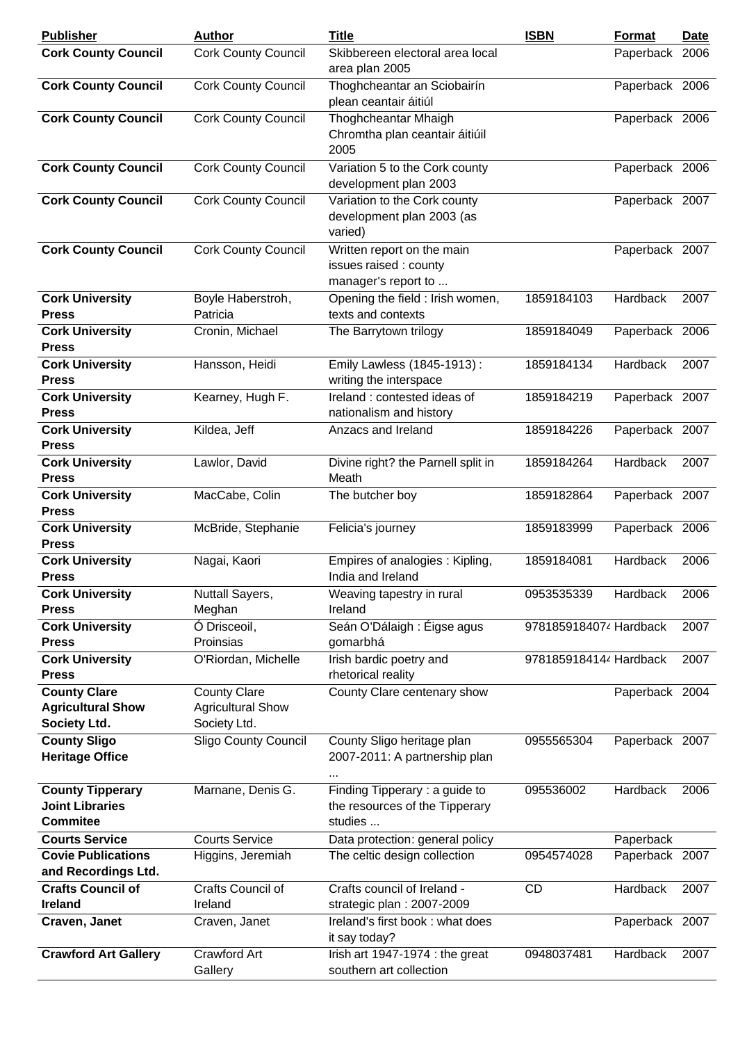| Publisher | Author | Title | ISBN | Format | Date |
|---|---|---|---|---|---|
| **Cork County Council** | Cork County Council | Skibbereen electoral area local area plan 2005 | | Paperback | 2006 |
| **Cork County Council** | Cork County Council | Thoghcheantar an Sciobairín plean ceantair áitiúl | | Paperback | 2006 |
| **Cork County Council** | Cork County Council | Thoghcheantar Mhaigh Chromtha plan ceantair áitiúil 2005 | | Paperback | 2006 |
| **Cork County Council** | Cork County Council | Variation 5 to the Cork county development plan 2003 | | Paperback | 2006 |
| **Cork County Council** | Cork County Council | Variation to the Cork county development plan 2003 (as varied) | | Paperback | 2007 |
| **Cork County Council** | Cork County Council | Written report on the main issues raised : county manager's report to ... | | Paperback | 2007 |
| **Cork University Press** | Boyle Haberstroh, Patricia | Opening the field : Irish women, texts and contexts | 1859184103 | Hardback | 2007 |
| **Cork University Press** | Cronin, Michael | The Barrytown trilogy | 1859184049 | Paperback | 2006 |
| **Cork University Press** | Hansson, Heidi | Emily Lawless (1845-1913) : writing the interspace | 1859184134 | Hardback | 2007 |
| **Cork University Press** | Kearney, Hugh F. | Ireland : contested ideas of nationalism and history | 1859184219 | Paperback | 2007 |
| **Cork University Press** | Kildea, Jeff | Anzacs and Ireland | 1859184226 | Paperback | 2007 |
| **Cork University Press** | Lawlor, David | Divine right? the Parnell split in Meath | 1859184264 | Hardback | 2007 |
| **Cork University Press** | MacCabe, Colin | The butcher boy | 1859182864 | Paperback | 2007 |
| **Cork University Press** | McBride, Stephanie | Felicia's journey | 1859183999 | Paperback | 2006 |
| **Cork University Press** | Nagai, Kaori | Empires of analogies : Kipling, India and Ireland | 1859184081 | Hardback | 2006 |
| **Cork University Press** | Nuttall Sayers, Meghan | Weaving tapestry in rural Ireland | 0953535339 | Hardback | 2006 |
| **Cork University Press** | Ó Drisceoil, Proinsias | Seán O'Dálaigh : Éigse agus gomarbhá | 978185918407 | Hardback | 2007 |
| **Cork University Press** | O'Riordan, Michelle | Irish bardic poetry and rhetorical reality | 978185918414 | Hardback | 2007 |
| **County Clare Agricultural Show Society Ltd.** | County Clare Agricultural Show Society Ltd. | County Clare centenary show | | Paperback | 2004 |
| **County Sligo Heritage Office** | Sligo County Council | County Sligo heritage plan 2007-2011: A partnership plan ... | 0955565304 | Paperback | 2007 |
| **County Tipperary Joint Libraries Commitee** | Marnane, Denis G. | Finding Tipperary : a guide to the resources of the Tipperary studies ... | 095536002 | Hardback | 2006 |
| **Courts Service** | Courts Service | Data protection: general policy | | Paperback | |
| **Covie Publications and Recordings Ltd.** | Higgins, Jeremiah | The celtic design collection | 0954574028 | Paperback | 2007 |
| **Crafts Council of Ireland** | Crafts Council of Ireland | Crafts council of Ireland - strategic plan : 2007-2009 | CD | Hardback | 2007 |
| **Craven, Janet** | Craven, Janet | Ireland's first book : what does it say today? | | Paperback | 2007 |
| **Crawford Art Gallery** | Crawford Art Gallery | Irish art 1947-1974 : the great southern art collection | 0948037481 | Hardback | 2007 |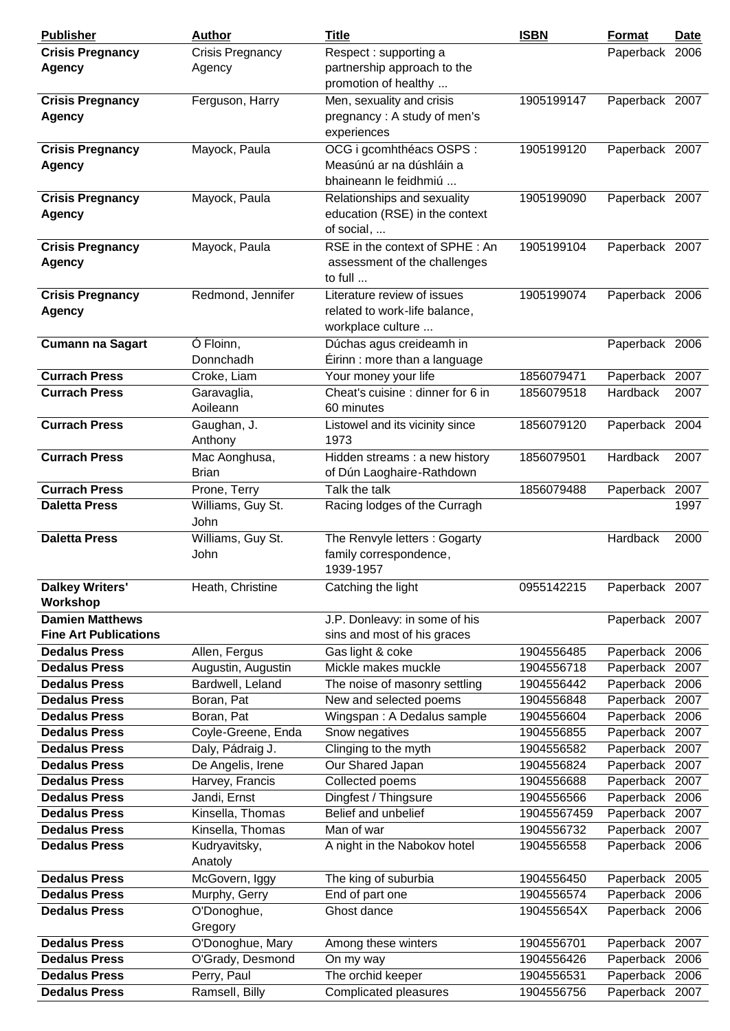| Publisher | Author | Title | ISBN | Format | Date |
|---|---|---|---|---|---|
| **Crisis Pregnancy Agency** | Crisis Pregnancy Agency | Respect : supporting a partnership approach to the promotion of healthy ... | | Paperback | 2006 |
| **Crisis Pregnancy Agency** | Ferguson, Harry | Men, sexuality and crisis pregnancy : A study of men's experiences | 1905199147 | Paperback | 2007 |
| **Crisis Pregnancy Agency** | Mayock, Paula | OCG i gcomhthéacs OSPS : Measúnú ar na dúshláin a bhaineann le feidhmiú ... | 1905199120 | Paperback | 2007 |
| **Crisis Pregnancy Agency** | Mayock, Paula | Relationships and sexuality education (RSE) in the context of social, ... | 1905199090 | Paperback | 2007 |
| **Crisis Pregnancy Agency** | Mayock, Paula | RSE in the context of SPHE : An assessment of the challenges to full ... | 1905199104 | Paperback | 2007 |
| **Crisis Pregnancy Agency** | Redmond, Jennifer | Literature review of issues related to work-life balance, workplace culture ... | 1905199074 | Paperback | 2006 |
| **Cumann na Sagart** | Ó Floinn, Donnchadh | Dúchas agus creideamh in Éirinn : more than a language | | Paperback | 2006 |
| **Currach Press** | Croke, Liam | Your money your life | 1856079471 | Paperback | 2007 |
| **Currach Press** | Garavaglia, Aoileann | Cheat's cuisine : dinner for 6 in 60 minutes | 1856079518 | Hardback | 2007 |
| **Currach Press** | Gaughan, J. Anthony | Listowel and its vicinity since 1973 | 1856079120 | Paperback | 2004 |
| **Currach Press** | Mac Aonghusa, Brian | Hidden streams : a new history of Dún Laoghaire-Rathdown | 1856079501 | Hardback | 2007 |
| **Currach Press** | Prone, Terry | Talk the talk | 1856079488 | Paperback | 2007 |
| **Daletta Press** | Williams, Guy St. John | Racing lodges of the Curragh | | | 1997 |
| **Daletta Press** | Williams, Guy St. John | The Renvyle letters : Gogarty family correspondence, 1939-1957 | | Hardback | 2000 |
| **Dalkey Writers' Workshop** | Heath, Christine | Catching the light | 0955142215 | Paperback | 2007 |
| **Damien Matthews Fine Art Publications** | | J.P. Donleavy: in some of his sins and most of his graces | | Paperback | 2007 |
| **Dedalus Press** | Allen, Fergus | Gas light & coke | 1904556485 | Paperback | 2006 |
| **Dedalus Press** | Augustin, Augustin | Mickle makes muckle | 1904556718 | Paperback | 2007 |
| **Dedalus Press** | Bardwell, Leland | The noise of masonry settling | 1904556442 | Paperback | 2006 |
| **Dedalus Press** | Boran, Pat | New and selected poems | 1904556848 | Paperback | 2007 |
| **Dedalus Press** | Boran, Pat | Wingspan : A Dedalus sample | 1904556604 | Paperback | 2006 |
| **Dedalus Press** | Coyle-Greene, Enda | Snow negatives | 1904556855 | Paperback | 2007 |
| **Dedalus Press** | Daly, Pádraig J. | Clinging to the myth | 1904556582 | Paperback | 2007 |
| **Dedalus Press** | De Angelis, Irene | Our Shared Japan | 1904556824 | Paperback | 2007 |
| **Dedalus Press** | Harvey, Francis | Collected poems | 1904556688 | Paperback | 2007 |
| **Dedalus Press** | Jandi, Ernst | Dingfest / Thingsure | 1904556566 | Paperback | 2006 |
| **Dedalus Press** | Kinsella, Thomas | Belief and unbelief | 19045567459 | Paperback | 2007 |
| **Dedalus Press** | Kinsella, Thomas | Man of war | 1904556732 | Paperback | 2007 |
| **Dedalus Press** | Kudryavitsky, Anatoly | A night in the Nabokov hotel | 1904556558 | Paperback | 2006 |
| **Dedalus Press** | McGovern, Iggy | The king of suburbia | 1904556450 | Paperback | 2005 |
| **Dedalus Press** | Murphy, Gerry | End of part one | 1904556574 | Paperback | 2006 |
| **Dedalus Press** | O'Donoghue, Gregory | Ghost dance | 190455654X | Paperback | 2006 |
| **Dedalus Press** | O'Donoghue, Mary | Among these winters | 1904556701 | Paperback | 2007 |
| **Dedalus Press** | O'Grady, Desmond | On my way | 1904556426 | Paperback | 2006 |
| **Dedalus Press** | Perry, Paul | The orchid keeper | 1904556531 | Paperback | 2006 |
| **Dedalus Press** | Ramsell, Billy | Complicated pleasures | 1904556756 | Paperback | 2007 |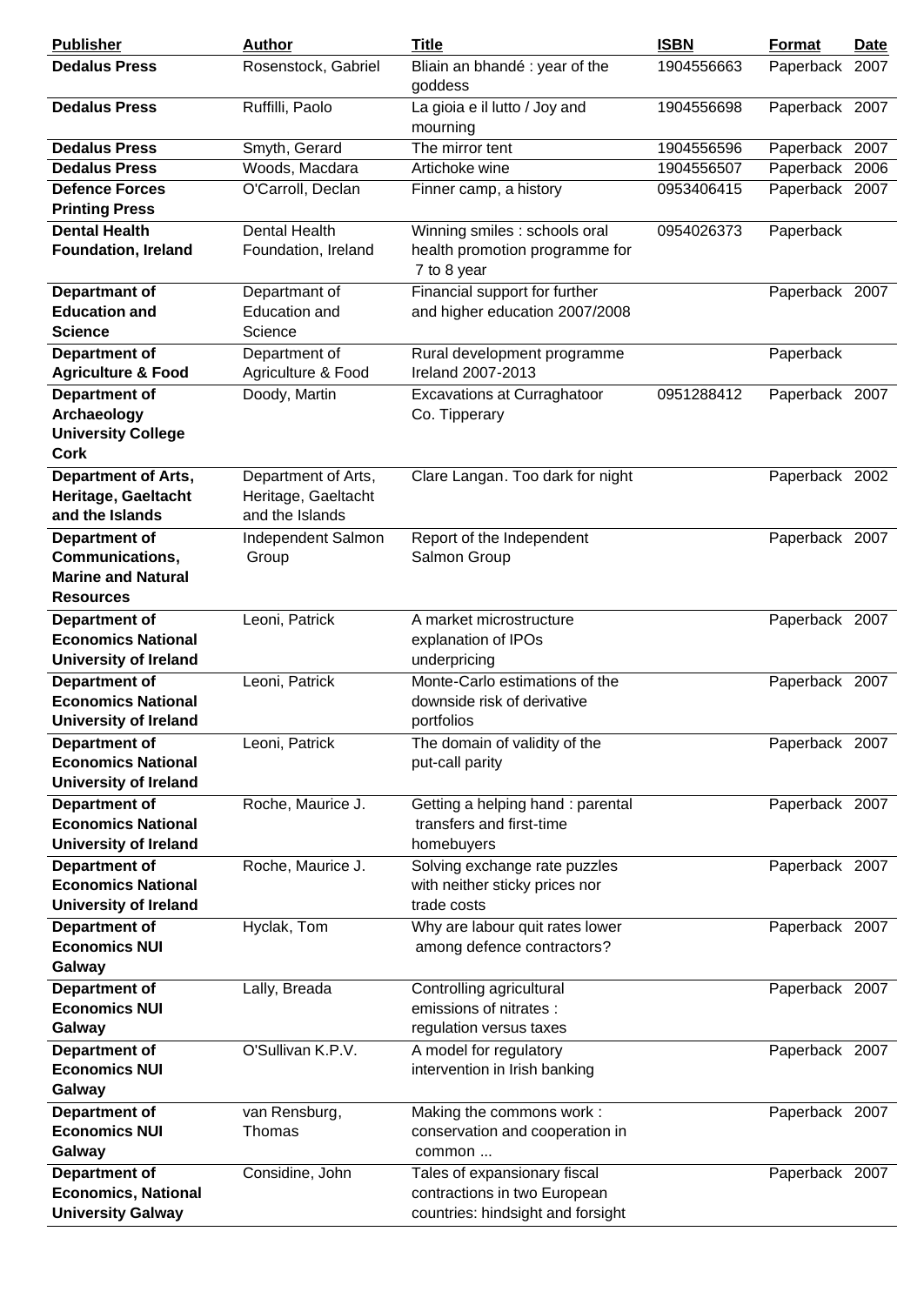| Publisher | Author | Title | ISBN | Format | Date |
| --- | --- | --- | --- | --- | --- |
| **Dedalus Press** | Rosenstock, Gabriel | Bliain an bhandé : year of the goddess | 1904556663 | Paperback | 2007 |
| **Dedalus Press** | Ruffilli, Paolo | La gioia e il lutto / Joy and mourning | 1904556698 | Paperback | 2007 |
| **Dedalus Press** | Smyth, Gerard | The mirror tent | 1904556596 | Paperback | 2007 |
| **Dedalus Press** | Woods, Macdara | Artichoke wine | 1904556507 | Paperback | 2006 |
| **Defence Forces Printing Press** | O'Carroll, Declan | Finner camp, a history | 0953406415 | Paperback | 2007 |
| **Dental Health Foundation, Ireland** | Dental Health Foundation, Ireland | Winning smiles : schools oral health promotion programme for 7 to 8 year | 0954026373 | Paperback | |
| **Departmant of Education and Science** | Departmant of Education and Science | Financial support for further and higher education 2007/2008 | | Paperback | 2007 |
| **Department of Agriculture & Food** | Department of Agriculture & Food | Rural development programme Ireland 2007-2013 | | Paperback | |
| **Department of Archaeology University College Cork** | Doody, Martin | Excavations at Curraghatoor Co. Tipperary | 0951288412 | Paperback | 2007 |
| **Department of Arts, Heritage, Gaeltacht and the Islands** | Department of Arts, Heritage, Gaeltacht and the Islands | Clare Langan. Too dark for night | | Paperback | 2002 |
| **Department of Communications, Marine and Natural Resources** | Independent Salmon Group | Report of the Independent Salmon Group | | Paperback | 2007 |
| **Department of Economics National University of Ireland** | Leoni, Patrick | A market microstructure explanation of IPOs underpricing | | Paperback | 2007 |
| **Department of Economics National University of Ireland** | Leoni, Patrick | Monte-Carlo estimations of the downside risk of derivative portfolios | | Paperback | 2007 |
| **Department of Economics National University of Ireland** | Leoni, Patrick | The domain of validity of the put-call parity | | Paperback | 2007 |
| **Department of Economics National University of Ireland** | Roche, Maurice J. | Getting a helping hand : parental transfers and first-time homebuyers | | Paperback | 2007 |
| **Department of Economics National University of Ireland** | Roche, Maurice J. | Solving exchange rate puzzles with neither sticky prices nor trade costs | | Paperback | 2007 |
| **Department of Economics NUI Galway** | Hyclak, Tom | Why are labour quit rates lower among defence contractors? | | Paperback | 2007 |
| **Department of Economics NUI Galway** | Lally, Breada | Controlling agricultural emissions of nitrates : regulation versus taxes | | Paperback | 2007 |
| **Department of Economics NUI Galway** | O'Sullivan K.P.V. | A model for regulatory intervention in Irish banking | | Paperback | 2007 |
| **Department of Economics NUI Galway** | van Rensburg, Thomas | Making the commons work : conservation and cooperation in common ... | | Paperback | 2007 |
| **Department of Economics, National University Galway** | Considine, John | Tales of expansionary fiscal contractions in two European countries: hindsight and forsight | | Paperback | 2007 |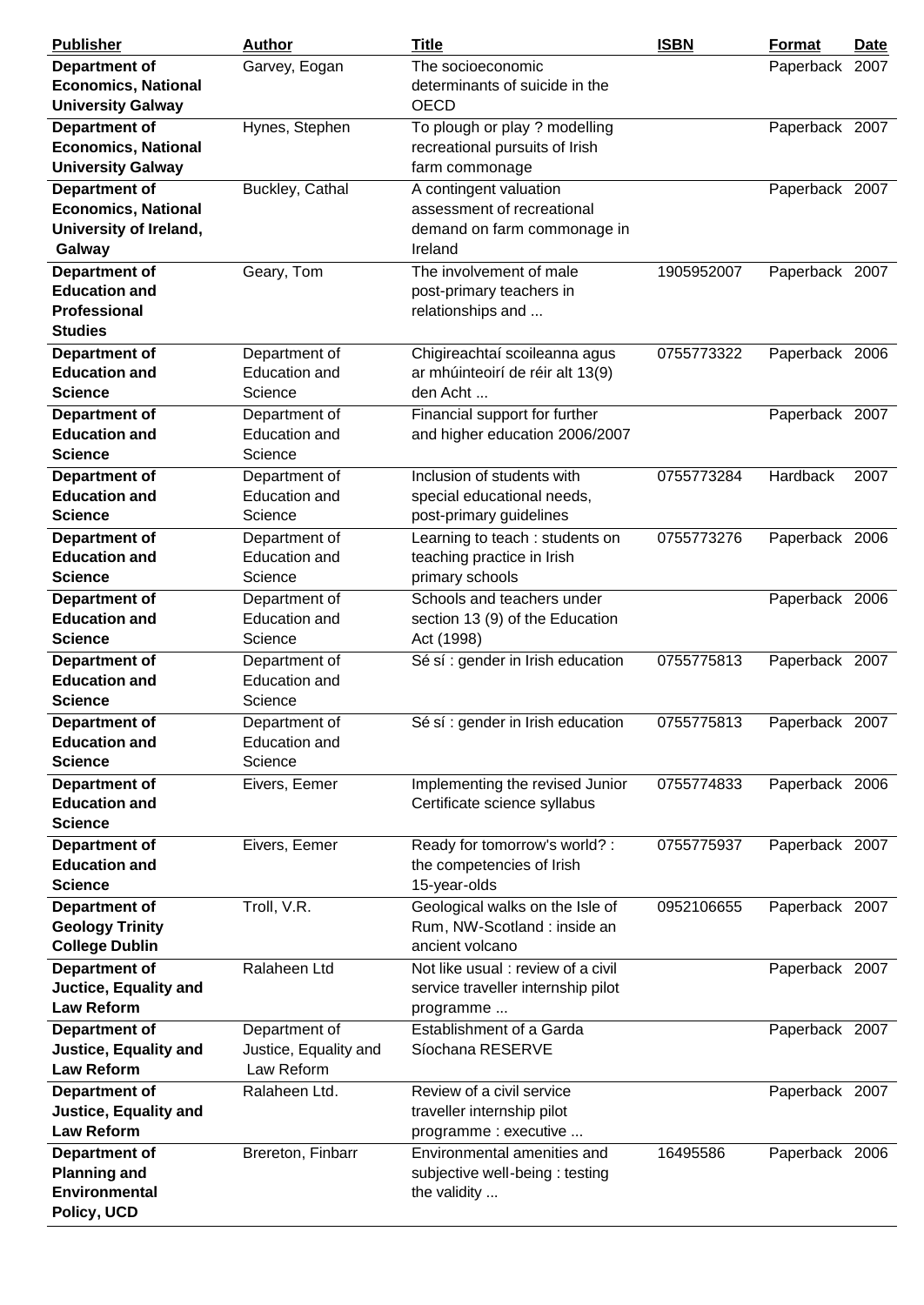| Publisher | Author | Title | ISBN | Format | Date |
|---|---|---|---|---|---|
| **Department of Economics, National University Galway** | Garvey, Eogan | The socioeconomic determinants of suicide in the OECD | | Paperback | 2007 |
| **Department of Economics, National University Galway** | Hynes, Stephen | To plough or play ? modelling recreational pursuits of Irish farm commonage | | Paperback | 2007 |
| **Department of Economics, National University of Ireland, Galway** | Buckley, Cathal | A contingent valuation assessment of recreational demand on farm commonage in Ireland | | Paperback | 2007 |
| **Department of Education and Professional Studies** | Geary, Tom | The involvement of male post-primary teachers in relationships and ... | 1905952007 | Paperback | 2007 |
| **Department of Education and Science** | Department of Education and Science | Chigireachtaí scoileanna agus ar mhúinteoirí de réir alt 13(9) den Acht ... | 0755773322 | Paperback | 2006 |
| **Department of Education and Science** | Department of Education and Science | Financial support for further and higher education 2006/2007 | | Paperback | 2007 |
| **Department of Education and Science** | Department of Education and Science | Inclusion of students with special educational needs, post-primary guidelines | 0755773284 | Hardback | 2007 |
| **Department of Education and Science** | Department of Education and Science | Learning to teach : students on teaching practice in Irish primary schools | 0755773276 | Paperback | 2006 |
| **Department of Education and Science** | Department of Education and Science | Schools and teachers under section 13 (9) of the Education Act (1998) | | Paperback | 2006 |
| **Department of Education and Science** | Department of Education and Science | Sé sí : gender in Irish education | 0755775813 | Paperback | 2007 |
| **Department of Education and Science** | Department of Education and Science | Sé sí : gender in Irish education | 0755775813 | Paperback | 2007 |
| **Department of Education and Science** | Eivers, Eemer | Implementing the revised Junior Certificate science syllabus | 0755774833 | Paperback | 2006 |
| **Department of Education and Science** | Eivers, Eemer | Ready for tomorrow's world? : the competencies of Irish 15-year-olds | 0755775937 | Paperback | 2007 |
| **Department of Geology Trinity College Dublin** | Troll, V.R. | Geological walks on the Isle of Rum, NW-Scotland : inside an ancient volcano | 0952106655 | Paperback | 2007 |
| **Department of Juctice, Equality and Law Reform** | Ralaheen Ltd | Not like usual : review of a civil service traveller internship pilot programme ... | | Paperback | 2007 |
| **Department of Justice, Equality and Law Reform** | Department of Justice, Equality and Law Reform | Establishment of a Garda Síochana RESERVE | | Paperback | 2007 |
| **Department of Justice, Equality and Law Reform** | Ralaheen Ltd. | Review of a civil service traveller internship pilot programme : executive ... | | Paperback | 2007 |
| **Department of Planning and Environmental Policy, UCD** | Brereton, Finbarr | Environmental amenities and subjective well-being : testing the validity ... | 16495586 | Paperback | 2006 |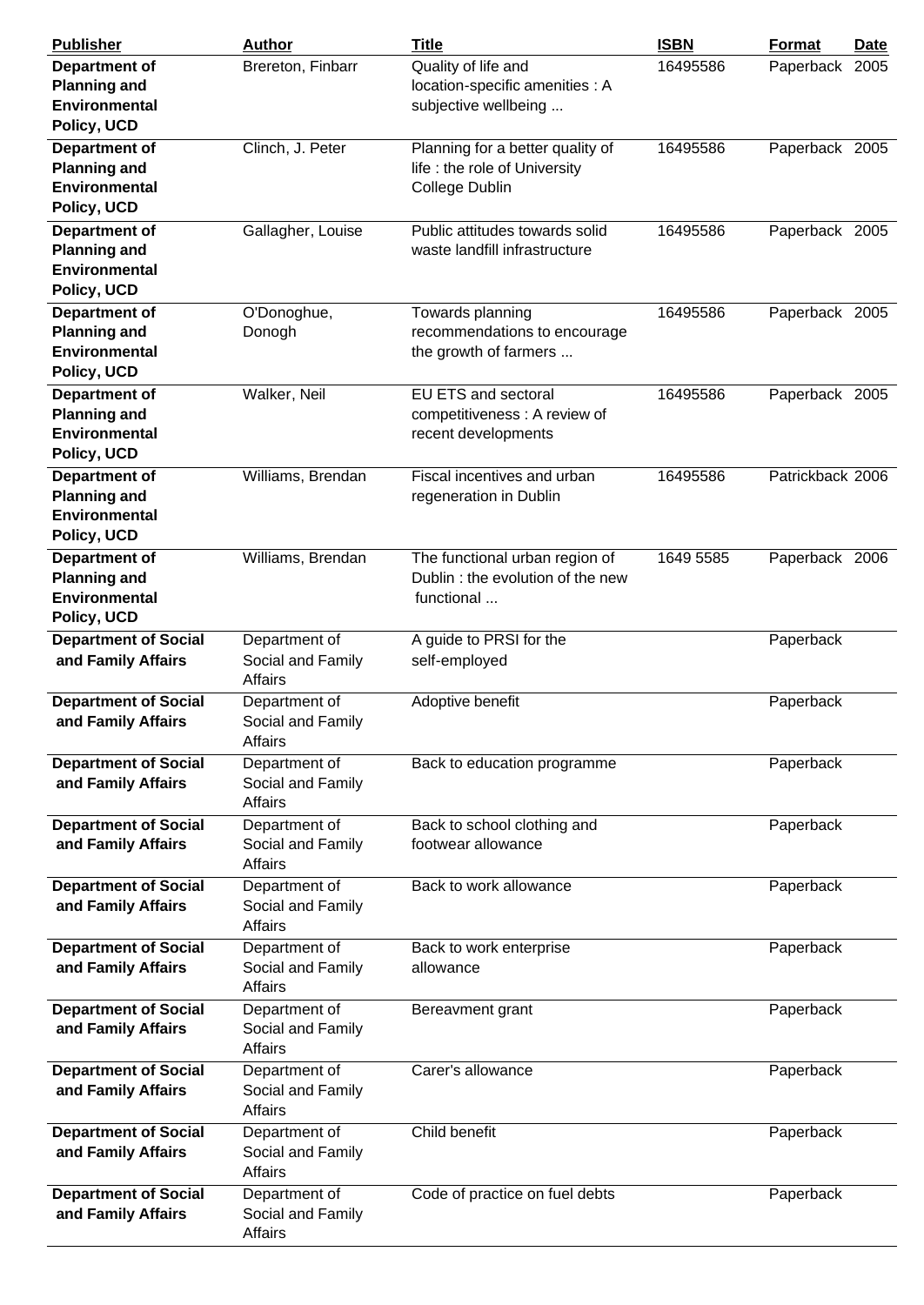| Publisher | Author | Title | ISBN | Format | Date |
|---|---|---|---|---|---|
| **Department of Planning and Environmental Policy, UCD** | Brereton, Finbarr | Quality of life and location-specific amenities : A subjective wellbeing ... | 16495586 | Paperback | 2005 |
| **Department of Planning and Environmental Policy, UCD** | Clinch, J. Peter | Planning for a better quality of life : the role of University College Dublin | 16495586 | Paperback | 2005 |
| **Department of Planning and Environmental Policy, UCD** | Gallagher, Louise | Public attitudes towards solid waste landfill infrastructure | 16495586 | Paperback | 2005 |
| **Department of Planning and Environmental Policy, UCD** | O'Donoghue, Donogh | Towards planning recommendations to encourage the growth of farmers ... | 16495586 | Paperback | 2005 |
| **Department of Planning and Environmental Policy, UCD** | Walker, Neil | EU ETS and sectoral competitiveness : A review of recent developments | 16495586 | Paperback | 2005 |
| **Department of Planning and Environmental Policy, UCD** | Williams, Brendan | Fiscal incentives and urban regeneration in Dublin | 16495586 | Patrickback | 2006 |
| **Department of Planning and Environmental Policy, UCD** | Williams, Brendan | The functional urban region of Dublin : the evolution of the new functional ... | 1649 5585 | Paperback | 2006 |
| **Department of Social and Family Affairs** | Department of Social and Family Affairs | A guide to PRSI for the self-employed | | Paperback | |
| **Department of Social and Family Affairs** | Department of Social and Family Affairs | Adoptive benefit | | Paperback | |
| **Department of Social and Family Affairs** | Department of Social and Family Affairs | Back to education programme | | Paperback | |
| **Department of Social and Family Affairs** | Department of Social and Family Affairs | Back to school clothing and footwear allowance | | Paperback | |
| **Department of Social and Family Affairs** | Department of Social and Family Affairs | Back to work allowance | | Paperback | |
| **Department of Social and Family Affairs** | Department of Social and Family Affairs | Back to work enterprise allowance | | Paperback | |
| **Department of Social and Family Affairs** | Department of Social and Family Affairs | Bereavment grant | | Paperback | |
| **Department of Social and Family Affairs** | Department of Social and Family Affairs | Carer's allowance | | Paperback | |
| **Department of Social and Family Affairs** | Department of Social and Family Affairs | Child benefit | | Paperback | |
| **Department of Social and Family Affairs** | Department of Social and Family Affairs | Code of practice on fuel debts | | Paperback | |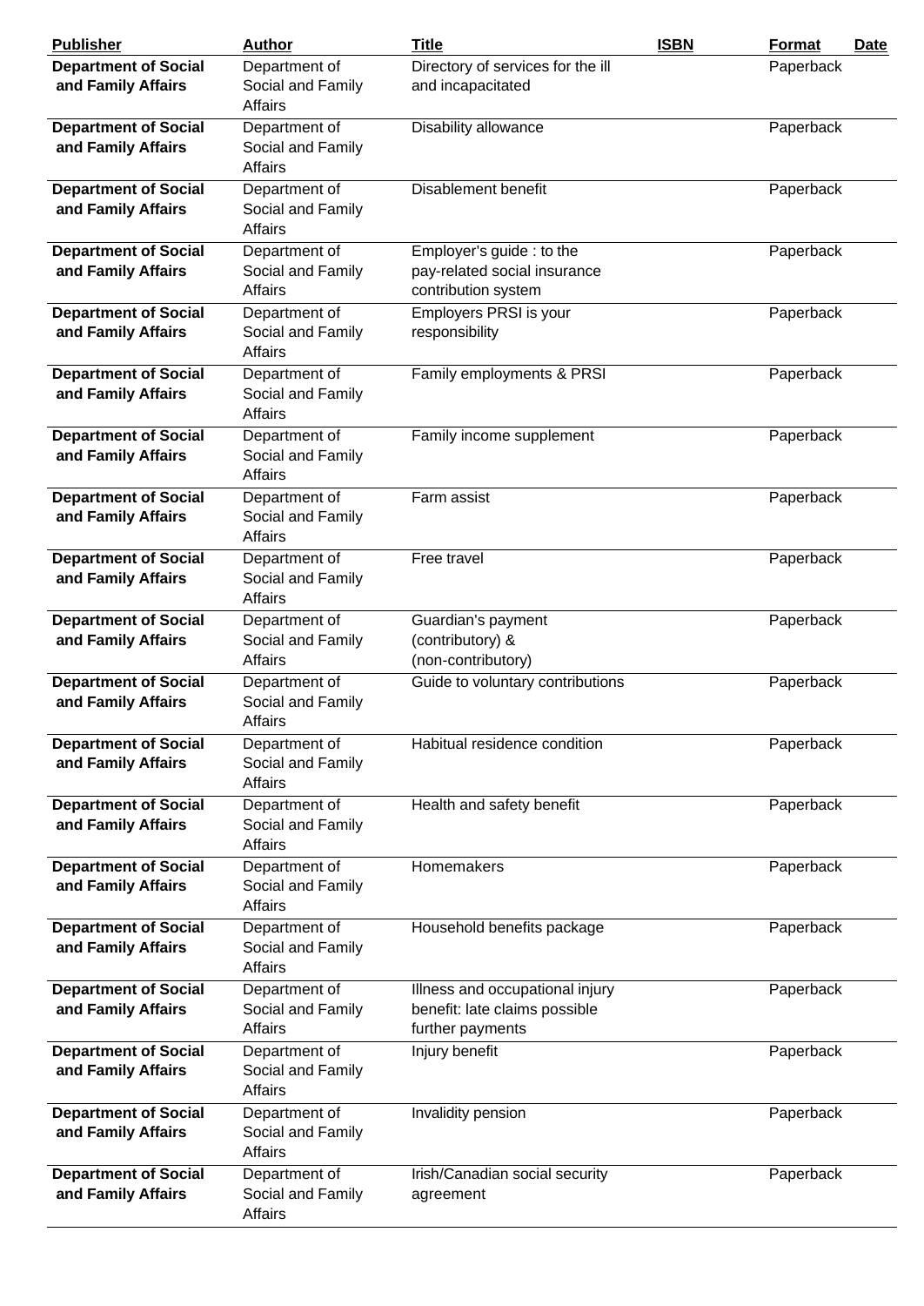| Publisher | Author | Title | ISBN | Format | Date |
|---|---|---|---|---|---|
| **Department of Social and Family Affairs** | Department of Social and Family Affairs | Directory of services for the ill and incapacitated | | Paperback | |
| **Department of Social and Family Affairs** | Department of Social and Family Affairs | Disability allowance | | Paperback | |
| **Department of Social and Family Affairs** | Department of Social and Family Affairs | Disablement benefit | | Paperback | |
| **Department of Social and Family Affairs** | Department of Social and Family Affairs | Employer's guide : to the pay-related social insurance contribution system | | Paperback | |
| **Department of Social and Family Affairs** | Department of Social and Family Affairs | Employers PRSI is your responsibility | | Paperback | |
| **Department of Social and Family Affairs** | Department of Social and Family Affairs | Family employments & PRSI | | Paperback | |
| **Department of Social and Family Affairs** | Department of Social and Family Affairs | Family income supplement | | Paperback | |
| **Department of Social and Family Affairs** | Department of Social and Family Affairs | Farm assist | | Paperback | |
| **Department of Social and Family Affairs** | Department of Social and Family Affairs | Free travel | | Paperback | |
| **Department of Social and Family Affairs** | Department of Social and Family Affairs | Guardian's payment (contributory) & (non-contributory) | | Paperback | |
| **Department of Social and Family Affairs** | Department of Social and Family Affairs | Guide to voluntary contributions | | Paperback | |
| **Department of Social and Family Affairs** | Department of Social and Family Affairs | Habitual residence condition | | Paperback | |
| **Department of Social and Family Affairs** | Department of Social and Family Affairs | Health and safety benefit | | Paperback | |
| **Department of Social and Family Affairs** | Department of Social and Family Affairs | Homemakers | | Paperback | |
| **Department of Social and Family Affairs** | Department of Social and Family Affairs | Household benefits package | | Paperback | |
| **Department of Social and Family Affairs** | Department of Social and Family Affairs | Illness and occupational injury benefit: late claims possible further payments | | Paperback | |
| **Department of Social and Family Affairs** | Department of Social and Family Affairs | Injury benefit | | Paperback | |
| **Department of Social and Family Affairs** | Department of Social and Family Affairs | Invalidity pension | | Paperback | |
| **Department of Social and Family Affairs** | Department of Social and Family Affairs | Irish/Canadian social security agreement | | Paperback | |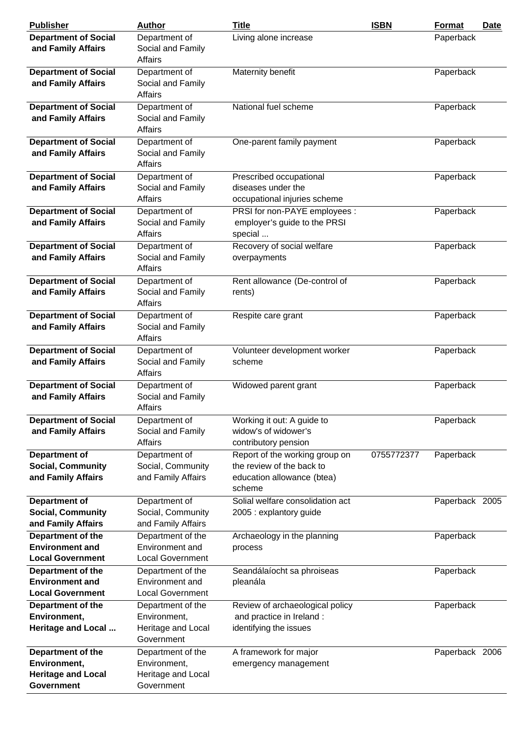| Publisher | Author | Title | ISBN | Format | Date |
|---|---|---|---|---|---|
| **Department of Social and Family Affairs** | Department of Social and Family Affairs | Living alone increase | | Paperback | |
| **Department of Social and Family Affairs** | Department of Social and Family Affairs | Maternity benefit | | Paperback | |
| **Department of Social and Family Affairs** | Department of Social and Family Affairs | National fuel scheme | | Paperback | |
| **Department of Social and Family Affairs** | Department of Social and Family Affairs | One-parent family payment | | Paperback | |
| **Department of Social and Family Affairs** | Department of Social and Family Affairs | Prescribed occupational diseases under the occupational injuries scheme | | Paperback | |
| **Department of Social and Family Affairs** | Department of Social and Family Affairs | PRSI for non-PAYE employees : employer's guide to the PRSI special ... | | Paperback | |
| **Department of Social and Family Affairs** | Department of Social and Family Affairs | Recovery of social welfare overpayments | | Paperback | |
| **Department of Social and Family Affairs** | Department of Social and Family Affairs | Rent allowance (De-control of rents) | | Paperback | |
| **Department of Social and Family Affairs** | Department of Social and Family Affairs | Respite care grant | | Paperback | |
| **Department of Social and Family Affairs** | Department of Social and Family Affairs | Volunteer development worker scheme | | Paperback | |
| **Department of Social and Family Affairs** | Department of Social and Family Affairs | Widowed parent grant | | Paperback | |
| **Department of Social and Family Affairs** | Department of Social and Family Affairs | Working it out: A guide to widow's of widower's contributory pension | | Paperback | |
| **Department of Social, Community and Family Affairs** | Department of Social, Community and Family Affairs | Report of the working group on the review of the back to education allowance (btea) scheme | 0755772377 | Paperback | |
| **Department of Social, Community and Family Affairs** | Department of Social, Community and Family Affairs | Solial welfare consolidation act 2005 : explantory guide | | Paperback | 2005 |
| **Department of the Environment and Local Government** | Department of the Environment and Local Government | Archaeology in the planning process | | Paperback | |
| **Department of the Environment and Local Government** | Department of the Environment and Local Government | Seandálaíocht sa phroiseas pleanála | | Paperback | |
| **Department of the Environment, Heritage and Local ...** | Department of the Environment, Heritage and Local Government | Review of archaeological policy and practice in Ireland : identifying the issues | | Paperback | |
| **Department of the Environment, Heritage and Local Government** | Department of the Environment, Heritage and Local Government | A framework for major emergency management | | Paperback | 2006 |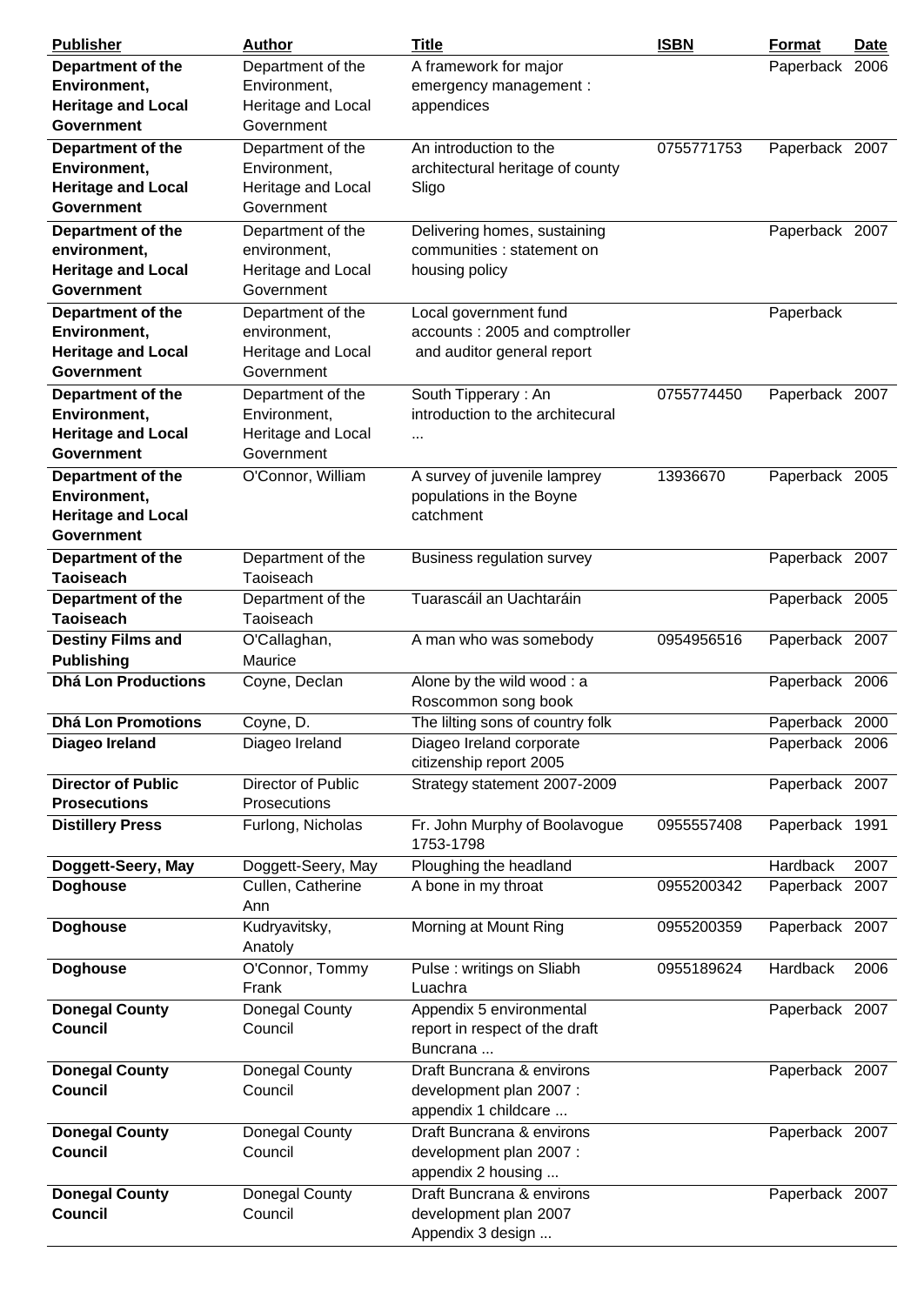| Publisher | Author | Title | ISBN | Format | Date |
|---|---|---|---|---|---|
| **Department of the Environment, Heritage and Local Government** | Department of the Environment, Heritage and Local Government | A framework for major emergency management : appendices | | Paperback | 2006 |
| **Department of the Environment, Heritage and Local Government** | Department of the Environment, Heritage and Local Government | An introduction to the architectural heritage of county Sligo | 0755771753 | Paperback | 2007 |
| **Department of the environment, Heritage and Local Government** | Department of the environment, Heritage and Local Government | Delivering homes, sustaining communities : statement on housing policy | | Paperback | 2007 |
| **Department of the Environment, Heritage and Local Government** | Department of the environment, Heritage and Local Government | Local government fund accounts : 2005 and comptroller and auditor general report | | Paperback | |
| **Department of the Environment, Heritage and Local Government** | Department of the Environment, Heritage and Local Government | South Tipperary : An introduction to the architecural ... | 0755774450 | Paperback | 2007 |
| **Department of the Environment, Heritage and Local Government** | O'Connor, William | A survey of juvenile lamprey populations in the Boyne catchment | 13936670 | Paperback | 2005 |
| **Department of the Taoiseach** | Department of the Taoiseach | Business regulation survey | | Paperback | 2007 |
| **Department of the Taoiseach** | Department of the Taoiseach | Tuarascáil an Uachtaráin | | Paperback | 2005 |
| **Destiny Films and Publishing** | O'Callaghan, Maurice | A man who was somebody | 0954956516 | Paperback | 2007 |
| **Dhá Lon Productions** | Coyne, Declan | Alone by the wild wood : a Roscommon song book | | Paperback | 2006 |
| **Dhá Lon Promotions** | Coyne, D. | The lilting sons of country folk | | Paperback | 2000 |
| **Diageo Ireland** | Diageo Ireland | Diageo Ireland corporate citizenship report 2005 | | Paperback | 2006 |
| **Director of Public Prosecutions** | Director of Public Prosecutions | Strategy statement 2007-2009 | | Paperback | 2007 |
| **Distillery Press** | Furlong, Nicholas | Fr. John Murphy of Boolavogue 1753-1798 | 0955557408 | Paperback | 1991 |
| **Doggett-Seery, May** | Doggett-Seery, May | Ploughing the headland | | Hardback | 2007 |
| **Doghouse** | Cullen, Catherine Ann | A bone in my throat | 0955200342 | Paperback | 2007 |
| **Doghouse** | Kudryavitsky, Anatoly | Morning at Mount Ring | 0955200359 | Paperback | 2007 |
| **Doghouse** | O'Connor, Tommy Frank | Pulse : writings on Sliabh Luachra | 0955189624 | Hardback | 2006 |
| **Donegal County Council** | Donegal County Council | Appendix 5 environmental report in respect of the draft Buncrana ... | | Paperback | 2007 |
| **Donegal County Council** | Donegal County Council | Draft Buncrana & environs development plan 2007 : appendix 1 childcare ... | | Paperback | 2007 |
| **Donegal County Council** | Donegal County Council | Draft Buncrana & environs development plan 2007 : appendix 2 housing ... | | Paperback | 2007 |
| **Donegal County Council** | Donegal County Council | Draft Buncrana & environs development plan 2007 Appendix 3 design ... | | Paperback | 2007 |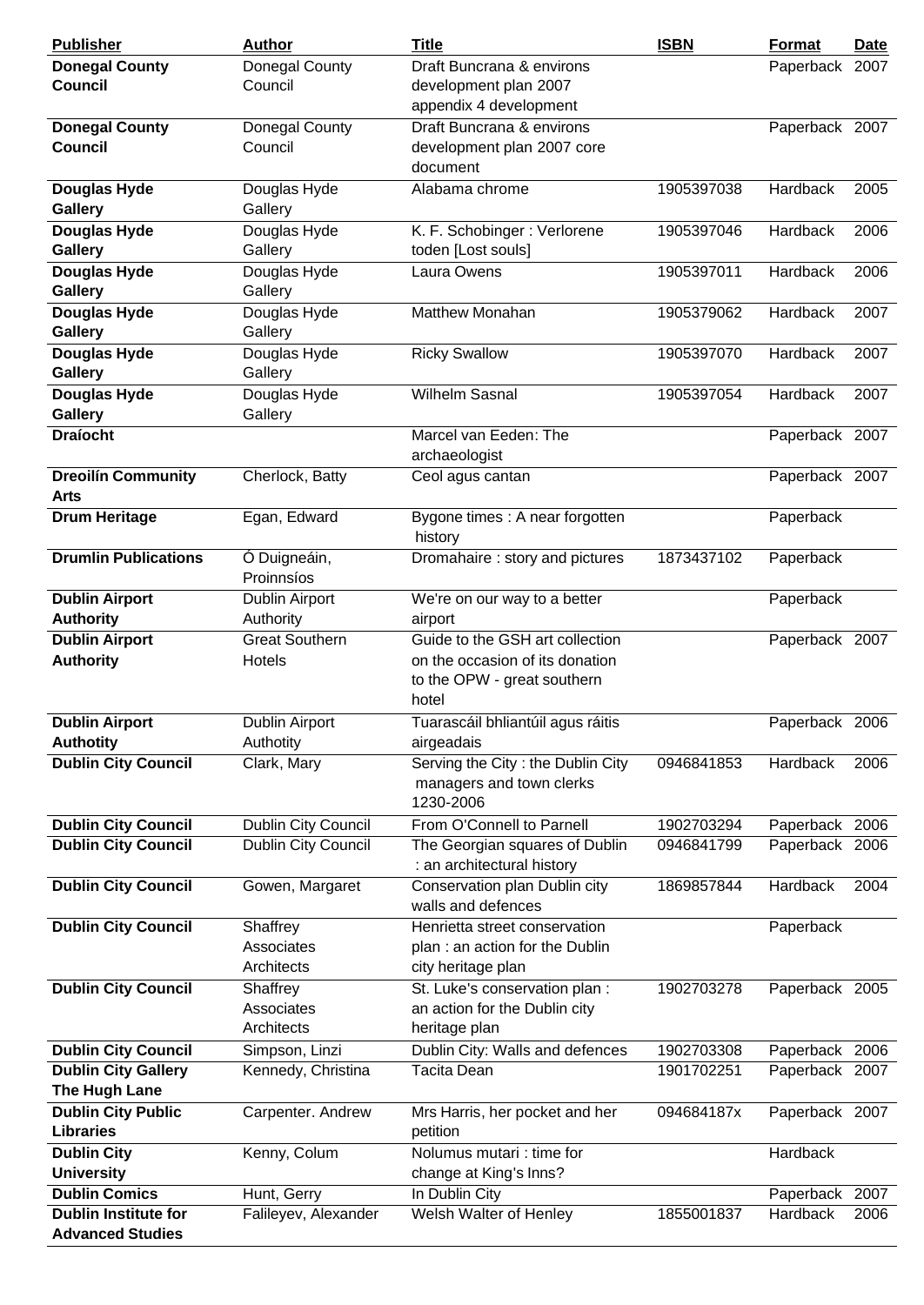| Publisher | Author | Title | ISBN | Format | Date |
|---|---|---|---|---|---|
| **Donegal County Council** | Donegal County Council | Draft Buncrana & environs development plan 2007 appendix 4 development | | Paperback | 2007 |
| **Donegal County Council** | Donegal County Council | Draft Buncrana & environs development plan 2007 core document | | Paperback | 2007 |
| **Douglas Hyde Gallery** | Douglas Hyde Gallery | Alabama chrome | 1905397038 | Hardback | 2005 |
| **Douglas Hyde Gallery** | Douglas Hyde Gallery | K. F. Schobinger : Verlorene toden [Lost souls] | 1905397046 | Hardback | 2006 |
| **Douglas Hyde Gallery** | Douglas Hyde Gallery | Laura Owens | 1905397011 | Hardback | 2006 |
| **Douglas Hyde Gallery** | Douglas Hyde Gallery | Matthew Monahan | 1905379062 | Hardback | 2007 |
| **Douglas Hyde Gallery** | Douglas Hyde Gallery | Ricky Swallow | 1905397070 | Hardback | 2007 |
| **Douglas Hyde Gallery** | Douglas Hyde Gallery | Wilhelm Sasnal | 1905397054 | Hardback | 2007 |
| **Draíocht** | | Marcel van Eeden: The archaeologist | | Paperback | 2007 |
| **Dreoilín Community Arts** | Cherlock, Batty | Ceol agus cantan | | Paperback | 2007 |
| **Drum Heritage** | Egan, Edward | Bygone times : A near forgotten history | | Paperback | |
| **Drumlin Publications** | Ó Duigneáin, Proinnsíos | Dromahaire : story and pictures | 1873437102 | Paperback | |
| **Dublin Airport Authority** | Dublin Airport Authority | We're on our way to a better airport | | Paperback | |
| **Dublin Airport Authority** | Great Southern Hotels | Guide to the GSH art collection on the occasion of its donation to the OPW - great southern hotel | | Paperback | 2007 |
| **Dublin Airport Authotity** | Dublin Airport Authotity | Tuarascáil bhliantúil agus ráitis airgeadais | | Paperback | 2006 |
| **Dublin City Council** | Clark, Mary | Serving the City : the Dublin City managers and town clerks 1230-2006 | 0946841853 | Hardback | 2006 |
| **Dublin City Council** | Dublin City Council | From O'Connell to Parnell | 1902703294 | Paperback | 2006 |
| **Dublin City Council** | Dublin City Council | The Georgian squares of Dublin : an architectural history | 0946841799 | Paperback | 2006 |
| **Dublin City Council** | Gowen, Margaret | Conservation plan Dublin city walls and defences | 1869857844 | Hardback | 2004 |
| **Dublin City Council** | Shaffrey Associates Architects | Henrietta street conservation plan : an action for the Dublin city heritage plan | | Paperback | |
| **Dublin City Council** | Shaffrey Associates Architects | St. Luke's conservation plan : an action for the Dublin city heritage plan | 1902703278 | Paperback | 2005 |
| **Dublin City Council** | Simpson, Linzi | Dublin City: Walls and defences | 1902703308 | Paperback | 2006 |
| **Dublin City Gallery The Hugh Lane** | Kennedy, Christina | Tacita Dean | 1901702251 | Paperback | 2007 |
| **Dublin City Public Libraries** | Carpenter. Andrew | Mrs Harris, her pocket and her petition | 094684187x | Paperback | 2007 |
| **Dublin City University** | Kenny, Colum | Nolumus mutari : time for change at King's Inns? | | Hardback | |
| **Dublin Comics** | Hunt, Gerry | In Dublin City | | Paperback | 2007 |
| **Dublin Institute for Advanced Studies** | Falileyev, Alexander | Welsh Walter of Henley | 1855001837 | Hardback | 2006 |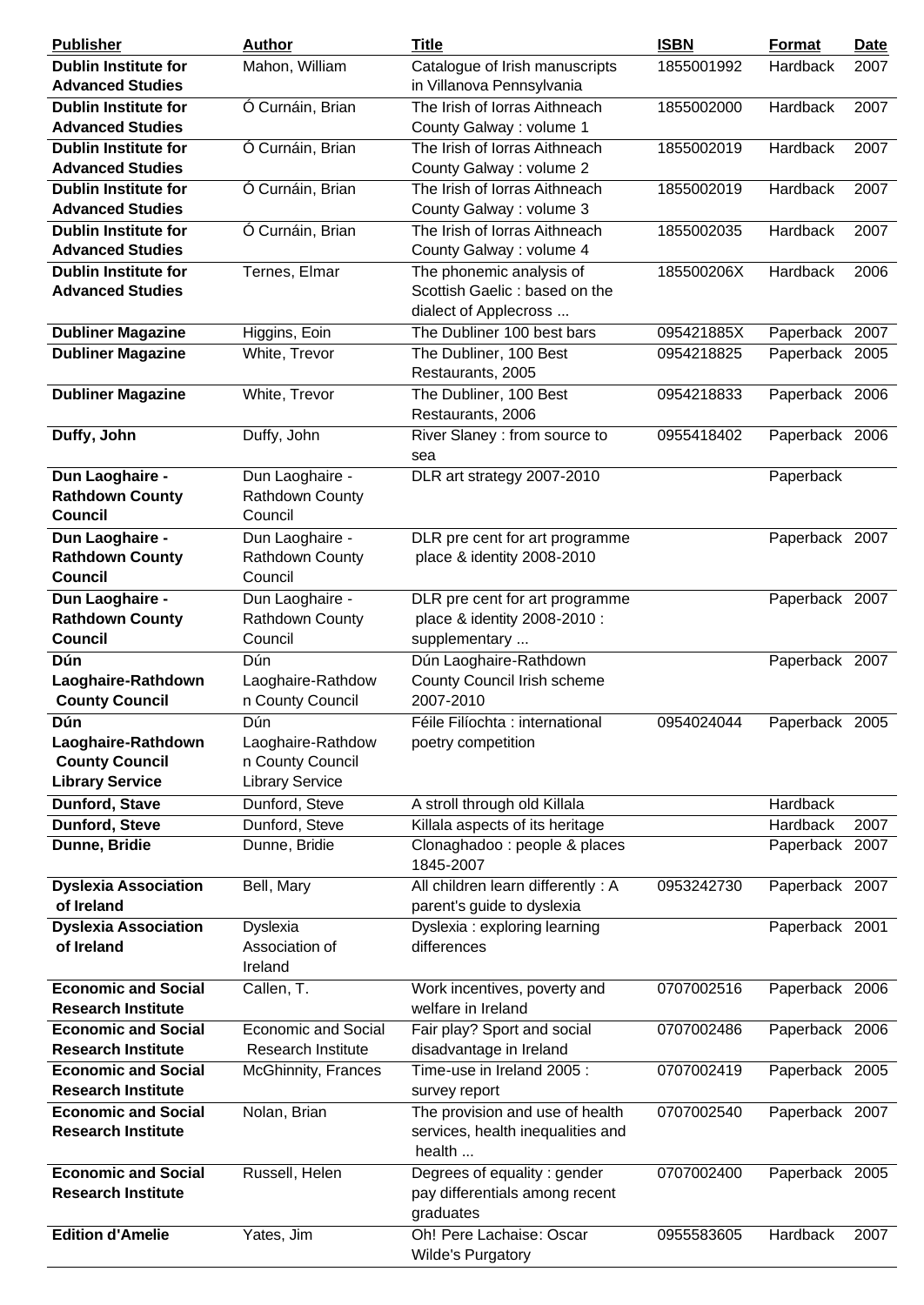| Publisher | Author | Title | ISBN | Format | Date |
|---|---|---|---|---|---|
| **Dublin Institute for Advanced Studies** | Mahon, William | Catalogue of Irish manuscripts in Villanova Pennsylvania | 1855001992 | Hardback | 2007 |
| **Dublin Institute for Advanced Studies** | Ó Curnáin, Brian | The Irish of Iorras Aithneach County Galway : volume 1 | 1855002000 | Hardback | 2007 |
| **Dublin Institute for Advanced Studies** | Ó Curnáin, Brian | The Irish of Iorras Aithneach County Galway : volume 2 | 1855002019 | Hardback | 2007 |
| **Dublin Institute for Advanced Studies** | Ó Curnáin, Brian | The Irish of Iorras Aithneach County Galway : volume 3 | 1855002019 | Hardback | 2007 |
| **Dublin Institute for Advanced Studies** | Ó Curnáin, Brian | The Irish of Iorras Aithneach County Galway : volume 4 | 1855002035 | Hardback | 2007 |
| **Dublin Institute for Advanced Studies** | Ternes, Elmar | The phonemic analysis of Scottish Gaelic : based on the dialect of Applecross ... | 185500206X | Hardback | 2006 |
| **Dubliner Magazine** | Higgins, Eoin | The Dubliner 100 best bars | 095421885X | Paperback | 2007 |
| **Dubliner Magazine** | White, Trevor | The Dubliner, 100 Best Restaurants, 2005 | 0954218825 | Paperback | 2005 |
| **Dubliner Magazine** | White, Trevor | The Dubliner, 100 Best Restaurants, 2006 | 0954218833 | Paperback | 2006 |
| **Duffy, John** | Duffy, John | River Slaney : from source to sea | 0955418402 | Paperback | 2006 |
| **Dun Laoghaire - Rathdown County Council** | Dun Laoghaire - Rathdown County Council | DLR art strategy 2007-2010 | | Paperback | |
| **Dun Laoghaire - Rathdown County Council** | Dun Laoghaire - Rathdown County Council | DLR pre cent for art programme place & identity 2008-2010 | | Paperback | 2007 |
| **Dun Laoghaire - Rathdown County Council** | Dun Laoghaire - Rathdown County Council | DLR pre cent for art programme place & identity 2008-2010 : supplementary ... | | Paperback | 2007 |
| **Dún Laoghaire-Rathdown County Council** | Dún Laoghaire-Rathdown County Council | Dún Laoghaire-Rathdown County Council Irish scheme 2007-2010 | | Paperback | 2007 |
| **Dún Laoghaire-Rathdown County Council Library Service** | Dún Laoghaire-Rathdown County Council Library Service | Féile Filíochta : international poetry competition | 0954024044 | Paperback | 2005 |
| **Dunford, Stave** | Dunford, Steve | A stroll through old Killala | | Hardback | |
| **Dunford, Steve** | Dunford, Steve | Killala aspects of its heritage | | Hardback | 2007 |
| **Dunne, Bridie** | Dunne, Bridie | Clonaghadoo : people & places 1845-2007 | | Paperback | 2007 |
| **Dyslexia Association of Ireland** | Bell, Mary | All children learn differently : A parent's guide to dyslexia | 0953242730 | Paperback | 2007 |
| **Dyslexia Association of Ireland** | Dyslexia Association of Ireland | Dyslexia : exploring learning differences | | Paperback | 2001 |
| **Economic and Social Research Institute** | Callen, T. | Work incentives, poverty and welfare in Ireland | 0707002516 | Paperback | 2006 |
| **Economic and Social Research Institute** | Economic and Social Research Institute | Fair play? Sport and social disadvantage in Ireland | 0707002486 | Paperback | 2006 |
| **Economic and Social Research Institute** | McGhinnity, Frances | Time-use in Ireland 2005 : survey report | 0707002419 | Paperback | 2005 |
| **Economic and Social Research Institute** | Nolan, Brian | The provision and use of health services, health inequalities and health ... | 0707002540 | Paperback | 2007 |
| **Economic and Social Research Institute** | Russell, Helen | Degrees of equality : gender pay differentials among recent graduates | 0707002400 | Paperback | 2005 |
| **Edition d'Amelie** | Yates, Jim | Oh! Pere Lachaise: Oscar Wilde's Purgatory | 0955583605 | Hardback | 2007 |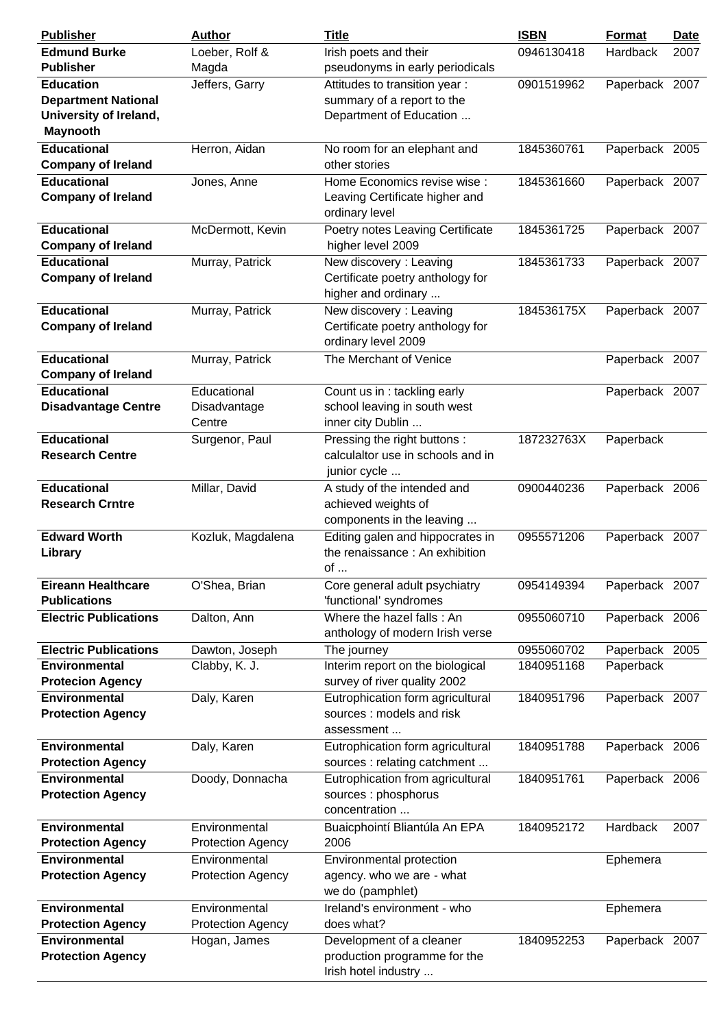| Publisher | Author | Title | ISBN | Format | Date |
|---|---|---|---|---|---|
| **Edmund Burke Publisher** | Loeber, Rolf & Magda | Irish poets and their pseudonyms in early periodicals | 0946130418 | Hardback | 2007 |
| **Education Department National University of Ireland, Maynooth** | Jeffers, Garry | Attitudes to transition year : summary of a report to the Department of Education ... | 0901519962 | Paperback | 2007 |
| **Educational Company of Ireland** | Herron, Aidan | No room for an elephant and other stories | 1845360761 | Paperback | 2005 |
| **Educational Company of Ireland** | Jones, Anne | Home Economics revise wise : Leaving Certificate higher and ordinary level | 1845361660 | Paperback | 2007 |
| **Educational Company of Ireland** | McDermott, Kevin | Poetry notes Leaving Certificate higher level 2009 | 1845361725 | Paperback | 2007 |
| **Educational Company of Ireland** | Murray, Patrick | New discovery : Leaving Certificate poetry anthology for higher and ordinary ... | 1845361733 | Paperback | 2007 |
| **Educational Company of Ireland** | Murray, Patrick | New discovery : Leaving Certificate poetry anthology for ordinary level 2009 | 184536175X | Paperback | 2007 |
| **Educational Company of Ireland** | Murray, Patrick | The Merchant of Venice | | Paperback | 2007 |
| **Educational Disadvantage Centre** | Educational Disadvantage Centre | Count us in : tackling early school leaving in south west inner city Dublin ... | | Paperback | 2007 |
| **Educational Research Centre** | Surgenor, Paul | Pressing the right buttons : calculaltor use in schools and in junior cycle ... | 187232763X | Paperback | |
| **Educational Research Crntre** | Millar, David | A study of the intended and achieved weights of components in the leaving ... | 0900440236 | Paperback | 2006 |
| **Edward Worth Library** | Kozluk, Magdalena | Editing galen and hippocrates in the renaissance : An exhibition of ... | 0955571206 | Paperback | 2007 |
| **Eireann Healthcare Publications** | O'Shea, Brian | Core general adult psychiatry 'functional' syndromes | 0954149394 | Paperback | 2007 |
| **Electric Publications** | Dalton, Ann | Where the hazel falls : An anthology of modern Irish verse | 0955060710 | Paperback | 2006 |
| **Electric Publications** | Dawton, Joseph | The journey | 0955060702 | Paperback | 2005 |
| **Environmental Protecion Agency** | Clabby, K. J. | Interim report on the biological survey of river quality 2002 | 1840951168 | Paperback | |
| **Environmental Protection Agency** | Daly, Karen | Eutrophication form agricultural sources : models and risk assessment ... | 1840951796 | Paperback | 2007 |
| **Environmental Protection Agency** | Daly, Karen | Eutrophication form agricultural sources : relating catchment ... | 1840951788 | Paperback | 2006 |
| **Environmental Protection Agency** | Doody, Donnacha | Eutrophication from agricultural sources : phosphorus concentration ... | 1840951761 | Paperback | 2006 |
| **Environmental Protection Agency** | Environmental Protection Agency | Buaicphointí Bliantúla An EPA 2006 | 1840952172 | Hardback | 2007 |
| **Environmental Protection Agency** | Environmental Protection Agency | Environmental protection agency. who we are - what we do (pamphlet) | | Ephemera | |
| **Environmental Protection Agency** | Environmental Protection Agency | Ireland's environment - who does what? | | Ephemera | |
| **Environmental Protection Agency** | Hogan, James | Development of a cleaner production programme for the Irish hotel industry ... | 1840952253 | Paperback | 2007 |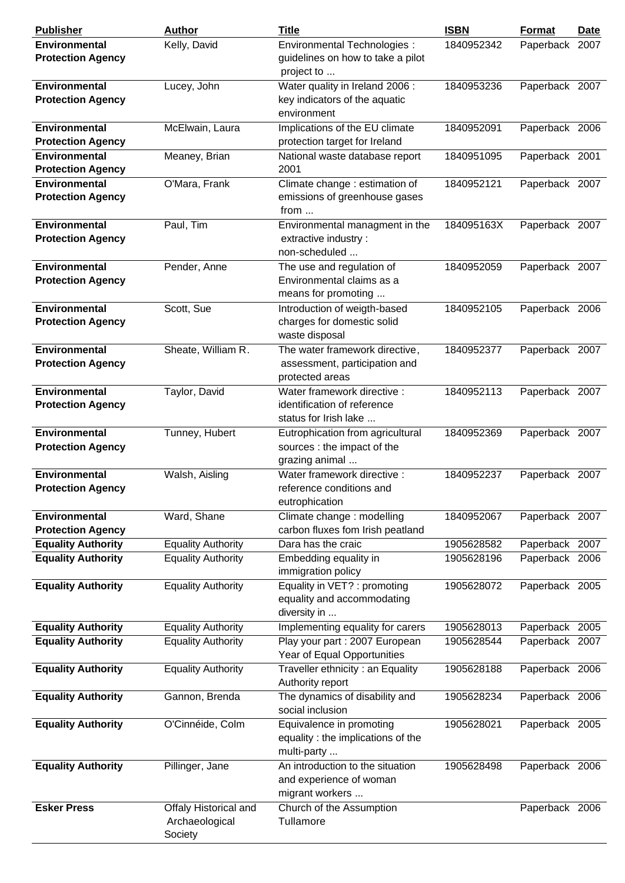| Publisher | Author | Title | ISBN | Format | Date |
|---|---|---|---|---|---|
| **Environmental Protection Agency** | Kelly, David | Environmental Technologies : guidelines on how to take a pilot project to ... | 1840952342 | Paperback | 2007 |
| **Environmental Protection Agency** | Lucey, John | Water quality in Ireland 2006 : key indicators of the aquatic environment | 1840953236 | Paperback | 2007 |
| **Environmental Protection Agency** | McElwain, Laura | Implications of the EU climate protection target for Ireland | 1840952091 | Paperback | 2006 |
| **Environmental Protection Agency** | Meaney, Brian | National waste database report 2001 | 1840951095 | Paperback | 2001 |
| **Environmental Protection Agency** | O'Mara, Frank | Climate change : estimation of emissions of greenhouse gases from ... | 1840952121 | Paperback | 2007 |
| **Environmental Protection Agency** | Paul, Tim | Environmental managment in the extractive industry : non-scheduled ... | 184095163X | Paperback | 2007 |
| **Environmental Protection Agency** | Pender, Anne | The use and regulation of Environmental claims as a means for promoting ... | 1840952059 | Paperback | 2007 |
| **Environmental Protection Agency** | Scott, Sue | Introduction of weigth-based charges for domestic solid waste disposal | 1840952105 | Paperback | 2006 |
| **Environmental Protection Agency** | Sheate, William R. | The water framework directive, assessment, participation and protected areas | 1840952377 | Paperback | 2007 |
| **Environmental Protection Agency** | Taylor, David | Water framework directive : identification of reference status for Irish lake ... | 1840952113 | Paperback | 2007 |
| **Environmental Protection Agency** | Tunney, Hubert | Eutrophication from agricultural sources : the impact of the grazing animal ... | 1840952369 | Paperback | 2007 |
| **Environmental Protection Agency** | Walsh, Aisling | Water framework directive : reference conditions and eutrophication | 1840952237 | Paperback | 2007 |
| **Environmental Protection Agency** | Ward, Shane | Climate change : modelling carbon fluxes fom Irish peatland | 1840952067 | Paperback | 2007 |
| **Equality Authority** | Equality Authority | Dara has the craic | 1905628582 | Paperback | 2007 |
| **Equality Authority** | Equality Authority | Embedding equality in immigration policy | 1905628196 | Paperback | 2006 |
| **Equality Authority** | Equality Authority | Equality in VET? : promoting equality and accommodating diversity in ... | 1905628072 | Paperback | 2005 |
| **Equality Authority** | Equality Authority | Implementing equality for carers | 1905628013 | Paperback | 2005 |
| **Equality Authority** | Equality Authority | Play your part : 2007 European Year of Equal Opportunities | 1905628544 | Paperback | 2007 |
| **Equality Authority** | Equality Authority | Traveller ethnicity : an Equality Authority report | 1905628188 | Paperback | 2006 |
| **Equality Authority** | Gannon, Brenda | The dynamics of disability and social inclusion | 1905628234 | Paperback | 2006 |
| **Equality Authority** | O'Cinnéide, Colm | Equivalence in promoting equality : the implications of the multi-party ... | 1905628021 | Paperback | 2005 |
| **Equality Authority** | Pillinger, Jane | An introduction to the situation and experience of woman migrant workers ... | 1905628498 | Paperback | 2006 |
| **Esker Press** | Offaly Historical and Archaeological Society | Church of the Assumption Tullamore | | Paperback | 2006 |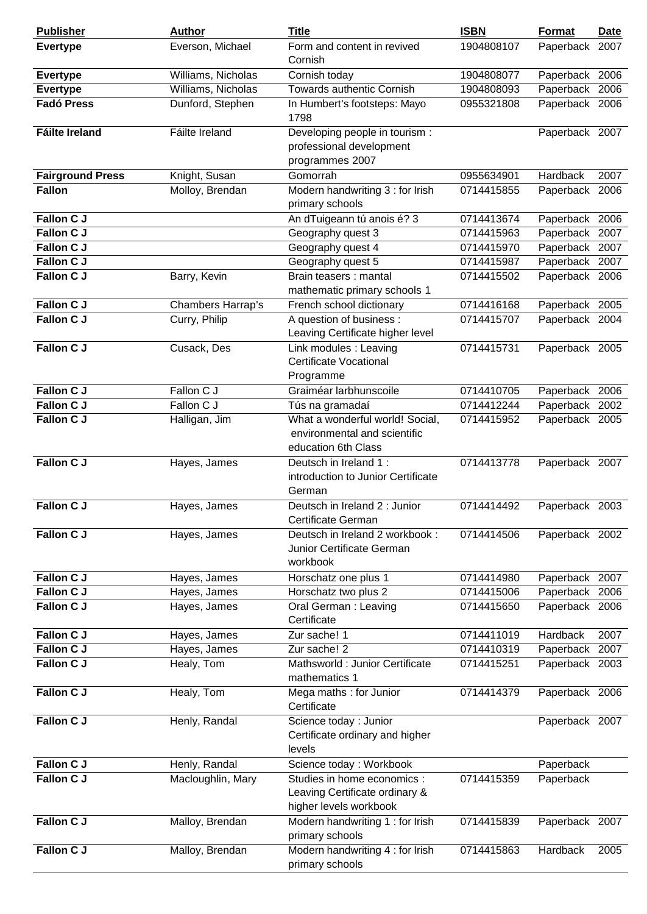| Publisher | Author | Title | ISBN | Format | Date |
|---|---|---|---|---|---|
| **Evertype** | Everson, Michael | Form and content in revived Cornish | 1904808107 | Paperback | 2007 |
| **Evertype** | Williams, Nicholas | Cornish today | 1904808077 | Paperback | 2006 |
| **Evertype** | Williams, Nicholas | Towards authentic Cornish | 1904808093 | Paperback | 2006 |
| **Fadó Press** | Dunford, Stephen | In Humbert's footsteps: Mayo 1798 | 0955321808 | Paperback | 2006 |
| **Fáilte Ireland** | Fáilte Ireland | Developing people in tourism : professional development programmes 2007 | | Paperback | 2007 |
| **Fairground Press** | Knight, Susan | Gomorrah | 0955634901 | Hardback | 2007 |
| **Fallon** | Molloy, Brendan | Modern handwriting 3 : for Irish primary schools | 0714415855 | Paperback | 2006 |
| **Fallon C J** | | An dTuigeann tú anois é? 3 | 0714413674 | Paperback | 2006 |
| **Fallon C J** | | Geography quest 3 | 0714415963 | Paperback | 2007 |
| **Fallon C J** | | Geography quest 4 | 0714415970 | Paperback | 2007 |
| **Fallon C J** | | Geography quest 5 | 0714415987 | Paperback | 2007 |
| **Fallon C J** | Barry, Kevin | Brain teasers : mantal mathematic primary schools 1 | 0714415502 | Paperback | 2006 |
| **Fallon C J** | Chambers Harrap's | French school dictionary | 0714416168 | Paperback | 2005 |
| **Fallon C J** | Curry, Philip | A question of business : Leaving Certificate higher level | 0714415707 | Paperback | 2004 |
| **Fallon C J** | Cusack, Des | Link modules : Leaving Certificate Vocational Programme | 0714415731 | Paperback | 2005 |
| **Fallon C J** | Fallon C J | Graiméar larbhunscoile | 0714410705 | Paperback | 2006 |
| **Fallon C J** | Fallon C J | Tús na gramadaí | 0714412244 | Paperback | 2002 |
| **Fallon C J** | Halligan, Jim | What a wonderful world! Social, environmental and scientific education 6th Class | 0714415952 | Paperback | 2005 |
| **Fallon C J** | Hayes, James | Deutsch in Ireland 1 : introduction to Junior Certificate German | 0714413778 | Paperback | 2007 |
| **Fallon C J** | Hayes, James | Deutsch in Ireland 2 : Junior Certificate German | 0714414492 | Paperback | 2003 |
| **Fallon C J** | Hayes, James | Deutsch in Ireland 2 workbook : Junior Certificate German workbook | 0714414506 | Paperback | 2002 |
| **Fallon C J** | Hayes, James | Horschatz one plus 1 | 0714414980 | Paperback | 2007 |
| **Fallon C J** | Hayes, James | Horschatz two plus 2 | 0714415006 | Paperback | 2006 |
| **Fallon C J** | Hayes, James | Oral German : Leaving Certificate | 0714415650 | Paperback | 2006 |
| **Fallon C J** | Hayes, James | Zur sache! 1 | 0714411019 | Hardback | 2007 |
| **Fallon C J** | Hayes, James | Zur sache! 2 | 0714410319 | Paperback | 2007 |
| **Fallon C J** | Healy, Tom | Mathsworld : Junior Certificate mathematics 1 | 0714415251 | Paperback | 2003 |
| **Fallon C J** | Healy, Tom | Mega maths : for Junior Certificate | 0714414379 | Paperback | 2006 |
| **Fallon C J** | Henly, Randal | Science today : Junior Certificate ordinary and higher levels | | Paperback | 2007 |
| **Fallon C J** | Henly, Randal | Science today : Workbook | | Paperback | |
| **Fallon C J** | Macloughlin, Mary | Studies in home economics : Leaving Certificate ordinary & higher levels workbook | 0714415359 | Paperback | |
| **Fallon C J** | Malloy, Brendan | Modern handwriting 1 : for Irish primary schools | 0714415839 | Paperback | 2007 |
| **Fallon C J** | Malloy, Brendan | Modern handwriting 4 : for Irish primary schools | 0714415863 | Hardback | 2005 |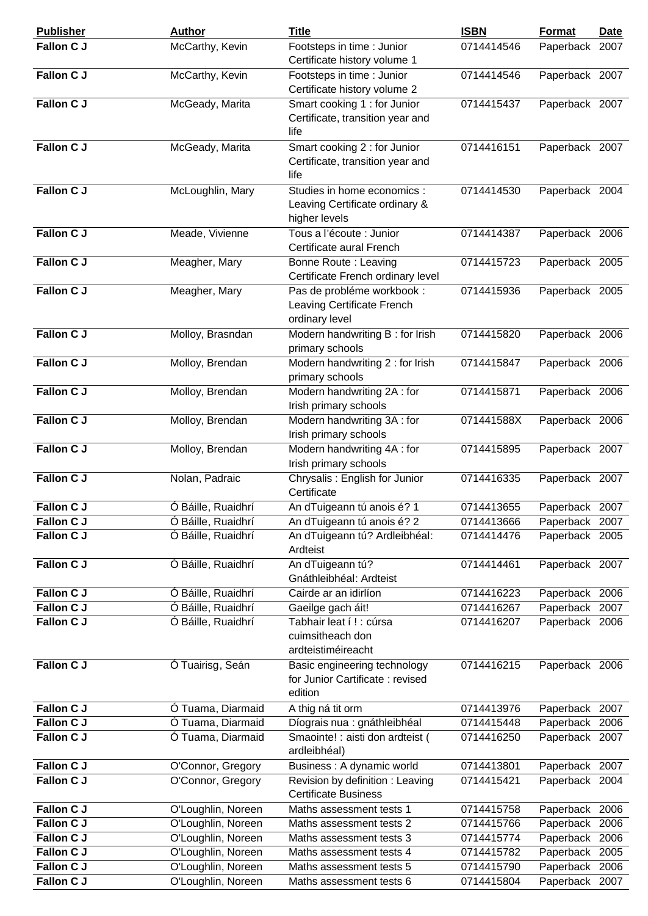| Publisher | Author | Title | ISBN | Format | Date |
|---|---|---|---|---|---|
| **Fallon C J** | McCarthy, Kevin | Footsteps in time : Junior Certificate history volume 1 | 0714414546 | Paperback | 2007 |
| **Fallon C J** | McCarthy, Kevin | Footsteps in time : Junior Certificate history volume 2 | 0714414546 | Paperback | 2007 |
| **Fallon C J** | McGeady, Marita | Smart cooking 1 : for Junior Certificate, transition year and life | 0714415437 | Paperback | 2007 |
| **Fallon C J** | McGeady, Marita | Smart cooking 2 : for Junior Certificate, transition year and life | 0714416151 | Paperback | 2007 |
| **Fallon C J** | McLoughlin, Mary | Studies in home economics : Leaving Certificate ordinary & higher levels | 0714414530 | Paperback | 2004 |
| **Fallon C J** | Meade, Vivienne | Tous a l'écoute : Junior Certificate aural French | 0714414387 | Paperback | 2006 |
| **Fallon C J** | Meagher, Mary | Bonne Route : Leaving Certificate French ordinary level | 0714415723 | Paperback | 2005 |
| **Fallon C J** | Meagher, Mary | Pas de probléme workbook : Leaving Certificate French ordinary level | 0714415936 | Paperback | 2005 |
| **Fallon C J** | Molloy, Brasndan | Modern handwriting B : for Irish primary schools | 0714415820 | Paperback | 2006 |
| **Fallon C J** | Molloy, Brendan | Modern handwriting 2 : for Irish primary schools | 0714415847 | Paperback | 2006 |
| **Fallon C J** | Molloy, Brendan | Modern handwriting 2A : for Irish primary schools | 0714415871 | Paperback | 2006 |
| **Fallon C J** | Molloy, Brendan | Modern handwriting 3A : for Irish primary schools | 071441588X | Paperback | 2006 |
| **Fallon C J** | Molloy, Brendan | Modern handwriting 4A : for Irish primary schools | 0714415895 | Paperback | 2007 |
| **Fallon C J** | Nolan, Padraic | Chrysalis : English for Junior Certificate | 0714416335 | Paperback | 2007 |
| **Fallon C J** | Ó Báille, Ruaidhrí | An dTuigeann tú anois é? 1 | 0714413655 | Paperback | 2007 |
| **Fallon C J** | Ó Báille, Ruaidhrí | An dTuigeann tú anois é? 2 | 0714413666 | Paperback | 2007 |
| **Fallon C J** | Ó Báille, Ruaidhrí | An dTuigeann tú? Ardleibhéal: Ardteist | 0714414476 | Paperback | 2005 |
| **Fallon C J** | Ó Báille, Ruaidhrí | An dTuigeann tú? Gnáthleibhéal: Ardteist | 0714414461 | Paperback | 2007 |
| **Fallon C J** | Ó Báille, Ruaidhrí | Cairde ar an idirlíon | 0714416223 | Paperback | 2006 |
| **Fallon C J** | Ó Báille, Ruaidhrí | Gaeilge gach áit! | 0714416267 | Paperback | 2007 |
| **Fallon C J** | Ó Báille, Ruaidhrí | Tabhair leat í ! : cúrsa cuimsitheach don ardteistiméireacht | 0714416207 | Paperback | 2006 |
| **Fallon C J** | Ó Tuairisg, Seán | Basic engineering technology for Junior Cartificate : revised edition | 0714416215 | Paperback | 2006 |
| **Fallon C J** | Ó Tuama, Diarmaid | A thig ná tit orm | 0714413976 | Paperback | 2007 |
| **Fallon C J** | Ó Tuama, Diarmaid | Díograis nua : gnáthleibhéal | 0714415448 | Paperback | 2006 |
| **Fallon C J** | Ó Tuama, Diarmaid | Smaointe! : aisti don ardteist ( ardleibhéal) | 0714416250 | Paperback | 2007 |
| **Fallon C J** | O'Connor, Gregory | Business : A dynamic world | 0714413801 | Paperback | 2007 |
| **Fallon C J** | O'Connor, Gregory | Revision by definition : Leaving Certificate Business | 0714415421 | Paperback | 2004 |
| **Fallon C J** | O'Loughlin, Noreen | Maths assessment tests 1 | 0714415758 | Paperback | 2006 |
| **Fallon C J** | O'Loughlin, Noreen | Maths assessment tests 2 | 0714415766 | Paperback | 2006 |
| **Fallon C J** | O'Loughlin, Noreen | Maths assessment tests 3 | 0714415774 | Paperback | 2006 |
| **Fallon C J** | O'Loughlin, Noreen | Maths assessment tests 4 | 0714415782 | Paperback | 2005 |
| **Fallon C J** | O'Loughlin, Noreen | Maths assessment tests 5 | 0714415790 | Paperback | 2006 |
| **Fallon C J** | O'Loughlin, Noreen | Maths assessment tests 6 | 0714415804 | Paperback | 2007 |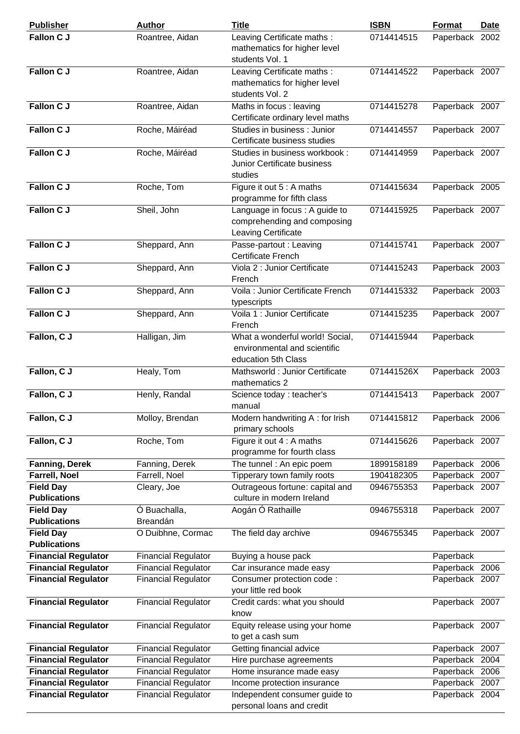| Publisher | Author | Title | ISBN | Format | Date |
|---|---|---|---|---|---|
| **Fallon C J** | Roantree, Aidan | Leaving Certificate maths : mathematics for higher level students Vol. 1 | 0714414515 | Paperback | 2002 |
| **Fallon C J** | Roantree, Aidan | Leaving Certificate maths : mathematics for higher level students Vol. 2 | 0714414522 | Paperback | 2007 |
| **Fallon C J** | Roantree, Aidan | Maths in focus : leaving Certificate ordinary level maths | 0714415278 | Paperback | 2007 |
| **Fallon C J** | Roche, Máiréad | Studies in business : Junior Certificate business studies | 0714414557 | Paperback | 2007 |
| **Fallon C J** | Roche, Máiréad | Studies in business workbook : Junior Certificate business studies | 0714414959 | Paperback | 2007 |
| **Fallon C J** | Roche, Tom | Figure it out 5 : A maths programme for fifth class | 0714415634 | Paperback | 2005 |
| **Fallon C J** | Sheil, John | Language in focus : A guide to comprehending and composing Leaving Certificate | 0714415925 | Paperback | 2007 |
| **Fallon C J** | Sheppard, Ann | Passe-partout : Leaving Certificate French | 0714415741 | Paperback | 2007 |
| **Fallon C J** | Sheppard, Ann | Viola 2 : Junior Certificate French | 0714415243 | Paperback | 2003 |
| **Fallon C J** | Sheppard, Ann | Voila : Junior Certificate French typescripts | 0714415332 | Paperback | 2003 |
| **Fallon C J** | Sheppard, Ann | Voila 1 : Junior Certificate French | 0714415235 | Paperback | 2007 |
| **Fallon, C J** | Halligan, Jim | What a wonderful world! Social, environmental and scientific education 5th Class | 0714415944 | Paperback | |
| **Fallon, C J** | Healy, Tom | Mathsworld : Junior Certificate mathematics 2 | 071441526X | Paperback | 2003 |
| **Fallon, C J** | Henly, Randal | Science today : teacher's manual | 0714415413 | Paperback | 2007 |
| **Fallon, C J** | Molloy, Brendan | Modern handwriting A : for Irish primary schools | 0714415812 | Paperback | 2006 |
| **Fallon, C J** | Roche, Tom | Figure it out 4 : A maths programme for fourth class | 0714415626 | Paperback | 2007 |
| **Fanning, Derek** | Fanning, Derek | The tunnel : An epic poem | 1899158189 | Paperback | 2006 |
| **Farrell, Noel** | Farrell, Noel | Tipperary town family roots | 1904182305 | Paperback | 2007 |
| **Field Day Publications** | Cleary, Joe | Outrageous fortune: capital and culture in modern Ireland | 0946755353 | Paperback | 2007 |
| **Field Day Publications** | Ó Buachalla, Breandán | Aogán Ó Rathaille | 0946755318 | Paperback | 2007 |
| **Field Day Publications** | O Duibhne, Cormac | The field day archive | 0946755345 | Paperback | 2007 |
| **Financial Regulator** | Financial Regulator | Buying a house pack | | Paperback | |
| **Financial Regulator** | Financial Regulator | Car insurance made easy | | Paperback | 2006 |
| **Financial Regulator** | Financial Regulator | Consumer protection code : your little red book | | Paperback | 2007 |
| **Financial Regulator** | Financial Regulator | Credit cards: what you should know | | Paperback | 2007 |
| **Financial Regulator** | Financial Regulator | Equity release using your home to get a cash sum | | Paperback | 2007 |
| **Financial Regulator** | Financial Regulator | Getting financial advice | | Paperback | 2007 |
| **Financial Regulator** | Financial Regulator | Hire purchase agreements | | Paperback | 2004 |
| **Financial Regulator** | Financial Regulator | Home insurance made easy | | Paperback | 2006 |
| **Financial Regulator** | Financial Regulator | Income protection insurance | | Paperback | 2007 |
| **Financial Regulator** | Financial Regulator | Independent consumer guide to personal loans and credit | | Paperback | 2004 |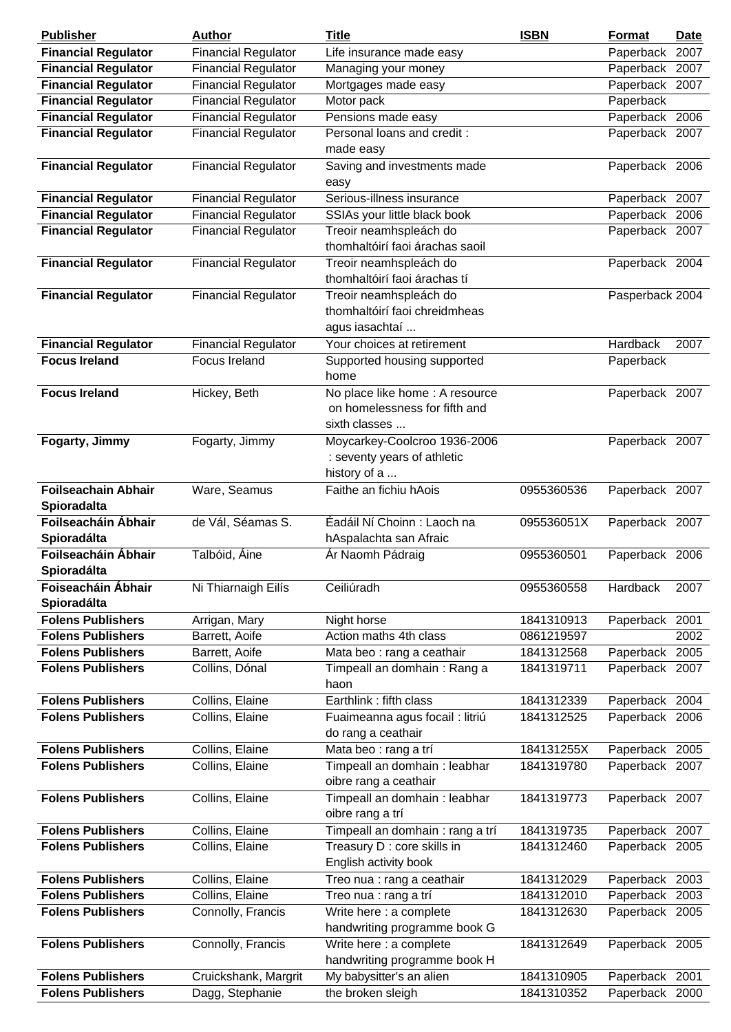| Publisher | Author | Title | ISBN | Format | Date |
| --- | --- | --- | --- | --- | --- |
| **Financial Regulator** | Financial Regulator | Life insurance made easy | | Paperback | 2007 |
| **Financial Regulator** | Financial Regulator | Managing your money | | Paperback | 2007 |
| **Financial Regulator** | Financial Regulator | Mortgages made easy | | Paperback | 2007 |
| **Financial Regulator** | Financial Regulator | Motor pack | | Paperback | |
| **Financial Regulator** | Financial Regulator | Pensions made easy | | Paperback | 2006 |
| **Financial Regulator** | Financial Regulator | Personal loans and credit : made easy | | Paperback | 2007 |
| **Financial Regulator** | Financial Regulator | Saving and investments made easy | | Paperback | 2006 |
| **Financial Regulator** | Financial Regulator | Serious-illness insurance | | Paperback | 2007 |
| **Financial Regulator** | Financial Regulator | SSIAs your little black book | | Paperback | 2006 |
| **Financial Regulator** | Financial Regulator | Treoir neamhspleách do thomhaltóirí faoi árachas saoil | | Paperback | 2007 |
| **Financial Regulator** | Financial Regulator | Treoir neamhspleách do thomhaltóirí faoi árachas tí | | Paperback | 2004 |
| **Financial Regulator** | Financial Regulator | Treoir neamhspleách do thomhaltóirí faoi chreidmheas agus iasachtaí ... | | Pasperback | 2004 |
| **Financial Regulator** | Financial Regulator | Your choices at retirement | | Hardback | 2007 |
| **Focus Ireland** | Focus Ireland | Supported housing supported home | | Paperback | |
| **Focus Ireland** | Hickey, Beth | No place like home : A resource on homelessness for fifth and sixth classes ... | | Paperback | 2007 |
| **Fogarty, Jimmy** | Fogarty, Jimmy | Moycarkey-Coolcroo 1936-2006 : seventy years of athletic history of a ... | | Paperback | 2007 |
| **Foilseachain Abhair Spioradalta** | Ware, Seamus | Faithe an fichiu hAois | 0955360536 | Paperback | 2007 |
| **Foilseacháin Ábhair Spioradálta** | de Vál, Séamas S. | Éadáil Ní Choinn : Laoch na hAspalachta san Afraic | 095536051X | Paperback | 2007 |
| **Foilseacháin Ábhair Spioradálta** | Talbóid, Áine | Ár Naomh Pádraig | 0955360501 | Paperback | 2006 |
| **Foiseacháin Ábhair Spioradálta** | Ni Thiarnaigh Eilís | Ceiliúradh | 0955360558 | Hardback | 2007 |
| **Folens Publishers** | Arrigan, Mary | Night horse | 1841310913 | Paperback | 2001 |
| **Folens Publishers** | Barrett, Aoife | Action maths 4th class | 0861219597 | | 2002 |
| **Folens Publishers** | Barrett, Aoife | Mata beo : rang a ceathair | 1841312568 | Paperback | 2005 |
| **Folens Publishers** | Collins, Dónal | Timpeall an domhain : Rang a haon | 1841319711 | Paperback | 2007 |
| **Folens Publishers** | Collins, Elaine | Earthlink : fifth class | 1841312339 | Paperback | 2004 |
| **Folens Publishers** | Collins, Elaine | Fuaimeanna agus focail : litriú do rang a ceathair | 1841312525 | Paperback | 2006 |
| **Folens Publishers** | Collins, Elaine | Mata beo : rang a trí | 184131255X | Paperback | 2005 |
| **Folens Publishers** | Collins, Elaine | Timpeall an domhain : leabhar oibre rang a ceathair | 1841319780 | Paperback | 2007 |
| **Folens Publishers** | Collins, Elaine | Timpeall an domhain : leabhar oibre rang a trí | 1841319773 | Paperback | 2007 |
| **Folens Publishers** | Collins, Elaine | Timpeall an domhain : rang a trí | 1841319735 | Paperback | 2007 |
| **Folens Publishers** | Collins, Elaine | Treasury D : core skills in English activity book | 1841312460 | Paperback | 2005 |
| **Folens Publishers** | Collins, Elaine | Treo nua : rang a ceathair | 1841312029 | Paperback | 2003 |
| **Folens Publishers** | Collins, Elaine | Treo nua : rang a trí | 1841312010 | Paperback | 2003 |
| **Folens Publishers** | Connolly, Francis | Write here : a complete handwriting programme book G | 1841312630 | Paperback | 2005 |
| **Folens Publishers** | Connolly, Francis | Write here : a complete handwriting programme book H | 1841312649 | Paperback | 2005 |
| **Folens Publishers** | Cruickshank, Margrit | My babysitter's an alien | 1841310905 | Paperback | 2001 |
| **Folens Publishers** | Dagg, Stephanie | the broken sleigh | 1841310352 | Paperback | 2000 |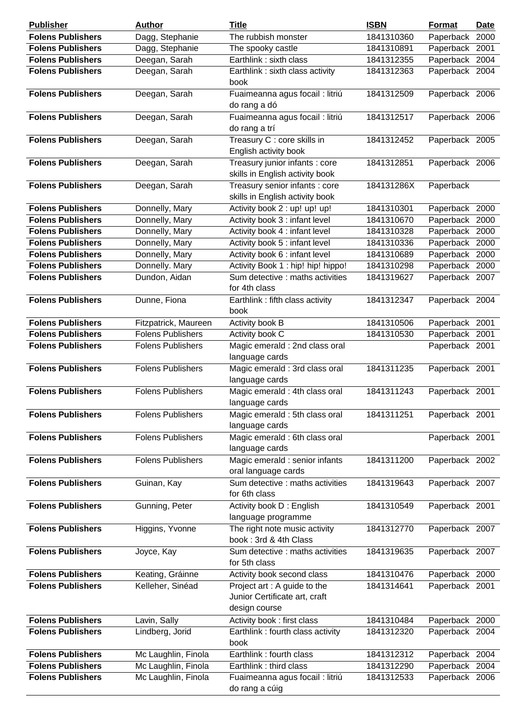| Publisher | Author | Title | ISBN | Format | Date |
|---|---|---|---|---|---|
| **Folens Publishers** | Dagg, Stephanie | The rubbish monster | 1841310360 | Paperback | 2000 |
| **Folens Publishers** | Dagg, Stephanie | The spooky castle | 1841310891 | Paperback | 2001 |
| **Folens Publishers** | Deegan, Sarah | Earthlink : sixth class | 1841312355 | Paperback | 2004 |
| **Folens Publishers** | Deegan, Sarah | Earthlink : sixth class activity book | 1841312363 | Paperback | 2004 |
| **Folens Publishers** | Deegan, Sarah | Fuaimeanna agus focail : litriú do rang a dó | 1841312509 | Paperback | 2006 |
| **Folens Publishers** | Deegan, Sarah | Fuaimeanna agus focail : litriú do rang a trí | 1841312517 | Paperback | 2006 |
| **Folens Publishers** | Deegan, Sarah | Treasury C : core skills in English activity book | 1841312452 | Paperback | 2005 |
| **Folens Publishers** | Deegan, Sarah | Treasury junior infants : core skills in English activity book | 1841312851 | Paperback | 2006 |
| **Folens Publishers** | Deegan, Sarah | Treasury senior infants : core skills in English activity book | 184131286X | Paperback | |
| **Folens Publishers** | Donnelly, Mary | Activity book 2 : up! up! up! | 1841310301 | Paperback | 2000 |
| **Folens Publishers** | Donnelly, Mary | Activity book 3 : infant level | 1841310670 | Paperback | 2000 |
| **Folens Publishers** | Donnelly, Mary | Activity book 4 : infant level | 1841310328 | Paperback | 2000 |
| **Folens Publishers** | Donnelly, Mary | Activity book 5 : infant level | 1841310336 | Paperback | 2000 |
| **Folens Publishers** | Donnelly, Mary | Activity book 6 : infant level | 1841310689 | Paperback | 2000 |
| **Folens Publishers** | Donnelly. Mary | Activity Book 1 : hip! hip! hippo! | 1841310298 | Paperback | 2000 |
| **Folens Publishers** | Dundon, Aidan | Sum detective : maths activities for 4th class | 1841319627 | Paperback | 2007 |
| **Folens Publishers** | Dunne, Fiona | Earthlink : fifth class activity book | 1841312347 | Paperback | 2004 |
| **Folens Publishers** | Fitzpatrick, Maureen | Activity book B | 1841310506 | Paperback | 2001 |
| **Folens Publishers** | Folens Publishers | Activity book C | 1841310530 | Paperback | 2001 |
| **Folens Publishers** | Folens Publishers | Magic emerald : 2nd class oral language cards | | Paperback | 2001 |
| **Folens Publishers** | Folens Publishers | Magic emerald : 3rd class oral language cards | 1841311235 | Paperback | 2001 |
| **Folens Publishers** | Folens Publishers | Magic emerald : 4th class oral language cards | 1841311243 | Paperback | 2001 |
| **Folens Publishers** | Folens Publishers | Magic emerald : 5th class oral language cards | 1841311251 | Paperback | 2001 |
| **Folens Publishers** | Folens Publishers | Magic emerald : 6th class oral language cards | | Paperback | 2001 |
| **Folens Publishers** | Folens Publishers | Magic emerald : senior infants oral language cards | 1841311200 | Paperback | 2002 |
| **Folens Publishers** | Guinan, Kay | Sum detective : maths activities for 6th class | 1841319643 | Paperback | 2007 |
| **Folens Publishers** | Gunning, Peter | Activity book D : English language programme | 1841310549 | Paperback | 2001 |
| **Folens Publishers** | Higgins, Yvonne | The right note music activity book : 3rd & 4th Class | 1841312770 | Paperback | 2007 |
| **Folens Publishers** | Joyce, Kay | Sum detective : maths activities for 5th class | 1841319635 | Paperback | 2007 |
| **Folens Publishers** | Keating, Gráinne | Activity book second class | 1841310476 | Paperback | 2000 |
| **Folens Publishers** | Kelleher, Sinéad | Project art : A guide to the Junior Certificate art, craft design course | 1841314641 | Paperback | 2001 |
| **Folens Publishers** | Lavin, Sally | Activity book : first class | 1841310484 | Paperback | 2000 |
| **Folens Publishers** | Lindberg, Jorid | Earthlink : fourth class activity book | 1841312320 | Paperback | 2004 |
| **Folens Publishers** | Mc Laughlin, Finola | Earthlink : fourth class | 1841312312 | Paperback | 2004 |
| **Folens Publishers** | Mc Laughlin, Finola | Earthlink : third class | 1841312290 | Paperback | 2004 |
| **Folens Publishers** | Mc Laughlin, Finola | Fuaimeanna agus focail : litriú do rang a cúig | 1841312533 | Paperback | 2006 |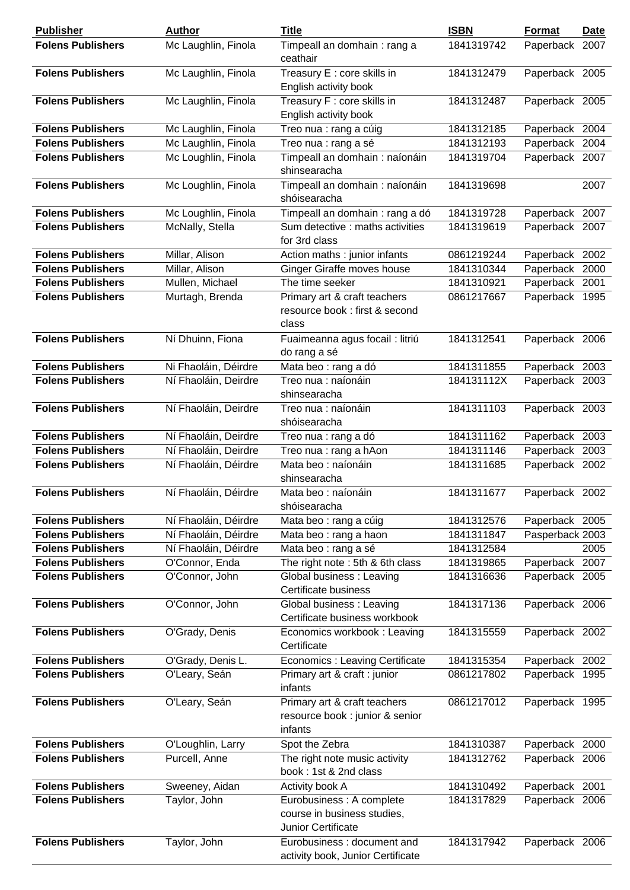| Publisher | Author | Title | ISBN | Format | Date |
| --- | --- | --- | --- | --- | --- |
| **Folens Publishers** | Mc Laughlin, Finola | Timpeall an domhain : rang a ceathair | 1841319742 | Paperback | 2007 |
| **Folens Publishers** | Mc Laughlin, Finola | Treasury E : core skills in English activity book | 1841312479 | Paperback | 2005 |
| **Folens Publishers** | Mc Laughlin, Finola | Treasury F : core skills in English activity book | 1841312487 | Paperback | 2005 |
| **Folens Publishers** | Mc Laughlin, Finola | Treo nua : rang a cúig | 1841312185 | Paperback | 2004 |
| **Folens Publishers** | Mc Laughlin, Finola | Treo nua : rang a sé | 1841312193 | Paperback | 2004 |
| **Folens Publishers** | Mc Loughlin, Finola | Timpeall an domhain : naíonáin shinsearacha | 1841319704 | Paperback | 2007 |
| **Folens Publishers** | Mc Loughlin, Finola | Timpeall an domhain : naíonáin shóisearacha | 1841319698 | | 2007 |
| **Folens Publishers** | Mc Loughlin, Finola | Timpeall an domhain : rang a dó | 1841319728 | Paperback | 2007 |
| **Folens Publishers** | McNally, Stella | Sum detective : maths activities for 3rd class | 1841319619 | Paperback | 2007 |
| **Folens Publishers** | Millar, Alison | Action maths : junior infants | 0861219244 | Paperback | 2002 |
| **Folens Publishers** | Millar, Alison | Ginger Giraffe moves house | 1841310344 | Paperback | 2000 |
| **Folens Publishers** | Mullen, Michael | The time seeker | 1841310921 | Paperback | 2001 |
| **Folens Publishers** | Murtagh, Brenda | Primary art & craft teachers resource book : first & second class | 0861217667 | Paperback | 1995 |
| **Folens Publishers** | Ní Dhuinn, Fiona | Fuaimeanna agus focail : litriú do rang a sé | 1841312541 | Paperback | 2006 |
| **Folens Publishers** | Ni Fhaoláin, Déirdre | Mata beo : rang a dó | 1841311855 | Paperback | 2003 |
| **Folens Publishers** | Ní Fhaoláin, Deirdre | Treo nua : naíonáin shinsearacha | 184131112X | Paperback | 2003 |
| **Folens Publishers** | Ní Fhaoláin, Deirdre | Treo nua : naíonáin shóisearacha | 1841311103 | Paperback | 2003 |
| **Folens Publishers** | Ní Fhaoláin, Deirdre | Treo nua : rang a dó | 1841311162 | Paperback | 2003 |
| **Folens Publishers** | Ní Fhaoláin, Deirdre | Treo nua : rang a hAon | 1841311146 | Paperback | 2003 |
| **Folens Publishers** | Ní Fhaoláin, Déirdre | Mata beo : naíonáin shinsearacha | 1841311685 | Paperback | 2002 |
| **Folens Publishers** | Ní Fhaoláin, Déirdre | Mata beo : naíonáin shóisearacha | 1841311677 | Paperback | 2002 |
| **Folens Publishers** | Ní Fhaoláin, Déirdre | Mata beo : rang a cúig | 1841312576 | Paperback | 2005 |
| **Folens Publishers** | Ní Fhaoláin, Déirdre | Mata beo : rang a haon | 1841311847 | Pasperback | 2003 |
| **Folens Publishers** | Ní Fhaoláin, Déirdre | Mata beo : rang a sé | 1841312584 | | 2005 |
| **Folens Publishers** | O'Connor, Enda | The right note : 5th & 6th class | 1841319865 | Paperback | 2007 |
| **Folens Publishers** | O'Connor, John | Global business : Leaving Certificate business | 1841316636 | Paperback | 2005 |
| **Folens Publishers** | O'Connor, John | Global business : Leaving Certificate business workbook | 1841317136 | Paperback | 2006 |
| **Folens Publishers** | O'Grady, Denis | Economics workbook : Leaving Certificate | 1841315559 | Paperback | 2002 |
| **Folens Publishers** | O'Grady, Denis L. | Economics : Leaving Certificate | 1841315354 | Paperback | 2002 |
| **Folens Publishers** | O'Leary, Seán | Primary art & craft : junior infants | 0861217802 | Paperback | 1995 |
| **Folens Publishers** | O'Leary, Seán | Primary art & craft teachers resource book : junior & senior infants | 0861217012 | Paperback | 1995 |
| **Folens Publishers** | O'Loughlin, Larry | Spot the Zebra | 1841310387 | Paperback | 2000 |
| **Folens Publishers** | Purcell, Anne | The right note music activity book : 1st & 2nd class | 1841312762 | Paperback | 2006 |
| **Folens Publishers** | Sweeney, Aidan | Activity book A | 1841310492 | Paperback | 2001 |
| **Folens Publishers** | Taylor, John | Eurobusiness : A complete course in business studies, Junior Certificate | 1841317829 | Paperback | 2006 |
| **Folens Publishers** | Taylor, John | Eurobusiness : document and activity book, Junior Certificate | 1841317942 | Paperback | 2006 |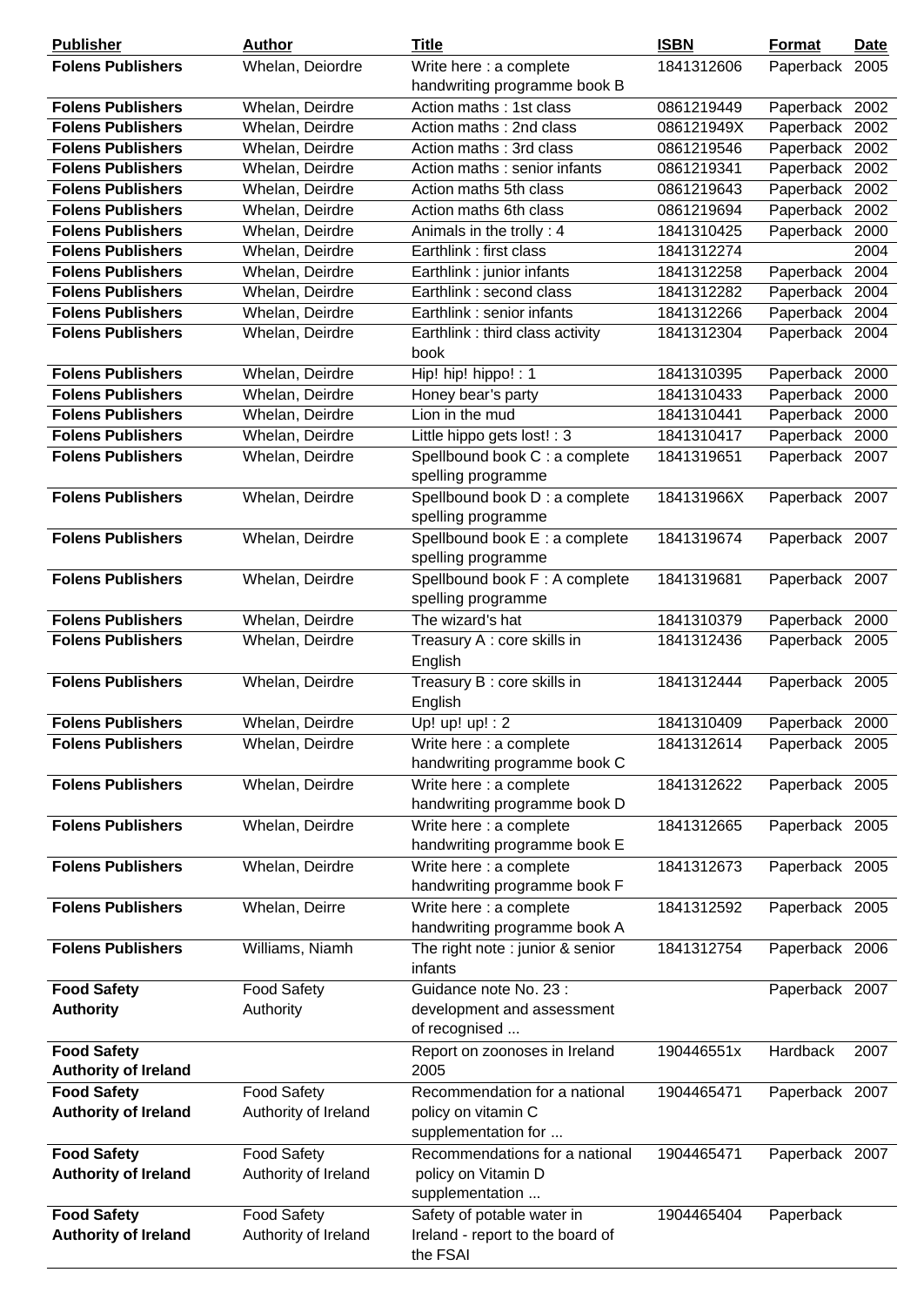| Publisher | Author | Title | ISBN | Format | Date |
|---|---|---|---|---|---|
| **Folens Publishers** | Whelan, Deiordre | Write here : a complete handwriting programme book B | 1841312606 | Paperback | 2005 |
| **Folens Publishers** | Whelan, Deirdre | Action maths : 1st class | 0861219449 | Paperback | 2002 |
| **Folens Publishers** | Whelan, Deirdre | Action maths : 2nd class | 086121949X | Paperback | 2002 |
| **Folens Publishers** | Whelan, Deirdre | Action maths : 3rd class | 0861219546 | Paperback | 2002 |
| **Folens Publishers** | Whelan, Deirdre | Action maths : senior infants | 0861219341 | Paperback | 2002 |
| **Folens Publishers** | Whelan, Deirdre | Action maths 5th class | 0861219643 | Paperback | 2002 |
| **Folens Publishers** | Whelan, Deirdre | Action maths 6th class | 0861219694 | Paperback | 2002 |
| **Folens Publishers** | Whelan, Deirdre | Animals in the trolly : 4 | 1841310425 | Paperback | 2000 |
| **Folens Publishers** | Whelan, Deirdre | Earthlink : first class | 1841312274 | | 2004 |
| **Folens Publishers** | Whelan, Deirdre | Earthlink : junior infants | 1841312258 | Paperback | 2004 |
| **Folens Publishers** | Whelan, Deirdre | Earthlink : second class | 1841312282 | Paperback | 2004 |
| **Folens Publishers** | Whelan, Deirdre | Earthlink : senior infants | 1841312266 | Paperback | 2004 |
| **Folens Publishers** | Whelan, Deirdre | Earthlink : third class activity book | 1841312304 | Paperback | 2004 |
| **Folens Publishers** | Whelan, Deirdre | Hip! hip! hippo! : 1 | 1841310395 | Paperback | 2000 |
| **Folens Publishers** | Whelan, Deirdre | Honey bear's party | 1841310433 | Paperback | 2000 |
| **Folens Publishers** | Whelan, Deirdre | Lion in the mud | 1841310441 | Paperback | 2000 |
| **Folens Publishers** | Whelan, Deirdre | Little hippo gets lost! : 3 | 1841310417 | Paperback | 2000 |
| **Folens Publishers** | Whelan, Deirdre | Spellbound book C : a complete spelling programme | 1841319651 | Paperback | 2007 |
| **Folens Publishers** | Whelan, Deirdre | Spellbound book D : a complete spelling programme | 184131966X | Paperback | 2007 |
| **Folens Publishers** | Whelan, Deirdre | Spellbound book E : a complete spelling programme | 1841319674 | Paperback | 2007 |
| **Folens Publishers** | Whelan, Deirdre | Spellbound book F : A complete spelling programme | 1841319681 | Paperback | 2007 |
| **Folens Publishers** | Whelan, Deirdre | The wizard's hat | 1841310379 | Paperback | 2000 |
| **Folens Publishers** | Whelan, Deirdre | Treasury A : core skills in English | 1841312436 | Paperback | 2005 |
| **Folens Publishers** | Whelan, Deirdre | Treasury B : core skills in English | 1841312444 | Paperback | 2005 |
| **Folens Publishers** | Whelan, Deirdre | Up! up! up! : 2 | 1841310409 | Paperback | 2000 |
| **Folens Publishers** | Whelan, Deirdre | Write here : a complete handwriting programme book C | 1841312614 | Paperback | 2005 |
| **Folens Publishers** | Whelan, Deirdre | Write here : a complete handwriting programme book D | 1841312622 | Paperback | 2005 |
| **Folens Publishers** | Whelan, Deirdre | Write here : a complete handwriting programme book E | 1841312665 | Paperback | 2005 |
| **Folens Publishers** | Whelan, Deirdre | Write here : a complete handwriting programme book F | 1841312673 | Paperback | 2005 |
| **Folens Publishers** | Whelan, Deirre | Write here : a complete handwriting programme book A | 1841312592 | Paperback | 2005 |
| **Folens Publishers** | Williams, Niamh | The right note : junior & senior infants | 1841312754 | Paperback | 2006 |
| **Food Safety Authority** | Food Safety Authority | Guidance note No. 23 : development and assessment of recognised ... | | Paperback | 2007 |
| **Food Safety Authority of Ireland** | | Report on zoonoses in Ireland 2005 | 190446551x | Hardback | 2007 |
| **Food Safety Authority of Ireland** | Food Safety Authority of Ireland | Recommendation for a national policy on vitamin C supplementation for ... | 1904465471 | Paperback | 2007 |
| **Food Safety Authority of Ireland** | Food Safety Authority of Ireland | Recommendations for a national policy on Vitamin D supplementation ... | 1904465471 | Paperback | 2007 |
| **Food Safety Authority of Ireland** | Food Safety Authority of Ireland | Safety of potable water in Ireland - report to the board of the FSAI | 1904465404 | Paperback | |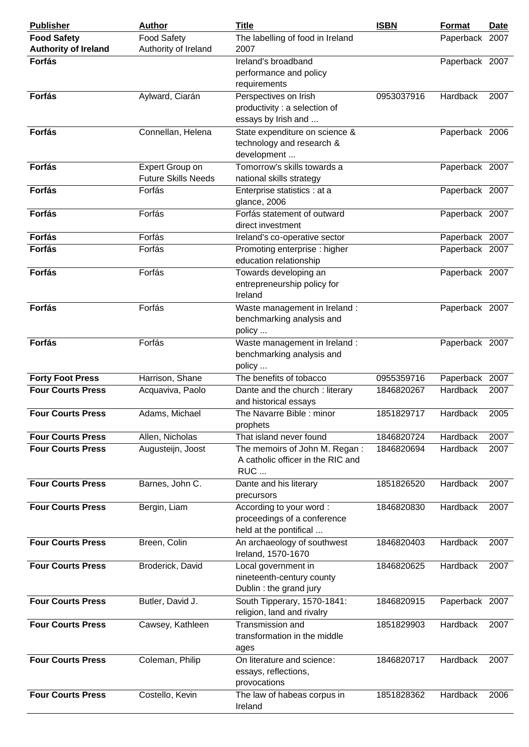| Publisher | Author | Title | ISBN | Format | Date |
| --- | --- | --- | --- | --- | --- |
| **Food Safety Authority of Ireland** | Food Safety Authority of Ireland | The labelling of food in Ireland 2007 | | Paperback | 2007 |
| **Forfás** | | Ireland's broadband performance and policy requirements | | Paperback | 2007 |
| **Forfás** | Aylward, Ciarán | Perspectives on Irish productivity : a selection of essays by Irish and ... | 0953037916 | Hardback | 2007 |
| **Forfás** | Connellan, Helena | State expenditure on science & technology and research & development ... | | Paperback | 2006 |
| **Forfás** | Expert Group on Future Skills Needs | Tomorrow's skills towards a national skills strategy | | Paperback | 2007 |
| **Forfás** | Forfás | Enterprise statistics : at a glance, 2006 | | Paperback | 2007 |
| **Forfás** | Forfás | Forfás statement of outward direct investment | | Paperback | 2007 |
| **Forfás** | Forfás | Ireland's co-operative sector | | Paperback | 2007 |
| **Forfás** | Forfás | Promoting enterprise : higher education relationship | | Paperback | 2007 |
| **Forfás** | Forfás | Towards developing an entrepreneurship policy for Ireland | | Paperback | 2007 |
| **Forfás** | Forfás | Waste management in Ireland : benchmarking analysis and policy ... | | Paperback | 2007 |
| **Forfás** | Forfás | Waste management in Ireland : benchmarking analysis and policy ... | | Paperback | 2007 |
| **Forty Foot Press** | Harrison, Shane | The benefits of tobacco | 0955359716 | Paperback | 2007 |
| **Four Courts Press** | Acquaviva, Paolo | Dante and the church : literary and historical essays | 1846820267 | Hardback | 2007 |
| **Four Courts Press** | Adams, Michael | The Navarre Bible : minor prophets | 1851829717 | Hardback | 2005 |
| **Four Courts Press** | Allen, Nicholas | That island never found | 1846820724 | Hardback | 2007 |
| **Four Courts Press** | Augusteijn, Joost | The memoirs of John M. Regan : A catholic officer in the RIC and RUC ... | 1846820694 | Hardback | 2007 |
| **Four Courts Press** | Barnes, John C. | Dante and his literary precursors | 1851826520 | Hardback | 2007 |
| **Four Courts Press** | Bergin, Liam | According to your word : proceedings of a conference held at the pontifical ... | 1846820830 | Hardback | 2007 |
| **Four Courts Press** | Breen, Colin | An archaeology of southwest Ireland, 1570-1670 | 1846820403 | Hardback | 2007 |
| **Four Courts Press** | Broderick, David | Local government in nineteenth-century county Dublin : the grand jury | 1846820625 | Hardback | 2007 |
| **Four Courts Press** | Butler, David J. | South Tipperary, 1570-1841: religion, land and rivalry | 1846820915 | Paperback | 2007 |
| **Four Courts Press** | Cawsey, Kathleen | Transmission and transformation in the middle ages | 1851829903 | Hardback | 2007 |
| **Four Courts Press** | Coleman, Philip | On literature and science: essays, reflections, provocations | 1846820717 | Hardback | 2007 |
| **Four Courts Press** | Costello, Kevin | The law of habeas corpus in Ireland | 1851828362 | Hardback | 2006 |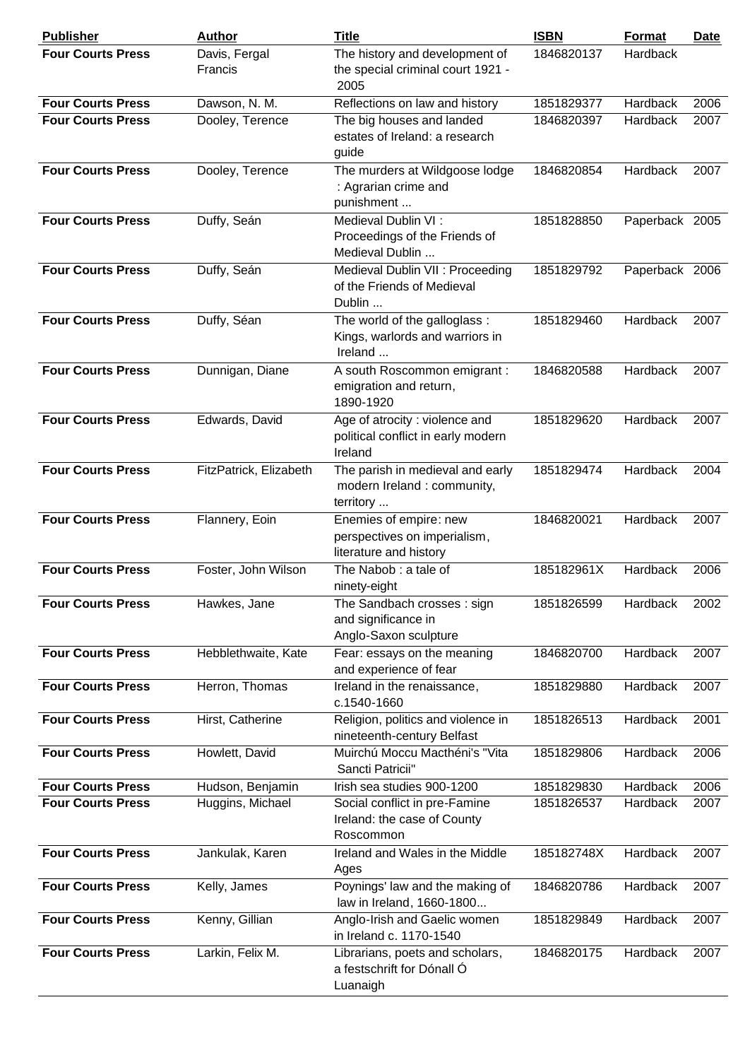| Publisher | Author | Title | ISBN | Format | Date |
|---|---|---|---|---|---|
| **Four Courts Press** | Davis, Fergal Francis | The history and development of the special criminal court 1921 - 2005 | 1846820137 | Hardback | |
| **Four Courts Press** | Dawson, N. M. | Reflections on law and history | 1851829377 | Hardback | 2006 |
| **Four Courts Press** | Dooley, Terence | The big houses and landed estates of Ireland: a research guide | 1846820397 | Hardback | 2007 |
| **Four Courts Press** | Dooley, Terence | The murders at Wildgoose lodge : Agrarian crime and punishment ... | 1846820854 | Hardback | 2007 |
| **Four Courts Press** | Duffy, Seán | Medieval Dublin VI : Proceedings of the Friends of Medieval Dublin ... | 1851828850 | Paperback | 2005 |
| **Four Courts Press** | Duffy, Seán | Medieval Dublin VII : Proceeding of the Friends of Medieval Dublin ... | 1851829792 | Paperback | 2006 |
| **Four Courts Press** | Duffy, Séan | The world of the galloglass : Kings, warlords and warriors in Ireland ... | 1851829460 | Hardback | 2007 |
| **Four Courts Press** | Dunnigan, Diane | A south Roscommon emigrant : emigration and return, 1890-1920 | 1846820588 | Hardback | 2007 |
| **Four Courts Press** | Edwards, David | Age of atrocity : violence and political conflict in early modern Ireland | 1851829620 | Hardback | 2007 |
| **Four Courts Press** | FitzPatrick, Elizabeth | The parish in medieval and early modern Ireland : community, territory ... | 1851829474 | Hardback | 2004 |
| **Four Courts Press** | Flannery, Eoin | Enemies of empire: new perspectives on imperialism, literature and history | 1846820021 | Hardback | 2007 |
| **Four Courts Press** | Foster, John Wilson | The Nabob : a tale of ninety-eight | 185182961X | Hardback | 2006 |
| **Four Courts Press** | Hawkes, Jane | The Sandbach crosses : sign and significance in Anglo-Saxon sculpture | 1851826599 | Hardback | 2002 |
| **Four Courts Press** | Hebblethwaite, Kate | Fear: essays on the meaning and experience of fear | 1846820700 | Hardback | 2007 |
| **Four Courts Press** | Herron, Thomas | Ireland in the renaissance, c.1540-1660 | 1851829880 | Hardback | 2007 |
| **Four Courts Press** | Hirst, Catherine | Religion, politics and violence in nineteenth-century Belfast | 1851826513 | Hardback | 2001 |
| **Four Courts Press** | Howlett, David | Muirchú Moccu Macthéni's "Vita Sancti Patricii" | 1851829806 | Hardback | 2006 |
| **Four Courts Press** | Hudson, Benjamin | Irish sea studies 900-1200 | 1851829830 | Hardback | 2006 |
| **Four Courts Press** | Huggins, Michael | Social conflict in pre-Famine Ireland: the case of County Roscommon | 1851826537 | Hardback | 2007 |
| **Four Courts Press** | Jankulak, Karen | Ireland and Wales in the Middle Ages | 185182748X | Hardback | 2007 |
| **Four Courts Press** | Kelly, James | Poynings' law and the making of law in Ireland, 1660-1800... | 1846820786 | Hardback | 2007 |
| **Four Courts Press** | Kenny, Gillian | Anglo-Irish and Gaelic women in Ireland c. 1170-1540 | 1851829849 | Hardback | 2007 |
| **Four Courts Press** | Larkin, Felix M. | Librarians, poets and scholars, a festschrift for Dónall Ó Luanaigh | 1846820175 | Hardback | 2007 |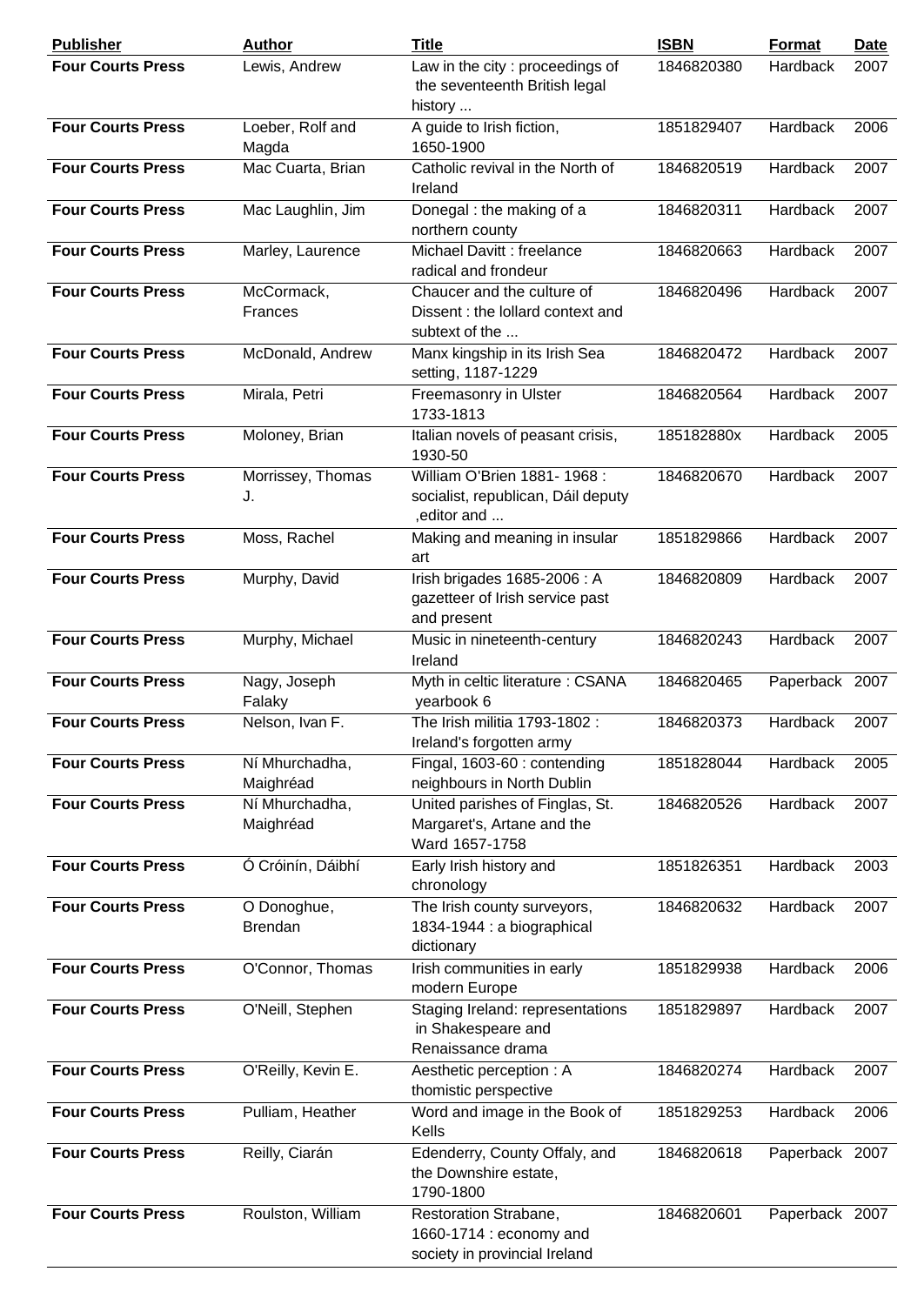| Publisher | Author | Title | ISBN | Format | Date |
|---|---|---|---|---|---|
| **Four Courts Press** | Lewis, Andrew | Law in the city : proceedings of the seventeenth British legal history ... | 1846820380 | Hardback | 2007 |
| **Four Courts Press** | Loeber, Rolf and Magda | A guide to Irish fiction, 1650-1900 | 1851829407 | Hardback | 2006 |
| **Four Courts Press** | Mac Cuarta, Brian | Catholic revival in the North of Ireland | 1846820519 | Hardback | 2007 |
| **Four Courts Press** | Mac Laughlin, Jim | Donegal : the making of a northern county | 1846820311 | Hardback | 2007 |
| **Four Courts Press** | Marley, Laurence | Michael Davitt : freelance radical and frondeur | 1846820663 | Hardback | 2007 |
| **Four Courts Press** | McCormack, Frances | Chaucer and the culture of Dissent : the lollard context and subtext of the ... | 1846820496 | Hardback | 2007 |
| **Four Courts Press** | McDonald, Andrew | Manx kingship in its Irish Sea setting, 1187-1229 | 1846820472 | Hardback | 2007 |
| **Four Courts Press** | Mirala, Petri | Freemasonry in Ulster 1733-1813 | 1846820564 | Hardback | 2007 |
| **Four Courts Press** | Moloney, Brian | Italian novels of peasant crisis, 1930-50 | 185182880x | Hardback | 2005 |
| **Four Courts Press** | Morrissey, Thomas J. | William O'Brien 1881- 1968 : socialist, republican, Dáil deputy ,editor and ... | 1846820670 | Hardback | 2007 |
| **Four Courts Press** | Moss, Rachel | Making and meaning in insular art | 1851829866 | Hardback | 2007 |
| **Four Courts Press** | Murphy, David | Irish brigades 1685-2006 : A gazetteer of Irish service past and present | 1846820809 | Hardback | 2007 |
| **Four Courts Press** | Murphy, Michael | Music in nineteenth-century Ireland | 1846820243 | Hardback | 2007 |
| **Four Courts Press** | Nagy, Joseph Falaky | Myth in celtic literature : CSANA yearbook 6 | 1846820465 | Paperback | 2007 |
| **Four Courts Press** | Nelson, Ivan F. | The Irish militia 1793-1802 : Ireland's forgotten army | 1846820373 | Hardback | 2007 |
| **Four Courts Press** | Ní Mhurchadha, Maighréad | Fingal, 1603-60 : contending neighbours in North Dublin | 1851828044 | Hardback | 2005 |
| **Four Courts Press** | Ní Mhurchadha, Maighréad | United parishes of Finglas, St. Margaret's, Artane and the Ward 1657-1758 | 1846820526 | Hardback | 2007 |
| **Four Courts Press** | Ó Cróinín, Dáibhí | Early Irish history and chronology | 1851826351 | Hardback | 2003 |
| **Four Courts Press** | O Donoghue, Brendan | The Irish county surveyors, 1834-1944 : a biographical dictionary | 1846820632 | Hardback | 2007 |
| **Four Courts Press** | O'Connor, Thomas | Irish communities in early modern Europe | 1851829938 | Hardback | 2006 |
| **Four Courts Press** | O'Neill, Stephen | Staging Ireland: representations in Shakespeare and Renaissance drama | 1851829897 | Hardback | 2007 |
| **Four Courts Press** | O'Reilly, Kevin E. | Aesthetic perception : A thomistic perspective | 1846820274 | Hardback | 2007 |
| **Four Courts Press** | Pulliam, Heather | Word and image in the Book of Kells | 1851829253 | Hardback | 2006 |
| **Four Courts Press** | Reilly, Ciarán | Edenderry, County Offaly, and the Downshire estate, 1790-1800 | 1846820618 | Paperback | 2007 |
| **Four Courts Press** | Roulston, William | Restoration Strabane, 1660-1714 : economy and society in provincial Ireland | 1846820601 | Paperback | 2007 |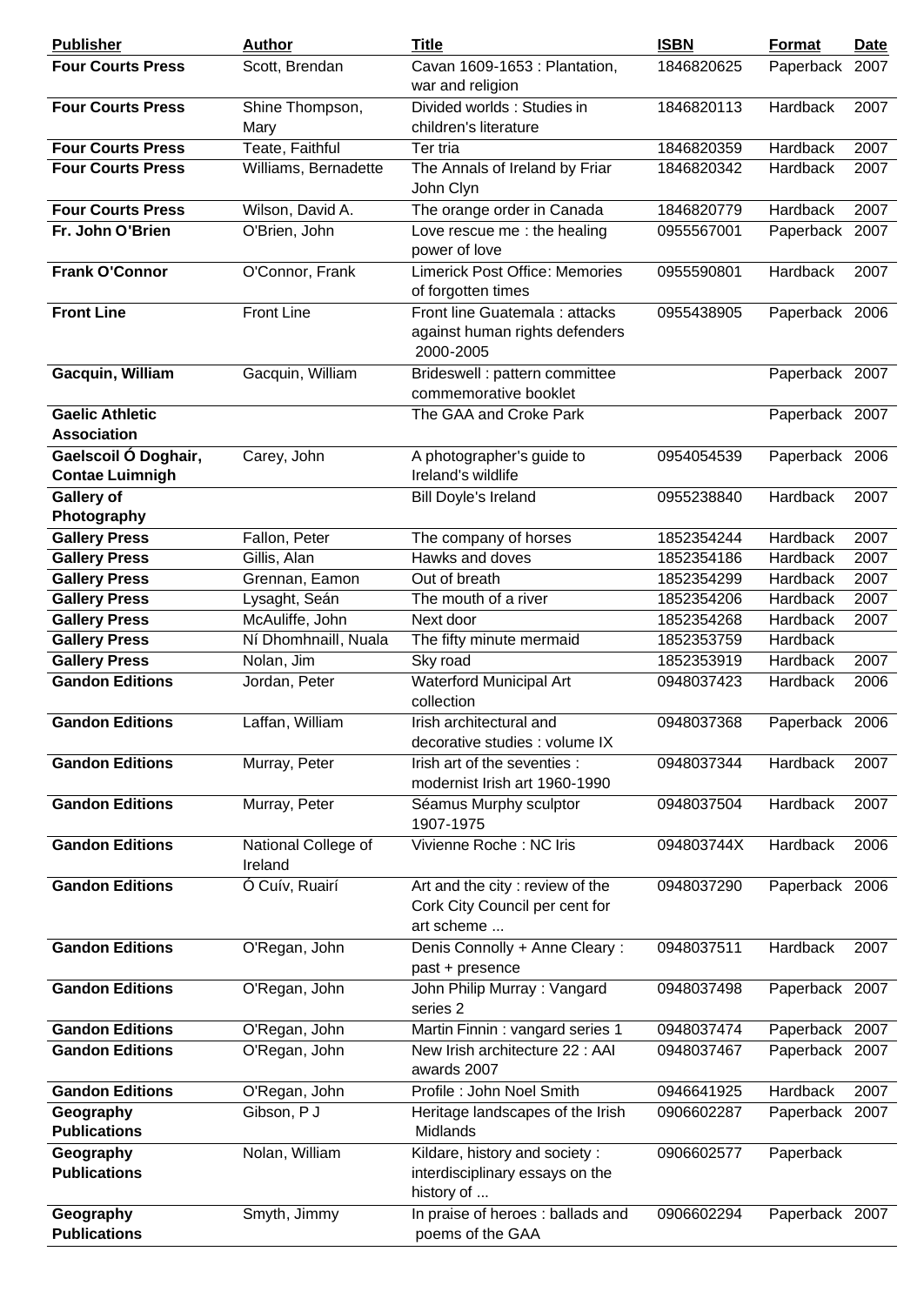| Publisher | Author | Title | ISBN | Format | Date |
| --- | --- | --- | --- | --- | --- |
| **Four Courts Press** | Scott, Brendan | Cavan 1609-1653 : Plantation, war and religion | 1846820625 | Paperback | 2007 |
| **Four Courts Press** | Shine Thompson, Mary | Divided worlds : Studies in children's literature | 1846820113 | Hardback | 2007 |
| **Four Courts Press** | Teate, Faithful | Ter tria | 1846820359 | Hardback | 2007 |
| **Four Courts Press** | Williams, Bernadette | The Annals of Ireland by Friar John Clyn | 1846820342 | Hardback | 2007 |
| **Four Courts Press** | Wilson, David A. | The orange order in Canada | 1846820779 | Hardback | 2007 |
| **Fr. John O'Brien** | O'Brien, John | Love rescue me : the healing power of love | 0955567001 | Paperback | 2007 |
| **Frank O'Connor** | O'Connor, Frank | Limerick Post Office: Memories of forgotten times | 0955590801 | Hardback | 2007 |
| **Front Line** | Front Line | Front line Guatemala : attacks against human rights defenders 2000-2005 | 0955438905 | Paperback | 2006 |
| **Gacquin, William** | Gacquin, William | Brideswell : pattern committee commemorative booklet | | Paperback | 2007 |
| **Gaelic Athletic Association** | | The GAA and Croke Park | | Paperback | 2007 |
| **Gaelscoil Ó Doghair, Contae Luimnigh** | Carey, John | A photographer's guide to Ireland's wildlife | 0954054539 | Paperback | 2006 |
| **Gallery of Photography** | | Bill Doyle's Ireland | 0955238840 | Hardback | 2007 |
| **Gallery Press** | Fallon, Peter | The company of horses | 1852354244 | Hardback | 2007 |
| **Gallery Press** | Gillis, Alan | Hawks and doves | 1852354186 | Hardback | 2007 |
| **Gallery Press** | Grennan, Eamon | Out of breath | 1852354299 | Hardback | 2007 |
| **Gallery Press** | Lysaght, Seán | The mouth of a river | 1852354206 | Hardback | 2007 |
| **Gallery Press** | McAuliffe, John | Next door | 1852354268 | Hardback | 2007 |
| **Gallery Press** | Ní Dhomhnaill, Nuala | The fifty minute mermaid | 1852353759 | Hardback | |
| **Gallery Press** | Nolan, Jim | Sky road | 1852353919 | Hardback | 2007 |
| **Gandon Editions** | Jordan, Peter | Waterford Municipal Art collection | 0948037423 | Hardback | 2006 |
| **Gandon Editions** | Laffan, William | Irish architectural and decorative studies : volume IX | 0948037368 | Paperback | 2006 |
| **Gandon Editions** | Murray, Peter | Irish art of the seventies : modernist Irish art 1960-1990 | 0948037344 | Hardback | 2007 |
| **Gandon Editions** | Murray, Peter | Séamus Murphy sculptor 1907-1975 | 0948037504 | Hardback | 2007 |
| **Gandon Editions** | National College of Ireland | Vivienne Roche : NC Iris | 094803744X | Hardback | 2006 |
| **Gandon Editions** | Ó Cuív, Ruairí | Art and the city : review of the Cork City Council per cent for art scheme ... | 0948037290 | Paperback | 2006 |
| **Gandon Editions** | O'Regan, John | Denis Connolly + Anne Cleary : past + presence | 0948037511 | Hardback | 2007 |
| **Gandon Editions** | O'Regan, John | John Philip Murray : Vangard series 2 | 0948037498 | Paperback | 2007 |
| **Gandon Editions** | O'Regan, John | Martin Finnin : vangard series 1 | 0948037474 | Paperback | 2007 |
| **Gandon Editions** | O'Regan, John | New Irish architecture 22 : AAI awards 2007 | 0948037467 | Paperback | 2007 |
| **Gandon Editions** | O'Regan, John | Profile : John Noel Smith | 0946641925 | Hardback | 2007 |
| **Geography Publications** | Gibson, P J | Heritage landscapes of the Irish Midlands | 0906602287 | Paperback | 2007 |
| **Geography Publications** | Nolan, William | Kildare, history and society : interdisciplinary essays on the history of ... | 0906602577 | Paperback | |
| **Geography Publications** | Smyth, Jimmy | In praise of heroes : ballads and poems of the GAA | 0906602294 | Paperback | 2007 |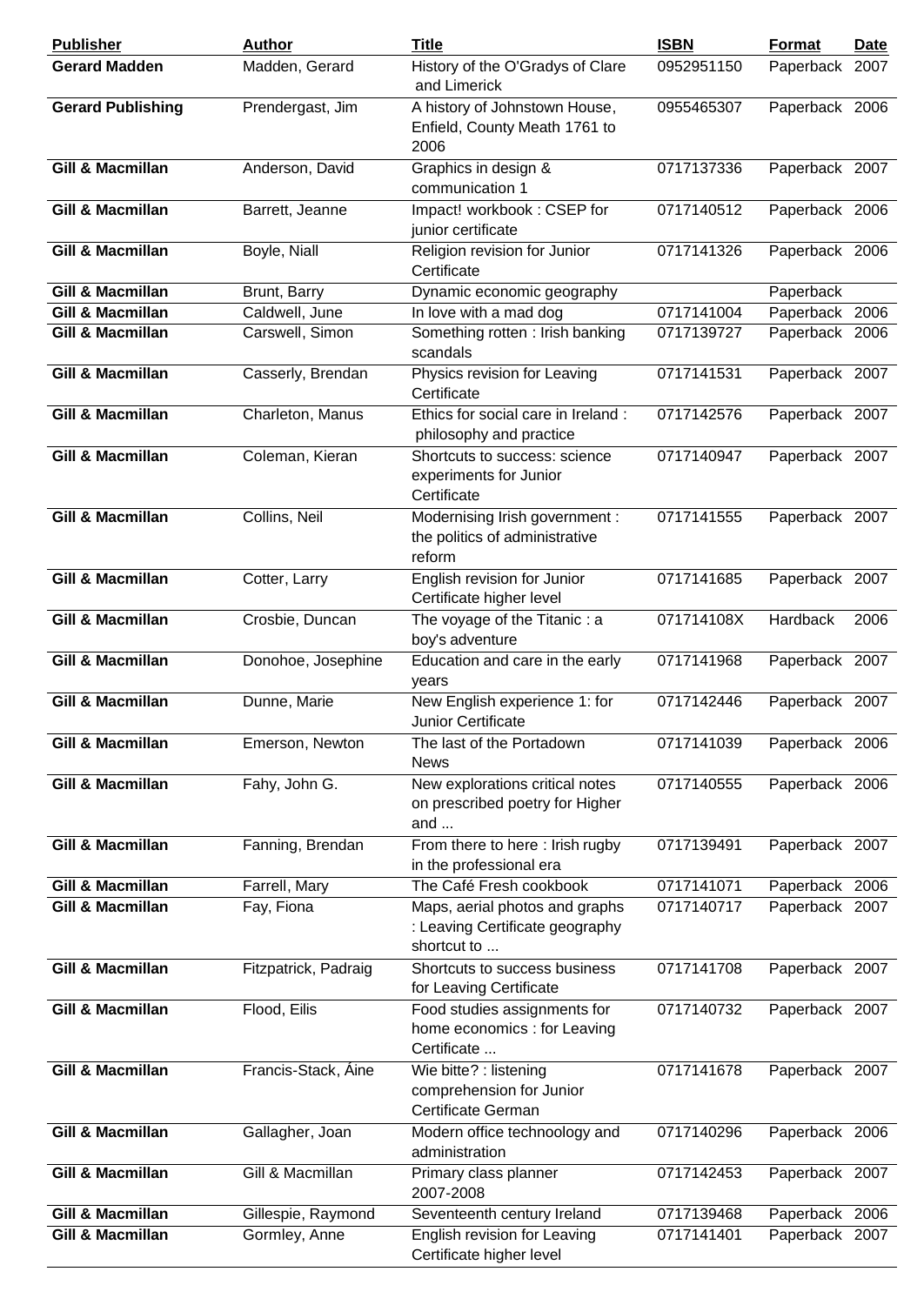| Publisher | Author | Title | ISBN | Format | Date |
|---|---|---|---|---|---|
| **Gerard Madden** | Madden, Gerard | History of the O'Gradys of Clare and Limerick | 0952951150 | Paperback | 2007 |
| **Gerard Publishing** | Prendergast, Jim | A history of Johnstown House, Enfield, County Meath 1761 to 2006 | 0955465307 | Paperback | 2006 |
| **Gill & Macmillan** | Anderson, David | Graphics in design & communication 1 | 0717137336 | Paperback | 2007 |
| **Gill & Macmillan** | Barrett, Jeanne | Impact! workbook : CSEP for junior certificate | 0717140512 | Paperback | 2006 |
| **Gill & Macmillan** | Boyle, Niall | Religion revision for Junior Certificate | 0717141326 | Paperback | 2006 |
| **Gill & Macmillan** | Brunt, Barry | Dynamic economic geography | | Paperback | |
| **Gill & Macmillan** | Caldwell, June | In love with a mad dog | 0717141004 | Paperback | 2006 |
| **Gill & Macmillan** | Carswell, Simon | Something rotten : Irish banking scandals | 0717139727 | Paperback | 2006 |
| **Gill & Macmillan** | Casserly, Brendan | Physics revision for Leaving Certificate | 0717141531 | Paperback | 2007 |
| **Gill & Macmillan** | Charleton, Manus | Ethics for social care in Ireland : philosophy and practice | 0717142576 | Paperback | 2007 |
| **Gill & Macmillan** | Coleman, Kieran | Shortcuts to success: science experiments for Junior Certificate | 0717140947 | Paperback | 2007 |
| **Gill & Macmillan** | Collins, Neil | Modernising Irish government : the politics of administrative reform | 0717141555 | Paperback | 2007 |
| **Gill & Macmillan** | Cotter, Larry | English revision for Junior Certificate higher level | 0717141685 | Paperback | 2007 |
| **Gill & Macmillan** | Crosbie, Duncan | The voyage of the Titanic : a boy's adventure | 071714108X | Hardback | 2006 |
| **Gill & Macmillan** | Donohoe, Josephine | Education and care in the early years | 0717141968 | Paperback | 2007 |
| **Gill & Macmillan** | Dunne, Marie | New English experience 1: for Junior Certificate | 0717142446 | Paperback | 2007 |
| **Gill & Macmillan** | Emerson, Newton | The last of the Portadown News | 0717141039 | Paperback | 2006 |
| **Gill & Macmillan** | Fahy, John G. | New explorations critical notes on prescribed poetry for Higher and ... | 0717140555 | Paperback | 2006 |
| **Gill & Macmillan** | Fanning, Brendan | From there to here : Irish rugby in the professional era | 0717139491 | Paperback | 2007 |
| **Gill & Macmillan** | Farrell, Mary | The Café Fresh cookbook | 0717141071 | Paperback | 2006 |
| **Gill & Macmillan** | Fay, Fiona | Maps, aerial photos and graphs : Leaving Certificate geography shortcut to ... | 0717140717 | Paperback | 2007 |
| **Gill & Macmillan** | Fitzpatrick, Padraig | Shortcuts to success business for Leaving Certificate | 0717141708 | Paperback | 2007 |
| **Gill & Macmillan** | Flood, Eilis | Food studies assignments for home economics : for Leaving Certificate ... | 0717140732 | Paperback | 2007 |
| **Gill & Macmillan** | Francis-Stack, Áine | Wie bitte? : listening comprehension for Junior Certificate German | 0717141678 | Paperback | 2007 |
| **Gill & Macmillan** | Gallagher, Joan | Modern office technoology and administration | 0717140296 | Paperback | 2006 |
| **Gill & Macmillan** | Gill & Macmillan | Primary class planner 2007-2008 | 0717142453 | Paperback | 2007 |
| **Gill & Macmillan** | Gillespie, Raymond | Seventeenth century Ireland | 0717139468 | Paperback | 2006 |
| **Gill & Macmillan** | Gormley, Anne | English revision for Leaving Certificate higher level | 0717141401 | Paperback | 2007 |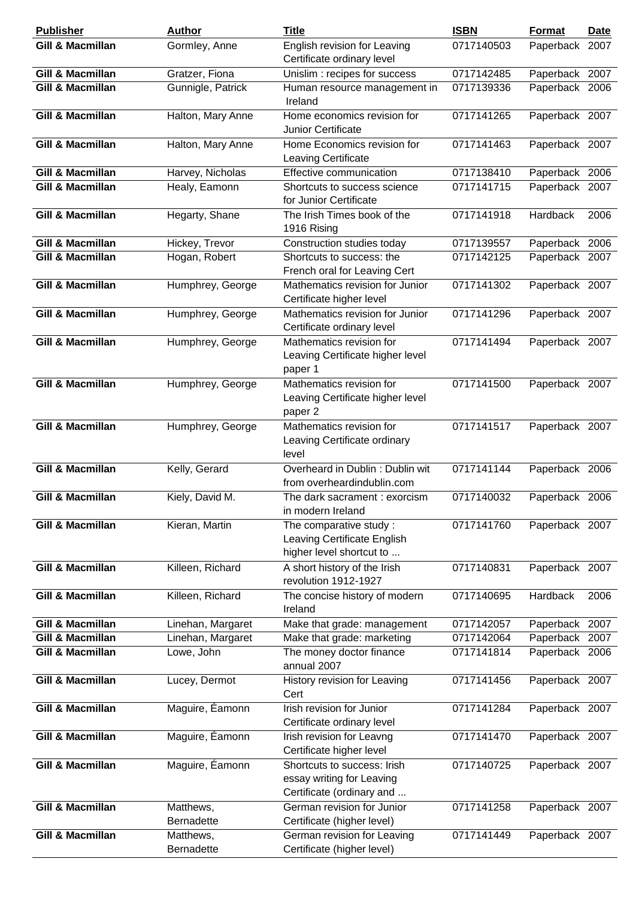| Publisher | Author | Title | ISBN | Format | Date |
|---|---|---|---|---|---|
| **Gill & Macmillan** | Gormley, Anne | English revision for Leaving Certificate ordinary level | 0717140503 | Paperback | 2007 |
| **Gill & Macmillan** | Gratzer, Fiona | Unislim : recipes for success | 0717142485 | Paperback | 2007 |
| **Gill & Macmillan** | Gunnigle, Patrick | Human resource management in Ireland | 0717139336 | Paperback | 2006 |
| **Gill & Macmillan** | Halton, Mary Anne | Home economics revision for Junior Certificate | 0717141265 | Paperback | 2007 |
| **Gill & Macmillan** | Halton, Mary Anne | Home Economics revision for Leaving Certificate | 0717141463 | Paperback | 2007 |
| **Gill & Macmillan** | Harvey, Nicholas | Effective communication | 0717138410 | Paperback | 2006 |
| **Gill & Macmillan** | Healy, Eamonn | Shortcuts to success science for Junior Certificate | 0717141715 | Paperback | 2007 |
| **Gill & Macmillan** | Hegarty, Shane | The Irish Times book of the 1916 Rising | 0717141918 | Hardback | 2006 |
| **Gill & Macmillan** | Hickey, Trevor | Construction studies today | 0717139557 | Paperback | 2006 |
| **Gill & Macmillan** | Hogan, Robert | Shortcuts to success: the French oral for Leaving Cert | 0717142125 | Paperback | 2007 |
| **Gill & Macmillan** | Humphrey, George | Mathematics revision for Junior Certificate higher level | 0717141302 | Paperback | 2007 |
| **Gill & Macmillan** | Humphrey, George | Mathematics revision for Junior Certificate ordinary level | 0717141296 | Paperback | 2007 |
| **Gill & Macmillan** | Humphrey, George | Mathematics revision for Leaving Certificate higher level paper 1 | 0717141494 | Paperback | 2007 |
| **Gill & Macmillan** | Humphrey, George | Mathematics revision for Leaving Certificate higher level paper 2 | 0717141500 | Paperback | 2007 |
| **Gill & Macmillan** | Humphrey, George | Mathematics revision for Leaving Certificate ordinary level | 0717141517 | Paperback | 2007 |
| **Gill & Macmillan** | Kelly, Gerard | Overheard in Dublin : Dublin wit from overheardindublin.com | 0717141144 | Paperback | 2006 |
| **Gill & Macmillan** | Kiely, David M. | The dark sacrament : exorcism in modern Ireland | 0717140032 | Paperback | 2006 |
| **Gill & Macmillan** | Kieran, Martin | The comparative study : Leaving Certificate English higher level shortcut to ... | 0717141760 | Paperback | 2007 |
| **Gill & Macmillan** | Killeen, Richard | A short history of the Irish revolution 1912-1927 | 0717140831 | Paperback | 2007 |
| **Gill & Macmillan** | Killeen, Richard | The concise history of modern Ireland | 0717140695 | Hardback | 2006 |
| **Gill & Macmillan** | Linehan, Margaret | Make that grade: management | 0717142057 | Paperback | 2007 |
| **Gill & Macmillan** | Linehan, Margaret | Make that grade: marketing | 0717142064 | Paperback | 2007 |
| **Gill & Macmillan** | Lowe, John | The money doctor finance annual 2007 | 0717141814 | Paperback | 2006 |
| **Gill & Macmillan** | Lucey, Dermot | History revision for Leaving Cert | 0717141456 | Paperback | 2007 |
| **Gill & Macmillan** | Maguire, Éamonn | Irish revision for Junior Certificate ordinary level | 0717141284 | Paperback | 2007 |
| **Gill & Macmillan** | Maguire, Éamonn | Irish revision for Leavng Certificate higher level | 0717141470 | Paperback | 2007 |
| **Gill & Macmillan** | Maguire, Éamonn | Shortcuts to success: Irish essay writing for Leaving Certificate (ordinary and ... | 0717140725 | Paperback | 2007 |
| **Gill & Macmillan** | Matthews, Bernadette | German revision for Junior Certificate (higher level) | 0717141258 | Paperback | 2007 |
| **Gill & Macmillan** | Matthews, Bernadette | German revision for Leaving Certificate (higher level) | 0717141449 | Paperback | 2007 |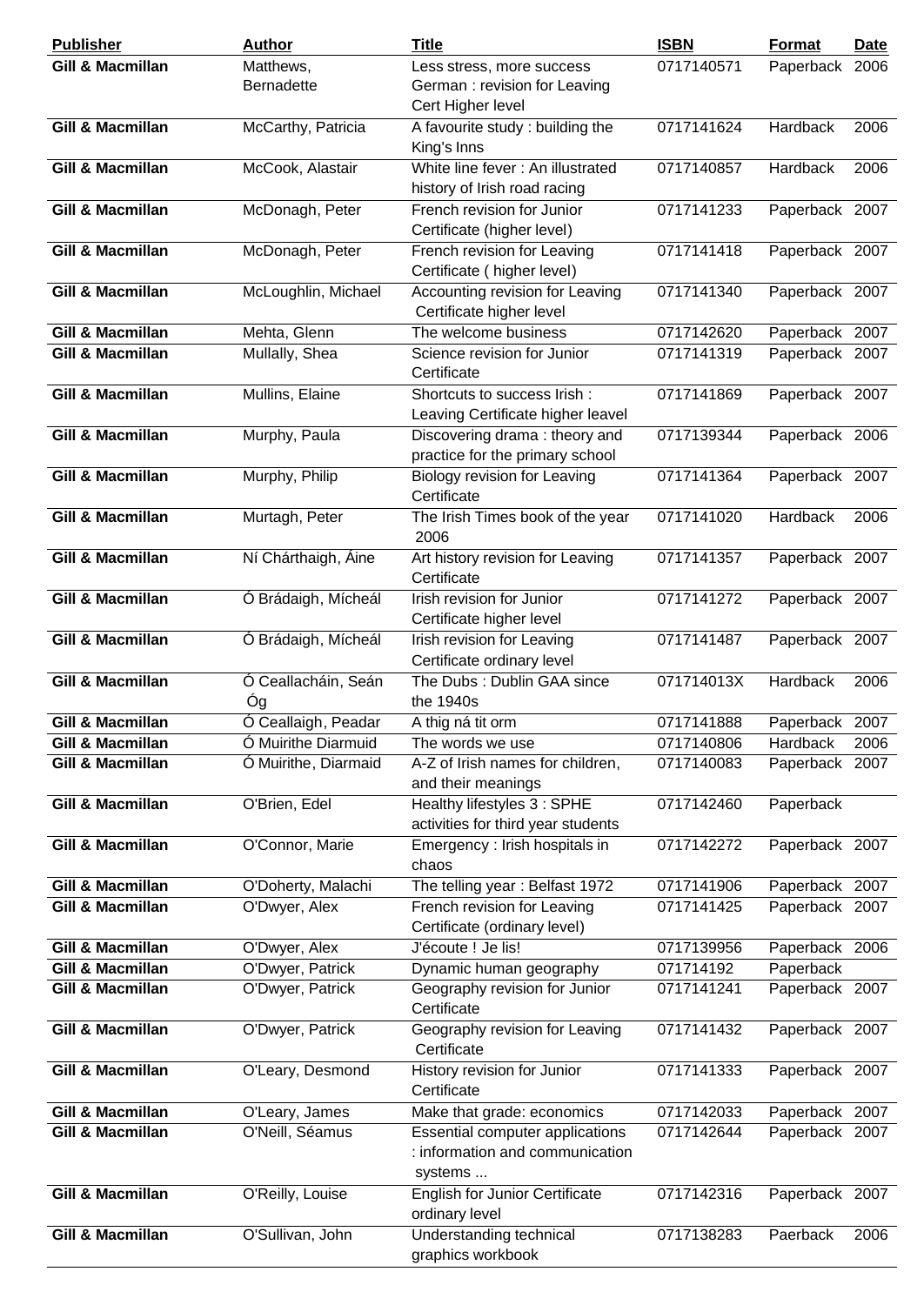| Publisher | Author | Title | ISBN | Format | Date |
| --- | --- | --- | --- | --- | --- |
| **Gill & Macmillan** | Matthews, Bernadette | Less stress, more success German : revision for Leaving Cert Higher level | 0717140571 | Paperback | 2006 |
| **Gill & Macmillan** | McCarthy, Patricia | A favourite study : building the King's Inns | 0717141624 | Hardback | 2006 |
| **Gill & Macmillan** | McCook, Alastair | White line fever : An illustrated history of Irish road racing | 0717140857 | Hardback | 2006 |
| **Gill & Macmillan** | McDonagh, Peter | French revision for Junior Certificate (higher level) | 0717141233 | Paperback | 2007 |
| **Gill & Macmillan** | McDonagh, Peter | French revision for Leaving Certificate ( higher level) | 0717141418 | Paperback | 2007 |
| **Gill & Macmillan** | McLoughlin, Michael | Accounting revision for Leaving Certificate higher level | 0717141340 | Paperback | 2007 |
| **Gill & Macmillan** | Mehta, Glenn | The welcome business | 0717142620 | Paperback | 2007 |
| **Gill & Macmillan** | Mullally, Shea | Science revision for Junior Certificate | 0717141319 | Paperback | 2007 |
| **Gill & Macmillan** | Mullins, Elaine | Shortcuts to success Irish : Leaving Certificate higher leavel | 0717141869 | Paperback | 2007 |
| **Gill & Macmillan** | Murphy, Paula | Discovering drama : theory and practice for the primary school | 0717139344 | Paperback | 2006 |
| **Gill & Macmillan** | Murphy, Philip | Biology revision for Leaving Certificate | 0717141364 | Paperback | 2007 |
| **Gill & Macmillan** | Murtagh, Peter | The Irish Times book of the year 2006 | 0717141020 | Hardback | 2006 |
| **Gill & Macmillan** | Ní Chárthaigh, Áine | Art history revision for Leaving Certificate | 0717141357 | Paperback | 2007 |
| **Gill & Macmillan** | Ó Brádaigh, Mícheál | Irish revision for Junior Certificate higher level | 0717141272 | Paperback | 2007 |
| **Gill & Macmillan** | Ó Brádaigh, Mícheál | Irish revision for Leaving Certificate ordinary level | 0717141487 | Paperback | 2007 |
| **Gill & Macmillan** | Ó Ceallacháin, Seán Óg | The Dubs : Dublin GAA since the 1940s | 071714013X | Hardback | 2006 |
| **Gill & Macmillan** | Ó Ceallaigh, Peadar | A thig ná tit orm | 0717141888 | Paperback | 2007 |
| **Gill & Macmillan** | Ó Muirithe Diarmuid | The words we use | 0717140806 | Hardback | 2006 |
| **Gill & Macmillan** | Ó Muirithe, Diarmaid | A-Z of Irish names for children, and their meanings | 0717140083 | Paperback | 2007 |
| **Gill & Macmillan** | O'Brien, Edel | Healthy lifestyles 3 : SPHE activities for third year students | 0717142460 | Paperback | |
| **Gill & Macmillan** | O'Connor, Marie | Emergency : Irish hospitals in chaos | 0717142272 | Paperback | 2007 |
| **Gill & Macmillan** | O'Doherty, Malachi | The telling year : Belfast 1972 | 0717141906 | Paperback | 2007 |
| **Gill & Macmillan** | O'Dwyer, Alex | French revision for Leaving Certificate (ordinary level) | 0717141425 | Paperback | 2007 |
| **Gill & Macmillan** | O'Dwyer, Alex | J'écoute ! Je lis! | 0717139956 | Paperback | 2006 |
| **Gill & Macmillan** | O'Dwyer, Patrick | Dynamic human geography | 071714192 | Paperback | |
| **Gill & Macmillan** | O'Dwyer, Patrick | Geography revision for Junior Certificate | 0717141241 | Paperback | 2007 |
| **Gill & Macmillan** | O'Dwyer, Patrick | Geography revision for Leaving Certificate | 0717141432 | Paperback | 2007 |
| **Gill & Macmillan** | O'Leary, Desmond | History revision for Junior Certificate | 0717141333 | Paperback | 2007 |
| **Gill & Macmillan** | O'Leary, James | Make that grade: economics | 0717142033 | Paperback | 2007 |
| **Gill & Macmillan** | O'Neill, Séamus | Essential computer applications : information and communication systems ... | 0717142644 | Paperback | 2007 |
| **Gill & Macmillan** | O'Reilly, Louise | English for Junior Certificate ordinary level | 0717142316 | Paperback | 2007 |
| **Gill & Macmillan** | O'Sullivan, John | Understanding technical graphics workbook | 0717138283 | Paerback | 2006 |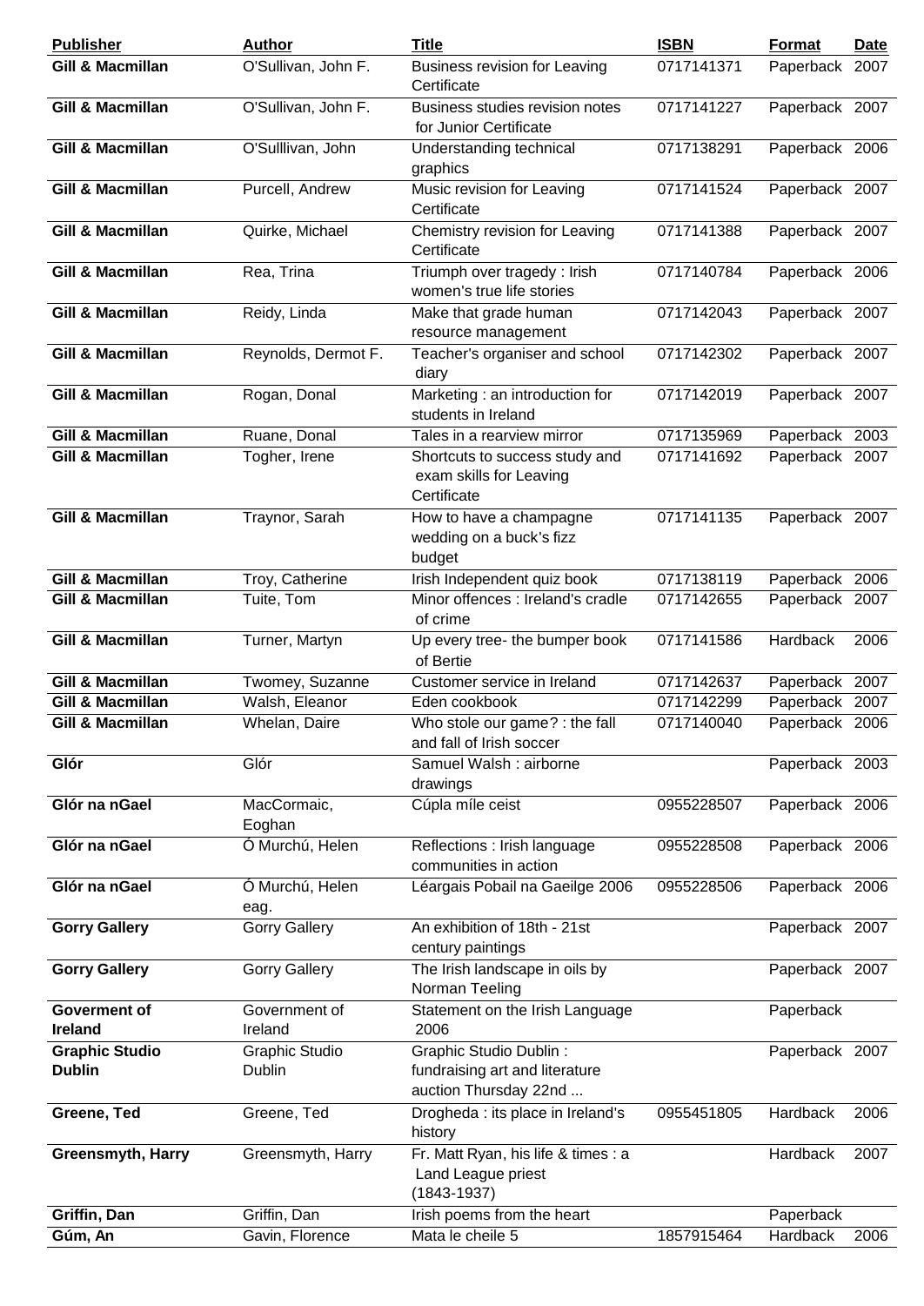| Publisher | Author | Title | ISBN | Format | Date |
|---|---|---|---|---|---|
| **Gill & Macmillan** | O'Sullivan, John F. | Business revision for Leaving Certificate | 0717141371 | Paperback | 2007 |
| **Gill & Macmillan** | O'Sullivan, John F. | Business studies revision notes for Junior Certificate | 0717141227 | Paperback | 2007 |
| **Gill & Macmillan** | O'Sulllivan, John | Understanding technical graphics | 0717138291 | Paperback | 2006 |
| **Gill & Macmillan** | Purcell, Andrew | Music revision for Leaving Certificate | 0717141524 | Paperback | 2007 |
| **Gill & Macmillan** | Quirke, Michael | Chemistry revision for Leaving Certificate | 0717141388 | Paperback | 2007 |
| **Gill & Macmillan** | Rea, Trina | Triumph over tragedy : Irish women's true life stories | 0717140784 | Paperback | 2006 |
| **Gill & Macmillan** | Reidy, Linda | Make that grade human resource management | 0717142043 | Paperback | 2007 |
| **Gill & Macmillan** | Reynolds, Dermot F. | Teacher's organiser and school diary | 0717142302 | Paperback | 2007 |
| **Gill & Macmillan** | Rogan, Donal | Marketing : an introduction for students in Ireland | 0717142019 | Paperback | 2007 |
| **Gill & Macmillan** | Ruane, Donal | Tales in a rearview mirror | 0717135969 | Paperback | 2003 |
| **Gill & Macmillan** | Togher, Irene | Shortcuts to success study and exam skills for Leaving Certificate | 0717141692 | Paperback | 2007 |
| **Gill & Macmillan** | Traynor, Sarah | How to have a champagne wedding on a buck's fizz budget | 0717141135 | Paperback | 2007 |
| **Gill & Macmillan** | Troy, Catherine | Irish Independent quiz book | 0717138119 | Paperback | 2006 |
| **Gill & Macmillan** | Tuite, Tom | Minor offences : Ireland's cradle of crime | 0717142655 | Paperback | 2007 |
| **Gill & Macmillan** | Turner, Martyn | Up every tree- the bumper book of Bertie | 0717141586 | Hardback | 2006 |
| **Gill & Macmillan** | Twomey, Suzanne | Customer service in Ireland | 0717142637 | Paperback | 2007 |
| **Gill & Macmillan** | Walsh, Eleanor | Eden cookbook | 0717142299 | Paperback | 2007 |
| **Gill & Macmillan** | Whelan, Daire | Who stole our game? : the fall and fall of Irish soccer | 0717140040 | Paperback | 2006 |
| **Glór** | Glór | Samuel Walsh : airborne drawings | | Paperback | 2003 |
| **Glór na nGael** | MacCormaic, Eoghan | Cúpla míle ceist | 0955228507 | Paperback | 2006 |
| **Glór na nGael** | Ó Murchú, Helen | Reflections : Irish language communities in action | 0955228508 | Paperback | 2006 |
| **Glór na nGael** | Ó Murchú, Helen eag. | Léargais Pobail na Gaeilge 2006 | 0955228506 | Paperback | 2006 |
| **Gorry Gallery** | Gorry Gallery | An exhibition of 18th - 21st century paintings | | Paperback | 2007 |
| **Gorry Gallery** | Gorry Gallery | The Irish landscape in oils by Norman Teeling | | Paperback | 2007 |
| **Goverment of Ireland** | Government of Ireland | Statement on the Irish Language 2006 | | Paperback | |
| **Graphic Studio Dublin** | Graphic Studio Dublin | Graphic Studio Dublin : fundraising art and literature auction Thursday 22nd ... | | Paperback | 2007 |
| **Greene, Ted** | Greene, Ted | Drogheda : its place in Ireland's history | 0955451805 | Hardback | 2006 |
| **Greensmyth, Harry** | Greensmyth, Harry | Fr. Matt Ryan, his life & times : a Land League priest (1843-1937) | | Hardback | 2007 |
| **Griffin, Dan** | Griffin, Dan | Irish poems from the heart | | Paperback | |
| **Gúm, An** | Gavin, Florence | Mata le cheile 5 | 1857915464 | Hardback | 2006 |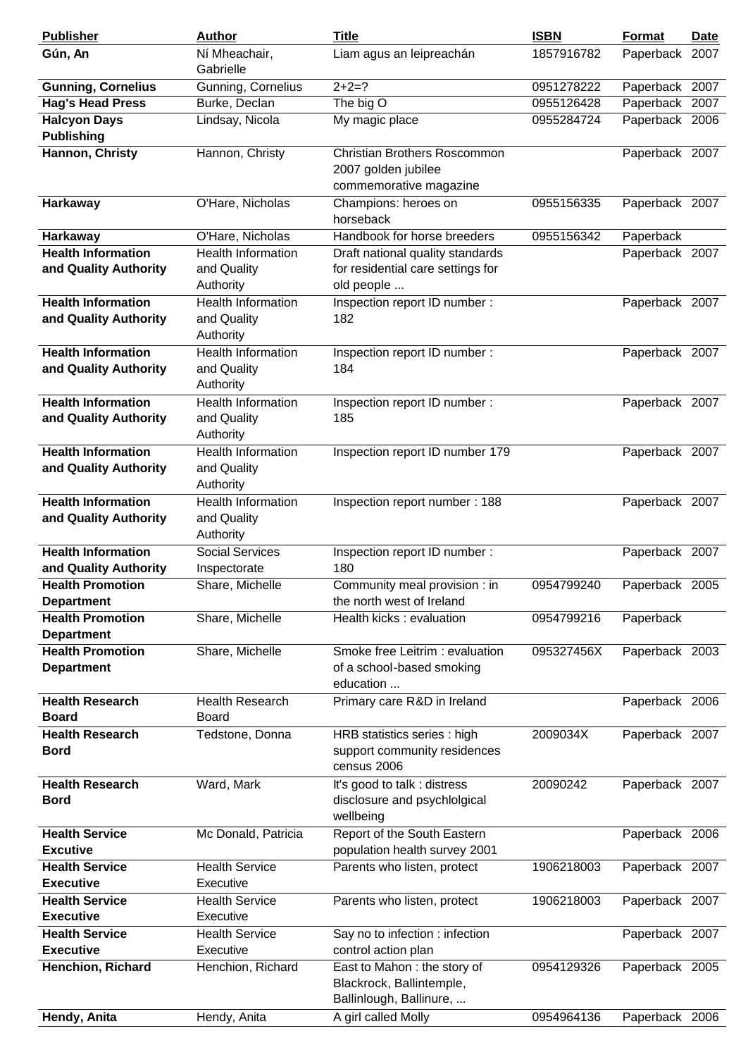| Publisher | Author | Title | ISBN | Format | Date |
|---|---|---|---|---|---|
| **Gún, An** | Ní Mheachair, Gabrielle | Liam agus an leipreachán | 1857916782 | Paperback | 2007 |
| **Gunning, Cornelius** | Gunning, Cornelius | 2+2=? | 0951278222 | Paperback | 2007 |
| **Hag's Head Press** | Burke, Declan | The big O | 0955126428 | Paperback | 2007 |
| **Halcyon Days Publishing** | Lindsay, Nicola | My magic place | 0955284724 | Paperback | 2006 |
| **Hannon, Christy** | Hannon, Christy | Christian Brothers Roscommon 2007 golden jubilee commemorative magazine | | Paperback | 2007 |
| **Harkaway** | O'Hare, Nicholas | Champions: heroes on horseback | 0955156335 | Paperback | 2007 |
| **Harkaway** | O'Hare, Nicholas | Handbook for horse breeders | 0955156342 | Paperback | |
| **Health Information and Quality Authority** | Health Information and Quality Authority | Draft national quality standards for residential care settings for old people ... | | Paperback | 2007 |
| **Health Information and Quality Authority** | Health Information and Quality Authority | Inspection report ID number : 182 | | Paperback | 2007 |
| **Health Information and Quality Authority** | Health Information and Quality Authority | Inspection report ID number : 184 | | Paperback | 2007 |
| **Health Information and Quality Authority** | Health Information and Quality Authority | Inspection report ID number : 185 | | Paperback | 2007 |
| **Health Information and Quality Authority** | Health Information and Quality Authority | Inspection report ID number 179 | | Paperback | 2007 |
| **Health Information and Quality Authority** | Health Information and Quality Authority | Inspection report number : 188 | | Paperback | 2007 |
| **Health Information and Quality Authority** | Social Services Inspectorate | Inspection report ID number : 180 | | Paperback | 2007 |
| **Health Promotion Department** | Share, Michelle | Community meal provision : in the north west of Ireland | 0954799240 | Paperback | 2005 |
| **Health Promotion Department** | Share, Michelle | Health kicks : evaluation | 0954799216 | Paperback | |
| **Health Promotion Department** | Share, Michelle | Smoke free Leitrim : evaluation of a school-based smoking education ... | 095327456X | Paperback | 2003 |
| **Health Research Board** | Health Research Board | Primary care R&D in Ireland | | Paperback | 2006 |
| **Health Research Bord** | Tedstone, Donna | HRB statistics series : high support community residences census 2006 | 2009034X | Paperback | 2007 |
| **Health Research Bord** | Ward, Mark | It's good to talk : distress disclosure and psychlolgical wellbeing | 20090242 | Paperback | 2007 |
| **Health Service Excutive** | Mc Donald, Patricia | Report of the South Eastern population health survey 2001 | | Paperback | 2006 |
| **Health Service Executive** | Health Service Executive | Parents who listen, protect | 1906218003 | Paperback | 2007 |
| **Health Service Executive** | Health Service Executive | Parents who listen, protect | 1906218003 | Paperback | 2007 |
| **Health Service Executive** | Health Service Executive | Say no to infection : infection control action plan | | Paperback | 2007 |
| **Henchion, Richard** | Henchion, Richard | East to Mahon : the story of Blackrock, Ballintemple, Ballinlough, Ballinure, ... | 0954129326 | Paperback | 2005 |
| **Hendy, Anita** | Hendy, Anita | A girl called Molly | 0954964136 | Paperback | 2006 |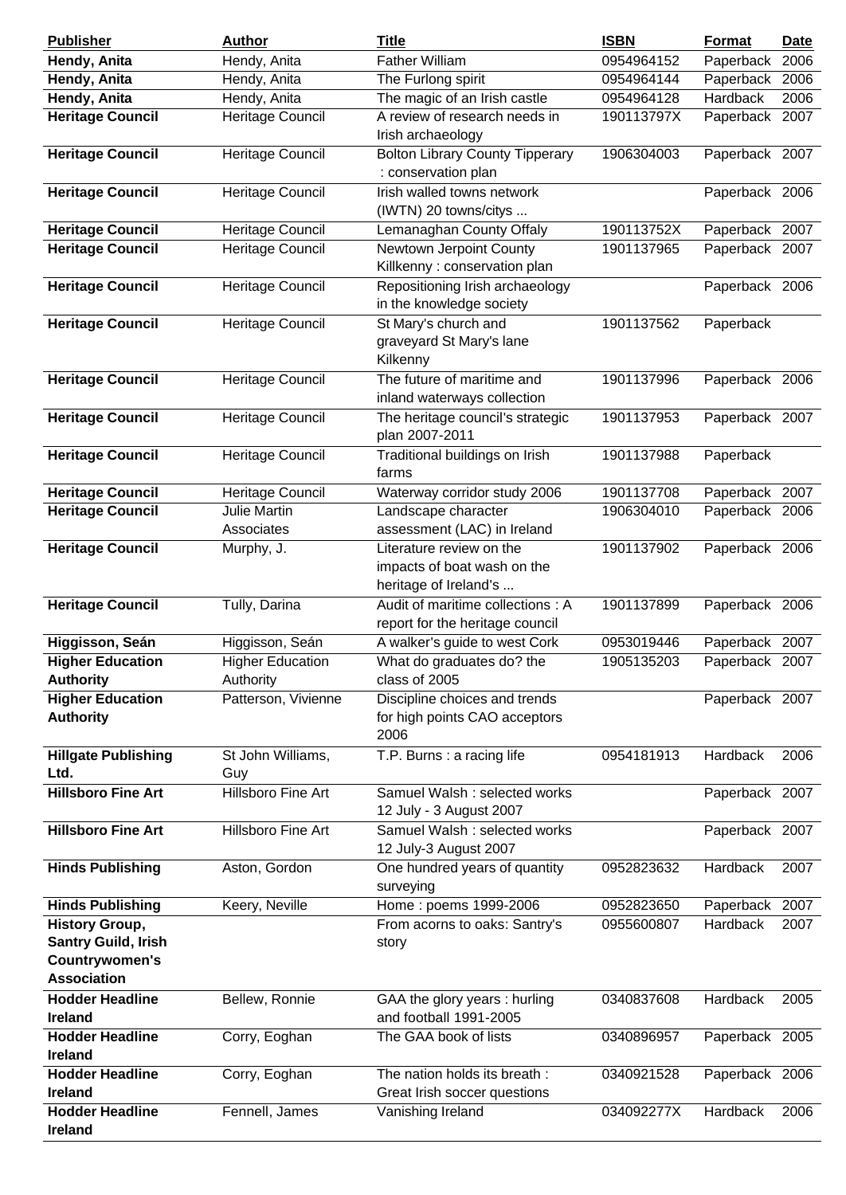| Publisher | Author | Title | ISBN | Format | Date |
|---|---|---|---|---|---|
| **Hendy, Anita** | Hendy, Anita | Father William | 0954964152 | Paperback | 2006 |
| **Hendy, Anita** | Hendy, Anita | The Furlong spirit | 0954964144 | Paperback | 2006 |
| **Hendy, Anita** | Hendy, Anita | The magic of an Irish castle | 0954964128 | Hardback | 2006 |
| **Heritage Council** | Heritage Council | A review of research needs in Irish archaeology | 190113797X | Paperback | 2007 |
| **Heritage Council** | Heritage Council | Bolton Library County Tipperary : conservation plan | 1906304003 | Paperback | 2007 |
| **Heritage Council** | Heritage Council | Irish walled towns network (IWTN) 20 towns/citys ... | | Paperback | 2006 |
| **Heritage Council** | Heritage Council | Lemanaghan County Offaly | 190113752X | Paperback | 2007 |
| **Heritage Council** | Heritage Council | Newtown Jerpoint County Killkenny : conservation plan | 1901137965 | Paperback | 2007 |
| **Heritage Council** | Heritage Council | Repositioning Irish archaeology in the knowledge society | | Paperback | 2006 |
| **Heritage Council** | Heritage Council | St Mary's church and graveyard St Mary's lane Kilkenny | 1901137562 | Paperback | |
| **Heritage Council** | Heritage Council | The future of maritime and inland waterways collection | 1901137996 | Paperback | 2006 |
| **Heritage Council** | Heritage Council | The heritage council's strategic plan 2007-2011 | 1901137953 | Paperback | 2007 |
| **Heritage Council** | Heritage Council | Traditional buildings on Irish farms | 1901137988 | Paperback | |
| **Heritage Council** | Heritage Council | Waterway corridor study 2006 | 1901137708 | Paperback | 2007 |
| **Heritage Council** | Julie Martin Associates | Landscape character assessment (LAC) in Ireland | 1906304010 | Paperback | 2006 |
| **Heritage Council** | Murphy, J. | Literature review on the impacts of boat wash on the heritage of Ireland's ... | 1901137902 | Paperback | 2006 |
| **Heritage Council** | Tully, Darina | Audit of maritime collections : A report for the heritage council | 1901137899 | Paperback | 2006 |
| **Higgisson, Seán** | Higgisson, Seán | A walker's guide to west Cork | 0953019446 | Paperback | 2007 |
| **Higher Education Authority** | Higher Education Authority | What do graduates do? the class of 2005 | 1905135203 | Paperback | 2007 |
| **Higher Education Authority** | Patterson, Vivienne | Discipline choices and trends for high points CAO acceptors 2006 | | Paperback | 2007 |
| **Hillgate Publishing Ltd.** | St John Williams, Guy | T.P. Burns : a racing life | 0954181913 | Hardback | 2006 |
| **Hillsboro Fine Art** | Hillsboro Fine Art | Samuel Walsh : selected works 12 July - 3 August 2007 | | Paperback | 2007 |
| **Hillsboro Fine Art** | Hillsboro Fine Art | Samuel Walsh : selected works 12 July-3 August 2007 | | Paperback | 2007 |
| **Hinds Publishing** | Aston, Gordon | One hundred years of quantity surveying | 0952823632 | Hardback | 2007 |
| **Hinds Publishing** | Keery, Neville | Home : poems 1999-2006 | 0952823650 | Paperback | 2007 |
| **History Group, Santry Guild, Irish Countrywomen's Association** | | From acorns to oaks: Santry's story | 0955600807 | Hardback | 2007 |
| **Hodder Headline Ireland** | Bellew, Ronnie | GAA the glory years : hurling and football 1991-2005 | 0340837608 | Hardback | 2005 |
| **Hodder Headline Ireland** | Corry, Eoghan | The GAA book of lists | 0340896957 | Paperback | 2005 |
| **Hodder Headline Ireland** | Corry, Eoghan | The nation holds its breath : Great Irish soccer questions | 0340921528 | Paperback | 2006 |
| **Hodder Headline Ireland** | Fennell, James | Vanishing Ireland | 034092277X | Hardback | 2006 |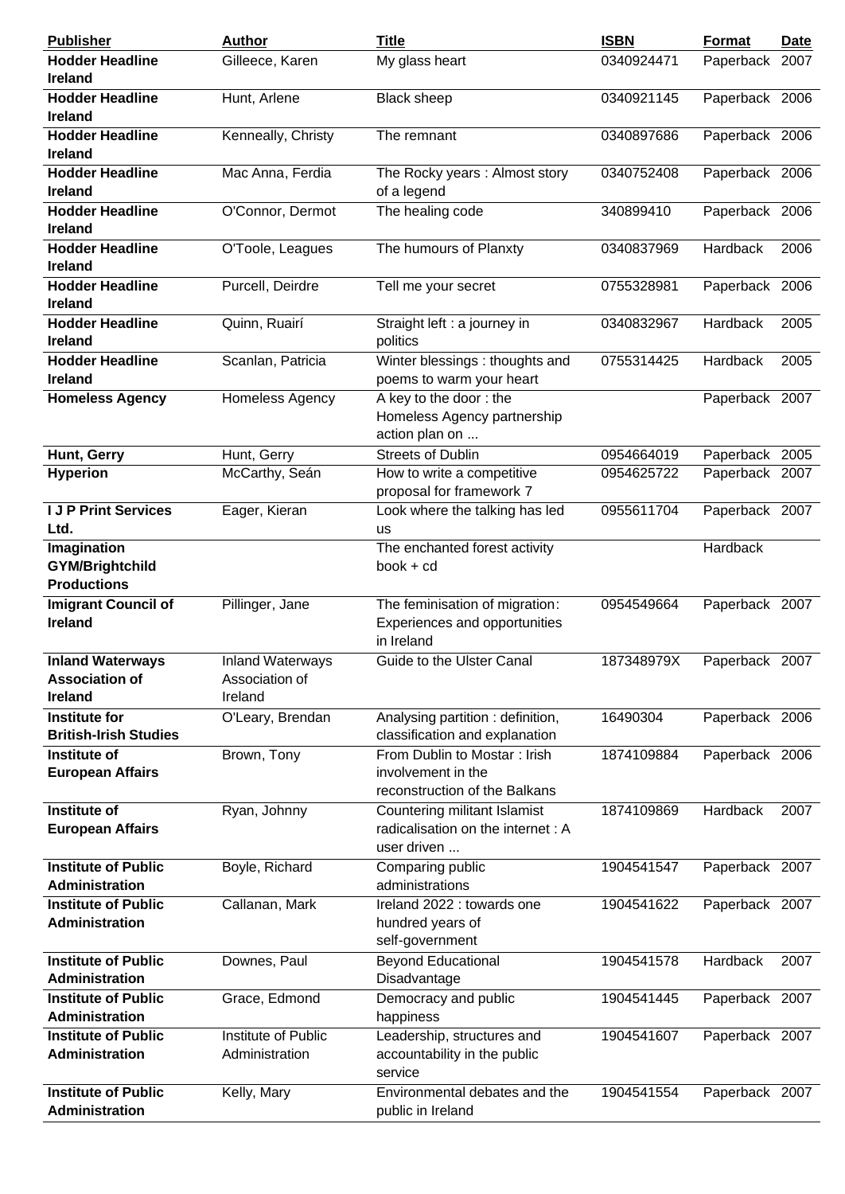| Publisher | Author | Title | ISBN | Format | Date |
| --- | --- | --- | --- | --- | --- |
| **Hodder Headline Ireland** | Gilleece, Karen | My glass heart | 0340924471 | Paperback | 2007 |
| **Hodder Headline Ireland** | Hunt, Arlene | Black sheep | 0340921145 | Paperback | 2006 |
| **Hodder Headline Ireland** | Kenneally, Christy | The remnant | 0340897686 | Paperback | 2006 |
| **Hodder Headline Ireland** | Mac Anna, Ferdia | The Rocky years : Almost story of a legend | 0340752408 | Paperback | 2006 |
| **Hodder Headline Ireland** | O'Connor, Dermot | The healing code | 340899410 | Paperback | 2006 |
| **Hodder Headline Ireland** | O'Toole, Leagues | The humours of Planxty | 0340837969 | Hardback | 2006 |
| **Hodder Headline Ireland** | Purcell, Deirdre | Tell me your secret | 0755328981 | Paperback | 2006 |
| **Hodder Headline Ireland** | Quinn, Ruairí | Straight left : a journey in politics | 0340832967 | Hardback | 2005 |
| **Hodder Headline Ireland** | Scanlan, Patricia | Winter blessings : thoughts and poems to warm your heart | 0755314425 | Hardback | 2005 |
| **Homeless Agency** | Homeless Agency | A key to the door : the Homeless Agency partnership action plan on ... | | Paperback | 2007 |
| **Hunt, Gerry** | Hunt, Gerry | Streets of Dublin | 0954664019 | Paperback | 2005 |
| **Hyperion** | McCarthy, Seán | How to write a competitive proposal for framework 7 | 0954625722 | Paperback | 2007 |
| **I J P Print Services Ltd.** | Eager, Kieran | Look where the talking has led us | 0955611704 | Paperback | 2007 |
| **Imagination GYM/Brightchild Productions** | | The enchanted forest activity book + cd | | Hardback | |
| **Imigrant Council of Ireland** | Pillinger, Jane | The feminisation of migration: Experiences and opportunities in Ireland | 0954549664 | Paperback | 2007 |
| **Inland Waterways Association of Ireland** | Inland Waterways Association of Ireland | Guide to the Ulster Canal | 187348979X | Paperback | 2007 |
| **Institute for British-Irish Studies** | O'Leary, Brendan | Analysing partition : definition, classification and explanation | 16490304 | Paperback | 2006 |
| **Institute of European Affairs** | Brown, Tony | From Dublin to Mostar : Irish involvement in the reconstruction of the Balkans | 1874109884 | Paperback | 2006 |
| **Institute of European Affairs** | Ryan, Johnny | Countering militant Islamist radicalisation on the internet : A user driven ... | 1874109869 | Hardback | 2007 |
| **Institute of Public Administration** | Boyle, Richard | Comparing public administrations | 1904541547 | Paperback | 2007 |
| **Institute of Public Administration** | Callanan, Mark | Ireland 2022 : towards one hundred years of self-government | 1904541622 | Paperback | 2007 |
| **Institute of Public Administration** | Downes, Paul | Beyond Educational Disadvantage | 1904541578 | Hardback | 2007 |
| **Institute of Public Administration** | Grace, Edmond | Democracy and public happiness | 1904541445 | Paperback | 2007 |
| **Institute of Public Administration** | Institute of Public Administration | Leadership, structures and accountability in the public service | 1904541607 | Paperback | 2007 |
| **Institute of Public Administration** | Kelly, Mary | Environmental debates and the public in Ireland | 1904541554 | Paperback | 2007 |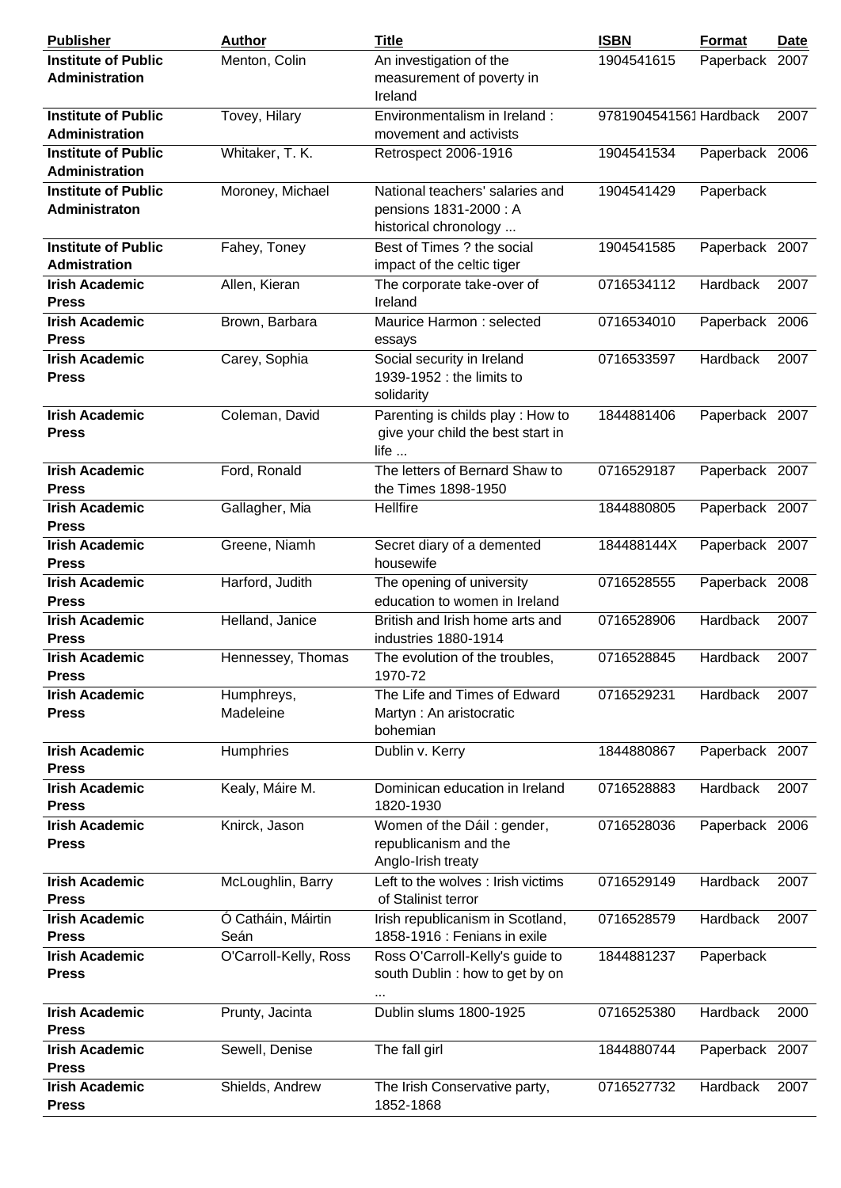| Publisher | Author | Title | ISBN | Format | Date |
|---|---|---|---|---|---|
| **Institute of Public Administration** | Menton, Colin | An investigation of the measurement of poverty in Ireland | 1904541615 | Paperback | 2007 |
| **Institute of Public Administration** | Tovey, Hilary | Environmentalism in Ireland : movement and activists | 9781904541561 | Hardback | 2007 |
| **Institute of Public Administration** | Whitaker, T. K. | Retrospect 2006-1916 | 1904541534 | Paperback | 2006 |
| **Institute of Public Administraton** | Moroney, Michael | National teachers' salaries and pensions 1831-2000 : A historical chronology ... | 1904541429 | Paperback | |
| **Institute of Public Admistration** | Fahey, Toney | Best of Times ? the social impact of the celtic tiger | 1904541585 | Paperback | 2007 |
| **Irish Academic Press** | Allen, Kieran | The corporate take-over of Ireland | 0716534112 | Hardback | 2007 |
| **Irish Academic Press** | Brown, Barbara | Maurice Harmon : selected essays | 0716534010 | Paperback | 2006 |
| **Irish Academic Press** | Carey, Sophia | Social security in Ireland 1939-1952 : the limits to solidarity | 0716533597 | Hardback | 2007 |
| **Irish Academic Press** | Coleman, David | Parenting is childs play : How to give your child the best start in life ... | 1844881406 | Paperback | 2007 |
| **Irish Academic Press** | Ford, Ronald | The letters of Bernard Shaw to the Times 1898-1950 | 0716529187 | Paperback | 2007 |
| **Irish Academic Press** | Gallagher, Mia | Hellfire | 1844880805 | Paperback | 2007 |
| **Irish Academic Press** | Greene, Niamh | Secret diary of a demented housewife | 184488144X | Paperback | 2007 |
| **Irish Academic Press** | Harford, Judith | The opening of university education to women in Ireland | 0716528555 | Paperback | 2008 |
| **Irish Academic Press** | Helland, Janice | British and Irish home arts and industries 1880-1914 | 0716528906 | Hardback | 2007 |
| **Irish Academic Press** | Hennessey, Thomas | The evolution of the troubles, 1970-72 | 0716528845 | Hardback | 2007 |
| **Irish Academic Press** | Humphreys, Madeleine | The Life and Times of Edward Martyn : An aristocratic bohemian | 0716529231 | Hardback | 2007 |
| **Irish Academic Press** | Humphries | Dublin v. Kerry | 1844880867 | Paperback | 2007 |
| **Irish Academic Press** | Kealy, Máire M. | Dominican education in Ireland 1820-1930 | 0716528883 | Hardback | 2007 |
| **Irish Academic Press** | Knirck, Jason | Women of the Dáil : gender, republicanism and the Anglo-Irish treaty | 0716528036 | Paperback | 2006 |
| **Irish Academic Press** | McLoughlin, Barry | Left to the wolves : Irish victims of Stalinist terror | 0716529149 | Hardback | 2007 |
| **Irish Academic Press** | Ó Catháin, Máirtin Seán | Irish republicanism in Scotland, 1858-1916 : Fenians in exile | 0716528579 | Hardback | 2007 |
| **Irish Academic Press** | O'Carroll-Kelly, Ross | Ross O'Carroll-Kelly's guide to south Dublin : how to get by on ... | 1844881237 | Paperback | |
| **Irish Academic Press** | Prunty, Jacinta | Dublin slums 1800-1925 | 0716525380 | Hardback | 2000 |
| **Irish Academic Press** | Sewell, Denise | The fall girl | 1844880744 | Paperback | 2007 |
| **Irish Academic Press** | Shields, Andrew | The Irish Conservative party, 1852-1868 | 0716527732 | Hardback | 2007 |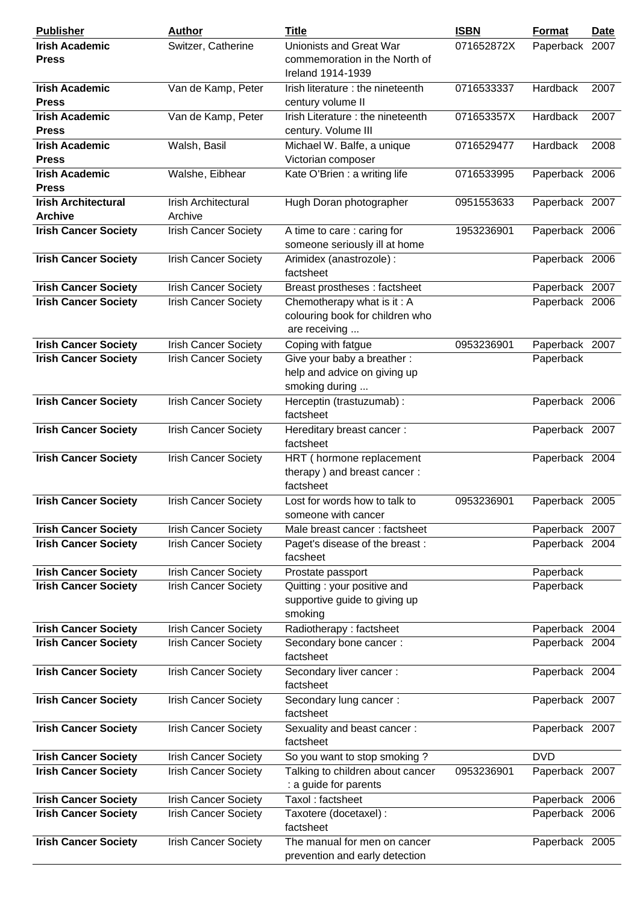| Publisher | Author | Title | ISBN | Format | Date |
|---|---|---|---|---|---|
| **Irish Academic Press** | Switzer, Catherine | Unionists and Great War commemoration in the North of Ireland 1914-1939 | 071652872X | Paperback | 2007 |
| **Irish Academic Press** | Van de Kamp, Peter | Irish literature : the nineteenth century volume II | 0716533337 | Hardback | 2007 |
| **Irish Academic Press** | Van de Kamp, Peter | Irish Literature : the nineteenth century. Volume III | 071653357X | Hardback | 2007 |
| **Irish Academic Press** | Walsh, Basil | Michael W. Balfe, a unique Victorian composer | 0716529477 | Hardback | 2008 |
| **Irish Academic Press** | Walshe, Eibhear | Kate O'Brien : a writing life | 0716533995 | Paperback | 2006 |
| **Irish Architectural Archive** | Irish Architectural Archive | Hugh Doran photographer | 0951553633 | Paperback | 2007 |
| **Irish Cancer Society** | Irish Cancer Society | A time to care : caring for someone seriously ill at home | 1953236901 | Paperback | 2006 |
| **Irish Cancer Society** | Irish Cancer Society | Arimidex (anastrozole) : factsheet | | Paperback | 2006 |
| **Irish Cancer Society** | Irish Cancer Society | Breast prostheses : factsheet | | Paperback | 2007 |
| **Irish Cancer Society** | Irish Cancer Society | Chemotherapy what is it : A colouring book for children who are receiving ... | | Paperback | 2006 |
| **Irish Cancer Society** | Irish Cancer Society | Coping with fatgue | 0953236901 | Paperback | 2007 |
| **Irish Cancer Society** | Irish Cancer Society | Give your baby a breather : help and advice on giving up smoking during ... | | Paperback | |
| **Irish Cancer Society** | Irish Cancer Society | Herceptin (trastuzumab) : factsheet | | Paperback | 2006 |
| **Irish Cancer Society** | Irish Cancer Society | Hereditary breast cancer : factsheet | | Paperback | 2007 |
| **Irish Cancer Society** | Irish Cancer Society | HRT ( hormone replacement therapy ) and breast cancer : factsheet | | Paperback | 2004 |
| **Irish Cancer Society** | Irish Cancer Society | Lost for words how to talk to someone with cancer | 0953236901 | Paperback | 2005 |
| **Irish Cancer Society** | Irish Cancer Society | Male breast cancer : factsheet | | Paperback | 2007 |
| **Irish Cancer Society** | Irish Cancer Society | Paget's disease of the breast : facsheet | | Paperback | 2004 |
| **Irish Cancer Society** | Irish Cancer Society | Prostate passport | | Paperback | |
| **Irish Cancer Society** | Irish Cancer Society | Quitting : your positive and supportive guide to giving up smoking | | Paperback | |
| **Irish Cancer Society** | Irish Cancer Society | Radiotherapy : factsheet | | Paperback | 2004 |
| **Irish Cancer Society** | Irish Cancer Society | Secondary bone cancer : factsheet | | Paperback | 2004 |
| **Irish Cancer Society** | Irish Cancer Society | Secondary liver cancer : factsheet | | Paperback | 2004 |
| **Irish Cancer Society** | Irish Cancer Society | Secondary lung cancer : factsheet | | Paperback | 2007 |
| **Irish Cancer Society** | Irish Cancer Society | Sexuality and beast cancer : factsheet | | Paperback | 2007 |
| **Irish Cancer Society** | Irish Cancer Society | So you want to stop smoking ? | | DVD | |
| **Irish Cancer Society** | Irish Cancer Society | Talking to children about cancer : a guide for parents | 0953236901 | Paperback | 2007 |
| **Irish Cancer Society** | Irish Cancer Society | Taxol : factsheet | | Paperback | 2006 |
| **Irish Cancer Society** | Irish Cancer Society | Taxotere (docetaxel) : factsheet | | Paperback | 2006 |
| **Irish Cancer Society** | Irish Cancer Society | The manual for men on cancer prevention and early detection | | Paperback | 2005 |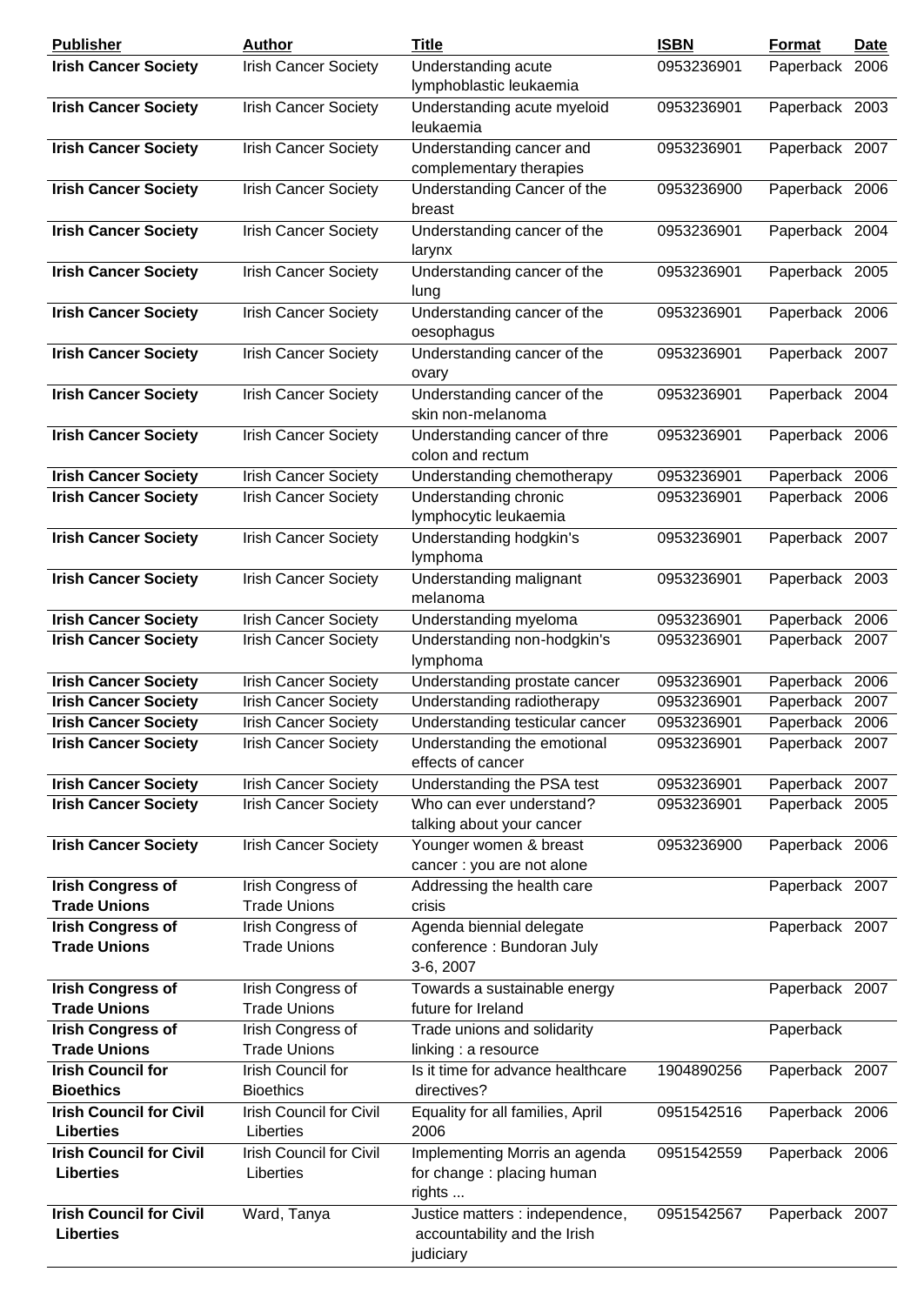| Publisher | Author | Title | ISBN | Format | Date |
|---|---|---|---|---|---|
| **Irish Cancer Society** | Irish Cancer Society | Understanding acute lymphoblastic leukaemia | 0953236901 | Paperback | 2006 |
| **Irish Cancer Society** | Irish Cancer Society | Understanding acute myeloid leukaemia | 0953236901 | Paperback | 2003 |
| **Irish Cancer Society** | Irish Cancer Society | Understanding cancer and complementary therapies | 0953236901 | Paperback | 2007 |
| **Irish Cancer Society** | Irish Cancer Society | Understanding Cancer of the breast | 0953236900 | Paperback | 2006 |
| **Irish Cancer Society** | Irish Cancer Society | Understanding cancer of the larynx | 0953236901 | Paperback | 2004 |
| **Irish Cancer Society** | Irish Cancer Society | Understanding cancer of the lung | 0953236901 | Paperback | 2005 |
| **Irish Cancer Society** | Irish Cancer Society | Understanding cancer of the oesophagus | 0953236901 | Paperback | 2006 |
| **Irish Cancer Society** | Irish Cancer Society | Understanding cancer of the ovary | 0953236901 | Paperback | 2007 |
| **Irish Cancer Society** | Irish Cancer Society | Understanding cancer of the skin non-melanoma | 0953236901 | Paperback | 2004 |
| **Irish Cancer Society** | Irish Cancer Society | Understanding cancer of thre colon and rectum | 0953236901 | Paperback | 2006 |
| **Irish Cancer Society** | Irish Cancer Society | Understanding chemotherapy | 0953236901 | Paperback | 2006 |
| **Irish Cancer Society** | Irish Cancer Society | Understanding chronic lymphocytic leukaemia | 0953236901 | Paperback | 2006 |
| **Irish Cancer Society** | Irish Cancer Society | Understanding hodgkin's lymphoma | 0953236901 | Paperback | 2007 |
| **Irish Cancer Society** | Irish Cancer Society | Understanding malignant melanoma | 0953236901 | Paperback | 2003 |
| **Irish Cancer Society** | Irish Cancer Society | Understanding myeloma | 0953236901 | Paperback | 2006 |
| **Irish Cancer Society** | Irish Cancer Society | Understanding non-hodgkin's lymphoma | 0953236901 | Paperback | 2007 |
| **Irish Cancer Society** | Irish Cancer Society | Understanding prostate cancer | 0953236901 | Paperback | 2006 |
| **Irish Cancer Society** | Irish Cancer Society | Understanding radiotherapy | 0953236901 | Paperback | 2007 |
| **Irish Cancer Society** | Irish Cancer Society | Understanding testicular cancer | 0953236901 | Paperback | 2006 |
| **Irish Cancer Society** | Irish Cancer Society | Understanding the emotional effects of cancer | 0953236901 | Paperback | 2007 |
| **Irish Cancer Society** | Irish Cancer Society | Understanding the PSA test | 0953236901 | Paperback | 2007 |
| **Irish Cancer Society** | Irish Cancer Society | Who can ever understand? talking about your cancer | 0953236901 | Paperback | 2005 |
| **Irish Cancer Society** | Irish Cancer Society | Younger women & breast cancer : you are not alone | 0953236900 | Paperback | 2006 |
| **Irish Congress of Trade Unions** | Irish Congress of Trade Unions | Addressing the health care crisis | | Paperback | 2007 |
| **Irish Congress of Trade Unions** | Irish Congress of Trade Unions | Agenda biennial delegate conference : Bundoran July 3-6, 2007 | | Paperback | 2007 |
| **Irish Congress of Trade Unions** | Irish Congress of Trade Unions | Towards a sustainable energy future for Ireland | | Paperback | 2007 |
| **Irish Congress of Trade Unions** | Irish Congress of Trade Unions | Trade unions and solidarity linking : a resource | | Paperback | |
| **Irish Council for Bioethics** | Irish Council for Bioethics | Is it time for advance healthcare directives? | 1904890256 | Paperback | 2007 |
| **Irish Council for Civil Liberties** | Irish Council for Civil Liberties | Equality for all families, April 2006 | 0951542516 | Paperback | 2006 |
| **Irish Council for Civil Liberties** | Irish Council for Civil Liberties | Implementing Morris an agenda for change : placing human rights ... | 0951542559 | Paperback | 2006 |
| **Irish Council for Civil Liberties** | Ward, Tanya | Justice matters : independence, accountability and the Irish judiciary | 0951542567 | Paperback | 2007 |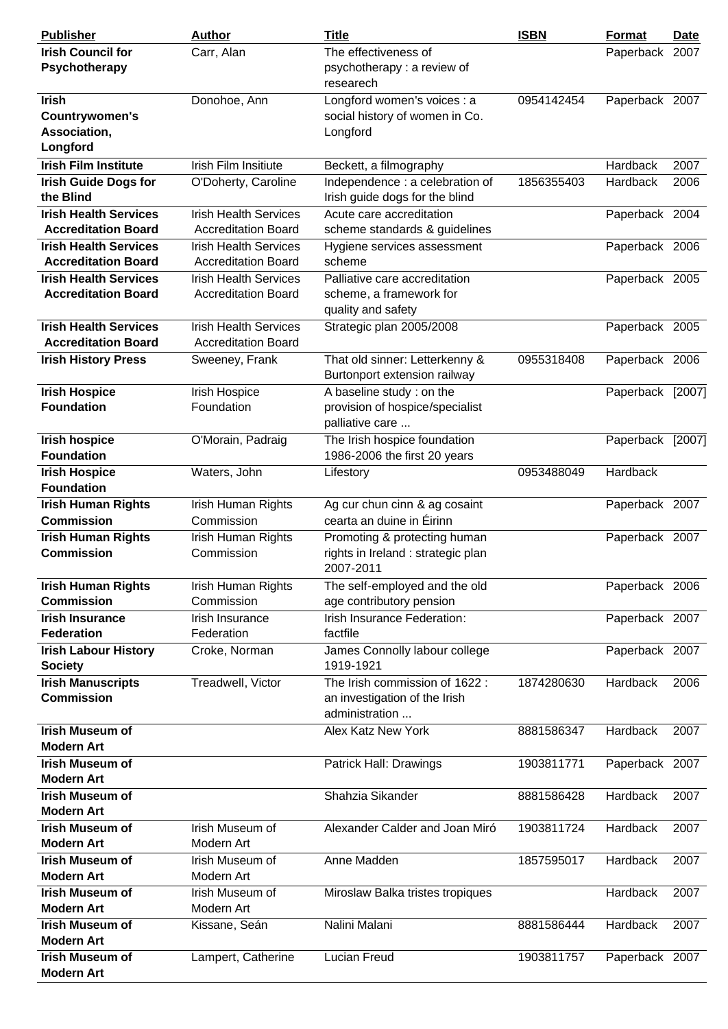| Publisher | Author | Title | ISBN | Format | Date |
| --- | --- | --- | --- | --- | --- |
| **Irish Council for Psychotherapy** | Carr, Alan | The effectiveness of psychotherapy : a review of researech | | Paperback | 2007 |
| **Irish Countrywomen's Association, Longford** | Donohoe, Ann | Longford women's voices : a social history of women in Co. Longford | 0954142454 | Paperback | 2007 |
| **Irish Film Institute** | Irish Film Insitiute | Beckett, a filmography | | Hardback | 2007 |
| **Irish Guide Dogs for the Blind** | O'Doherty, Caroline | Independence : a celebration of Irish guide dogs for the blind | 1856355403 | Hardback | 2006 |
| **Irish Health Services Accreditation Board** | Irish Health Services Accreditation Board | Acute care accreditation scheme standards & guidelines | | Paperback | 2004 |
| **Irish Health Services Accreditation Board** | Irish Health Services Accreditation Board | Hygiene services assessment scheme | | Paperback | 2006 |
| **Irish Health Services Accreditation Board** | Irish Health Services Accreditation Board | Palliative care accreditation scheme, a framework for quality and safety | | Paperback | 2005 |
| **Irish Health Services Accreditation Board** | Irish Health Services Accreditation Board | Strategic plan 2005/2008 | | Paperback | 2005 |
| **Irish History Press** | Sweeney, Frank | That old sinner: Letterkenny & Burtonport extension railway | 0955318408 | Paperback | 2006 |
| **Irish Hospice Foundation** | Irish Hospice Foundation | A baseline study : on the provision of hospice/specialist palliative care ... | | Paperback | [2007] |
| **Irish hospice Foundation** | O'Morain, Padraig | The Irish hospice foundation 1986-2006 the first 20 years | | Paperback | [2007] |
| **Irish Hospice Foundation** | Waters, John | Lifestory | 0953488049 | Hardback | |
| **Irish Human Rights Commission** | Irish Human Rights Commission | Ag cur chun cinn & ag cosaint cearta an duine in Éirinn | | Paperback | 2007 |
| **Irish Human Rights Commission** | Irish Human Rights Commission | Promoting & protecting human rights in Ireland : strategic plan 2007-2011 | | Paperback | 2007 |
| **Irish Human Rights Commission** | Irish Human Rights Commission | The self-employed and the old age contributory pension | | Paperback | 2006 |
| **Irish Insurance Federation** | Irish Insurance Federation | Irish Insurance Federation: factfile | | Paperback | 2007 |
| **Irish Labour History Society** | Croke, Norman | James Connolly labour college 1919-1921 | | Paperback | 2007 |
| **Irish Manuscripts Commission** | Treadwell, Victor | The Irish commission of 1622 : an investigation of the Irish administration ... | 1874280630 | Hardback | 2006 |
| **Irish Museum of Modern Art** | | Alex Katz New York | 8881586347 | Hardback | 2007 |
| **Irish Museum of Modern Art** | | Patrick Hall: Drawings | 1903811771 | Paperback | 2007 |
| **Irish Museum of Modern Art** | | Shahzia Sikander | 8881586428 | Hardback | 2007 |
| **Irish Museum of Modern Art** | Irish Museum of Modern Art | Alexander Calder and Joan Miró | 1903811724 | Hardback | 2007 |
| **Irish Museum of Modern Art** | Irish Museum of Modern Art | Anne Madden | 1857595017 | Hardback | 2007 |
| **Irish Museum of Modern Art** | Irish Museum of Modern Art | Miroslaw Balka tristes tropiques | | Hardback | 2007 |
| **Irish Museum of Modern Art** | Kissane, Seán | Nalini Malani | 8881586444 | Hardback | 2007 |
| **Irish Museum of Modern Art** | Lampert, Catherine | Lucian Freud | 1903811757 | Paperback | 2007 |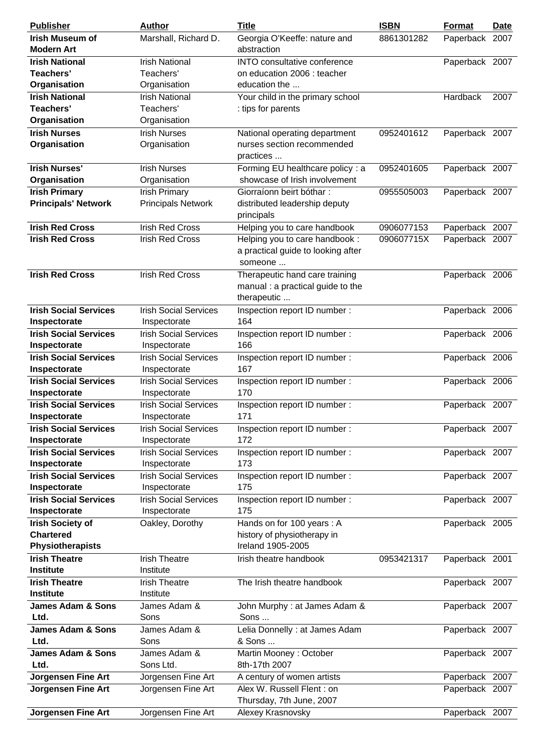| Publisher | Author | Title | ISBN | Format | Date |
| --- | --- | --- | --- | --- | --- |
| **Irish Museum of Modern Art** | Marshall, Richard D. | Georgia O'Keeffe: nature and abstraction | 8861301282 | Paperback | 2007 |
| **Irish National Teachers' Organisation** | Irish National Teachers' Organisation | INTO consultative conference on education 2006 : teacher education the ... | | Paperback | 2007 |
| **Irish National Teachers' Organisation** | Irish National Teachers' Organisation | Your child in the primary school : tips for parents | | Hardback | 2007 |
| **Irish Nurses Organisation** | Irish Nurses Organisation | National operating department nurses section recommended practices ... | 0952401612 | Paperback | 2007 |
| **Irish Nurses' Organisation** | Irish Nurses Organisation | Forming EU healthcare policy : a showcase of Irish involvement | 0952401605 | Paperback | 2007 |
| **Irish Primary Principals' Network** | Irish Primary Principals Network | Giorraíonn beirt bóthar : distributed leadership deputy principals | 0955505003 | Paperback | 2007 |
| **Irish Red Cross** | Irish Red Cross | Helping you to care handbook | 0906077153 | Paperback | 2007 |
| **Irish Red Cross** | Irish Red Cross | Helping you to care handbook : a practical guide to looking after someone ... | 090607715X | Paperback | 2007 |
| **Irish Red Cross** | Irish Red Cross | Therapeutic hand care training manual : a practical guide to the therapeutic ... | | Paperback | 2006 |
| **Irish Social Services Inspectorate** | Irish Social Services Inspectorate | Inspection report ID number : 164 | | Paperback | 2006 |
| **Irish Social Services Inspectorate** | Irish Social Services Inspectorate | Inspection report ID number : 166 | | Paperback | 2006 |
| **Irish Social Services Inspectorate** | Irish Social Services Inspectorate | Inspection report ID number : 167 | | Paperback | 2006 |
| **Irish Social Services Inspectorate** | Irish Social Services Inspectorate | Inspection report ID number : 170 | | Paperback | 2006 |
| **Irish Social Services Inspectorate** | Irish Social Services Inspectorate | Inspection report ID number : 171 | | Paperback | 2007 |
| **Irish Social Services Inspectorate** | Irish Social Services Inspectorate | Inspection report ID number : 172 | | Paperback | 2007 |
| **Irish Social Services Inspectorate** | Irish Social Services Inspectorate | Inspection report ID number : 173 | | Paperback | 2007 |
| **Irish Social Services Inspectorate** | Irish Social Services Inspectorate | Inspection report ID number : 175 | | Paperback | 2007 |
| **Irish Social Services Inspectorate** | Irish Social Services Inspectorate | Inspection report ID number : 175 | | Paperback | 2007 |
| **Irish Society of Chartered Physiotherapists** | Oakley, Dorothy | Hands on for 100 years : A history of physiotherapy in Ireland 1905-2005 | | Paperback | 2005 |
| **Irish Theatre Institute** | Irish Theatre Institute | Irish theatre handbook | 0953421317 | Paperback | 2001 |
| **Irish Theatre Institute** | Irish Theatre Institute | The Irish theatre handbook | | Paperback | 2007 |
| **James Adam & Sons Ltd.** | James Adam & Sons | John Murphy : at James Adam & Sons ... | | Paperback | 2007 |
| **James Adam & Sons Ltd.** | James Adam & Sons | Lelia Donnelly : at James Adam & Sons ... | | Paperback | 2007 |
| **James Adam & Sons Ltd.** | James Adam & Sons Ltd. | Martin Mooney : October 8th-17th 2007 | | Paperback | 2007 |
| **Jorgensen Fine Art** | Jorgensen Fine Art | A century of women artists | | Paperback | 2007 |
| **Jorgensen Fine Art** | Jorgensen Fine Art | Alex W. Russell Flent : on Thursday, 7th June, 2007 | | Paperback | 2007 |
| **Jorgensen Fine Art** | Jorgensen Fine Art | Alexey Krasnovsky | | Paperback | 2007 |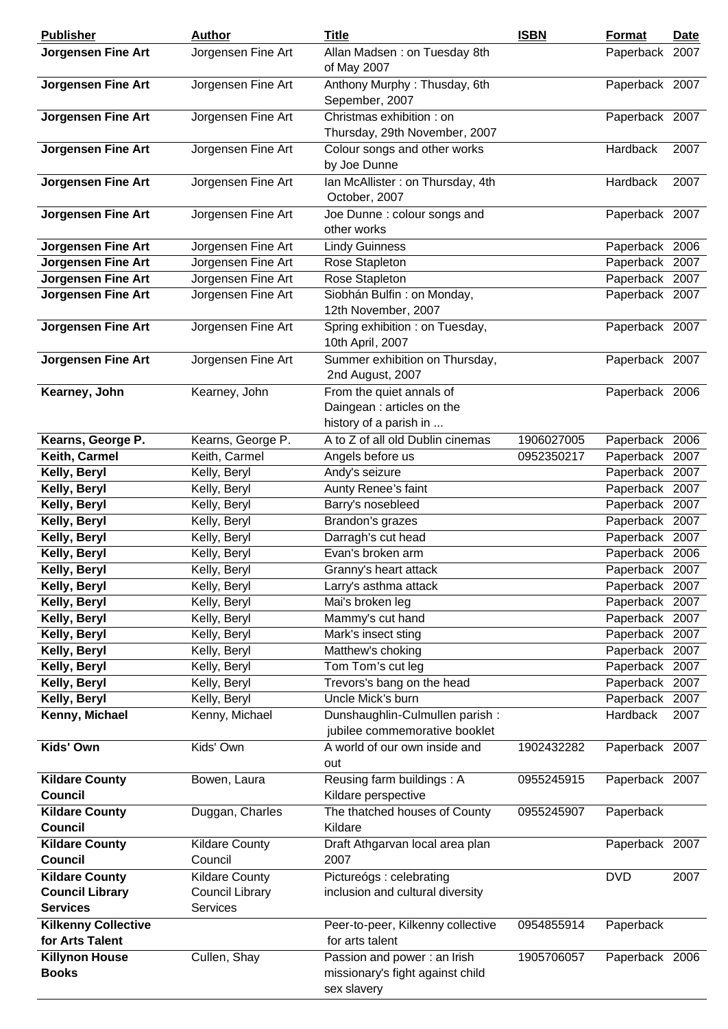| Publisher | Author | Title | ISBN | Format | Date |
|---|---|---|---|---|---|
| **Jorgensen Fine Art** | Jorgensen Fine Art | Allan Madsen : on Tuesday 8th of May 2007 | | Paperback | 2007 |
| **Jorgensen Fine Art** | Jorgensen Fine Art | Anthony Murphy : Thusday, 6th Sepember, 2007 | | Paperback | 2007 |
| **Jorgensen Fine Art** | Jorgensen Fine Art | Christmas exhibition : on Thursday, 29th November, 2007 | | Paperback | 2007 |
| **Jorgensen Fine Art** | Jorgensen Fine Art | Colour songs and other works by Joe Dunne | | Hardback | 2007 |
| **Jorgensen Fine Art** | Jorgensen Fine Art | Ian McAllister : on Thursday, 4th October, 2007 | | Hardback | 2007 |
| **Jorgensen Fine Art** | Jorgensen Fine Art | Joe Dunne : colour songs and other works | | Paperback | 2007 |
| **Jorgensen Fine Art** | Jorgensen Fine Art | Lindy Guinness | | Paperback | 2006 |
| **Jorgensen Fine Art** | Jorgensen Fine Art | Rose Stapleton | | Paperback | 2007 |
| **Jorgensen Fine Art** | Jorgensen Fine Art | Rose Stapleton | | Paperback | 2007 |
| **Jorgensen Fine Art** | Jorgensen Fine Art | Siobhán Bulfin : on Monday, 12th November, 2007 | | Paperback | 2007 |
| **Jorgensen Fine Art** | Jorgensen Fine Art | Spring exhibition : on Tuesday, 10th April, 2007 | | Paperback | 2007 |
| **Jorgensen Fine Art** | Jorgensen Fine Art | Summer exhibition on Thursday, 2nd August, 2007 | | Paperback | 2007 |
| **Kearney, John** | Kearney, John | From the quiet annals of Daingean : articles on the history of a parish in ... | | Paperback | 2006 |
| **Kearns, George P.** | Kearns, George P. | A to Z of all old Dublin cinemas | 1906027005 | Paperback | 2006 |
| **Keith, Carmel** | Keith, Carmel | Angels before us | 0952350217 | Paperback | 2007 |
| **Kelly, Beryl** | Kelly, Beryl | Andy's seizure | | Paperback | 2007 |
| **Kelly, Beryl** | Kelly, Beryl | Aunty Renee's faint | | Paperback | 2007 |
| **Kelly, Beryl** | Kelly, Beryl | Barry's nosebleed | | Paperback | 2007 |
| **Kelly, Beryl** | Kelly, Beryl | Brandon's grazes | | Paperback | 2007 |
| **Kelly, Beryl** | Kelly, Beryl | Darragh's cut head | | Paperback | 2007 |
| **Kelly, Beryl** | Kelly, Beryl | Evan's broken arm | | Paperback | 2006 |
| **Kelly, Beryl** | Kelly, Beryl | Granny's heart attack | | Paperback | 2007 |
| **Kelly, Beryl** | Kelly, Beryl | Larry's asthma attack | | Paperback | 2007 |
| **Kelly, Beryl** | Kelly, Beryl | Mai's broken leg | | Paperback | 2007 |
| **Kelly, Beryl** | Kelly, Beryl | Mammy's cut hand | | Paperback | 2007 |
| **Kelly, Beryl** | Kelly, Beryl | Mark's insect sting | | Paperback | 2007 |
| **Kelly, Beryl** | Kelly, Beryl | Matthew's choking | | Paperback | 2007 |
| **Kelly, Beryl** | Kelly, Beryl | Tom Tom's cut leg | | Paperback | 2007 |
| **Kelly, Beryl** | Kelly, Beryl | Trevors's bang on the head | | Paperback | 2007 |
| **Kelly, Beryl** | Kelly, Beryl | Uncle Mick's burn | | Paperback | 2007 |
| **Kenny, Michael** | Kenny, Michael | Dunshaughlin-Culmullen parish : jubilee commemorative booklet | | Hardback | 2007 |
| **Kids' Own** | Kids' Own | A world of our own inside and out | 1902432282 | Paperback | 2007 |
| **Kildare County Council** | Bowen, Laura | Reusing farm buildings : A Kildare perspective | 0955245915 | Paperback | 2007 |
| **Kildare County Council** | Duggan, Charles | The thatched houses of County Kildare | 0955245907 | Paperback | |
| **Kildare County Council** | Kildare County Council | Draft Athgarvan local area plan 2007 | | Paperback | 2007 |
| **Kildare County Council Library Services** | Kildare County Council Library Services | Pictureógs : celebrating inclusion and cultural diversity | | DVD | 2007 |
| **Kilkenny Collective for Arts Talent** | | Peer-to-peer, Kilkenny collective for arts talent | 0954855914 | Paperback | |
| **Killynon House Books** | Cullen, Shay | Passion and power : an Irish missionary's fight against child sex slavery | 1905706057 | Paperback | 2006 |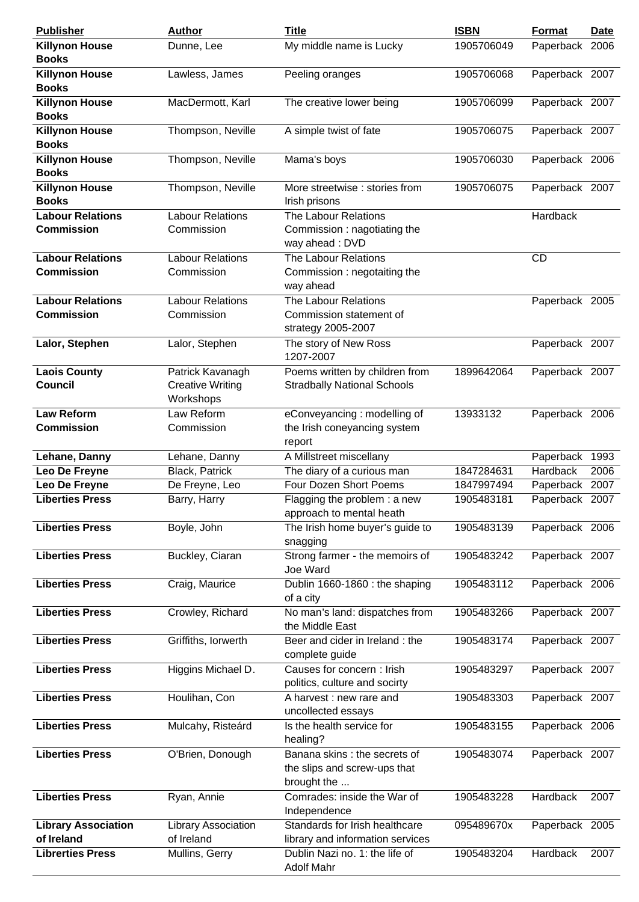| Publisher | Author | Title | ISBN | Format | Date |
|---|---|---|---|---|---|
| **Killynon House Books** | Dunne, Lee | My middle name is Lucky | 1905706049 | Paperback | 2006 |
| **Killynon House Books** | Lawless, James | Peeling oranges | 1905706068 | Paperback | 2007 |
| **Killynon House Books** | MacDermott, Karl | The creative lower being | 1905706099 | Paperback | 2007 |
| **Killynon House Books** | Thompson, Neville | A simple twist of fate | 1905706075 | Paperback | 2007 |
| **Killynon House Books** | Thompson, Neville | Mama's boys | 1905706030 | Paperback | 2006 |
| **Killynon House Books** | Thompson, Neville | More streetwise : stories from Irish prisons | 1905706075 | Paperback | 2007 |
| **Labour Relations Commission** | Labour Relations Commission | The Labour Relations Commission : nagotiating the way ahead : DVD | | Hardback | |
| **Labour Relations Commission** | Labour Relations Commission | The Labour Relations Commission : negotaiting the way ahead | | CD | |
| **Labour Relations Commission** | Labour Relations Commission | The Labour Relations Commission statement of strategy 2005-2007 | | Paperback | 2005 |
| **Lalor, Stephen** | Lalor, Stephen | The story of New Ross 1207-2007 | | Paperback | 2007 |
| **Laois County Council** | Patrick Kavanagh Creative Writing Workshops | Poems written by children from Stradbally National Schools | 1899642064 | Paperback | 2007 |
| **Law Reform Commission** | Law Reform Commission | eConveyancing : modelling of the Irish coneyancing system report | 13933132 | Paperback | 2006 |
| **Lehane, Danny** | Lehane, Danny | A Millstreet miscellany | | Paperback | 1993 |
| **Leo De Freyne** | Black, Patrick | The diary of a curious man | 1847284631 | Hardback | 2006 |
| **Leo De Freyne** | De Freyne, Leo | Four Dozen Short Poems | 1847997494 | Paperback | 2007 |
| **Liberties Press** | Barry, Harry | Flagging the problem : a new approach to mental heath | 1905483181 | Paperback | 2007 |
| **Liberties Press** | Boyle, John | The Irish home buyer's guide to snagging | 1905483139 | Paperback | 2006 |
| **Liberties Press** | Buckley, Ciaran | Strong farmer - the memoirs of Joe Ward | 1905483242 | Paperback | 2007 |
| **Liberties Press** | Craig, Maurice | Dublin 1660-1860 : the shaping of a city | 1905483112 | Paperback | 2006 |
| **Liberties Press** | Crowley, Richard | No man's land: dispatches from the Middle East | 1905483266 | Paperback | 2007 |
| **Liberties Press** | Griffiths, Iorwerth | Beer and cider in Ireland : the complete guide | 1905483174 | Paperback | 2007 |
| **Liberties Press** | Higgins Michael D. | Causes for concern : Irish politics, culture and socirty | 1905483297 | Paperback | 2007 |
| **Liberties Press** | Houlihan, Con | A harvest : new rare and uncollected essays | 1905483303 | Paperback | 2007 |
| **Liberties Press** | Mulcahy, Risteárd | Is the health service for healing? | 1905483155 | Paperback | 2006 |
| **Liberties Press** | O'Brien, Donough | Banana skins : the secrets of the slips and screw-ups that brought the ... | 1905483074 | Paperback | 2007 |
| **Liberties Press** | Ryan, Annie | Comrades: inside the War of Independence | 1905483228 | Hardback | 2007 |
| **Library Association of Ireland** | Library Association of Ireland | Standards for Irish healthcare library and information services | 095489670x | Paperback | 2005 |
| **Librerties Press** | Mullins, Gerry | Dublin Nazi no. 1: the life of Adolf Mahr | 1905483204 | Hardback | 2007 |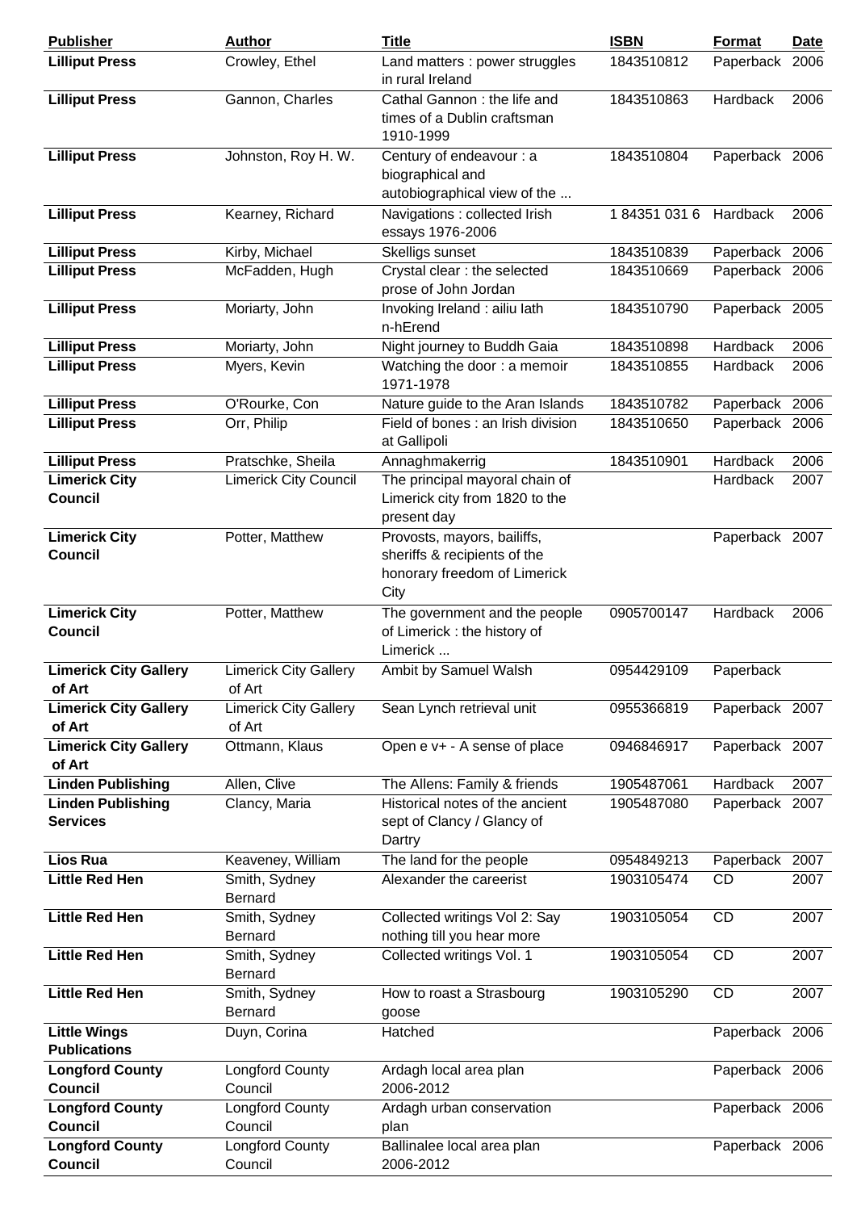| Publisher | Author | Title | ISBN | Format | Date |
| --- | --- | --- | --- | --- | --- |
| **Lilliput Press** | Crowley, Ethel | Land matters : power struggles in rural Ireland | 1843510812 | Paperback | 2006 |
| **Lilliput Press** | Gannon, Charles | Cathal Gannon : the life and times of a Dublin craftsman 1910-1999 | 1843510863 | Hardback | 2006 |
| **Lilliput Press** | Johnston, Roy H. W. | Century of endeavour : a biographical and autobiographical view of the ... | 1843510804 | Paperback | 2006 |
| **Lilliput Press** | Kearney, Richard | Navigations : collected Irish essays 1976-2006 | 1 84351 031 6 | Hardback | 2006 |
| **Lilliput Press** | Kirby, Michael | Skelligs sunset | 1843510839 | Paperback | 2006 |
| **Lilliput Press** | McFadden, Hugh | Crystal clear : the selected prose of John Jordan | 1843510669 | Paperback | 2006 |
| **Lilliput Press** | Moriarty, John | Invoking Ireland : ailiu Iath n-hErend | 1843510790 | Paperback | 2005 |
| **Lilliput Press** | Moriarty, John | Night journey to Buddh Gaia | 1843510898 | Hardback | 2006 |
| **Lilliput Press** | Myers, Kevin | Watching the door : a memoir 1971-1978 | 1843510855 | Hardback | 2006 |
| **Lilliput Press** | O'Rourke, Con | Nature guide to the Aran Islands | 1843510782 | Paperback | 2006 |
| **Lilliput Press** | Orr, Philip | Field of bones : an Irish division at Gallipoli | 1843510650 | Paperback | 2006 |
| **Lilliput Press** | Pratschke, Sheila | Annaghmakerrig | 1843510901 | Hardback | 2006 |
| **Limerick City Council** | Limerick City Council | The principal mayoral chain of Limerick city from 1820 to the present day | | Hardback | 2007 |
| **Limerick City Council** | Potter, Matthew | Provosts, mayors, bailiffs, sheriffs & recipients of the honorary freedom of Limerick City | | Paperback | 2007 |
| **Limerick City Council** | Potter, Matthew | The government and the people of Limerick : the history of Limerick ... | 0905700147 | Hardback | 2006 |
| **Limerick City Gallery of Art** | Limerick City Gallery of Art | Ambit by Samuel Walsh | 0954429109 | Paperback | |
| **Limerick City Gallery of Art** | Limerick City Gallery of Art | Sean Lynch retrieval unit | 0955366819 | Paperback | 2007 |
| **Limerick City Gallery of Art** | Ottmann, Klaus | Open e v+ - A sense of place | 0946846917 | Paperback | 2007 |
| **Linden Publishing** | Allen, Clive | The Allens: Family & friends | 1905487061 | Hardback | 2007 |
| **Linden Publishing Services** | Clancy, Maria | Historical notes of the ancient sept of Clancy / Glancy of Dartry | 1905487080 | Paperback | 2007 |
| **Lios Rua** | Keaveney, William | The land for the people | 0954849213 | Paperback | 2007 |
| **Little Red Hen** | Smith, Sydney Bernard | Alexander the careerist | 1903105474 | CD | 2007 |
| **Little Red Hen** | Smith, Sydney Bernard | Collected writings Vol 2: Say nothing till you hear more | 1903105054 | CD | 2007 |
| **Little Red Hen** | Smith, Sydney Bernard | Collected writings Vol. 1 | 1903105054 | CD | 2007 |
| **Little Red Hen** | Smith, Sydney Bernard | How to roast a Strasbourg goose | 1903105290 | CD | 2007 |
| **Little Wings Publications** | Duyn, Corina | Hatched | | Paperback | 2006 |
| **Longford County Council** | Longford County Council | Ardagh local area plan 2006-2012 | | Paperback | 2006 |
| **Longford County Council** | Longford County Council | Ardagh urban conservation plan | | Paperback | 2006 |
| **Longford County Council** | Longford County Council | Ballinalee local area plan 2006-2012 | | Paperback | 2006 |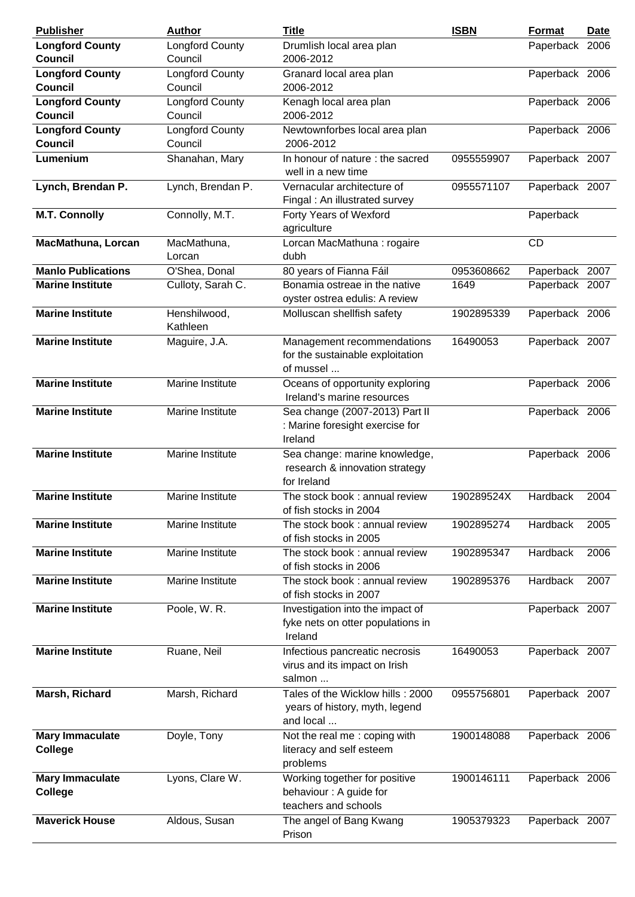| Publisher | Author | Title | ISBN | Format | Date |
|---|---|---|---|---|---|
| **Longford County Council** | Longford County Council | Drumlish local area plan 2006-2012 | | Paperback | 2006 |
| **Longford County Council** | Longford County Council | Granard local area plan 2006-2012 | | Paperback | 2006 |
| **Longford County Council** | Longford County Council | Kenagh local area plan 2006-2012 | | Paperback | 2006 |
| **Longford County Council** | Longford County Council | Newtownforbes local area plan 2006-2012 | | Paperback | 2006 |
| **Lumenium** | Shanahan, Mary | In honour of nature : the sacred well in a new time | 0955559907 | Paperback | 2007 |
| **Lynch, Brendan P.** | Lynch, Brendan P. | Vernacular architecture of Fingal : An illustrated survey | 0955571107 | Paperback | 2007 |
| **M.T. Connolly** | Connolly, M.T. | Forty Years of Wexford agriculture | | Paperback | |
| **MacMathuna, Lorcan** | MacMathuna, Lorcan | Lorcan MacMathuna : rogaire dubh | | CD | |
| **Manlo Publications** | O'Shea, Donal | 80 years of Fianna Fáil | 0953608662 | Paperback | 2007 |
| **Marine Institute** | Culloty, Sarah C. | Bonamia ostreae in the native oyster ostrea edulis: A review | 1649 | Paperback | 2007 |
| **Marine Institute** | Henshilwood, Kathleen | Molluscan shellfish safety | 1902895339 | Paperback | 2006 |
| **Marine Institute** | Maguire, J.A. | Management recommendations for the sustainable exploitation of mussel ... | 16490053 | Paperback | 2007 |
| **Marine Institute** | Marine Institute | Oceans of opportunity exploring Ireland's marine resources | | Paperback | 2006 |
| **Marine Institute** | Marine Institute | Sea change (2007-2013) Part II : Marine foresight exercise for Ireland | | Paperback | 2006 |
| **Marine Institute** | Marine Institute | Sea change: marine knowledge, research & innovation strategy for Ireland | | Paperback | 2006 |
| **Marine Institute** | Marine Institute | The stock book : annual review of fish stocks in 2004 | 190289524X | Hardback | 2004 |
| **Marine Institute** | Marine Institute | The stock book : annual review of fish stocks in 2005 | 1902895274 | Hardback | 2005 |
| **Marine Institute** | Marine Institute | The stock book : annual review of fish stocks in 2006 | 1902895347 | Hardback | 2006 |
| **Marine Institute** | Marine Institute | The stock book : annual review of fish stocks in 2007 | 1902895376 | Hardback | 2007 |
| **Marine Institute** | Poole, W. R. | Investigation into the impact of fyke nets on otter populations in Ireland | | Paperback | 2007 |
| **Marine Institute** | Ruane, Neil | Infectious pancreatic necrosis virus and its impact on Irish salmon ... | 16490053 | Paperback | 2007 |
| **Marsh, Richard** | Marsh, Richard | Tales of the Wicklow hills : 2000 years of history, myth, legend and local ... | 0955756801 | Paperback | 2007 |
| **Mary Immaculate College** | Doyle, Tony | Not the real me : coping with literacy and self esteem problems | 1900148088 | Paperback | 2006 |
| **Mary Immaculate College** | Lyons, Clare W. | Working together for positive behaviour : A guide for teachers and schools | 1900146111 | Paperback | 2006 |
| **Maverick House** | Aldous, Susan | The angel of Bang Kwang Prison | 1905379323 | Paperback | 2007 |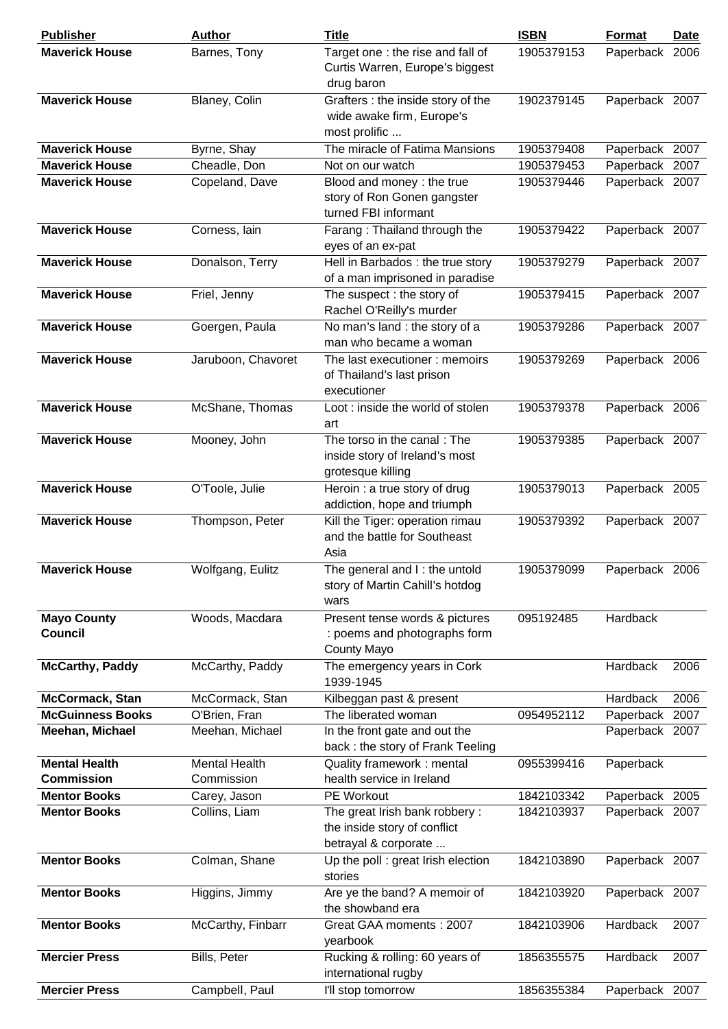| Publisher | Author | Title | ISBN | Format | Date |
|---|---|---|---|---|---|
| **Maverick House** | Barnes, Tony | Target one : the rise and fall of Curtis Warren, Europe's biggest drug baron | 1905379153 | Paperback | 2006 |
| **Maverick House** | Blaney, Colin | Grafters : the inside story of the wide awake firm, Europe's most prolific ... | 1902379145 | Paperback | 2007 |
| **Maverick House** | Byrne, Shay | The miracle of Fatima Mansions | 1905379408 | Paperback | 2007 |
| **Maverick House** | Cheadle, Don | Not on our watch | 1905379453 | Paperback | 2007 |
| **Maverick House** | Copeland, Dave | Blood and money : the true story of Ron Gonen gangster turned FBI informant | 1905379446 | Paperback | 2007 |
| **Maverick House** | Corness, Iain | Farang : Thailand through the eyes of an ex-pat | 1905379422 | Paperback | 2007 |
| **Maverick House** | Donalson, Terry | Hell in Barbados : the true story of a man imprisoned in paradise | 1905379279 | Paperback | 2007 |
| **Maverick House** | Friel, Jenny | The suspect : the story of Rachel O'Reilly's murder | 1905379415 | Paperback | 2007 |
| **Maverick House** | Goergen, Paula | No man's land : the story of a man who became a woman | 1905379286 | Paperback | 2007 |
| **Maverick House** | Jaruboon, Chavoret | The last executioner : memoirs of Thailand's last prison executioner | 1905379269 | Paperback | 2006 |
| **Maverick House** | McShane, Thomas | Loot : inside the world of stolen art | 1905379378 | Paperback | 2006 |
| **Maverick House** | Mooney, John | The torso in the canal : The inside story of Ireland's most grotesque killing | 1905379385 | Paperback | 2007 |
| **Maverick House** | O'Toole, Julie | Heroin : a true story of drug addiction, hope and triumph | 1905379013 | Paperback | 2005 |
| **Maverick House** | Thompson, Peter | Kill the Tiger: operation rimau and the battle for Southeast Asia | 1905379392 | Paperback | 2007 |
| **Maverick House** | Wolfgang, Eulitz | The general and I : the untold story of Martin Cahill's hotdog wars | 1905379099 | Paperback | 2006 |
| **Mayo County Council** | Woods, Macdara | Present tense words & pictures : poems and photographs form County Mayo | 095192485 | Hardback | |
| **McCarthy, Paddy** | McCarthy, Paddy | The emergency years in Cork 1939-1945 | | Hardback | 2006 |
| **McCormack, Stan** | McCormack, Stan | Kilbeggan past & present | | Hardback | 2006 |
| **McGuinness Books** | O'Brien, Fran | The liberated woman | 0954952112 | Paperback | 2007 |
| **Meehan, Michael** | Meehan, Michael | In the front gate and out the back : the story of Frank Teeling | | Paperback | 2007 |
| **Mental Health Commission** | Mental Health Commission | Quality framework : mental health service in Ireland | 0955399416 | Paperback | |
| **Mentor Books** | Carey, Jason | PE Workout | 1842103342 | Paperback | 2005 |
| **Mentor Books** | Collins, Liam | The great Irish bank robbery : the inside story of conflict betrayal & corporate ... | 1842103937 | Paperback | 2007 |
| **Mentor Books** | Colman, Shane | Up the poll : great Irish election stories | 1842103890 | Paperback | 2007 |
| **Mentor Books** | Higgins, Jimmy | Are ye the band? A memoir of the showband era | 1842103920 | Paperback | 2007 |
| **Mentor Books** | McCarthy, Finbarr | Great GAA moments : 2007 yearbook | 1842103906 | Hardback | 2007 |
| **Mercier Press** | Bills, Peter | Rucking & rolling: 60 years of international rugby | 1856355575 | Hardback | 2007 |
| **Mercier Press** | Campbell, Paul | I'll stop tomorrow | 1856355384 | Paperback | 2007 |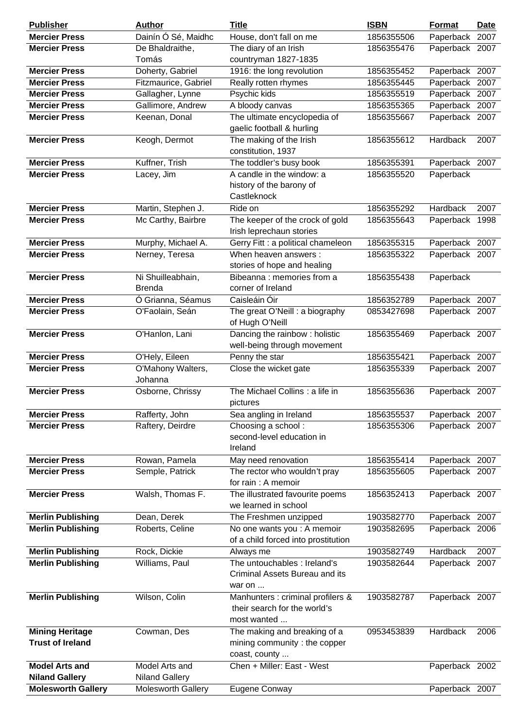| Publisher | Author | Title | ISBN | Format | Date |
|---|---|---|---|---|---|
| **Mercier Press** | Dainín Ó Sé, Maidhc | House, don't fall on me | 1856355506 | Paperback | 2007 |
| **Mercier Press** | De Bhaldraithe, Tomás | The diary of an Irish countryman 1827-1835 | 1856355476 | Paperback | 2007 |
| **Mercier Press** | Doherty, Gabriel | 1916: the long revolution | 1856355452 | Paperback | 2007 |
| **Mercier Press** | Fitzmaurice, Gabriel | Really rotten rhymes | 1856355445 | Paperback | 2007 |
| **Mercier Press** | Gallagher, Lynne | Psychic kids | 1856355519 | Paperback | 2007 |
| **Mercier Press** | Gallimore, Andrew | A bloody canvas | 1856355365 | Paperback | 2007 |
| **Mercier Press** | Keenan, Donal | The ultimate encyclopedia of gaelic football & hurling | 1856355667 | Paperback | 2007 |
| **Mercier Press** | Keogh, Dermot | The making of the Irish constitution, 1937 | 1856355612 | Hardback | 2007 |
| **Mercier Press** | Kuffner, Trish | The toddler's busy book | 1856355391 | Paperback | 2007 |
| **Mercier Press** | Lacey, Jim | A candle in the window: a history of the barony of Castleknock | 1856355520 | Paperback | |
| **Mercier Press** | Martin, Stephen J. | Ride on | 1856355292 | Hardback | 2007 |
| **Mercier Press** | Mc Carthy, Bairbre | The keeper of the crock of gold Irish leprechaun stories | 1856355643 | Paperback | 1998 |
| **Mercier Press** | Murphy, Michael A. | Gerry Fitt : a political chameleon | 1856355315 | Paperback | 2007 |
| **Mercier Press** | Nerney, Teresa | When heaven answers : stories of hope and healing | 1856355322 | Paperback | 2007 |
| **Mercier Press** | Ni Shuilleabhain, Brenda | Bibeanna : memories from a corner of Ireland | 1856355438 | Paperback | |
| **Mercier Press** | Ó Grianna, Séamus | Caisleáin Óir | 1856352789 | Paperback | 2007 |
| **Mercier Press** | O'Faolain, Seán | The great O'Neill : a biography of Hugh O'Neill | 0853427698 | Paperback | 2007 |
| **Mercier Press** | O'Hanlon, Lani | Dancing the rainbow : holistic well-being through movement | 1856355469 | Paperback | 2007 |
| **Mercier Press** | O'Hely, Eileen | Penny the star | 1856355421 | Paperback | 2007 |
| **Mercier Press** | O'Mahony Walters, Johanna | Close the wicket gate | 1856355339 | Paperback | 2007 |
| **Mercier Press** | Osborne, Chrissy | The Michael Collins : a life in pictures | 1856355636 | Paperback | 2007 |
| **Mercier Press** | Rafferty, John | Sea angling in Ireland | 1856355537 | Paperback | 2007 |
| **Mercier Press** | Raftery, Deirdre | Choosing a school : second-level education in Ireland | 1856355306 | Paperback | 2007 |
| **Mercier Press** | Rowan, Pamela | May need renovation | 1856355414 | Paperback | 2007 |
| **Mercier Press** | Semple, Patrick | The rector who wouldn't pray for rain : A memoir | 1856355605 | Paperback | 2007 |
| **Mercier Press** | Walsh, Thomas F. | The illustrated favourite poems we learned in school | 1856352413 | Paperback | 2007 |
| **Merlin Publishing** | Dean, Derek | The Freshmen unzipped | 1903582770 | Paperback | 2007 |
| **Merlin Publishing** | Roberts, Celine | No one wants you : A memoir of a child forced into prostitution | 1903582695 | Paperback | 2006 |
| **Merlin Publishing** | Rock, Dickie | Always me | 1903582749 | Hardback | 2007 |
| **Merlin Publishing** | Williams, Paul | The untouchables : Ireland's Criminal Assets Bureau and its war on ... | 1903582644 | Paperback | 2007 |
| **Merlin Publishing** | Wilson, Colin | Manhunters : criminal profilers & their search for the world's most wanted ... | 1903582787 | Paperback | 2007 |
| **Mining Heritage Trust of Ireland** | Cowman, Des | The making and breaking of a mining community : the copper coast, county ... | 0953453839 | Hardback | 2006 |
| **Model Arts and Niland Gallery** | Model Arts and Niland Gallery | Chen + Miller: East - West | | Paperback | 2002 |
| **Molesworth Gallery** | Molesworth Gallery | Eugene Conway | | Paperback | 2007 |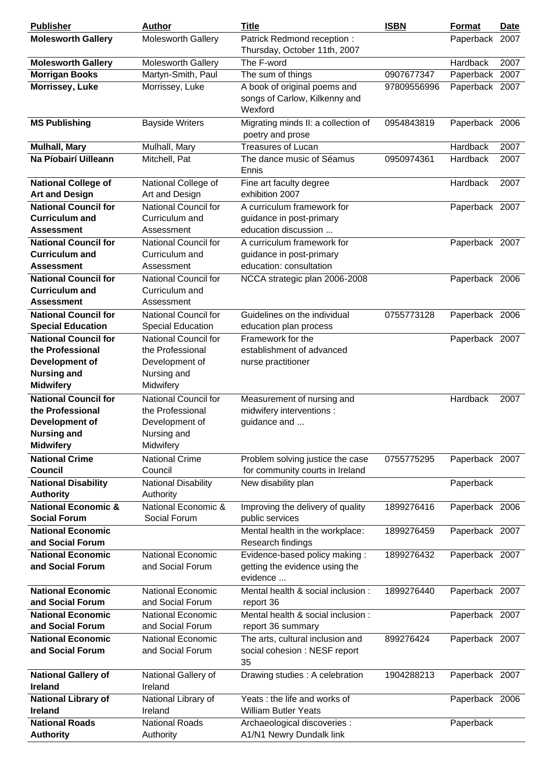| Publisher | Author | Title | ISBN | Format | Date |
|---|---|---|---|---|---|
| **Molesworth Gallery** | Molesworth Gallery | Patrick Redmond reception : Thursday, October 11th, 2007 | | Paperback | 2007 |
| **Molesworth Gallery** | Molesworth Gallery | The F-word | | Hardback | 2007 |
| **Morrigan Books** | Martyn-Smith, Paul | The sum of things | 0907677347 | Paperback | 2007 |
| **Morrissey, Luke** | Morrissey, Luke | A book of original poems and songs of Carlow, Kilkenny and Wexford | 97809556996 | Paperback | 2007 |
| **MS Publishing** | Bayside Writers | Migrating minds II: a collection of poetry and prose | 0954843819 | Paperback | 2006 |
| **Mulhall, Mary** | Mulhall, Mary | Treasures of Lucan | | Hardback | 2007 |
| **Na Píobairí Uilleann** | Mitchell, Pat | The dance music of Séamus Ennis | 0950974361 | Hardback | 2007 |
| **National College of Art and Design** | National College of Art and Design | Fine art faculty degree exhibition 2007 | | Hardback | 2007 |
| **National Council for Curriculum and Assessment** | National Council for Curriculum and Assessment | A curriculum framework for guidance in post-primary education discussion ... | | Paperback | 2007 |
| **National Council for Curriculum and Assessment** | National Council for Curriculum and Assessment | A curriculum framework for guidance in post-primary education: consultation | | Paperback | 2007 |
| **National Council for Curriculum and Assessment** | National Council for Curriculum and Assessment | NCCA strategic plan 2006-2008 | | Paperback | 2006 |
| **National Council for Special Education** | National Council for Special Education | Guidelines on the individual education plan process | 0755773128 | Paperback | 2006 |
| **National Council for the Professional Development of Nursing and Midwifery** | National Council for the Professional Development of Nursing and Midwifery | Framework for the establishment of advanced nurse practitioner | | Paperback | 2007 |
| **National Council for the Professional Development of Nursing and Midwifery** | National Council for the Professional Development of Nursing and Midwifery | Measurement of nursing and midwifery interventions : guidance and ... | | Hardback | 2007 |
| **National Crime Council** | National Crime Council | Problem solving justice the case for community courts in Ireland | 0755775295 | Paperback | 2007 |
| **National Disability Authority** | National Disability Authority | New disability plan | | Paperback | |
| **National Economic & Social Forum** | National Economic & Social Forum | Improving the delivery of quality public services | 1899276416 | Paperback | 2006 |
| **National Economic and Social Forum** | | Mental health in the workplace: Research findings | 1899276459 | Paperback | 2007 |
| **National Economic and Social Forum** | National Economic and Social Forum | Evidence-based policy making : getting the evidence using the evidence ... | 1899276432 | Paperback | 2007 |
| **National Economic and Social Forum** | National Economic and Social Forum | Mental health & social inclusion : report 36 | 1899276440 | Paperback | 2007 |
| **National Economic and Social Forum** | National Economic and Social Forum | Mental health & social inclusion : report 36 summary | | Paperback | 2007 |
| **National Economic and Social Forum** | National Economic and Social Forum | The arts, cultural inclusion and social cohesion : NESF report 35 | 899276424 | Paperback | 2007 |
| **National Gallery of Ireland** | National Gallery of Ireland | Drawing studies : A celebration | 1904288213 | Paperback | 2007 |
| **National Library of Ireland** | National Library of Ireland | Yeats : the life and works of William Butler Yeats | | Paperback | 2006 |
| **National Roads Authority** | National Roads Authority | Archaeological discoveries : A1/N1 Newry Dundalk link | | Paperback | |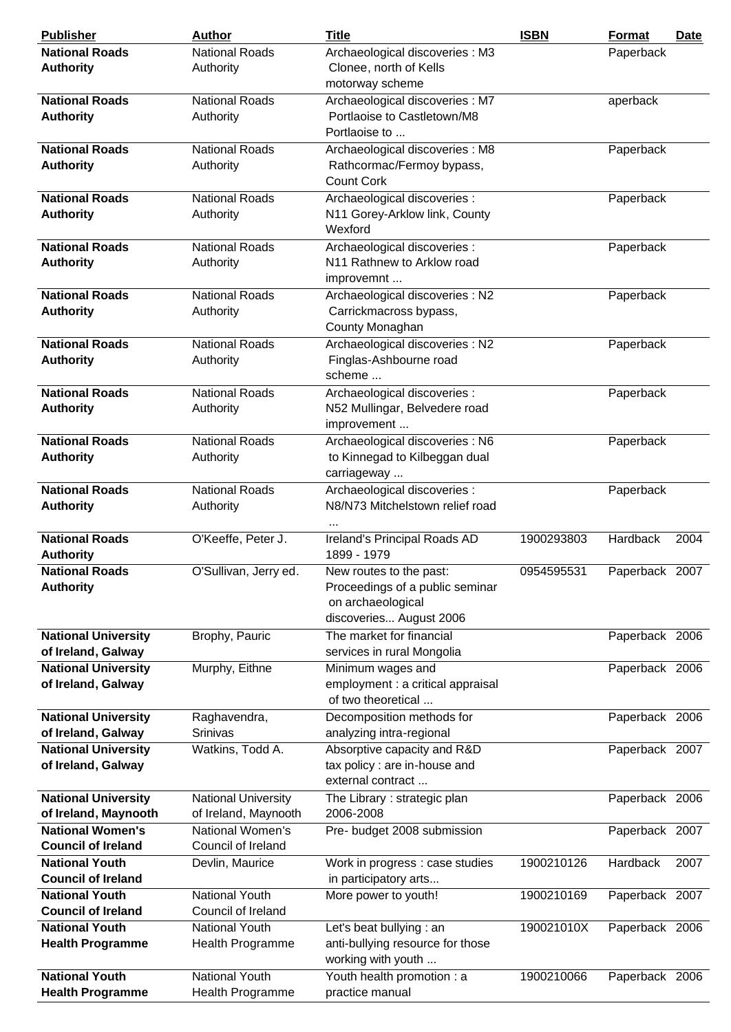| Publisher | Author | Title | ISBN | Format | Date |
|---|---|---|---|---|---|
| **National Roads Authority** | National Roads Authority | Archaeological discoveries : M3 Clonee, north of Kells motorway scheme | | Paperback | |
| **National Roads Authority** | National Roads Authority | Archaeological discoveries : M7 Portlaoise to Castletown/M8 Portlaoise to ... | | aperback | |
| **National Roads Authority** | National Roads Authority | Archaeological discoveries : M8 Rathcormac/Fermoy bypass, Count Cork | | Paperback | |
| **National Roads Authority** | National Roads Authority | Archaeological discoveries : N11 Gorey-Arklow link, County Wexford | | Paperback | |
| **National Roads Authority** | National Roads Authority | Archaeological discoveries : N11 Rathnew to Arklow road improvemnt ... | | Paperback | |
| **National Roads Authority** | National Roads Authority | Archaeological discoveries : N2 Carrickmacross bypass, County Monaghan | | Paperback | |
| **National Roads Authority** | National Roads Authority | Archaeological discoveries : N2 Finglas-Ashbourne road scheme ... | | Paperback | |
| **National Roads Authority** | National Roads Authority | Archaeological discoveries : N52 Mullingar, Belvedere road improvement ... | | Paperback | |
| **National Roads Authority** | National Roads Authority | Archaeological discoveries : N6 to Kinnegad to Kilbeggan dual carriageway ... | | Paperback | |
| **National Roads Authority** | National Roads Authority | Archaeological discoveries : N8/N73 Mitchelstown relief road ... | | Paperback | |
| **National Roads Authority** | O'Keeffe, Peter J. | Ireland's Principal Roads AD 1899 - 1979 | 1900293803 | Hardback | 2004 |
| **National Roads Authority** | O'Sullivan, Jerry ed. | New routes to the past: Proceedings of a public seminar on archaeological discoveries... August 2006 | 0954595531 | Paperback | 2007 |
| **National University of Ireland, Galway** | Brophy, Pauric | The market for financial services in rural Mongolia | | Paperback | 2006 |
| **National University of Ireland, Galway** | Murphy, Eithne | Minimum wages and employment : a critical appraisal of two theoretical ... | | Paperback | 2006 |
| **National University of Ireland, Galway** | Raghavendra, Srinivas | Decomposition methods for analyzing intra-regional | | Paperback | 2006 |
| **National University of Ireland, Galway** | Watkins, Todd A. | Absorptive capacity and R&D tax policy : are in-house and external contract ... | | Paperback | 2007 |
| **National University of Ireland, Maynooth** | National University of Ireland, Maynooth | The Library : strategic plan 2006-2008 | | Paperback | 2006 |
| **National Women's Council of Ireland** | National Women's Council of Ireland | Pre- budget 2008 submission | | Paperback | 2007 |
| **National Youth Council of Ireland** | Devlin, Maurice | Work in progress : case studies in participatory arts... | 1900210126 | Hardback | 2007 |
| **National Youth Council of Ireland** | National Youth Council of Ireland | More power to youth! | 1900210169 | Paperback | 2007 |
| **National Youth Health Programme** | National Youth Health Programme | Let's beat bullying : an anti-bullying resource for those working with youth ... | 190021010X | Paperback | 2006 |
| **National Youth Health Programme** | National Youth Health Programme | Youth health promotion : a practice manual | 1900210066 | Paperback | 2006 |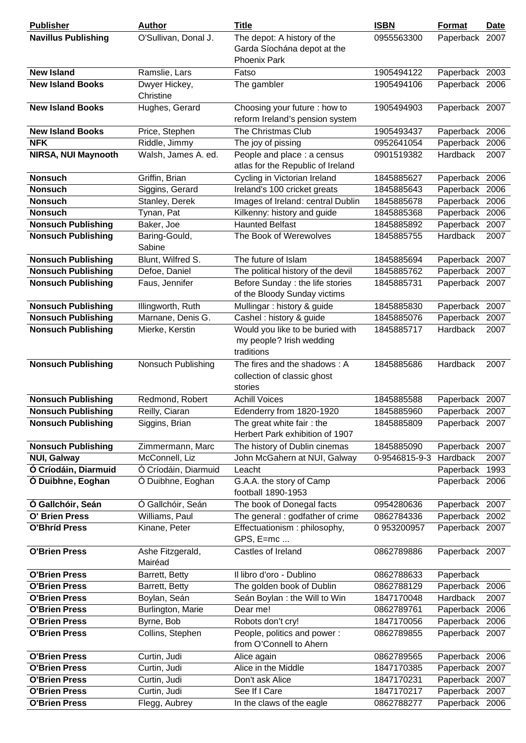| Publisher | Author | Title | ISBN | Format | Date |
| --- | --- | --- | --- | --- | --- |
| **Navillus Publishing** | O'Sullivan, Donal J. | The depot: A history of the Garda Síochána depot at the Phoenix Park | 0955563300 | Paperback | 2007 |
| **New Island** | Ramslie, Lars | Fatso | 1905494122 | Paperback | 2003 |
| **New Island Books** | Dwyer Hickey, Christine | The gambler | 1905494106 | Paperback | 2006 |
| **New Island Books** | Hughes, Gerard | Choosing your future : how to reform Ireland's pension system | 1905494903 | Paperback | 2007 |
| **New Island Books** | Price, Stephen | The Christmas Club | 1905493437 | Paperback | 2006 |
| **NFK** | Riddle, Jimmy | The joy of pissing | 0952641054 | Paperback | 2006 |
| **NIRSA, NUI Maynooth** | Walsh, James A. ed. | People and place : a census atlas for the Republic of Ireland | 0901519382 | Hardback | 2007 |
| **Nonsuch** | Griffin, Brian | Cycling in Victorian Ireland | 1845885627 | Paperback | 2006 |
| **Nonsuch** | Siggins, Gerard | Ireland's 100 cricket greats | 1845885643 | Paperback | 2006 |
| **Nonsuch** | Stanley, Derek | Images of Ireland: central Dublin | 1845885678 | Paperback | 2006 |
| **Nonsuch** | Tynan, Pat | Kilkenny: history and guide | 1845885368 | Paperback | 2006 |
| **Nonsuch Publishing** | Baker, Joe | Haunted Belfast | 1845885892 | Paperback | 2007 |
| **Nonsuch Publishing** | Baring-Gould, Sabine | The Book of Werewolves | 1845885755 | Hardback | 2007 |
| **Nonsuch Publishing** | Blunt, Wilfred S. | The future of Islam | 1845885694 | Paperback | 2007 |
| **Nonsuch Publishing** | Defoe, Daniel | The political history of the devil | 1845885762 | Paperback | 2007 |
| **Nonsuch Publishing** | Faus, Jennifer | Before Sunday : the life stories of the Bloody Sunday victims | 1845885731 | Paperback | 2007 |
| **Nonsuch Publishing** | Illingworth, Ruth | Mullingar : history & guide | 1845885830 | Paperback | 2007 |
| **Nonsuch Publishing** | Marnane, Denis G. | Cashel : history & guide | 1845885076 | Paperback | 2007 |
| **Nonsuch Publishing** | Mierke, Kerstin | Would you like to be buried with my people? Irish wedding traditions | 1845885717 | Hardback | 2007 |
| **Nonsuch Publishing** | Nonsuch Publishing | The fires and the shadows : A collection of classic ghost stories | 1845885686 | Hardback | 2007 |
| **Nonsuch Publishing** | Redmond, Robert | Achill Voices | 1845885588 | Paperback | 2007 |
| **Nonsuch Publishing** | Reilly, Ciaran | Edenderry from 1820-1920 | 1845885960 | Paperback | 2007 |
| **Nonsuch Publishing** | Siggins, Brian | The great white fair : the Herbert Park exhibition of 1907 | 1845885809 | Paperback | 2007 |
| **Nonsuch Publishing** | Zimmermann, Marc | The history of Dublin cinemas | 1845885090 | Paperback | 2007 |
| **NUI, Galway** | McConnell, Liz | John McGahern at NUI, Galway | 0-9546815-9-3 | Hardback | 2007 |
| **Ó Críodáin, Diarmuid** | Ó Críodáin, Diarmuid | Leacht | | Paperback | 1993 |
| **Ó Duibhne, Eoghan** | Ó Duibhne, Eoghan | G.A.A. the story of Camp football 1890-1953 | | Paperback | 2006 |
| **Ó Gallchóir, Seán** | Ó Gallchóir, Seán | The book of Donegal facts | 0954280636 | Paperback | 2007 |
| **O' Brien Press** | Williams, Paul | The general : godfather of crime | 0862784336 | Paperback | 2002 |
| **O'Bhríd Press** | Kinane, Peter | Effectuationism : philosophy, GPS, E=mc ... | 0 953200957 | Paperback | 2007 |
| **O'Brien Press** | Ashe Fitzgerald, Mairéad | Castles of Ireland | 0862789886 | Paperback | 2007 |
| **O'Brien Press** | Barrett, Betty | Il libro d'oro - Dublino | 0862788633 | Paperback | |
| **O'Brien Press** | Barrett, Betty | The golden book of Dublin | 0862788129 | Paperback | 2006 |
| **O'Brien Press** | Boylan, Seán | Seán Boylan : the Will to Win | 1847170048 | Hardback | 2007 |
| **O'Brien Press** | Burlington, Marie | Dear me! | 0862789761 | Paperback | 2006 |
| **O'Brien Press** | Byrne, Bob | Robots don't cry! | 1847170056 | Paperback | 2006 |
| **O'Brien Press** | Collins, Stephen | People, politics and power : from O'Connell to Ahern | 0862789855 | Paperback | 2007 |
| **O'Brien Press** | Curtin, Judi | Alice again | 0862789565 | Paperback | 2006 |
| **O'Brien Press** | Curtin, Judi | Alice in the Middle | 1847170385 | Paperback | 2007 |
| **O'Brien Press** | Curtin, Judi | Don't ask Alice | 1847170231 | Paperback | 2007 |
| **O'Brien Press** | Curtin, Judi | See If I Care | 1847170217 | Paperback | 2007 |
| **O'Brien Press** | Flegg, Aubrey | In the claws of the eagle | 0862788277 | Paperback | 2006 |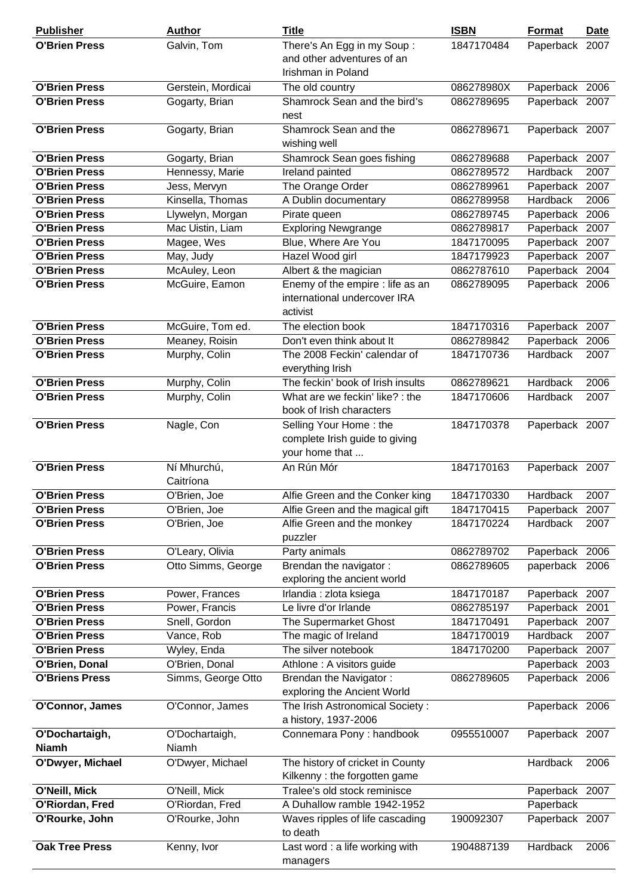| Publisher | Author | Title | ISBN | Format | Date |
|---|---|---|---|---|---|
| **O'Brien Press** | Galvin, Tom | There's An Egg in my Soup : and other adventures of an Irishman in Poland | 1847170484 | Paperback | 2007 |
| **O'Brien Press** | Gerstein, Mordicai | The old country | 086278980X | Paperback | 2006 |
| **O'Brien Press** | Gogarty, Brian | Shamrock Sean and the bird's nest | 0862789695 | Paperback | 2007 |
| **O'Brien Press** | Gogarty, Brian | Shamrock Sean and the wishing well | 0862789671 | Paperback | 2007 |
| **O'Brien Press** | Gogarty, Brian | Shamrock Sean goes fishing | 0862789688 | Paperback | 2007 |
| **O'Brien Press** | Hennessy, Marie | Ireland painted | 0862789572 | Hardback | 2007 |
| **O'Brien Press** | Jess, Mervyn | The Orange Order | 0862789961 | Paperback | 2007 |
| **O'Brien Press** | Kinsella, Thomas | A Dublin documentary | 0862789958 | Hardback | 2006 |
| **O'Brien Press** | Llywelyn, Morgan | Pirate queen | 0862789745 | Paperback | 2006 |
| **O'Brien Press** | Mac Uistin, Liam | Exploring Newgrange | 0862789817 | Paperback | 2007 |
| **O'Brien Press** | Magee, Wes | Blue, Where Are You | 1847170095 | Paperback | 2007 |
| **O'Brien Press** | May, Judy | Hazel Wood girl | 1847179923 | Paperback | 2007 |
| **O'Brien Press** | McAuley, Leon | Albert & the magician | 0862787610 | Paperback | 2004 |
| **O'Brien Press** | McGuire, Eamon | Enemy of the empire : life as an international undercover IRA activist | 0862789095 | Paperback | 2006 |
| **O'Brien Press** | McGuire, Tom ed. | The election book | 1847170316 | Paperback | 2007 |
| **O'Brien Press** | Meaney, Roisin | Don't even think about It | 0862789842 | Paperback | 2006 |
| **O'Brien Press** | Murphy, Colin | The 2008 Feckin' calendar of everything Irish | 1847170736 | Hardback | 2007 |
| **O'Brien Press** | Murphy, Colin | The feckin' book of Irish insults | 0862789621 | Hardback | 2006 |
| **O'Brien Press** | Murphy, Colin | What are we feckin' like? : the book of Irish characters | 1847170606 | Hardback | 2007 |
| **O'Brien Press** | Nagle, Con | Selling Your Home : the complete Irish guide to giving your home that ... | 1847170378 | Paperback | 2007 |
| **O'Brien Press** | Ní Mhurchú, Caitríona | An Rún Mór | 1847170163 | Paperback | 2007 |
| **O'Brien Press** | O'Brien, Joe | Alfie Green and the Conker king | 1847170330 | Hardback | 2007 |
| **O'Brien Press** | O'Brien, Joe | Alfie Green and the magical gift | 1847170415 | Paperback | 2007 |
| **O'Brien Press** | O'Brien, Joe | Alfie Green and the monkey puzzler | 1847170224 | Hardback | 2007 |
| **O'Brien Press** | O'Leary, Olivia | Party animals | 0862789702 | Paperback | 2006 |
| **O'Brien Press** | Otto Simms, George | Brendan the navigator : exploring the ancient world | 0862789605 | paperback | 2006 |
| **O'Brien Press** | Power, Frances | Irlandia : zlota ksiega | 1847170187 | Paperback | 2007 |
| **O'Brien Press** | Power, Francis | Le livre d'or Irlande | 0862785197 | Paperback | 2001 |
| **O'Brien Press** | Snell, Gordon | The Supermarket Ghost | 1847170491 | Paperback | 2007 |
| **O'Brien Press** | Vance, Rob | The magic of Ireland | 1847170019 | Hardback | 2007 |
| **O'Brien Press** | Wyley, Enda | The silver notebook | 1847170200 | Paperback | 2007 |
| **O'Brien, Donal** | O'Brien, Donal | Athlone : A visitors guide | | Paperback | 2003 |
| **O'Briens Press** | Simms, George Otto | Brendan the Navigator : exploring the Ancient World | 0862789605 | Paperback | 2006 |
| **O'Connor, James** | O'Connor, James | The Irish Astronomical Society : a history, 1937-2006 | | Paperback | 2006 |
| **O'Dochartaigh, Niamh** | O'Dochartaigh, Niamh | Connemara Pony : handbook | 0955510007 | Paperback | 2007 |
| **O'Dwyer, Michael** | O'Dwyer, Michael | The history of cricket in County Kilkenny : the forgotten game | | Hardback | 2006 |
| **O'Neill, Mick** | O'Neill, Mick | Tralee's old stock reminisce | | Paperback | 2007 |
| **O'Riordan, Fred** | O'Riordan, Fred | A Duhallow ramble 1942-1952 | | Paperback | |
| **O'Rourke, John** | O'Rourke, John | Waves ripples of life cascading to death | 190092307 | Paperback | 2007 |
| **Oak Tree Press** | Kenny, Ivor | Last word : a life working with managers | 1904887139 | Hardback | 2006 |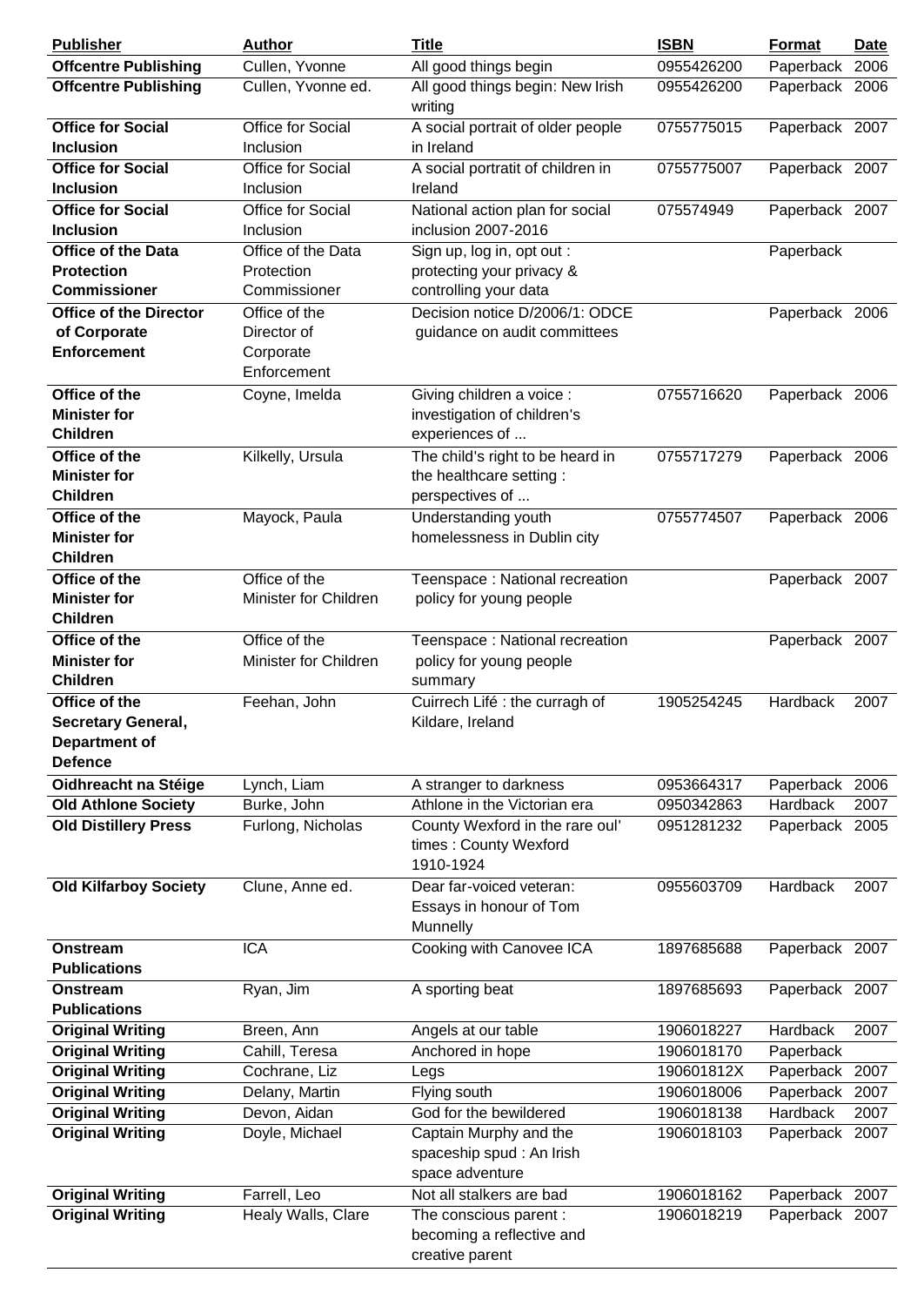| Publisher | Author | Title | ISBN | Format | Date |
|---|---|---|---|---|---|
| **Offcentre Publishing** | Cullen, Yvonne | All good things begin | 0955426200 | Paperback | 2006 |
| **Offcentre Publishing** | Cullen, Yvonne ed. | All good things begin: New Irish writing | 0955426200 | Paperback | 2006 |
| **Office for Social Inclusion** | Office for Social Inclusion | A social portrait of older people in Ireland | 0755775015 | Paperback | 2007 |
| **Office for Social Inclusion** | Office for Social Inclusion | A social portratit of children in Ireland | 0755775007 | Paperback | 2007 |
| **Office for Social Inclusion** | Office for Social Inclusion | National action plan for social inclusion 2007-2016 | 075574949 | Paperback | 2007 |
| **Office of the Data Protection Commissioner** | Office of the Data Protection Commissioner | Sign up, log in, opt out : protecting your privacy & controlling your data | | Paperback | |
| **Office of the Director of Corporate Enforcement** | Office of the Director of Corporate Enforcement | Decision notice D/2006/1: ODCE guidance on audit committees | | Paperback | 2006 |
| **Office of the Minister for Children** | Coyne, Imelda | Giving children a voice : investigation of children's experiences of ... | 0755716620 | Paperback | 2006 |
| **Office of the Minister for Children** | Kilkelly, Ursula | The child's right to be heard in the healthcare setting : perspectives of ... | 0755717279 | Paperback | 2006 |
| **Office of the Minister for Children** | Mayock, Paula | Understanding youth homelessness in Dublin city | 0755774507 | Paperback | 2006 |
| **Office of the Minister for Children** | Office of the Minister for Children | Teenspace : National recreation policy for young people | | Paperback | 2007 |
| **Office of the Minister for Children** | Office of the Minister for Children | Teenspace : National recreation policy for young people summary | | Paperback | 2007 |
| **Office of the Secretary General, Department of Defence** | Feehan, John | Cuirrech Lifé : the curragh of Kildare, Ireland | 1905254245 | Hardback | 2007 |
| **Oidhreacht na Stéige** | Lynch, Liam | A stranger to darkness | 0953664317 | Paperback | 2006 |
| **Old Athlone Society** | Burke, John | Athlone in the Victorian era | 0950342863 | Hardback | 2007 |
| **Old Distillery Press** | Furlong, Nicholas | County Wexford in the rare oul' times : County Wexford 1910-1924 | 0951281232 | Paperback | 2005 |
| **Old Kilfarboy Society** | Clune, Anne ed. | Dear far-voiced veteran: Essays in honour of Tom Munnelly | 0955603709 | Hardback | 2007 |
| **Onstream Publications** | ICA | Cooking with Canovee ICA | 1897685688 | Paperback | 2007 |
| **Onstream Publications** | Ryan, Jim | A sporting beat | 1897685693 | Paperback | 2007 |
| **Original Writing** | Breen, Ann | Angels at our table | 1906018227 | Hardback | 2007 |
| **Original Writing** | Cahill, Teresa | Anchored in hope | 1906018170 | Paperback | |
| **Original Writing** | Cochrane, Liz | Legs | 190601812X | Paperback | 2007 |
| **Original Writing** | Delany, Martin | Flying south | 1906018006 | Paperback | 2007 |
| **Original Writing** | Devon, Aidan | God for the bewildered | 1906018138 | Hardback | 2007 |
| **Original Writing** | Doyle, Michael | Captain Murphy and the spaceship spud : An Irish space adventure | 1906018103 | Paperback | 2007 |
| **Original Writing** | Farrell, Leo | Not all stalkers are bad | 1906018162 | Paperback | 2007 |
| **Original Writing** | Healy Walls, Clare | The conscious parent : becoming a reflective and creative parent | 1906018219 | Paperback | 2007 |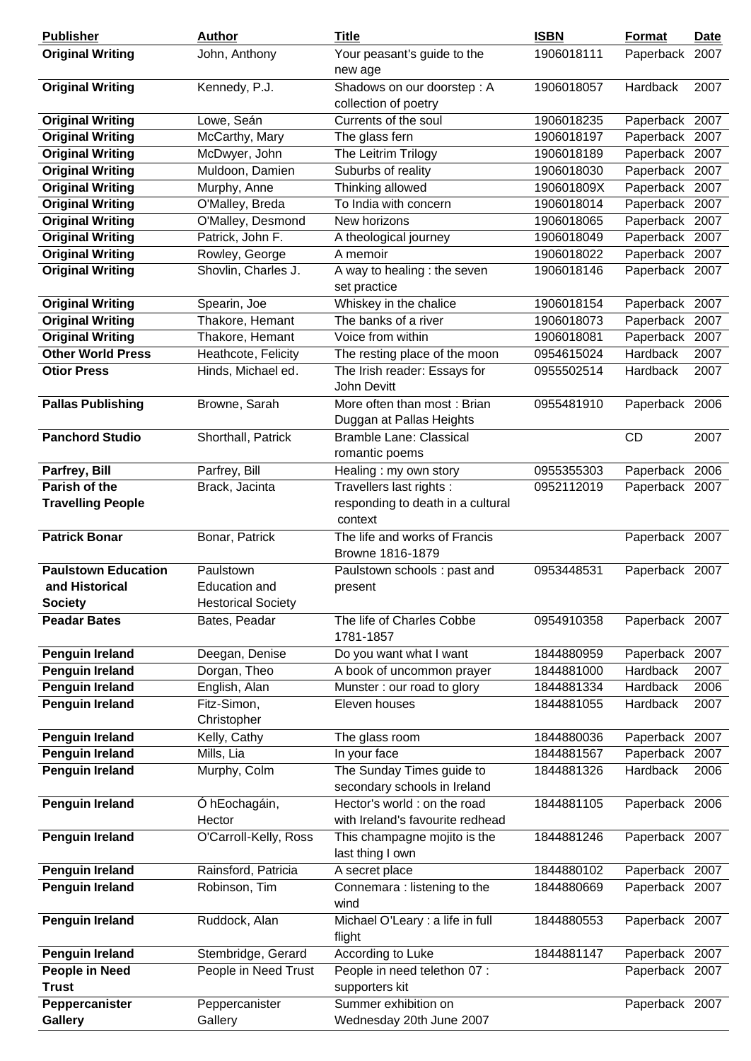| Publisher | Author | Title | ISBN | Format | Date |
|---|---|---|---|---|---|
| **Original Writing** | John, Anthony | Your peasant's guide to the new age | 1906018111 | Paperback | 2007 |
| **Original Writing** | Kennedy, P.J. | Shadows on our doorstep : A collection of poetry | 1906018057 | Hardback | 2007 |
| **Original Writing** | Lowe, Seán | Currents of the soul | 1906018235 | Paperback | 2007 |
| **Original Writing** | McCarthy, Mary | The glass fern | 1906018197 | Paperback | 2007 |
| **Original Writing** | McDwyer, John | The Leitrim Trilogy | 1906018189 | Paperback | 2007 |
| **Original Writing** | Muldoon, Damien | Suburbs of reality | 1906018030 | Paperback | 2007 |
| **Original Writing** | Murphy, Anne | Thinking allowed | 190601809X | Paperback | 2007 |
| **Original Writing** | O'Malley, Breda | To India with concern | 1906018014 | Paperback | 2007 |
| **Original Writing** | O'Malley, Desmond | New horizons | 1906018065 | Paperback | 2007 |
| **Original Writing** | Patrick, John F. | A theological journey | 1906018049 | Paperback | 2007 |
| **Original Writing** | Rowley, George | A memoir | 1906018022 | Paperback | 2007 |
| **Original Writing** | Shovlin, Charles J. | A way to healing : the seven set practice | 1906018146 | Paperback | 2007 |
| **Original Writing** | Spearin, Joe | Whiskey in the chalice | 1906018154 | Paperback | 2007 |
| **Original Writing** | Thakore, Hemant | The banks of a river | 1906018073 | Paperback | 2007 |
| **Original Writing** | Thakore, Hemant | Voice from within | 1906018081 | Paperback | 2007 |
| **Other World Press** | Heathcote, Felicity | The resting place of the moon | 0954615024 | Hardback | 2007 |
| **Otior Press** | Hinds, Michael ed. | The Irish reader: Essays for John Devitt | 0955502514 | Hardback | 2007 |
| **Pallas Publishing** | Browne, Sarah | More often than most : Brian Duggan at Pallas Heights | 0955481910 | Paperback | 2006 |
| **Panchord Studio** | Shorthall, Patrick | Bramble Lane: Classical romantic poems | | CD | 2007 |
| **Parfrey, Bill** | Parfrey, Bill | Healing : my own story | 0955355303 | Paperback | 2006 |
| **Parish of the Travelling People** | Brack, Jacinta | Travellers last rights : responding to death in a cultural context | 0952112019 | Paperback | 2007 |
| **Patrick Bonar** | Bonar, Patrick | The life and works of Francis Browne 1816-1879 | | Paperback | 2007 |
| **Paulstown Education and Historical Society** | Paulstown Education and Hestorical Society | Paulstown schools : past and present | 0953448531 | Paperback | 2007 |
| **Peadar Bates** | Bates, Peadar | The life of Charles Cobbe 1781-1857 | 0954910358 | Paperback | 2007 |
| **Penguin Ireland** | Deegan, Denise | Do you want what I want | 1844880959 | Paperback | 2007 |
| **Penguin Ireland** | Dorgan, Theo | A book of uncommon prayer | 1844881000 | Hardback | 2007 |
| **Penguin Ireland** | English, Alan | Munster : our road to glory | 1844881334 | Hardback | 2006 |
| **Penguin Ireland** | Fitz-Simon, Christopher | Eleven houses | 1844881055 | Hardback | 2007 |
| **Penguin Ireland** | Kelly, Cathy | The glass room | 1844880036 | Paperback | 2007 |
| **Penguin Ireland** | Mills, Lia | In your face | 1844881567 | Paperback | 2007 |
| **Penguin Ireland** | Murphy, Colm | The Sunday Times guide to secondary schools in Ireland | 1844881326 | Hardback | 2006 |
| **Penguin Ireland** | Ó hEochagáin, Hector | Hector's world : on the road with Ireland's favourite redhead | 1844881105 | Paperback | 2006 |
| **Penguin Ireland** | O'Carroll-Kelly, Ross | This champagne mojito is the last thing I own | 1844881246 | Paperback | 2007 |
| **Penguin Ireland** | Rainsford, Patricia | A secret place | 1844880102 | Paperback | 2007 |
| **Penguin Ireland** | Robinson, Tim | Connemara : listening to the wind | 1844880669 | Paperback | 2007 |
| **Penguin Ireland** | Ruddock, Alan | Michael O'Leary : a life in full flight | 1844880553 | Paperback | 2007 |
| **Penguin Ireland** | Stembridge, Gerard | According to Luke | 1844881147 | Paperback | 2007 |
| **People in Need Trust** | People in Need Trust | People in need telethon 07 : supporters kit | | Paperback | 2007 |
| **Peppercanister Gallery** | Peppercanister Gallery | Summer exhibition on Wednesday 20th June 2007 | | Paperback | 2007 |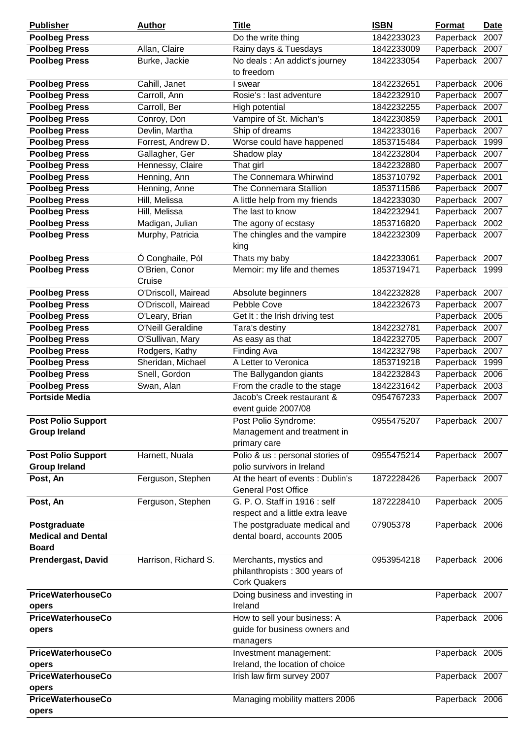| Publisher | Author | Title | ISBN | Format | Date |
|---|---|---|---|---|---|
| **Poolbeg Press** | | Do the write thing | 1842233023 | Paperback | 2007 |
| **Poolbeg Press** | Allan, Claire | Rainy days & Tuesdays | 1842233009 | Paperback | 2007 |
| **Poolbeg Press** | Burke, Jackie | No deals : An addict's journey to freedom | 1842233054 | Paperback | 2007 |
| **Poolbeg Press** | Cahill, Janet | I swear | 1842232651 | Paperback | 2006 |
| **Poolbeg Press** | Carroll, Ann | Rosie's : last adventure | 1842232910 | Paperback | 2007 |
| **Poolbeg Press** | Carroll, Ber | High potential | 1842232255 | Paperback | 2007 |
| **Poolbeg Press** | Conroy, Don | Vampire of St. Michan's | 1842230859 | Paperback | 2001 |
| **Poolbeg Press** | Devlin, Martha | Ship of dreams | 1842233016 | Paperback | 2007 |
| **Poolbeg Press** | Forrest, Andrew D. | Worse could have happened | 1853715484 | Paperback | 1999 |
| **Poolbeg Press** | Gallagher, Ger | Shadow play | 1842232804 | Paperback | 2007 |
| **Poolbeg Press** | Hennessy, Claire | That girl | 1842232880 | Paperback | 2007 |
| **Poolbeg Press** | Henning, Ann | The Connemara Whirlwind | 1853710792 | Paperback | 2001 |
| **Poolbeg Press** | Henning, Anne | The Connemara Stallion | 1853711586 | Paperback | 2007 |
| **Poolbeg Press** | Hill, Melissa | A little help from my friends | 1842233030 | Paperback | 2007 |
| **Poolbeg Press** | Hill, Melissa | The last to know | 1842232941 | Paperback | 2007 |
| **Poolbeg Press** | Madigan, Julian | The agony of ecstasy | 1853716820 | Paperback | 2002 |
| **Poolbeg Press** | Murphy, Patricia | The chingles and the vampire king | 1842232309 | Paperback | 2007 |
| **Poolbeg Press** | Ó Conghaile, Pól | Thats my baby | 1842233061 | Paperback | 2007 |
| **Poolbeg Press** | O'Brien, Conor Cruise | Memoir: my life and themes | 1853719471 | Paperback | 1999 |
| **Poolbeg Press** | O'Driscoll, Mairead | Absolute beginners | 1842232828 | Paperback | 2007 |
| **Poolbeg Press** | O'Driscoll, Mairead | Pebble Cove | 1842232673 | Paperback | 2007 |
| **Poolbeg Press** | O'Leary, Brian | Get It : the Irish driving test | | Paperback | 2005 |
| **Poolbeg Press** | O'Neill Geraldine | Tara's destiny | 1842232781 | Paperback | 2007 |
| **Poolbeg Press** | O'Sullivan, Mary | As easy as that | 1842232705 | Paperback | 2007 |
| **Poolbeg Press** | Rodgers, Kathy | Finding Ava | 1842232798 | Paperback | 2007 |
| **Poolbeg Press** | Sheridan, Michael | A Letter to Veronica | 1853719218 | Paperback | 1999 |
| **Poolbeg Press** | Snell, Gordon | The Ballygandon giants | 1842232843 | Paperback | 2006 |
| **Poolbeg Press** | Swan, Alan | From the cradle to the stage | 1842231642 | Paperback | 2003 |
| **Portside Media** | | Jacob's Creek restaurant & event guide 2007/08 | 0954767233 | Paperback | 2007 |
| **Post Polio Support Group Ireland** | | Post Polio Syndrome: Management and treatment in primary care | 0955475207 | Paperback | 2007 |
| **Post Polio Support Group Ireland** | Harnett, Nuala | Polio & us : personal stories of polio survivors in Ireland | 0955475214 | Paperback | 2007 |
| **Post, An** | Ferguson, Stephen | At the heart of events : Dublin's General Post Office | 1872228426 | Paperback | 2007 |
| **Post, An** | Ferguson, Stephen | G. P. O. Staff in 1916 : self respect and a little extra leave | 1872228410 | Paperback | 2005 |
| **Postgraduate Medical and Dental Board** | | The postgraduate medical and dental board, accounts 2005 | 07905378 | Paperback | 2006 |
| **Prendergast, David** | Harrison, Richard S. | Merchants, mystics and philanthropists : 300 years of Cork Quakers | 0953954218 | Paperback | 2006 |
| **PriceWaterhouseCoopers** | | Doing business and investing in Ireland | | Paperback | 2007 |
| **PriceWaterhouseCoopers** | | How to sell your business: A guide for business owners and managers | | Paperback | 2006 |
| **PriceWaterhouseCoopers** | | Investment management: Ireland, the location of choice | | Paperback | 2005 |
| **PriceWaterhouseCoopers** | | Irish law firm survey 2007 | | Paperback | 2007 |
| **PriceWaterhouseCoopers** | | Managing mobility matters 2006 | | Paperback | 2006 |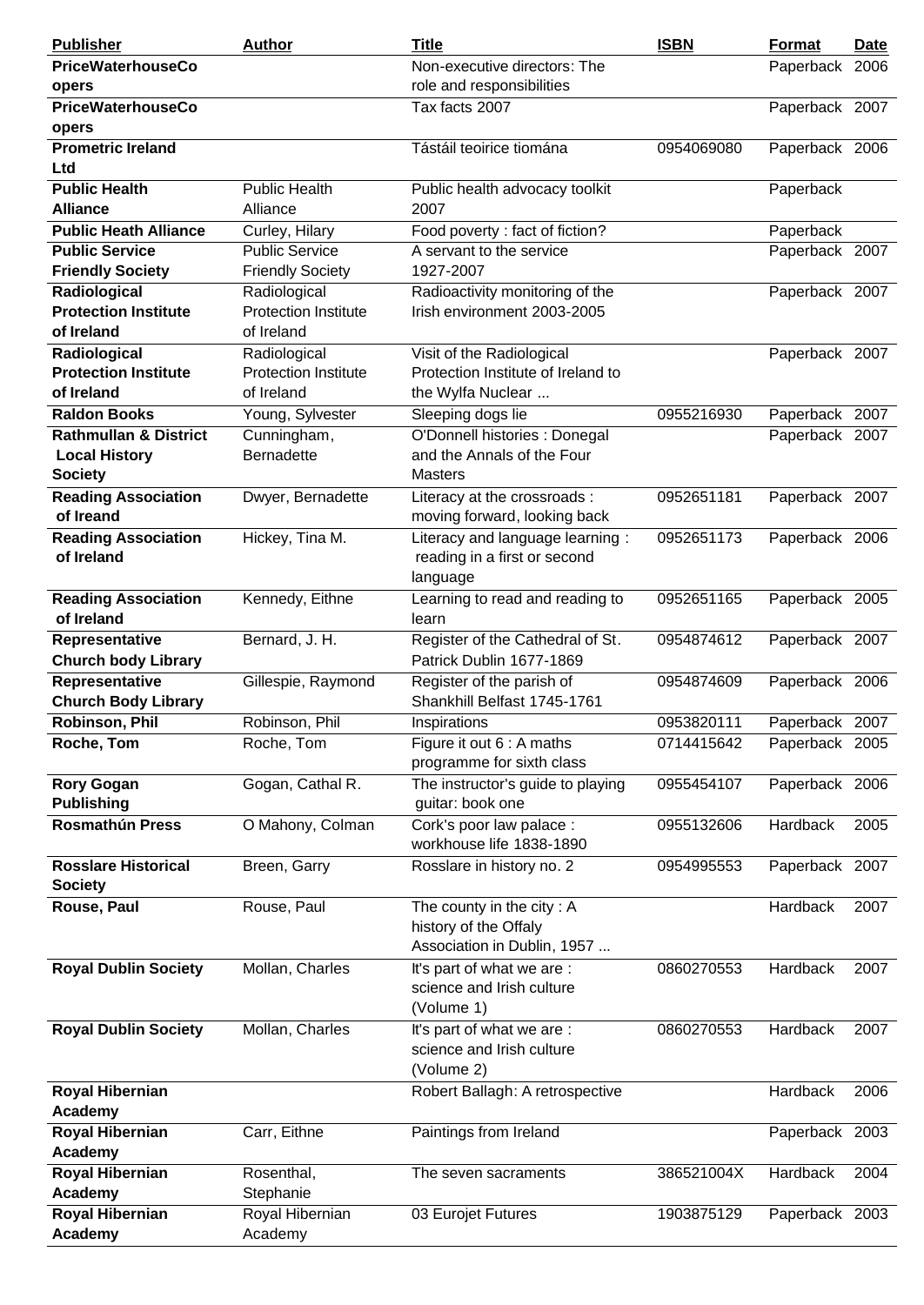| Publisher | Author | Title | ISBN | Format | Date |
|---|---|---|---|---|---|
| **PriceWaterhouseCoopers** | | Non-executive directors: The role and responsibilities | | Paperback | 2006 |
| **PriceWaterhouseCoopers** | | Tax facts 2007 | | Paperback | 2007 |
| **Prometric Ireland Ltd** | | Tástáil teoirice tiomána | 0954069080 | Paperback | 2006 |
| **Public Health Alliance** | Public Health Alliance | Public health advocacy toolkit 2007 | | Paperback | |
| **Public Heath Alliance** | Curley, Hilary | Food poverty : fact of fiction? | | Paperback | |
| **Public Service Friendly Society** | Public Service Friendly Society | A servant to the service 1927-2007 | | Paperback | 2007 |
| **Radiological Protection Institute of Ireland** | Radiological Protection Institute of Ireland | Radioactivity monitoring of the Irish environment 2003-2005 | | Paperback | 2007 |
| **Radiological Protection Institute of Ireland** | Radiological Protection Institute of Ireland | Visit of the Radiological Protection Institute of Ireland to the Wylfa Nuclear ... | | Paperback | 2007 |
| **Raldon Books** | Young, Sylvester | Sleeping dogs lie | 0955216930 | Paperback | 2007 |
| **Rathmullan & District Local History Society** | Cunningham, Bernadette | O'Donnell histories : Donegal and the Annals of the Four Masters | | Paperback | 2007 |
| **Reading Association of Ireand** | Dwyer, Bernadette | Literacy at the crossroads : moving forward, looking back | 0952651181 | Paperback | 2007 |
| **Reading Association of Ireland** | Hickey, Tina M. | Literacy and language learning : reading in a first or second language | 0952651173 | Paperback | 2006 |
| **Reading Association of Ireland** | Kennedy, Eithne | Learning to read and reading to learn | 0952651165 | Paperback | 2005 |
| **Representative Church body Library** | Bernard, J. H. | Register of the Cathedral of St. Patrick Dublin 1677-1869 | 0954874612 | Paperback | 2007 |
| **Representative Church Body Library** | Gillespie, Raymond | Register of the parish of Shankhill Belfast 1745-1761 | 0954874609 | Paperback | 2006 |
| **Robinson, Phil** | Robinson, Phil | Inspirations | 0953820111 | Paperback | 2007 |
| **Roche, Tom** | Roche, Tom | Figure it out 6 : A maths programme for sixth class | 0714415642 | Paperback | 2005 |
| **Rory Gogan Publishing** | Gogan, Cathal R. | The instructor's guide to playing guitar: book one | 0955454107 | Paperback | 2006 |
| **Rosmathún Press** | O Mahony, Colman | Cork's poor law palace : workhouse life 1838-1890 | 0955132606 | Hardback | 2005 |
| **Rosslare Historical Society** | Breen, Garry | Rosslare in history no. 2 | 0954995553 | Paperback | 2007 |
| **Rouse, Paul** | Rouse, Paul | The county in the city : A history of the Offaly Association in Dublin, 1957 ... | | Hardback | 2007 |
| **Royal Dublin Society** | Mollan, Charles | It's part of what we are : science and Irish culture (Volume 1) | 0860270553 | Hardback | 2007 |
| **Royal Dublin Society** | Mollan, Charles | It's part of what we are : science and Irish culture (Volume 2) | 0860270553 | Hardback | 2007 |
| **Royal Hibernian Academy** | | Robert Ballagh: A retrospective | | Hardback | 2006 |
| **Royal Hibernian Academy** | Carr, Eithne | Paintings from Ireland | | Paperback | 2003 |
| **Royal Hibernian Academy** | Rosenthal, Stephanie | The seven sacraments | 386521004X | Hardback | 2004 |
| **Royal Hibernian Academy** | Royal Hibernian Academy | 03 Eurojet Futures | 1903875129 | Paperback | 2003 |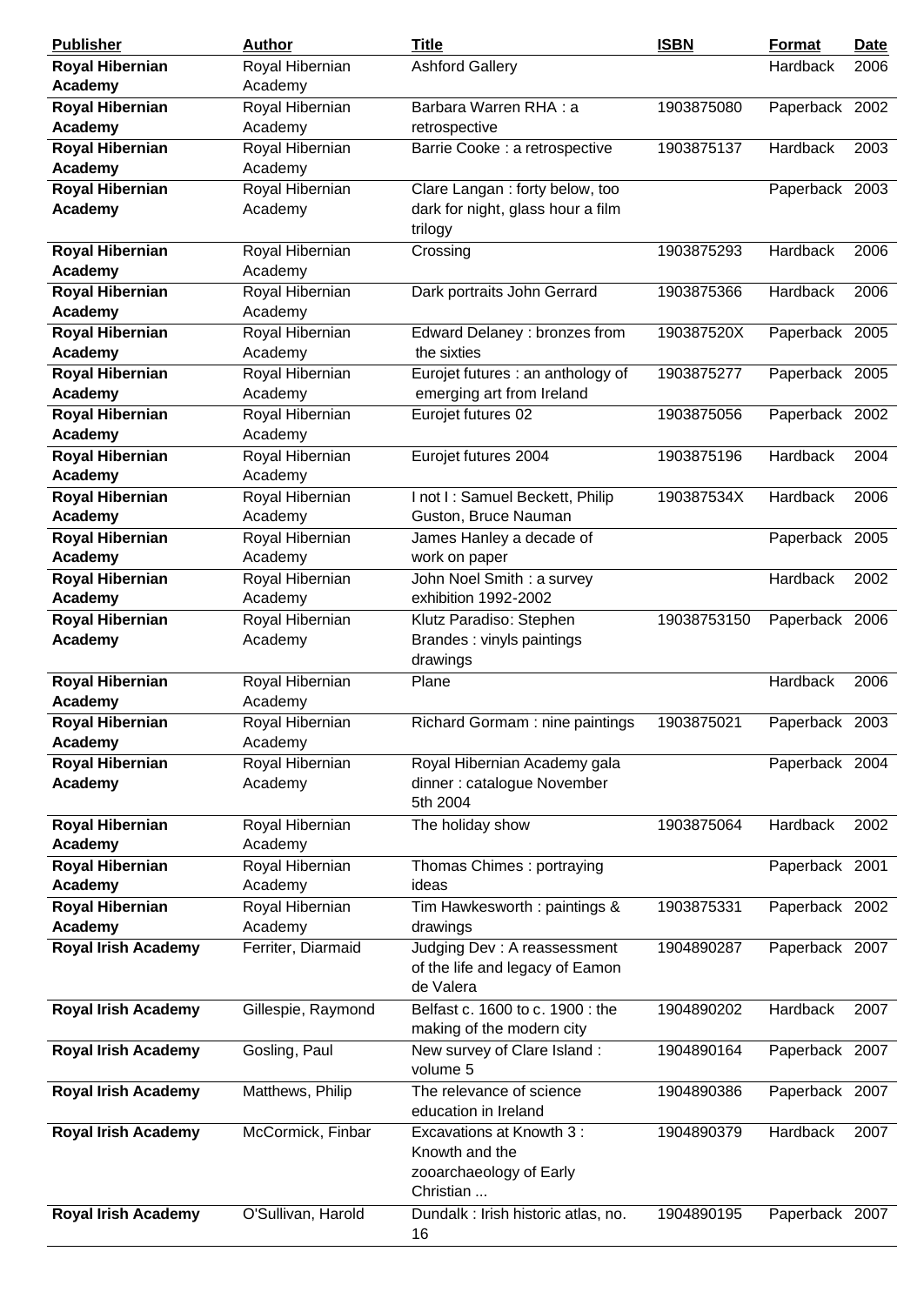| Publisher | Author | Title | ISBN | Format | Date |
|---|---|---|---|---|---|
| **Royal Hibernian Academy** | Royal Hibernian Academy | Ashford Gallery | | Hardback | 2006 |
| **Royal Hibernian Academy** | Royal Hibernian Academy | Barbara Warren RHA : a retrospective | 1903875080 | Paperback | 2002 |
| **Royal Hibernian Academy** | Royal Hibernian Academy | Barrie Cooke : a retrospective | 1903875137 | Hardback | 2003 |
| **Royal Hibernian Academy** | Royal Hibernian Academy | Clare Langan : forty below, too dark for night, glass hour a film trilogy | | Paperback | 2003 |
| **Royal Hibernian Academy** | Royal Hibernian Academy | Crossing | 1903875293 | Hardback | 2006 |
| **Royal Hibernian Academy** | Royal Hibernian Academy | Dark portraits John Gerrard | 1903875366 | Hardback | 2006 |
| **Royal Hibernian Academy** | Royal Hibernian Academy | Edward Delaney : bronzes from the sixties | 190387520X | Paperback | 2005 |
| **Royal Hibernian Academy** | Royal Hibernian Academy | Eurojet futures : an anthology of emerging art from Ireland | 1903875277 | Paperback | 2005 |
| **Royal Hibernian Academy** | Royal Hibernian Academy | Eurojet futures 02 | 1903875056 | Paperback | 2002 |
| **Royal Hibernian Academy** | Royal Hibernian Academy | Eurojet futures 2004 | 1903875196 | Hardback | 2004 |
| **Royal Hibernian Academy** | Royal Hibernian Academy | I not I : Samuel Beckett, Philip Guston, Bruce Nauman | 190387534X | Hardback | 2006 |
| **Royal Hibernian Academy** | Royal Hibernian Academy | James Hanley a decade of work on paper | | Paperback | 2005 |
| **Royal Hibernian Academy** | Royal Hibernian Academy | John Noel Smith : a survey exhibition 1992-2002 | | Hardback | 2002 |
| **Royal Hibernian Academy** | Royal Hibernian Academy | Klutz Paradiso: Stephen Brandes : vinyls paintings drawings | 19038753150 | Paperback | 2006 |
| **Royal Hibernian Academy** | Royal Hibernian Academy | Plane | | Hardback | 2006 |
| **Royal Hibernian Academy** | Royal Hibernian Academy | Richard Gormam : nine paintings | 1903875021 | Paperback | 2003 |
| **Royal Hibernian Academy** | Royal Hibernian Academy | Royal Hibernian Academy gala dinner : catalogue November 5th 2004 | | Paperback | 2004 |
| **Royal Hibernian Academy** | Royal Hibernian Academy | The holiday show | 1903875064 | Hardback | 2002 |
| **Royal Hibernian Academy** | Royal Hibernian Academy | Thomas Chimes : portraying ideas | | Paperback | 2001 |
| **Royal Hibernian Academy** | Royal Hibernian Academy | Tim Hawkesworth : paintings & drawings | 1903875331 | Paperback | 2002 |
| **Royal Irish Academy** | Ferriter, Diarmaid | Judging Dev : A reassessment of the life and legacy of Eamon de Valera | 1904890287 | Paperback | 2007 |
| **Royal Irish Academy** | Gillespie, Raymond | Belfast c. 1600 to c. 1900 : the making of the modern city | 1904890202 | Hardback | 2007 |
| **Royal Irish Academy** | Gosling, Paul | New survey of Clare Island : volume 5 | 1904890164 | Paperback | 2007 |
| **Royal Irish Academy** | Matthews, Philip | The relevance of science education in Ireland | 1904890386 | Paperback | 2007 |
| **Royal Irish Academy** | McCormick, Finbar | Excavations at Knowth 3 : Knowth and the zooarchaeology of Early Christian ... | 1904890379 | Hardback | 2007 |
| **Royal Irish Academy** | O'Sullivan, Harold | Dundalk : Irish historic atlas, no. 16 | 1904890195 | Paperback | 2007 |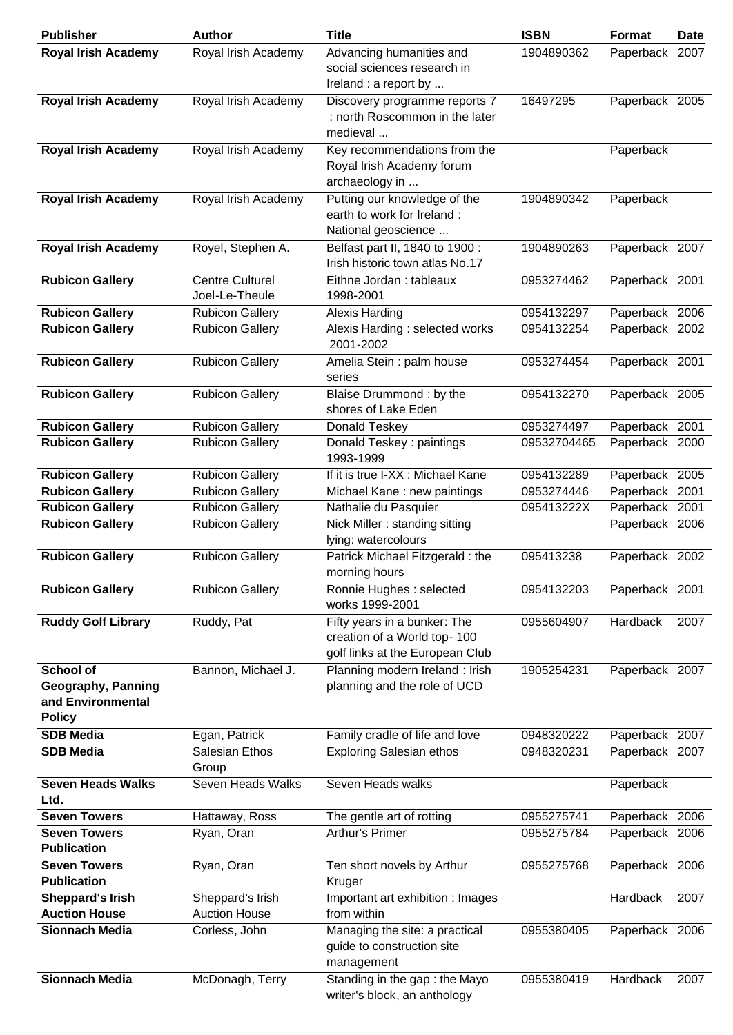| Publisher | Author | Title | ISBN | Format | Date |
|---|---|---|---|---|---|
| **Royal Irish Academy** | Royal Irish Academy | Advancing humanities and social sciences research in Ireland : a report by ... | 1904890362 | Paperback | 2007 |
| **Royal Irish Academy** | Royal Irish Academy | Discovery programme reports 7 : north Roscommon in the later medieval ... | 16497295 | Paperback | 2005 |
| **Royal Irish Academy** | Royal Irish Academy | Key recommendations from the Royal Irish Academy forum archaeology in ... | | Paperback | |
| **Royal Irish Academy** | Royal Irish Academy | Putting our knowledge of the earth to work for Ireland : National geoscience ... | 1904890342 | Paperback | |
| **Royal Irish Academy** | Royel, Stephen A. | Belfast part II, 1840 to 1900 : Irish historic town atlas No.17 | 1904890263 | Paperback | 2007 |
| **Rubicon Gallery** | Centre Culturel Joel-Le-Theule | Eithne Jordan : tableaux 1998-2001 | 0953274462 | Paperback | 2001 |
| **Rubicon Gallery** | Rubicon Gallery | Alexis Harding | 0954132297 | Paperback | 2006 |
| **Rubicon Gallery** | Rubicon Gallery | Alexis Harding : selected works 2001-2002 | 0954132254 | Paperback | 2002 |
| **Rubicon Gallery** | Rubicon Gallery | Amelia Stein : palm house series | 0953274454 | Paperback | 2001 |
| **Rubicon Gallery** | Rubicon Gallery | Blaise Drummond : by the shores of Lake Eden | 0954132270 | Paperback | 2005 |
| **Rubicon Gallery** | Rubicon Gallery | Donald Teskey | 0953274497 | Paperback | 2001 |
| **Rubicon Gallery** | Rubicon Gallery | Donald Teskey : paintings 1993-1999 | 09532704465 | Paperback | 2000 |
| **Rubicon Gallery** | Rubicon Gallery | If it is true I-XX : Michael Kane | 0954132289 | Paperback | 2005 |
| **Rubicon Gallery** | Rubicon Gallery | Michael Kane : new paintings | 0953274446 | Paperback | 2001 |
| **Rubicon Gallery** | Rubicon Gallery | Nathalie du Pasquier | 095413222X | Paperback | 2001 |
| **Rubicon Gallery** | Rubicon Gallery | Nick Miller : standing sitting lying: watercolours | | Paperback | 2006 |
| **Rubicon Gallery** | Rubicon Gallery | Patrick Michael Fitzgerald : the morning hours | 095413238 | Paperback | 2002 |
| **Rubicon Gallery** | Rubicon Gallery | Ronnie Hughes : selected works 1999-2001 | 0954132203 | Paperback | 2001 |
| **Ruddy Golf Library** | Ruddy, Pat | Fifty years in a bunker: The creation of a World top- 100 golf links at the European Club | 0955604907 | Hardback | 2007 |
| **School of Geography, Panning and Environmental Policy** | Bannon, Michael J. | Planning modern Ireland : Irish planning and the role of UCD | 1905254231 | Paperback | 2007 |
| **SDB Media** | Egan, Patrick | Family cradle of life and love | 0948320222 | Paperback | 2007 |
| **SDB Media** | Salesian Ethos Group | Exploring Salesian ethos | 0948320231 | Paperback | 2007 |
| **Seven Heads Walks Ltd.** | Seven Heads Walks | Seven Heads walks | | Paperback | |
| **Seven Towers** | Hattaway, Ross | The gentle art of rotting | 0955275741 | Paperback | 2006 |
| **Seven Towers Publication** | Ryan, Oran | Arthur's Primer | 0955275784 | Paperback | 2006 |
| **Seven Towers Publication** | Ryan, Oran | Ten short novels by Arthur Kruger | 0955275768 | Paperback | 2006 |
| **Sheppard's Irish Auction House** | Sheppard's Irish Auction House | Important art exhibition : Images from within | | Hardback | 2007 |
| **Sionnach Media** | Corless, John | Managing the site: a practical guide to construction site management | 0955380405 | Paperback | 2006 |
| **Sionnach Media** | McDonagh, Terry | Standing in the gap : the Mayo writer's block, an anthology | 0955380419 | Hardback | 2007 |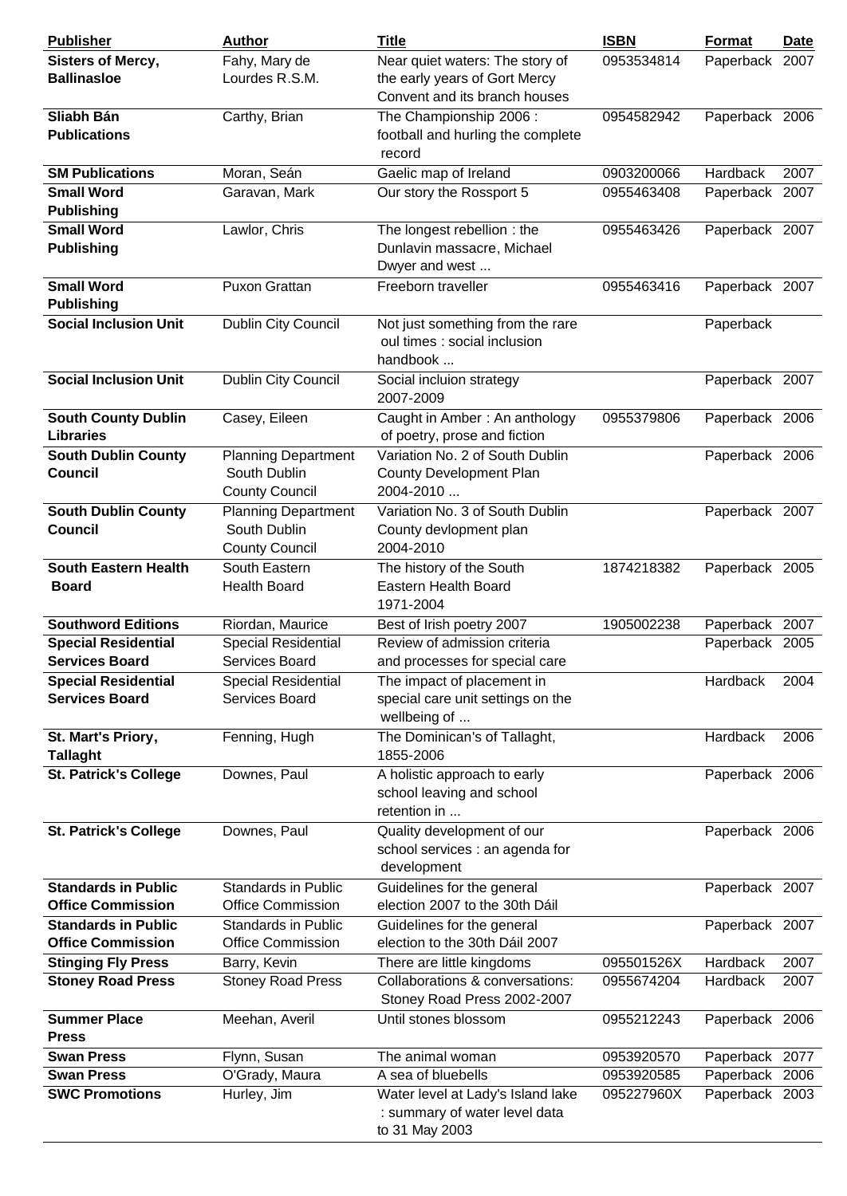| Publisher | Author | Title | ISBN | Format | Date |
|---|---|---|---|---|---|
| **Sisters of Mercy, Ballinasloe** | Fahy, Mary de Lourdes R.S.M. | Near quiet waters: The story of the early years of Gort Mercy Convent and its branch houses | 0953534814 | Paperback | 2007 |
| **Sliabh Bán Publications** | Carthy, Brian | The Championship 2006 : football and hurling the complete record | 0954582942 | Paperback | 2006 |
| **SM Publications** | Moran, Seán | Gaelic map of Ireland | 0903200066 | Hardback | 2007 |
| **Small Word Publishing** | Garavan, Mark | Our story the Rossport 5 | 0955463408 | Paperback | 2007 |
| **Small Word Publishing** | Lawlor, Chris | The longest rebellion : the Dunlavin massacre, Michael Dwyer and west ... | 0955463426 | Paperback | 2007 |
| **Small Word Publishing** | Puxon Grattan | Freeborn traveller | 0955463416 | Paperback | 2007 |
| **Social Inclusion Unit** | Dublin City Council | Not just something from the rare oul times : social inclusion handbook ... | | Paperback | |
| **Social Inclusion Unit** | Dublin City Council | Social incluion strategy 2007-2009 | | Paperback | 2007 |
| **South County Dublin Libraries** | Casey, Eileen | Caught in Amber : An anthology of poetry, prose and fiction | 0955379806 | Paperback | 2006 |
| **South Dublin County Council** | Planning Department South Dublin County Council | Variation No. 2 of South Dublin County Development Plan 2004-2010 ... | | Paperback | 2006 |
| **South Dublin County Council** | Planning Department South Dublin County Council | Variation No. 3 of South Dublin County devlopment plan 2004-2010 | | Paperback | 2007 |
| **South Eastern Health Board** | South Eastern Health Board | The history of the South Eastern Health Board 1971-2004 | 1874218382 | Paperback | 2005 |
| **Southword Editions** | Riordan, Maurice | Best of Irish poetry 2007 | 1905002238 | Paperback | 2007 |
| **Special Residential Services Board** | Special Residential Services Board | Review of admission criteria and processes for special care | | Paperback | 2005 |
| **Special Residential Services Board** | Special Residential Services Board | The impact of placement in special care unit settings on the wellbeing of ... | | Hardback | 2004 |
| **St. Mart's Priory, Tallaght** | Fenning, Hugh | The Dominican's of Tallaght, 1855-2006 | | Hardback | 2006 |
| **St. Patrick's College** | Downes, Paul | A holistic approach to early school leaving and school retention in ... | | Paperback | 2006 |
| **St. Patrick's College** | Downes, Paul | Quality development of our school services : an agenda for development | | Paperback | 2006 |
| **Standards in Public Office Commission** | Standards in Public Office Commission | Guidelines for the general election 2007 to the 30th Dáil | | Paperback | 2007 |
| **Standards in Public Office Commission** | Standards in Public Office Commission | Guidelines for the general election to the 30th Dáil 2007 | | Paperback | 2007 |
| **Stinging Fly Press** | Barry, Kevin | There are little kingdoms | 095501526X | Hardback | 2007 |
| **Stoney Road Press** | Stoney Road Press | Collaborations & conversations: Stoney Road Press 2002-2007 | 0955674204 | Hardback | 2007 |
| **Summer Place Press** | Meehan, Averil | Until stones blossom | 0955212243 | Paperback | 2006 |
| **Swan Press** | Flynn, Susan | The animal woman | 0953920570 | Paperback | 2077 |
| **Swan Press** | O'Grady, Maura | A sea of bluebells | 0953920585 | Paperback | 2006 |
| **SWC Promotions** | Hurley, Jim | Water level at Lady's Island lake : summary of water level data to 31 May 2003 | 095227960X | Paperback | 2003 |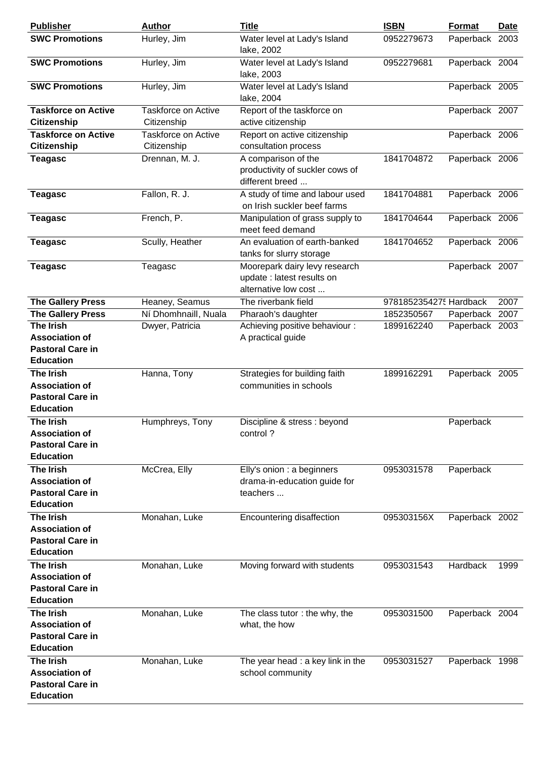| Publisher | Author | Title | ISBN | Format | Date |
| --- | --- | --- | --- | --- | --- |
| **SWC Promotions** | Hurley, Jim | Water level at Lady's Island lake, 2002 | 0952279673 | Paperback | 2003 |
| **SWC Promotions** | Hurley, Jim | Water level at Lady's Island lake, 2003 | 0952279681 | Paperback | 2004 |
| **SWC Promotions** | Hurley, Jim | Water level at Lady's Island lake, 2004 | | Paperback | 2005 |
| **Taskforce on Active Citizenship** | Taskforce on Active Citizenship | Report of the taskforce on active citizenship | | Paperback | 2007 |
| **Taskforce on Active Citizenship** | Taskforce on Active Citizenship | Report on active citizenship consultation process | | Paperback | 2006 |
| **Teagasc** | Drennan, M. J. | A comparison of the productivity of suckler cows of different breed ... | 1841704872 | Paperback | 2006 |
| **Teagasc** | Fallon, R. J. | A study of time and labour used on Irish suckler beef farms | 1841704881 | Paperback | 2006 |
| **Teagasc** | French, P. | Manipulation of grass supply to meet feed demand | 1841704644 | Paperback | 2006 |
| **Teagasc** | Scully, Heather | An evaluation of earth-banked tanks for slurry storage | 1841704652 | Paperback | 2006 |
| **Teagasc** | Teagasc | Moorepark dairy levy research update : latest results on alternative low cost ... | | Paperback | 2007 |
| **The Gallery Press** | Heaney, Seamus | The riverbank field | 978185235427… | Hardback | 2007 |
| **The Gallery Press** | Ní Dhomhnaill, Nuala | Pharaoh's daughter | 1852350567 | Paperback | 2007 |
| **The Irish Association of Pastoral Care in Education** | Dwyer, Patricia | Achieving positive behaviour : A practical guide | 1899162240 | Paperback | 2003 |
| **The Irish Association of Pastoral Care in Education** | Hanna, Tony | Strategies for building faith communities in schools | 1899162291 | Paperback | 2005 |
| **The Irish Association of Pastoral Care in Education** | Humphreys, Tony | Discipline & stress : beyond control ? | | Paperback | |
| **The Irish Association of Pastoral Care in Education** | McCrea, Elly | Elly's onion : a beginners drama-in-education guide for teachers ... | 0953031578 | Paperback | |
| **The Irish Association of Pastoral Care in Education** | Monahan, Luke | Encountering disaffection | 095303156X | Paperback | 2002 |
| **The Irish Association of Pastoral Care in Education** | Monahan, Luke | Moving forward with students | 0953031543 | Hardback | 1999 |
| **The Irish Association of Pastoral Care in Education** | Monahan, Luke | The class tutor : the why, the what, the how | 0953031500 | Paperback | 2004 |
| **The Irish Association of Pastoral Care in Education** | Monahan, Luke | The year head : a key link in the school community | 0953031527 | Paperback | 1998 |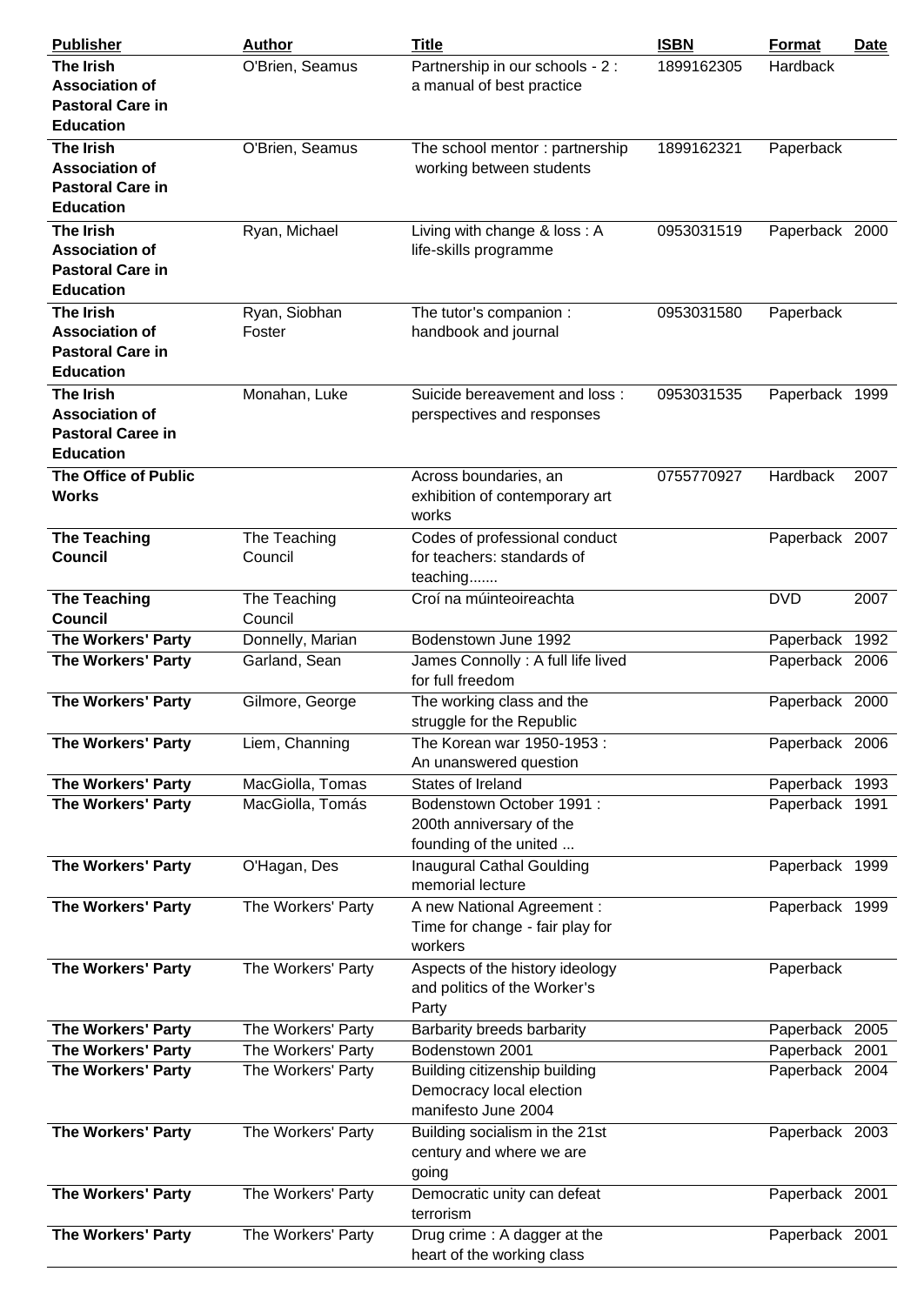| Publisher | Author | Title | ISBN | Format | Date |
|---|---|---|---|---|---|
| **The Irish Association of Pastoral Care in Education** | O'Brien, Seamus | Partnership in our schools - 2 : a manual of best practice | 1899162305 | Hardback | |
| **The Irish Association of Pastoral Care in Education** | O'Brien, Seamus | The school mentor : partnership working between students | 1899162321 | Paperback | |
| **The Irish Association of Pastoral Care in Education** | Ryan, Michael | Living with change & loss : A life-skills programme | 0953031519 | Paperback | 2000 |
| **The Irish Association of Pastoral Care in Education** | Ryan, Siobhan Foster | The tutor's companion : handbook and journal | 0953031580 | Paperback | |
| **The Irish Association of Pastoral Caree in Education** | Monahan, Luke | Suicide bereavement and loss : perspectives and responses | 0953031535 | Paperback | 1999 |
| **The Office of Public Works** | | Across boundaries, an exhibition of contemporary art works | 0755770927 | Hardback | 2007 |
| **The Teaching Council** | The Teaching Council | Codes of professional conduct for teachers: standards of teaching....... | | Paperback | 2007 |
| **The Teaching Council** | The Teaching Council | Croí na múinteoireachta | | DVD | 2007 |
| **The Workers' Party** | Donnelly, Marian | Bodenstown June 1992 | | Paperback | 1992 |
| **The Workers' Party** | Garland, Sean | James Connolly : A full life lived for full freedom | | Paperback | 2006 |
| **The Workers' Party** | Gilmore, George | The working class and the struggle for the Republic | | Paperback | 2000 |
| **The Workers' Party** | Liem, Channing | The Korean war 1950-1953 : An unanswered question | | Paperback | 2006 |
| **The Workers' Party** | MacGiolla, Tomas | States of Ireland | | Paperback | 1993 |
| **The Workers' Party** | MacGiolla, Tomás | Bodenstown October 1991 : 200th anniversary of the founding of the united ... | | Paperback | 1991 |
| **The Workers' Party** | O'Hagan, Des | Inaugural Cathal Goulding memorial lecture | | Paperback | 1999 |
| **The Workers' Party** | The Workers' Party | A new National Agreement : Time for change - fair play for workers | | Paperback | 1999 |
| **The Workers' Party** | The Workers' Party | Aspects of the history ideology and politics of the Worker's Party | | Paperback | |
| **The Workers' Party** | The Workers' Party | Barbarity breeds barbarity | | Paperback | 2005 |
| **The Workers' Party** | The Workers' Party | Bodenstown 2001 | | Paperback | 2001 |
| **The Workers' Party** | The Workers' Party | Building citizenship building Democracy local election manifesto June 2004 | | Paperback | 2004 |
| **The Workers' Party** | The Workers' Party | Building socialism in the 21st century and where we are going | | Paperback | 2003 |
| **The Workers' Party** | The Workers' Party | Democratic unity can defeat terrorism | | Paperback | 2001 |
| **The Workers' Party** | The Workers' Party | Drug crime : A dagger at the heart of the working class | | Paperback | 2001 |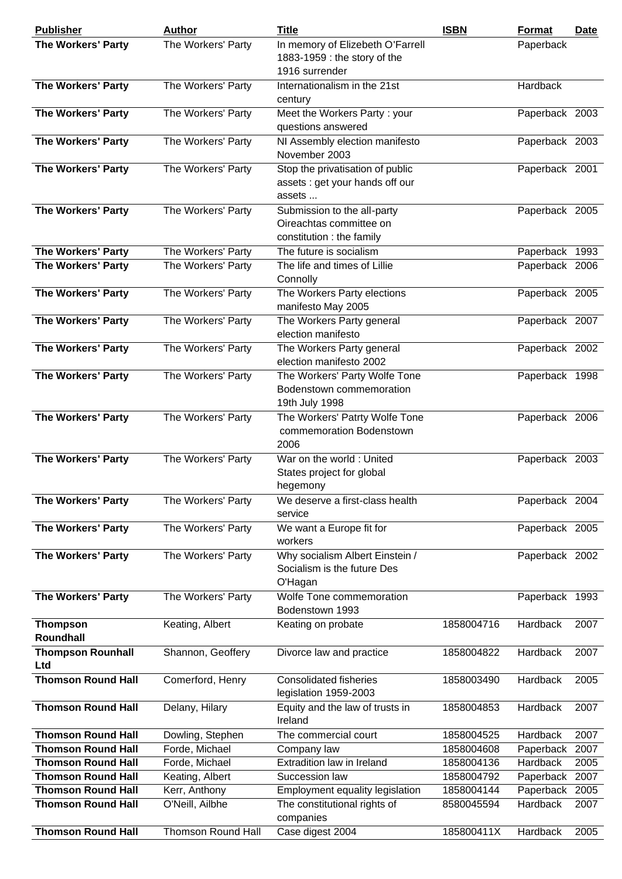| Publisher | Author | Title | ISBN | Format | Date |
|---|---|---|---|---|---|
| **The Workers' Party** | The Workers' Party | In memory of Elizebeth O'Farrell 1883-1959 : the story of the 1916 surrender | | Paperback | |
| **The Workers' Party** | The Workers' Party | Internationalism in the 21st century | | Hardback | |
| **The Workers' Party** | The Workers' Party | Meet the Workers Party : your questions answered | | Paperback | 2003 |
| **The Workers' Party** | The Workers' Party | NI Assembly election manifesto November 2003 | | Paperback | 2003 |
| **The Workers' Party** | The Workers' Party | Stop the privatisation of public assets : get your hands off our assets ... | | Paperback | 2001 |
| **The Workers' Party** | The Workers' Party | Submission to the all-party Oireachtas committee on constitution : the family | | Paperback | 2005 |
| **The Workers' Party** | The Workers' Party | The future is socialism | | Paperback | 1993 |
| **The Workers' Party** | The Workers' Party | The life and times of Lillie Connolly | | Paperback | 2006 |
| **The Workers' Party** | The Workers' Party | The Workers Party elections manifesto May 2005 | | Paperback | 2005 |
| **The Workers' Party** | The Workers' Party | The Workers Party general election manifesto | | Paperback | 2007 |
| **The Workers' Party** | The Workers' Party | The Workers Party general election manifesto 2002 | | Paperback | 2002 |
| **The Workers' Party** | The Workers' Party | The Workers' Party Wolfe Tone Bodenstown commemoration 19th July 1998 | | Paperback | 1998 |
| **The Workers' Party** | The Workers' Party | The Workers' Patrty Wolfe Tone commemoration Bodenstown 2006 | | Paperback | 2006 |
| **The Workers' Party** | The Workers' Party | War on the world : United States project for global hegemony | | Paperback | 2003 |
| **The Workers' Party** | The Workers' Party | We deserve a first-class health service | | Paperback | 2004 |
| **The Workers' Party** | The Workers' Party | We want a Europe fit for workers | | Paperback | 2005 |
| **The Workers' Party** | The Workers' Party | Why socialism Albert Einstein / Socialism is the future Des O'Hagan | | Paperback | 2002 |
| **The Workers' Party** | The Workers' Party | Wolfe Tone commemoration Bodenstown 1993 | | Paperback | 1993 |
| **Thompson Roundhall** | Keating, Albert | Keating on probate | 1858004716 | Hardback | 2007 |
| **Thompson Rounhall Ltd** | Shannon, Geoffery | Divorce law and practice | 1858004822 | Hardback | 2007 |
| **Thomson Round Hall** | Comerford, Henry | Consolidated fisheries legislation 1959-2003 | 1858003490 | Hardback | 2005 |
| **Thomson Round Hall** | Delany, Hilary | Equity and the law of trusts in Ireland | 1858004853 | Hardback | 2007 |
| **Thomson Round Hall** | Dowling, Stephen | The commercial court | 1858004525 | Hardback | 2007 |
| **Thomson Round Hall** | Forde, Michael | Company law | 1858004608 | Paperback | 2007 |
| **Thomson Round Hall** | Forde, Michael | Extradition law in Ireland | 1858004136 | Hardback | 2005 |
| **Thomson Round Hall** | Keating, Albert | Succession law | 1858004792 | Paperback | 2007 |
| **Thomson Round Hall** | Kerr, Anthony | Employment equality legislation | 1858004144 | Paperback | 2005 |
| **Thomson Round Hall** | O'Neill, Ailbhe | The constitutional rights of companies | 8580045594 | Hardback | 2007 |
| **Thomson Round Hall** | Thomson Round Hall | Case digest 2004 | 185800411X | Hardback | 2005 |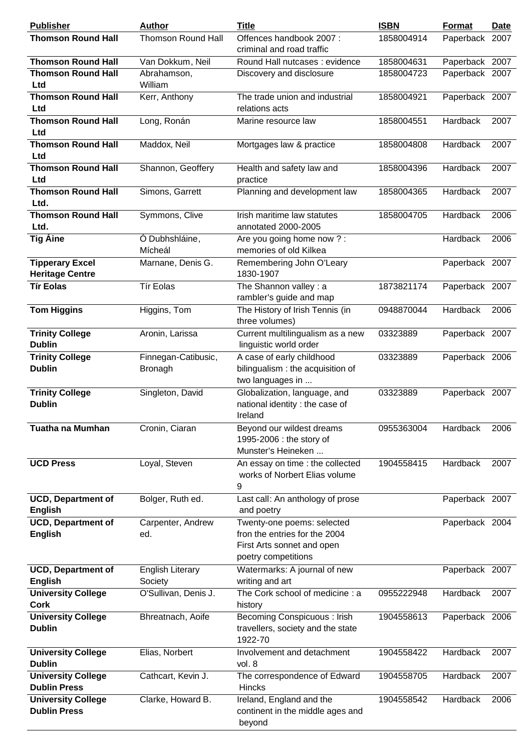| Publisher | Author | Title | ISBN | Format | Date |
|---|---|---|---|---|---|
| **Thomson Round Hall** | Thomson Round Hall | Offences handbook 2007 : criminal and road traffic | 1858004914 | Paperback | 2007 |
| **Thomson Round Hall** | Van Dokkum, Neil | Round Hall nutcases : evidence | 1858004631 | Paperback | 2007 |
| **Thomson Round Hall Ltd** | Abrahamson, William | Discovery and disclosure | 1858004723 | Paperback | 2007 |
| **Thomson Round Hall Ltd** | Kerr, Anthony | The trade union and industrial relations acts | 1858004921 | Paperback | 2007 |
| **Thomson Round Hall Ltd** | Long, Ronán | Marine resource law | 1858004551 | Hardback | 2007 |
| **Thomson Round Hall Ltd** | Maddox, Neil | Mortgages law & practice | 1858004808 | Hardback | 2007 |
| **Thomson Round Hall Ltd** | Shannon, Geoffery | Health and safety law and practice | 1858004396 | Hardback | 2007 |
| **Thomson Round Hall Ltd.** | Simons, Garrett | Planning and development law | 1858004365 | Hardback | 2007 |
| **Thomson Round Hall Ltd.** | Symmons, Clive | Irish maritime law statutes annotated 2000-2005 | 1858004705 | Hardback | 2006 |
| **Tig Áine** | Ó Dubhshláine, Mícheál | Are you going home now ? : memories of old Kilkea | | Hardback | 2006 |
| **Tipperary Excel Heritage Centre** | Marnane, Denis G. | Remembering John O'Leary 1830-1907 | | Paperback | 2007 |
| **Tír Eolas** | Tír Eolas | The Shannon valley : a rambler's guide and map | 1873821174 | Paperback | 2007 |
| **Tom Higgins** | Higgins, Tom | The History of Irish Tennis (in three volumes) | 0948870044 | Hardback | 2006 |
| **Trinity College Dublin** | Aronin, Larissa | Current multilingualism as a new linguistic world order | 03323889 | Paperback | 2007 |
| **Trinity College Dublin** | Finnegan-Catibusic, Bronagh | A case of early childhood bilingualism : the acquisition of two languages in ... | 03323889 | Paperback | 2006 |
| **Trinity College Dublin** | Singleton, David | Globalization, language, and national identity : the case of Ireland | 03323889 | Paperback | 2007 |
| **Tuatha na Mumhan** | Cronin, Ciaran | Beyond our wildest dreams 1995-2006 : the story of Munster's Heineken ... | 0955363004 | Hardback | 2006 |
| **UCD Press** | Loyal, Steven | An essay on time : the collected works of Norbert Elias volume 9 | 1904558415 | Hardback | 2007 |
| **UCD, Department of English** | Bolger, Ruth ed. | Last call: An anthology of prose and poetry | | Paperback | 2007 |
| **UCD, Department of English** | Carpenter, Andrew ed. | Twenty-one poems: selected fron the entries for the 2004 First Arts sonnet and open poetry competitions | | Paperback | 2004 |
| **UCD, Department of English** | English Literary Society | Watermarks: A journal of new writing and art | | Paperback | 2007 |
| **University College Cork** | O'Sullivan, Denis J. | The Cork school of medicine : a history | 0955222948 | Hardback | 2007 |
| **University College Dublin** | Bhreatnach, Aoife | Becoming Conspicuous : Irish travellers, society and the state 1922-70 | 1904558613 | Paperback | 2006 |
| **University College Dublin** | Elias, Norbert | Involvement and detachment vol. 8 | 1904558422 | Hardback | 2007 |
| **University College Dublin Press** | Cathcart, Kevin J. | The correspondence of Edward Hincks | 1904558705 | Hardback | 2007 |
| **University College Dublin Press** | Clarke, Howard B. | Ireland, England and the continent in the middle ages and beyond | 1904558542 | Hardback | 2006 |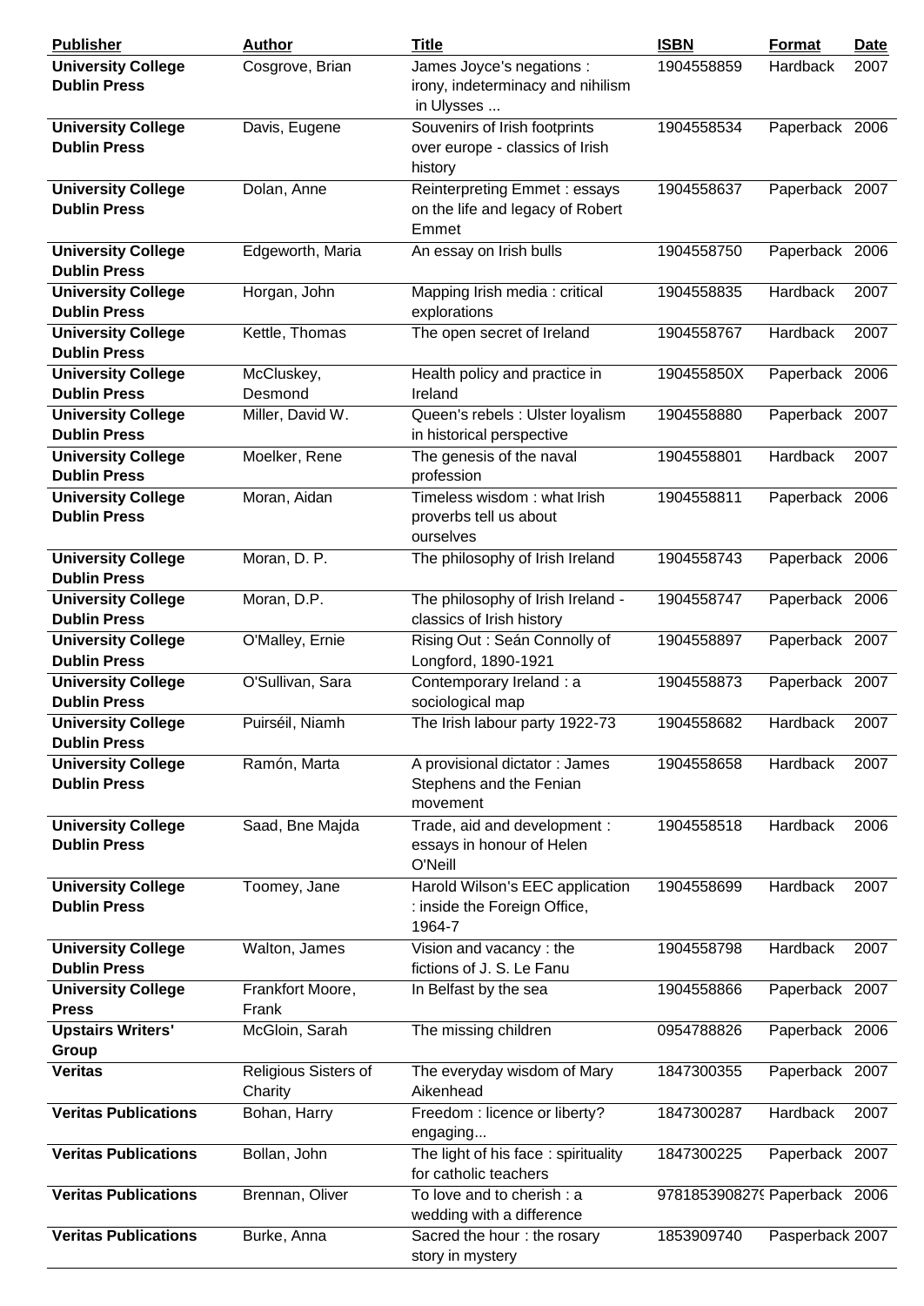| **Publisher** | **Author** | **Title** | **ISBN** | **Format** | **Date** |
|---|---|---|---|---|---|
| **University College Dublin Press** | Cosgrove, Brian | James Joyce's negations : irony, indeterminacy and nihilism in Ulysses ... | 1904558859 | Hardback | 2007 |
| **University College Dublin Press** | Davis, Eugene | Souvenirs of Irish footprints over europe - classics of Irish history | 1904558534 | Paperback | 2006 |
| **University College Dublin Press** | Dolan, Anne | Reinterpreting Emmet : essays on the life and legacy of Robert Emmet | 1904558637 | Paperback | 2007 |
| **University College Dublin Press** | Edgeworth, Maria | An essay on Irish bulls | 1904558750 | Paperback | 2006 |
| **University College Dublin Press** | Horgan, John | Mapping Irish media : critical explorations | 1904558835 | Hardback | 2007 |
| **University College Dublin Press** | Kettle, Thomas | The open secret of Ireland | 1904558767 | Hardback | 2007 |
| **University College Dublin Press** | McCluskey, Desmond | Health policy and practice in Ireland | 190455850X | Paperback | 2006 |
| **University College Dublin Press** | Miller, David W. | Queen's rebels : Ulster loyalism in historical perspective | 1904558880 | Paperback | 2007 |
| **University College Dublin Press** | Moelker, Rene | The genesis of the naval profession | 1904558801 | Hardback | 2007 |
| **University College Dublin Press** | Moran, Aidan | Timeless wisdom : what Irish proverbs tell us about ourselves | 1904558811 | Paperback | 2006 |
| **University College Dublin Press** | Moran, D. P. | The philosophy of Irish Ireland | 1904558743 | Paperback | 2006 |
| **University College Dublin Press** | Moran, D.P. | The philosophy of Irish Ireland - classics of Irish history | 1904558747 | Paperback | 2006 |
| **University College Dublin Press** | O'Malley, Ernie | Rising Out : Seán Connolly of Longford, 1890-1921 | 1904558897 | Paperback | 2007 |
| **University College Dublin Press** | O'Sullivan, Sara | Contemporary Ireland : a sociological map | 1904558873 | Paperback | 2007 |
| **University College Dublin Press** | Puirséil, Niamh | The Irish labour party 1922-73 | 1904558682 | Hardback | 2007 |
| **University College Dublin Press** | Ramón, Marta | A provisional dictator : James Stephens and the Fenian movement | 1904558658 | Hardback | 2007 |
| **University College Dublin Press** | Saad, Bne Majda | Trade, aid and development : essays in honour of Helen O'Neill | 1904558518 | Hardback | 2006 |
| **University College Dublin Press** | Toomey, Jane | Harold Wilson's EEC application : inside the Foreign Office, 1964-7 | 1904558699 | Hardback | 2007 |
| **University College Dublin Press** | Walton, James | Vision and vacancy : the fictions of J. S. Le Fanu | 1904558798 | Hardback | 2007 |
| **University College Press** | Frankfort Moore, Frank | In Belfast by the sea | 1904558866 | Paperback | 2007 |
| **Upstairs Writers' Group** | McGloin, Sarah | The missing children | 0954788826 | Paperback | 2006 |
| **Veritas** | Religious Sisters of Charity | The everyday wisdom of Mary Aikenhead | 1847300355 | Paperback | 2007 |
| **Veritas Publications** | Bohan, Harry | Freedom : licence or liberty? engaging... | 1847300287 | Hardback | 2007 |
| **Veritas Publications** | Bollan, John | The light of his face : spirituality for catholic teachers | 1847300225 | Paperback | 2007 |
| **Veritas Publications** | Brennan, Oliver | To love and to cherish : a wedding with a difference | 978185390827( | Paperback | 2006 |
| **Veritas Publications** | Burke, Anna | Sacred the hour : the rosary story in mystery | 1853909740 | Pasperback | 2007 |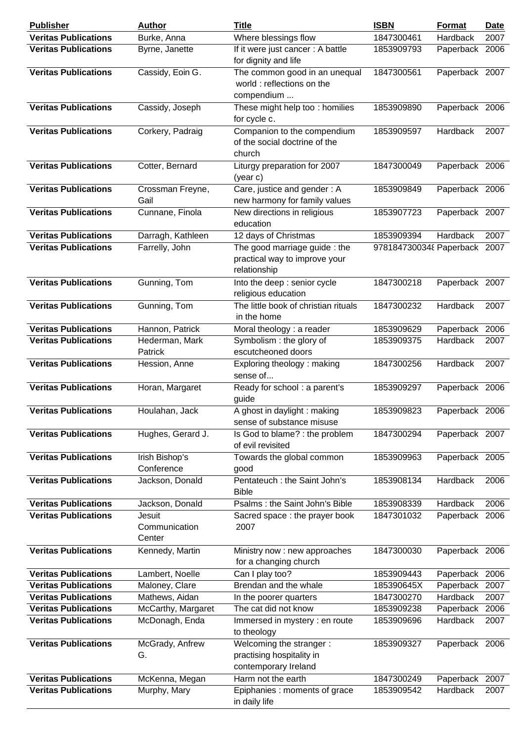| Publisher | Author | Title | ISBN | Format | Date |
|---|---|---|---|---|---|
| **Veritas Publications** | Burke, Anna | Where blessings flow | 1847300461 | Hardback | 2007 |
| **Veritas Publications** | Byrne, Janette | If it were just cancer : A battle for dignity and life | 1853909793 | Paperback | 2006 |
| **Veritas Publications** | Cassidy, Eoin G. | The common good in an unequal world : reflections on the compendium ... | 1847300561 | Paperback | 2007 |
| **Veritas Publications** | Cassidy, Joseph | These might help too : homilies for cycle c. | 1853909890 | Paperback | 2006 |
| **Veritas Publications** | Corkery, Padraig | Companion to the compendium of the social doctrine of the church | 1853909597 | Hardback | 2007 |
| **Veritas Publications** | Cotter, Bernard | Liturgy preparation for 2007 (year c) | 1847300049 | Paperback | 2006 |
| **Veritas Publications** | Crossman Freyne, Gail | Care, justice and gender : A new harmony for family values | 1853909849 | Paperback | 2006 |
| **Veritas Publications** | Cunnane, Finola | New directions in religious education | 1853907723 | Paperback | 2007 |
| **Veritas Publications** | Darragh, Kathleen | 12 days of Christmas | 1853909394 | Hardback | 2007 |
| **Veritas Publications** | Farrelly, John | The good marriage guide : the practical way to improve your relationship | 978184730034{ | Paperback | 2007 |
| **Veritas Publications** | Gunning, Tom | Into the deep : senior cycle religious education | 1847300218 | Paperback | 2007 |
| **Veritas Publications** | Gunning, Tom | The little book of christian rituals in the home | 1847300232 | Hardback | 2007 |
| **Veritas Publications** | Hannon, Patrick | Moral theology : a reader | 1853909629 | Paperback | 2006 |
| **Veritas Publications** | Hederman, Mark Patrick | Symbolism : the glory of escutcheoned doors | 1853909375 | Hardback | 2007 |
| **Veritas Publications** | Hession, Anne | Exploring theology : making sense of... | 1847300256 | Hardback | 2007 |
| **Veritas Publications** | Horan, Margaret | Ready for school : a parent's guide | 1853909297 | Paperback | 2006 |
| **Veritas Publications** | Houlahan, Jack | A ghost in daylight : making sense of substance misuse | 1853909823 | Paperback | 2006 |
| **Veritas Publications** | Hughes, Gerard J. | Is God to blame? : the problem of evil revisited | 1847300294 | Paperback | 2007 |
| **Veritas Publications** | Irish Bishop's Conference | Towards the global common good | 1853909963 | Paperback | 2005 |
| **Veritas Publications** | Jackson, Donald | Pentateuch : the Saint John's Bible | 1853908134 | Hardback | 2006 |
| **Veritas Publications** | Jackson, Donald | Psalms : the Saint John's Bible | 1853908339 | Hardback | 2006 |
| **Veritas Publications** | Jesuit Communication Center | Sacred space : the prayer book 2007 | 1847301032 | Paperback | 2006 |
| **Veritas Publications** | Kennedy, Martin | Ministry now : new approaches for a changing church | 1847300030 | Paperback | 2006 |
| **Veritas Publications** | Lambert, Noelle | Can I play too? | 1853909443 | Paperback | 2006 |
| **Veritas Publications** | Maloney, Clare | Brendan and the whale | 185390645X | Paperback | 2007 |
| **Veritas Publications** | Mathews, Aidan | In the poorer quarters | 1847300270 | Hardback | 2007 |
| **Veritas Publications** | McCarthy, Margaret | The cat did not know | 1853909238 | Paperback | 2006 |
| **Veritas Publications** | McDonagh, Enda | Immersed in mystery : en route to theology | 1853909696 | Hardback | 2007 |
| **Veritas Publications** | McGrady, Anfrew G. | Welcoming the stranger : practising hospitality in contemporary Ireland | 1853909327 | Paperback | 2006 |
| **Veritas Publications** | McKenna, Megan | Harm not the earth | 1847300249 | Paperback | 2007 |
| **Veritas Publications** | Murphy, Mary | Epiphanies : moments of grace in daily life | 1853909542 | Hardback | 2007 |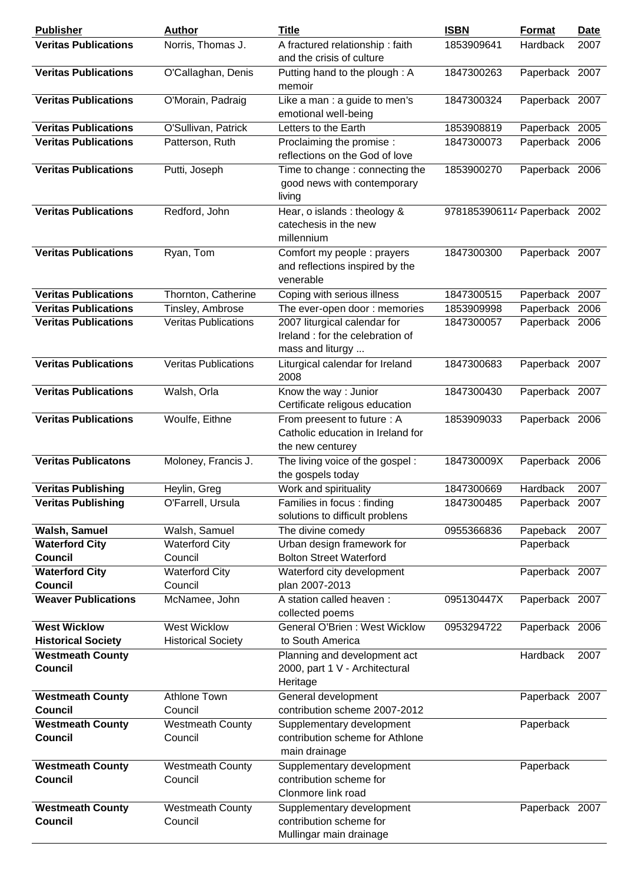| Publisher | Author | Title | ISBN | Format | Date |
|---|---|---|---|---|---|
| **Veritas Publications** | Norris, Thomas J. | A fractured relationship : faith and the crisis of culture | 1853909641 | Hardback | 2007 |
| **Veritas Publications** | O'Callaghan, Denis | Putting hand to the plough : A memoir | 1847300263 | Paperback | 2007 |
| **Veritas Publications** | O'Morain, Padraig | Like a man : a guide to men's emotional well-being | 1847300324 | Paperback | 2007 |
| **Veritas Publications** | O'Sullivan, Patrick | Letters to the Earth | 1853908819 | Paperback | 2005 |
| **Veritas Publications** | Patterson, Ruth | Proclaiming the promise : reflections on the God of love | 1847300073 | Paperback | 2006 |
| **Veritas Publications** | Putti, Joseph | Time to change : connecting the good news with contemporary living | 1853900270 | Paperback | 2006 |
| **Veritas Publications** | Redford, John | Hear, o islands : theology & catechesis in the new millennium | 978185390611 | Paperback | 2002 |
| **Veritas Publications** | Ryan, Tom | Comfort my people : prayers and reflections inspired by the venerable | 1847300300 | Paperback | 2007 |
| **Veritas Publications** | Thornton, Catherine | Coping with serious illness | 1847300515 | Paperback | 2007 |
| **Veritas Publications** | Tinsley, Ambrose | The ever-open door : memories | 1853909998 | Paperback | 2006 |
| **Veritas Publications** | Veritas Publications | 2007 liturgical calendar for Ireland : for the celebration of mass and liturgy ... | 1847300057 | Paperback | 2006 |
| **Veritas Publications** | Veritas Publications | Liturgical calendar for Ireland 2008 | 1847300683 | Paperback | 2007 |
| **Veritas Publications** | Walsh, Orla | Know the way : Junior Certificate religous education | 1847300430 | Paperback | 2007 |
| **Veritas Publications** | Woulfe, Eithne | From preesent to future : A Catholic education in Ireland for the new centurey | 1853909033 | Paperback | 2006 |
| **Veritas Publicatons** | Moloney, Francis J. | The living voice of the gospel : the gospels today | 184730009X | Paperback | 2006 |
| **Veritas Publishing** | Heylin, Greg | Work and spirituality | 1847300669 | Hardback | 2007 |
| **Veritas Publishing** | O'Farrell, Ursula | Families in focus : finding solutions to difficult problens | 1847300485 | Paperback | 2007 |
| **Walsh, Samuel** | Walsh, Samuel | The divine comedy | 0955366836 | Papeback | 2007 |
| **Waterford City Council** | Waterford City Council | Urban design framework for Bolton Street Waterford | | Paperback | |
| **Waterford City Council** | Waterford City Council | Waterford city development plan 2007-2013 | | Paperback | 2007 |
| **Weaver Publications** | McNamee, John | A station called heaven : collected poems | 095130447X | Paperback | 2007 |
| **West Wicklow Historical Society** | West Wicklow Historical Society | General O'Brien : West Wicklow to South America | 0953294722 | Paperback | 2006 |
| **Westmeath County Council** | | Planning and development act 2000, part 1 V - Architectural Heritage | | Hardback | 2007 |
| **Westmeath County Council** | Athlone Town Council | General development contribution scheme 2007-2012 | | Paperback | 2007 |
| **Westmeath County Council** | Westmeath County Council | Supplementary development contribution scheme for Athlone main drainage | | Paperback | |
| **Westmeath County Council** | Westmeath County Council | Supplementary development contribution scheme for Clonmore link road | | Paperback | |
| **Westmeath County Council** | Westmeath County Council | Supplementary development contribution scheme for Mullingar main drainage | | Paperback | 2007 |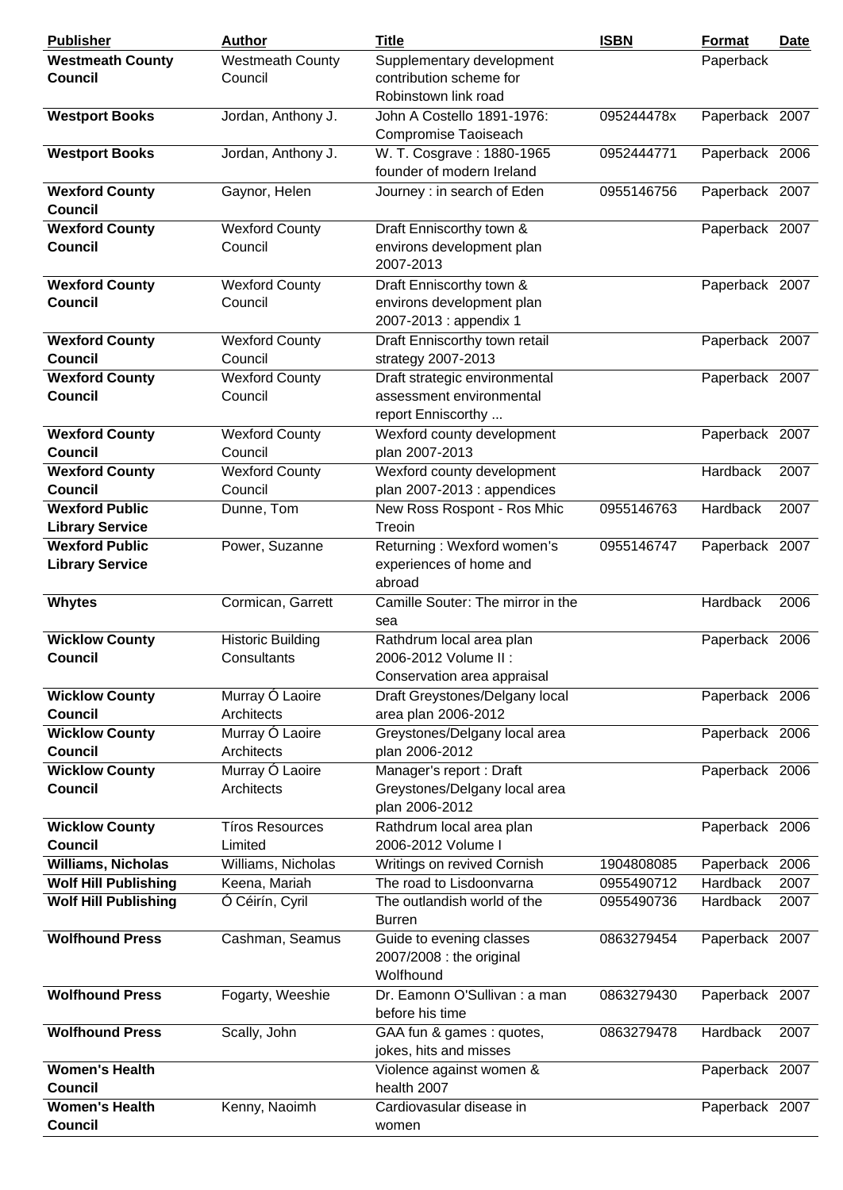| Publisher | Author | Title | ISBN | Format | Date |
|---|---|---|---|---|---|
| **Westmeath County Council** | Westmeath County Council | Supplementary development contribution scheme for Robinstown link road | | Paperback | |
| **Westport Books** | Jordan, Anthony J. | John A Costello 1891-1976: Compromise Taoiseach | 095244478x | Paperback | 2007 |
| **Westport Books** | Jordan, Anthony J. | W. T. Cosgrave : 1880-1965 founder of modern Ireland | 0952444771 | Paperback | 2006 |
| **Wexford County Council** | Gaynor, Helen | Journey : in search of Eden | 0955146756 | Paperback | 2007 |
| **Wexford County Council** | Wexford County Council | Draft Enniscorthy town & environs development plan 2007-2013 | | Paperback | 2007 |
| **Wexford County Council** | Wexford County Council | Draft Enniscorthy town & environs development plan 2007-2013 : appendix 1 | | Paperback | 2007 |
| **Wexford County Council** | Wexford County Council | Draft Enniscorthy town retail strategy 2007-2013 | | Paperback | 2007 |
| **Wexford County Council** | Wexford County Council | Draft strategic environmental assessment environmental report Enniscorthy ... | | Paperback | 2007 |
| **Wexford County Council** | Wexford County Council | Wexford county development plan 2007-2013 | | Paperback | 2007 |
| **Wexford County Council** | Wexford County Council | Wexford county development plan 2007-2013 : appendices | | Hardback | 2007 |
| **Wexford Public Library Service** | Dunne, Tom | New Ross Rospont - Ros Mhic Treoin | 0955146763 | Hardback | 2007 |
| **Wexford Public Library Service** | Power, Suzanne | Returning : Wexford women's experiences of home and abroad | 0955146747 | Paperback | 2007 |
| **Whytes** | Cormican, Garrett | Camille Souter: The mirror in the sea | | Hardback | 2006 |
| **Wicklow County Council** | Historic Building Consultants | Rathdrum local area plan 2006-2012 Volume II : Conservation area appraisal | | Paperback | 2006 |
| **Wicklow County Council** | Murray Ó Laoire Architects | Draft Greystones/Delgany local area plan 2006-2012 | | Paperback | 2006 |
| **Wicklow County Council** | Murray Ó Laoire Architects | Greystones/Delgany local area plan 2006-2012 | | Paperback | 2006 |
| **Wicklow County Council** | Murray Ó Laoire Architects | Manager's report : Draft Greystones/Delgany local area plan 2006-2012 | | Paperback | 2006 |
| **Wicklow County Council** | Tíros Resources Limited | Rathdrum local area plan 2006-2012 Volume I | | Paperback | 2006 |
| **Williams, Nicholas** | Williams, Nicholas | Writings on revived Cornish | 1904808085 | Paperback | 2006 |
| **Wolf Hill Publishing** | Keena, Mariah | The road to Lisdoonvarna | 0955490712 | Hardback | 2007 |
| **Wolf Hill Publishing** | Ó Céirín, Cyril | The outlandish world of the Burren | 0955490736 | Hardback | 2007 |
| **Wolfhound Press** | Cashman, Seamus | Guide to evening classes 2007/2008 : the original Wolfhound | 0863279454 | Paperback | 2007 |
| **Wolfhound Press** | Fogarty, Weeshie | Dr. Eamonn O'Sullivan : a man before his time | 0863279430 | Paperback | 2007 |
| **Wolfhound Press** | Scally, John | GAA fun & games : quotes, jokes, hits and misses | 0863279478 | Hardback | 2007 |
| **Women's Health Council** | | Violence against women & health 2007 | | Paperback | 2007 |
| **Women's Health Council** | Kenny, Naoimh | Cardiovasular disease in women | | Paperback | 2007 |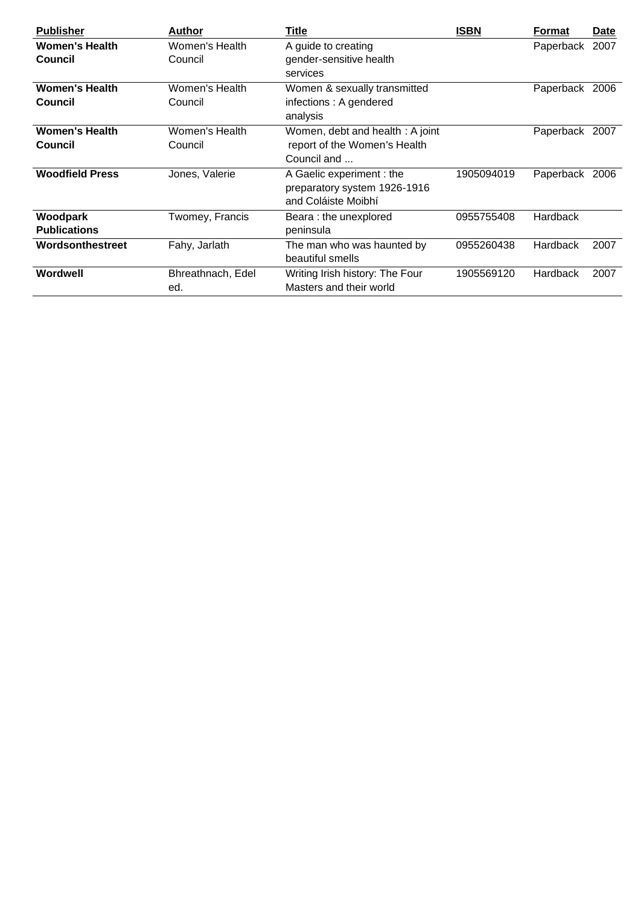| Publisher | Author | Title | ISBN | Format | Date |
|---|---|---|---|---|---|
| **Women's Health Council** | Women's Health Council | A guide to creating gender-sensitive health services | | Paperback | 2007 |
| **Women's Health Council** | Women's Health Council | Women & sexually transmitted infections : A gendered analysis | | Paperback | 2006 |
| **Women's Health Council** | Women's Health Council | Women, debt and health : A joint report of the Women's Health Council and ... | | Paperback | 2007 |
| **Woodfield Press** | Jones, Valerie | A Gaelic experiment : the preparatory system 1926-1916 and Coláiste Moibhí | 1905094019 | Paperback | 2006 |
| **Woodpark Publications** | Twomey, Francis | Beara : the unexplored peninsula | 0955755408 | Hardback | |
| **Wordsonthestreet** | Fahy, Jarlath | The man who was haunted by beautiful smells | 0955260438 | Hardback | 2007 |
| **Wordwell** | Bhreathnach, Edel ed. | Writing Irish history: The Four Masters and their world | 1905569120 | Hardback | 2007 |